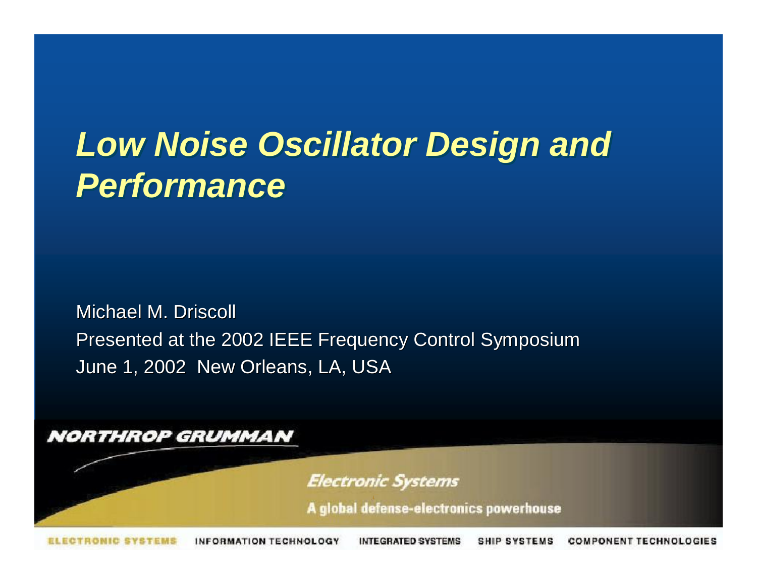# *Low Noise Oscillator Design and Performance*

Michael M. Driscoll

Presented at the 2002 IEEE Frequency Control Symposium

June 1, 2002 New Orleans, LA, USA

NORTHROP GRUMMAN

*Electronic Systems*

A global defense-electronics powerhouse

ELECTRONIC SYSTEMS INFORMATION TECHNOLOGY INTEGRATED SYSTEMS SHIP SYSTEMS COMPONENT TECHNOLOGIES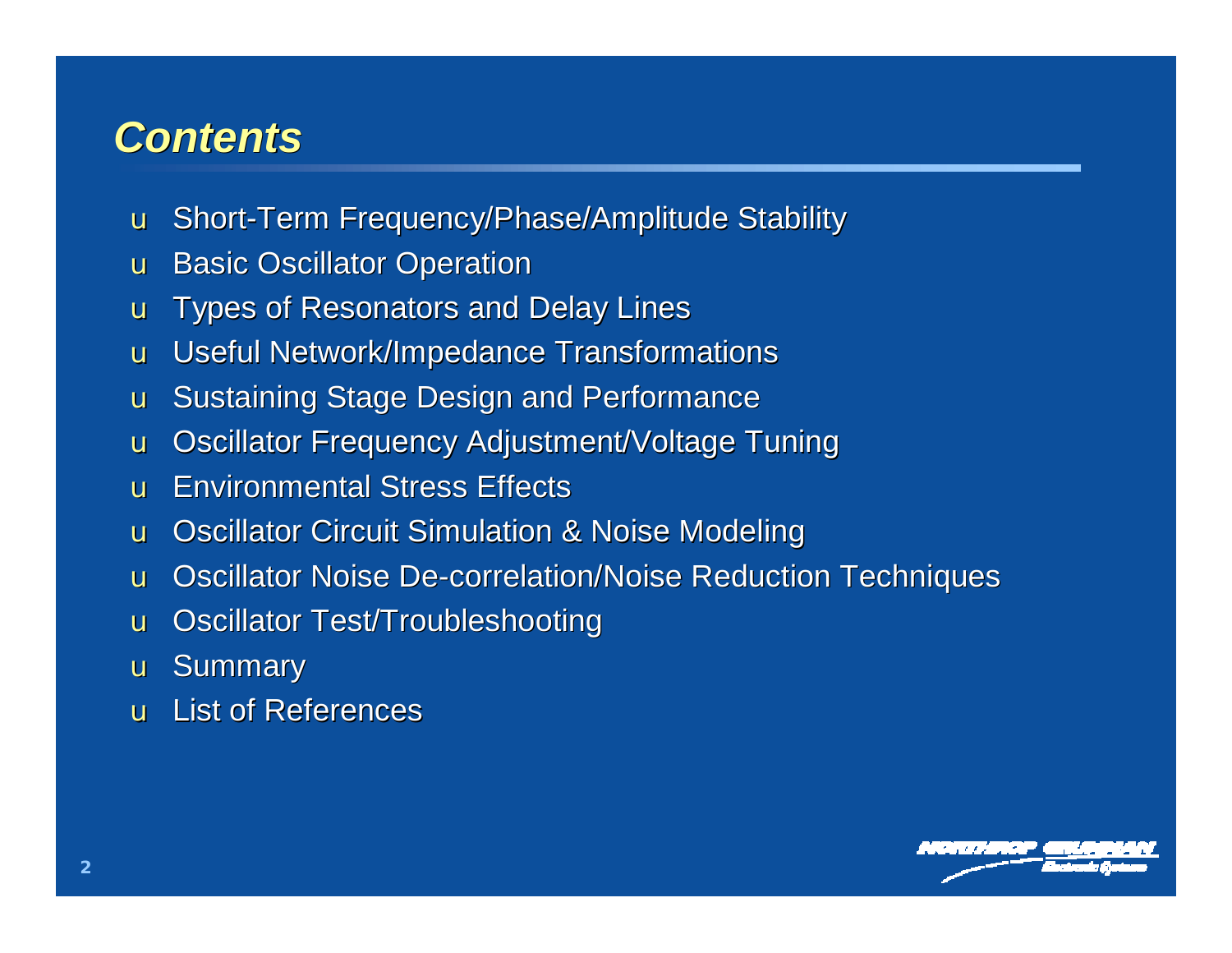# *Contents*

- Short-Term Frequency/Phase/Amplitude Stability
- Basic Oscillator Operation
- Types of Resonators and Delay Lines
- Useful Network/Impedance Transformations
- Sustaining Stage Design and Performance
- Oscillator Frequency Adjustment/Voltage Tuning
- Environmental Stress Effects
- Oscillator Circuit Simulation & Noise Modeling
- Oscillator Noise De-correlation/Noise Reduction Techniques
- Oscillator Test/Troubleshooting
- Summary
- List of References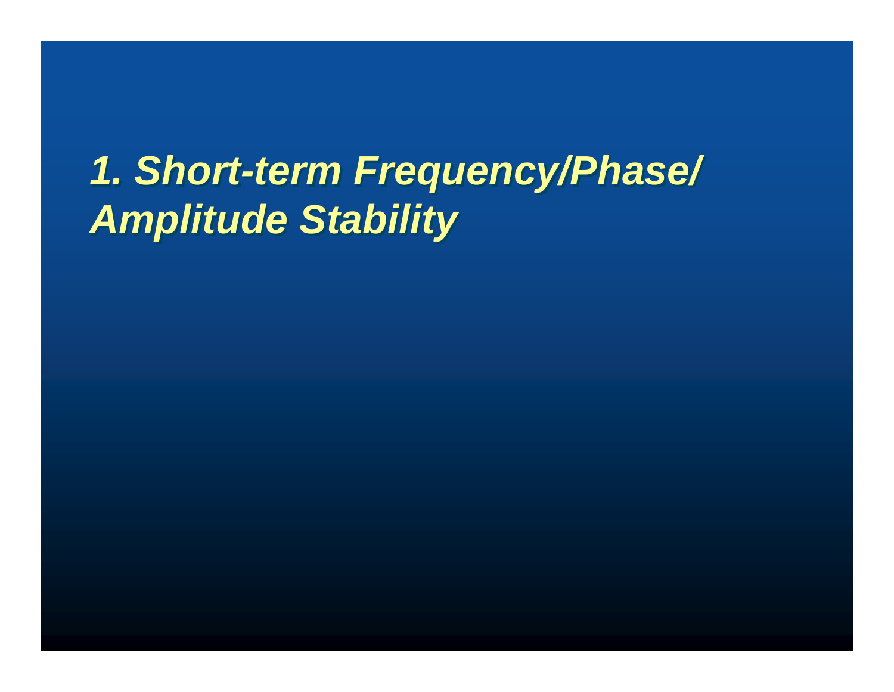# *1. Short-term Frequency/Phase/ Amplitude Stability*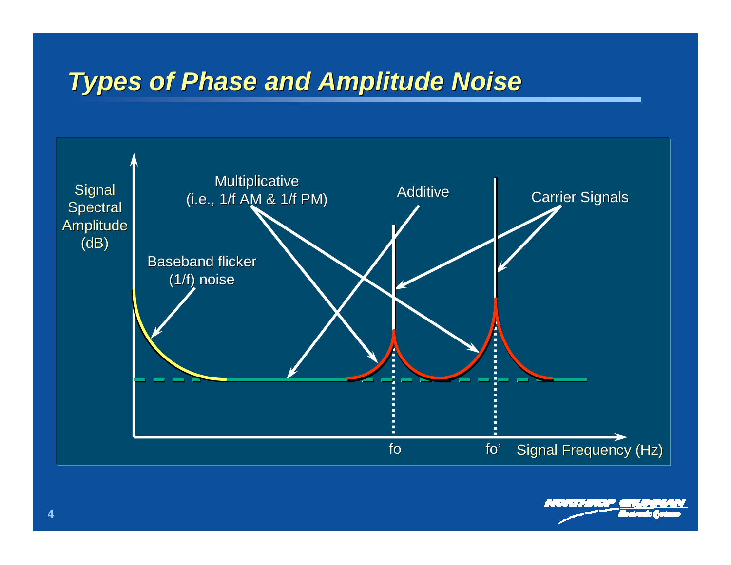# *Types of Phase and Amplitude Noise*

Signal Spectral Amplitude (dB)

Multiplicative (i.e., 1/f AM & 1/f PM)

Additive

Carrier Signals

Baseband flicker (1/f) noise

fo

fo’

Signal Frequency (Hz)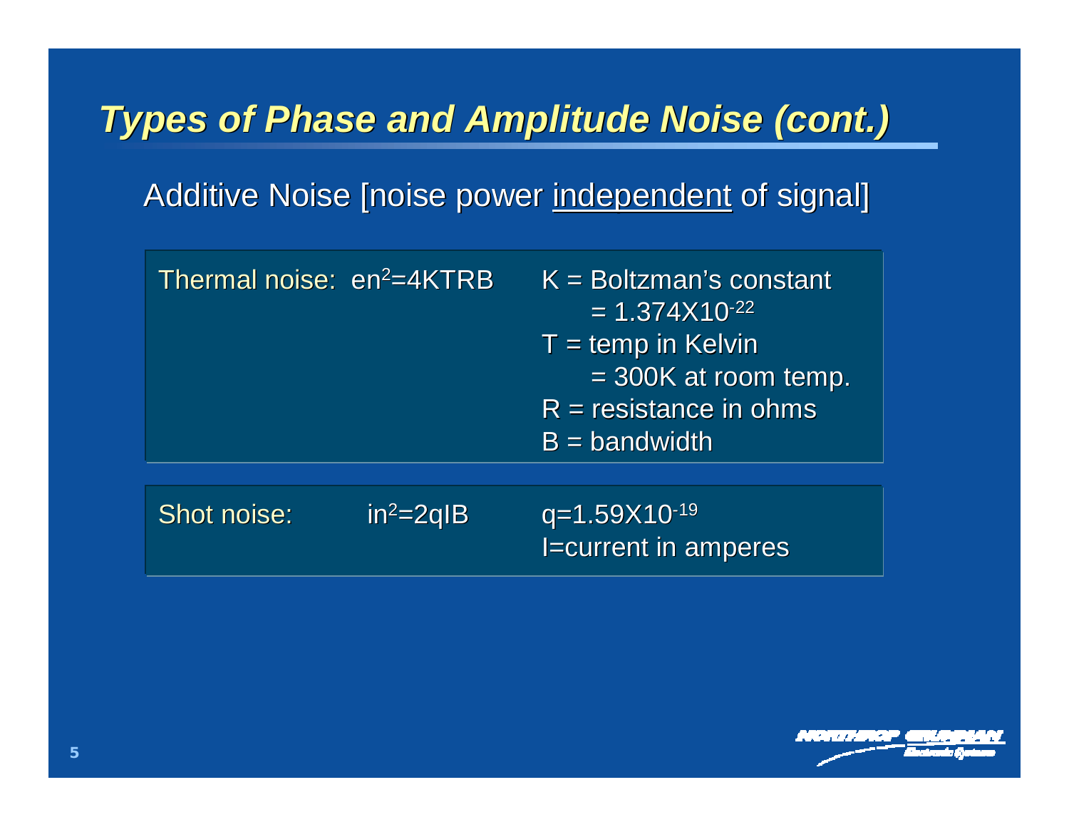# *Types of Phase and Amplitude Noise (cont.)*

Additive Noise [noise power <u>independent</u> of signal]

| | | |
|---|---|---|
| Thermal noise: | $en^2=4KTRB$ | K = Boltzman's constant<br>$= 1.374\text{X}10^{-22}$<br>T = temp in Kelvin<br>= 300K at room temp.<br>R = resistance in ohms<br>B = bandwidth |
| Shot noise: | $in^2=2qIB$ | $q=1.59\text{X}10^{-19}$<br>I=current in amperes |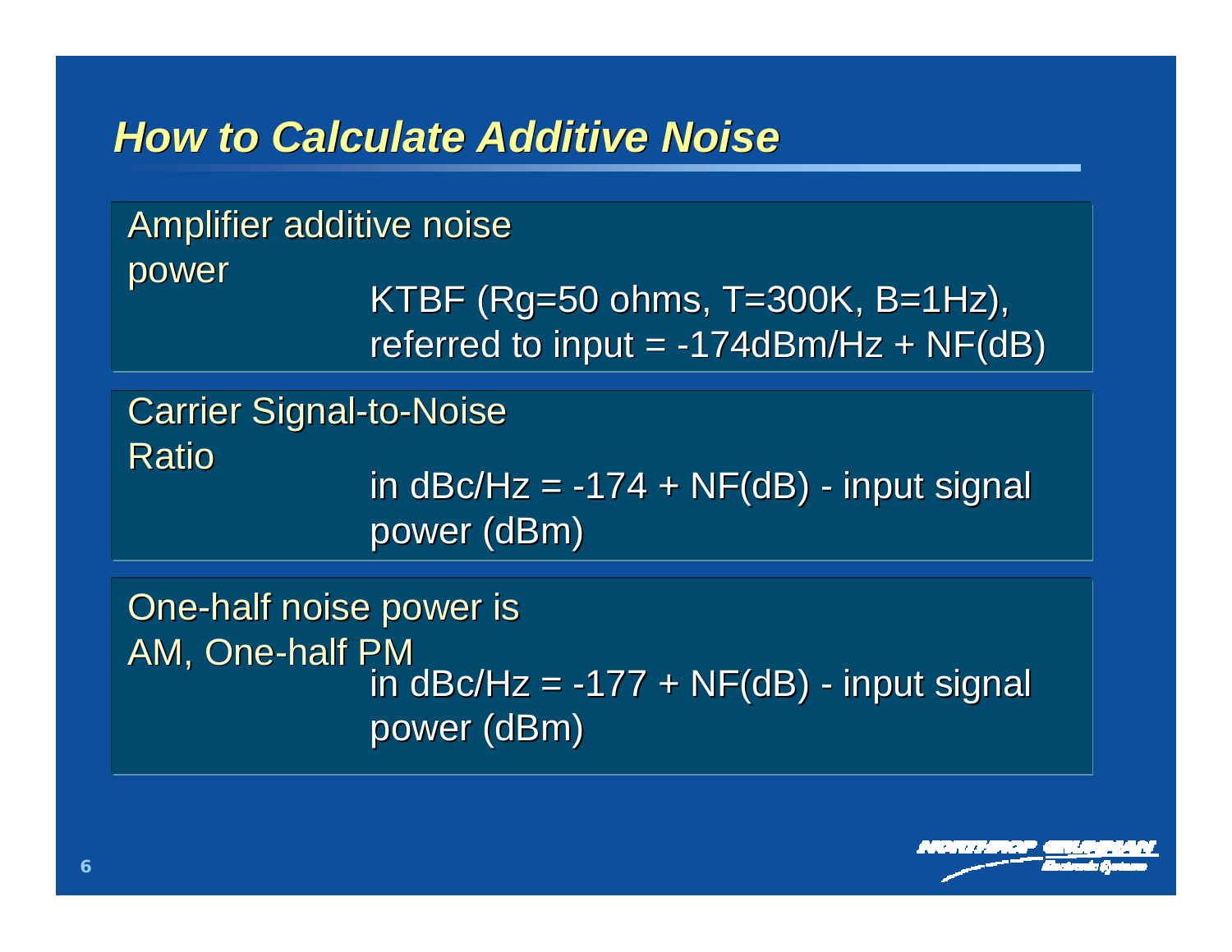# *How to Calculate Additive Noise*

| | |
|---|---|
| Amplifier additive noise power | KTBF (Rg=50 ohms, T=300K, B=1Hz), referred to input = -174dBm/Hz + NF(dB) |
| Carrier Signal-to-Noise Ratio | in dBc/Hz = -174 + NF(dB) - input signal power (dBm) |
| One-half noise power is AM, One-half PM | in dBc/Hz = -177 + NF(dB) - input signal power (dBm) |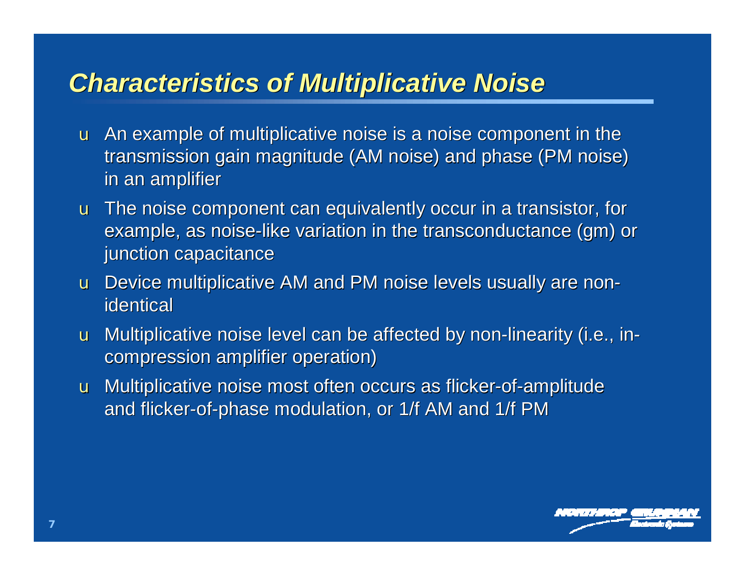# Characteristics of Multiplicative Noise

- An example of multiplicative noise is a noise component in the transmission gain magnitude (AM noise) and phase (PM noise) in an amplifier
- The noise component can equivalently occur in a transistor, for example, as noise-like variation in the transconductance (gm) or junction capacitance
- Device multiplicative AM and PM noise levels usually are non-identical
- Multiplicative noise level can be affected by non-linearity (i.e., in-compression amplifier operation)
- Multiplicative noise most often occurs as flicker-of-amplitude and flicker-of-phase modulation, or 1/f AM and 1/f PM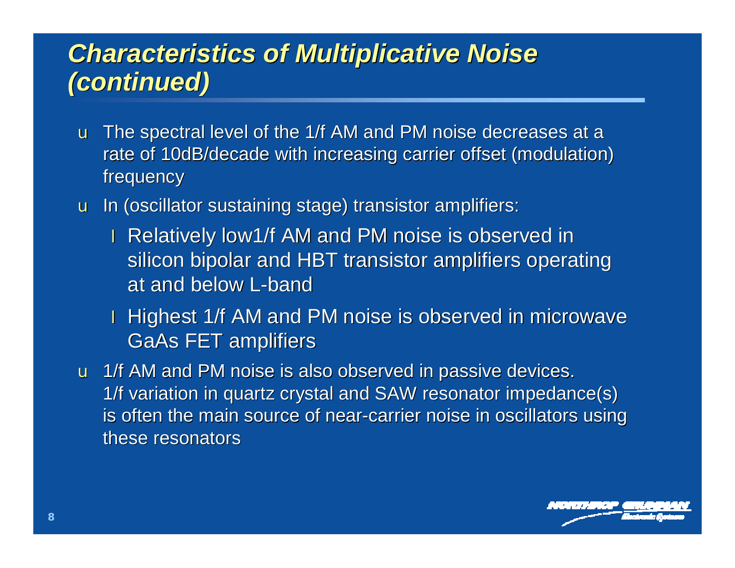# Characteristics of Multiplicative Noise (continued)

- The spectral level of the 1/f AM and PM noise decreases at a rate of 10dB/decade with increasing carrier offset (modulation) frequency
- In (oscillator sustaining stage) transistor amplifiers:
  - Relatively low1/f AM and PM noise is observed in silicon bipolar and HBT transistor amplifiers operating at and below L-band
  - Highest 1/f AM and PM noise is observed in microwave GaAs FET amplifiers
- 1/f AM and PM noise is also observed in passive devices. 1/f variation in quartz crystal and SAW resonator impedance(s) is often the main source of near-carrier noise in oscillators using these resonators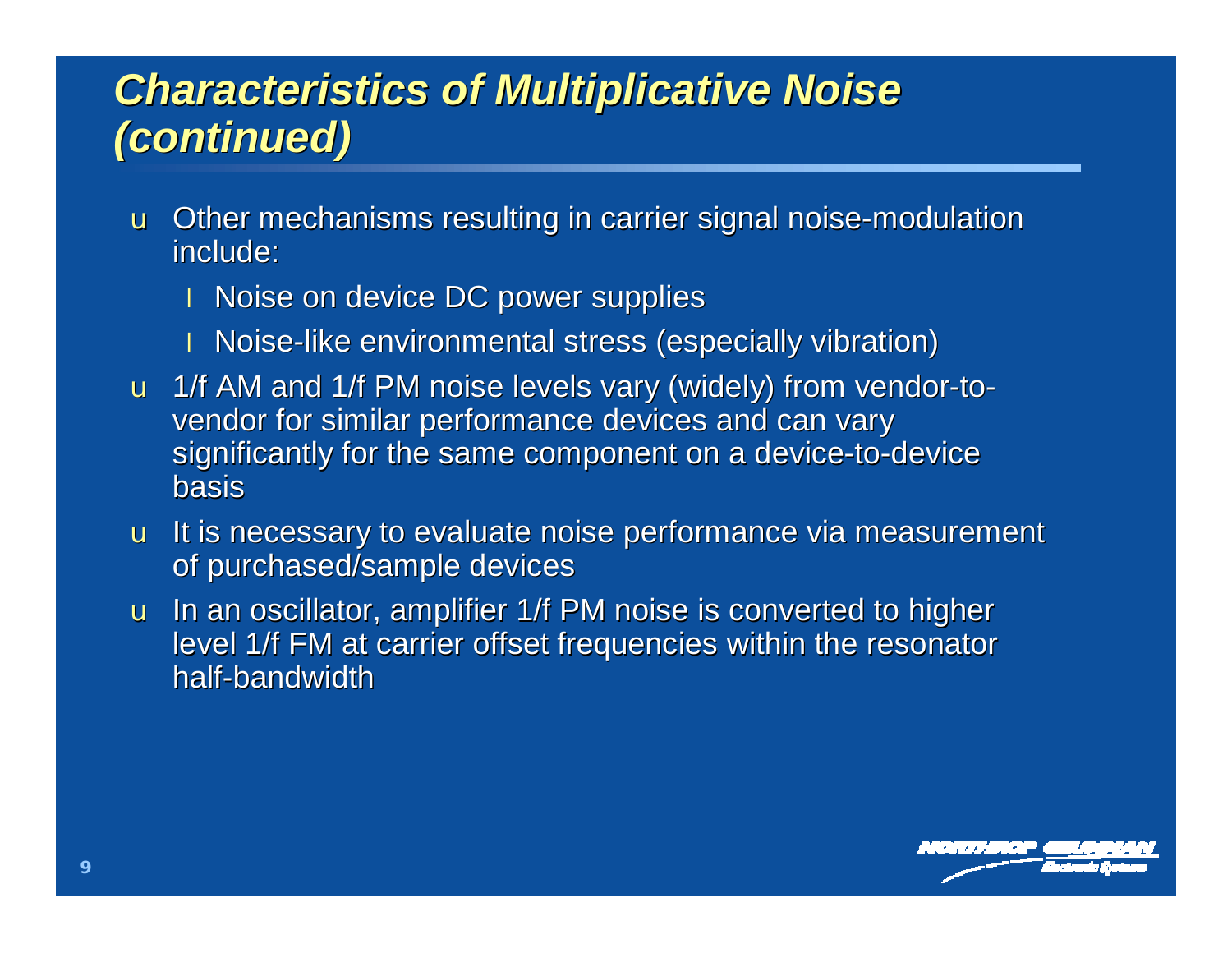# Characteristics of Multiplicative Noise (continued)

- Other mechanisms resulting in carrier signal noise-modulation include:
  - Noise on device DC power supplies
  - Noise-like environmental stress (especially vibration)
- 1/f AM and 1/f PM noise levels vary (widely) from vendor-to-vendor for similar performance devices and can vary significantly for the same component on a device-to-device basis
- It is necessary to evaluate noise performance via measurement of purchased/sample devices
- In an oscillator, amplifier 1/f PM noise is converted to higher level 1/f FM at carrier offset frequencies within the resonator half-bandwidth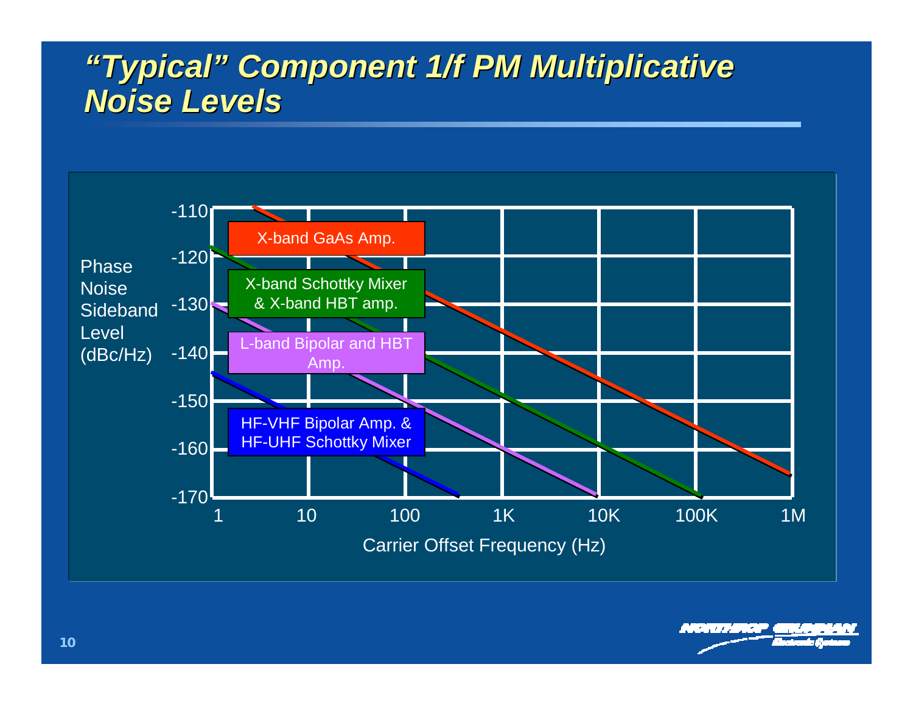# *"Typical" Component 1/f PM Multiplicative Noise Levels*

Phase Noise Sideband Level (dBc/Hz)

-110
-120
-130
-140
-150
-160
-170

X-band GaAs Amp.

X-band Schottky Mixer & X-band HBT amp.

L-band Bipolar and HBT Amp.

HF-VHF Bipolar Amp. & HF-UHF Schottky Mixer

1
10
100
1K
10K
100K
1M

Carrier Offset Frequency (Hz)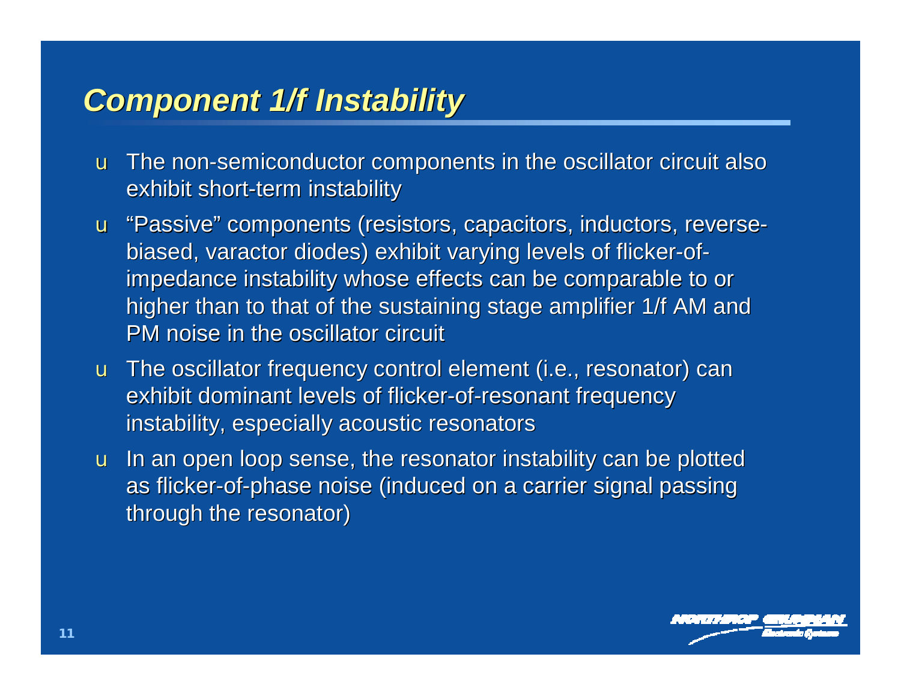# *Component 1/f Instability*

- The non-semiconductor components in the oscillator circuit also exhibit short-term instability
- "Passive" components (resistors, capacitors, inductors, reverse-biased, varactor diodes) exhibit varying levels of flicker-of-impedance instability whose effects can be comparable to or higher than to that of the sustaining stage amplifier 1/f AM and PM noise in the oscillator circuit
- The oscillator frequency control element (i.e., resonator) can exhibit dominant levels of flicker-of-resonant frequency instability, especially acoustic resonators
- In an open loop sense, the resonator instability can be plotted as flicker-of-phase noise (induced on a carrier signal passing through the resonator)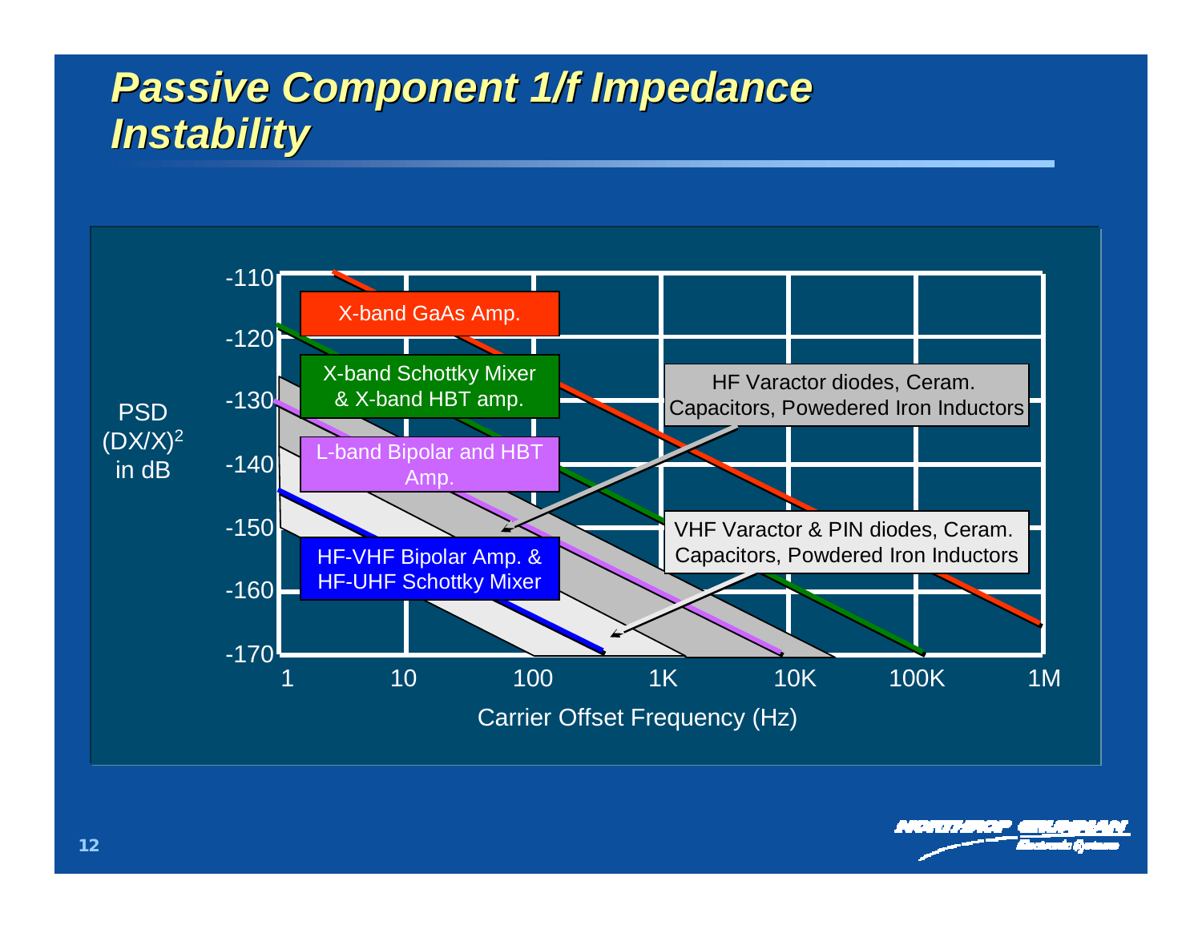# Passive Component 1/f Impedance Instability

PSD $(DX/X)^2$ in dB

-110
-120
-130
-140
-150
-160
-170

1
10
100
1K
10K
100K
1M

Carrier Offset Frequency (Hz)

X-band GaAs Amp.

X-band Schottky Mixer & X-band HBT amp.

L-band Bipolar and HBT Amp.

HF-VHF Bipolar Amp. & HF-UHF Schottky Mixer

HF Varactor diodes, Ceram. Capacitors, Powedered Iron Inductors

VHF Varactor & PIN diodes, Ceram. Capacitors, Powdered Iron Inductors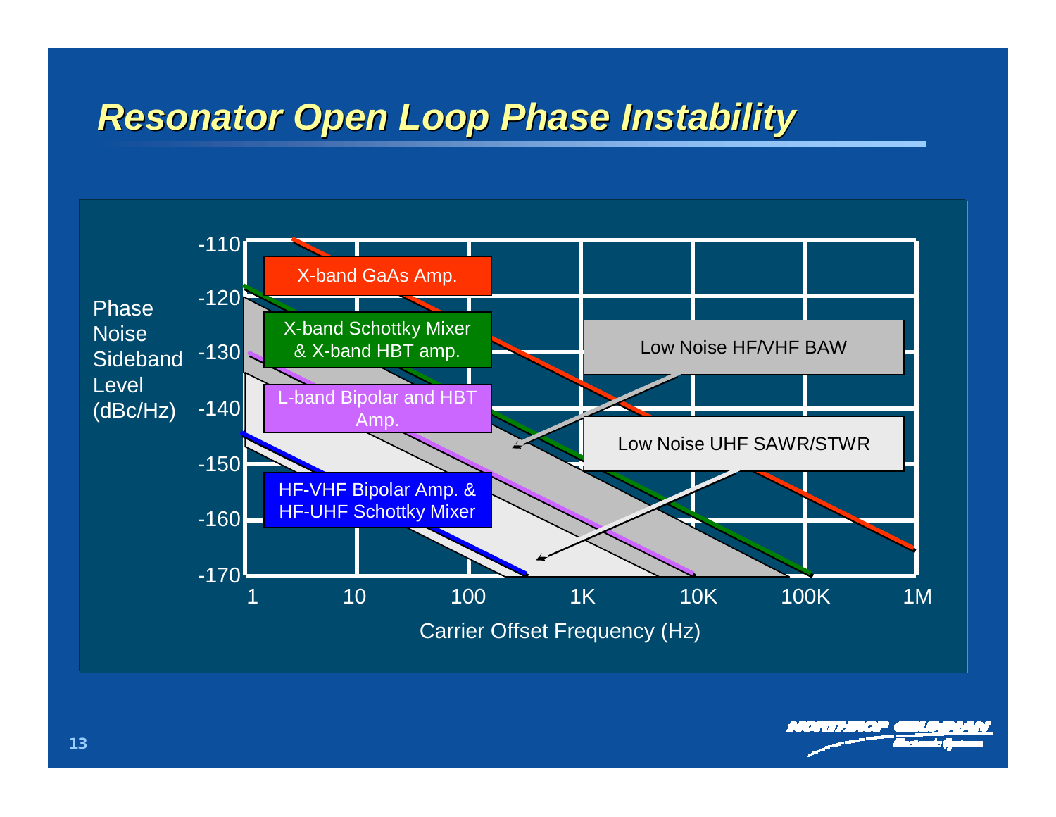# Resonator Open Loop Phase Instability

Phase Noise Sideband Level (dBc/Hz)

-110
-120
-130
-140
-150
-160
-170

1
10
100
1K
10K
100K
1M

Carrier Offset Frequency (Hz)

X-band GaAs Amp.

X-band Schottky Mixer & X-band HBT amp.

L-band Bipolar and HBT Amp.

HF-VHF Bipolar Amp. & HF-UHF Schottky Mixer

Low Noise HF/VHF BAW

Low Noise UHF SAWR/STWR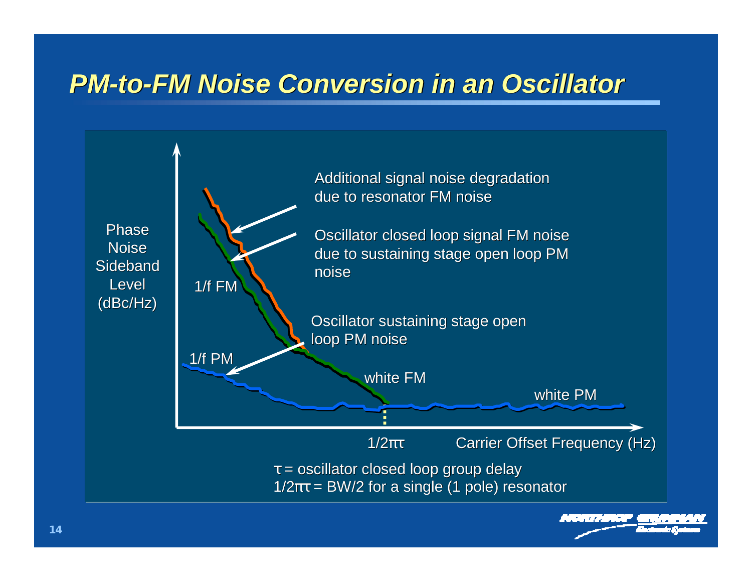# PM-to-FM Noise Conversion in an Oscillator

Phase Noise Sideband Level (dBc/Hz)

Additional signal noise degradation due to resonator FM noise

Oscillator closed loop signal FM noise due to sustaining stage open loop PM noise

1/f FM

Oscillator sustaining stage open loop PM noise

1/f PM

white FM

white PM

$1/2\pi\tau$

Carrier Offset Frequency (Hz)

$\tau$ = oscillator closed loop group delay

$1/2\pi\tau$ = BW/2 for a single (1 pole) resonator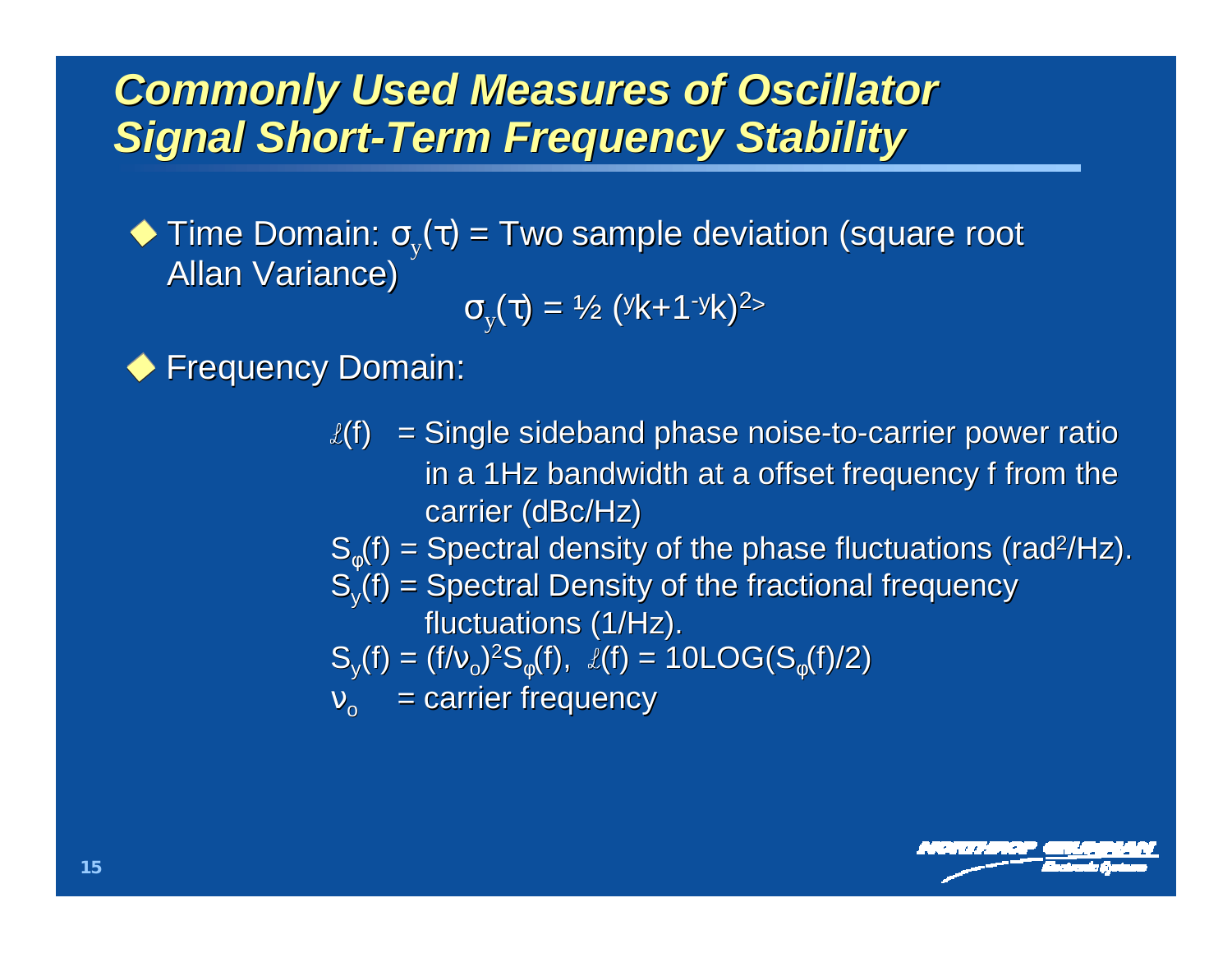# Commonly Used Measures of Oscillator Signal Short-Term Frequency Stability

- Time Domain: $\sigma_y(\tau)$ = Two sample deviation (square root Allan Variance)

$$\sigma_y(\tau) = ½ \langle (y_{k+1} - y_k)^2 \rangle$$

- Frequency Domain:

$\mathcal{L}(f)$ = Single sideband phase noise-to-carrier power ratio in a 1Hz bandwidth at a offset frequency f from the carrier (dBc/Hz)

$S_\varphi(f)$ = Spectral density of the phase fluctuations ($rad^2$/Hz).

$S_y(f)$ = Spectral Density of the fractional frequency fluctuations (1/Hz).

$S_y(f) = (f/\nu_o)^2 S_\varphi(f)$, $\mathcal{L}(f) = 10LOG(S_\varphi(f)/2)$

$\nu_o$ = carrier frequency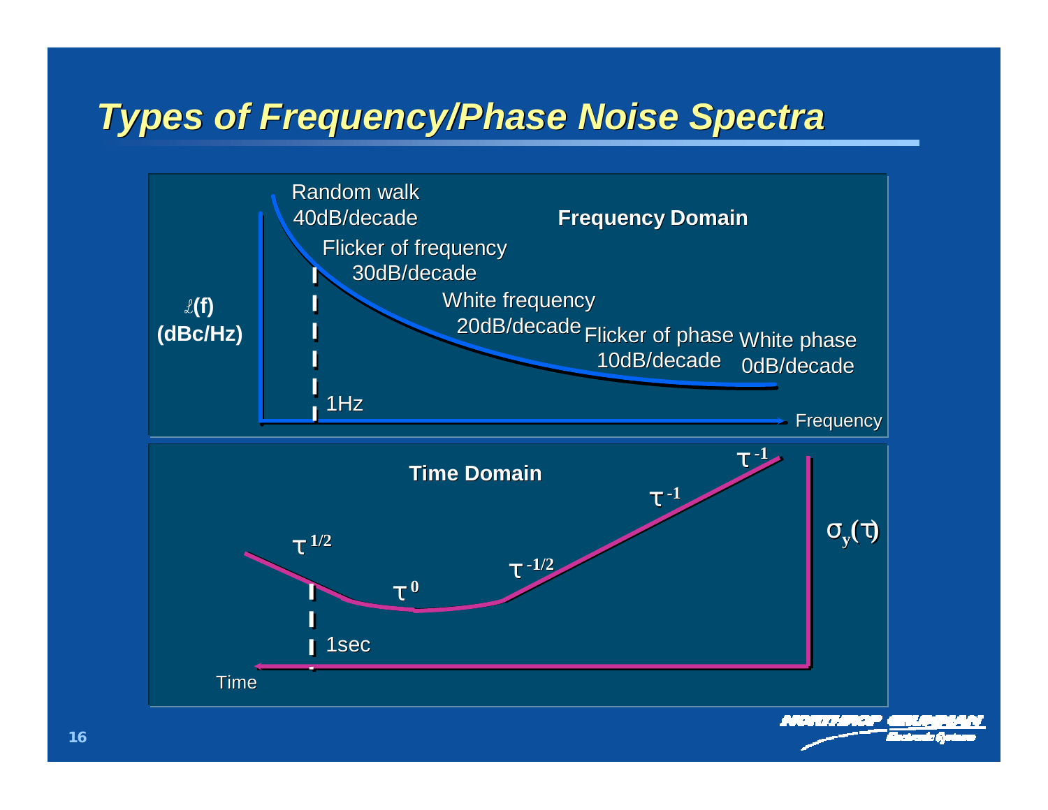# Types of Frequency/Phase Noise Spectra

Frequency Domain

$\mathcal{L}(f)$ (dBc/Hz)

Random walk 40dB/decade

Flicker of frequency 30dB/decade

White frequency 20dB/decade

Flicker of phase 10dB/decade

White phase 0dB/decade

1Hz

Frequency

Time Domain

$\sigma_y(\tau)$

$\tau^{1/2}$

$\tau^{0}$

$\tau^{-1/2}$

$\tau^{-1}$

$\tau^{-1}$

1sec

Time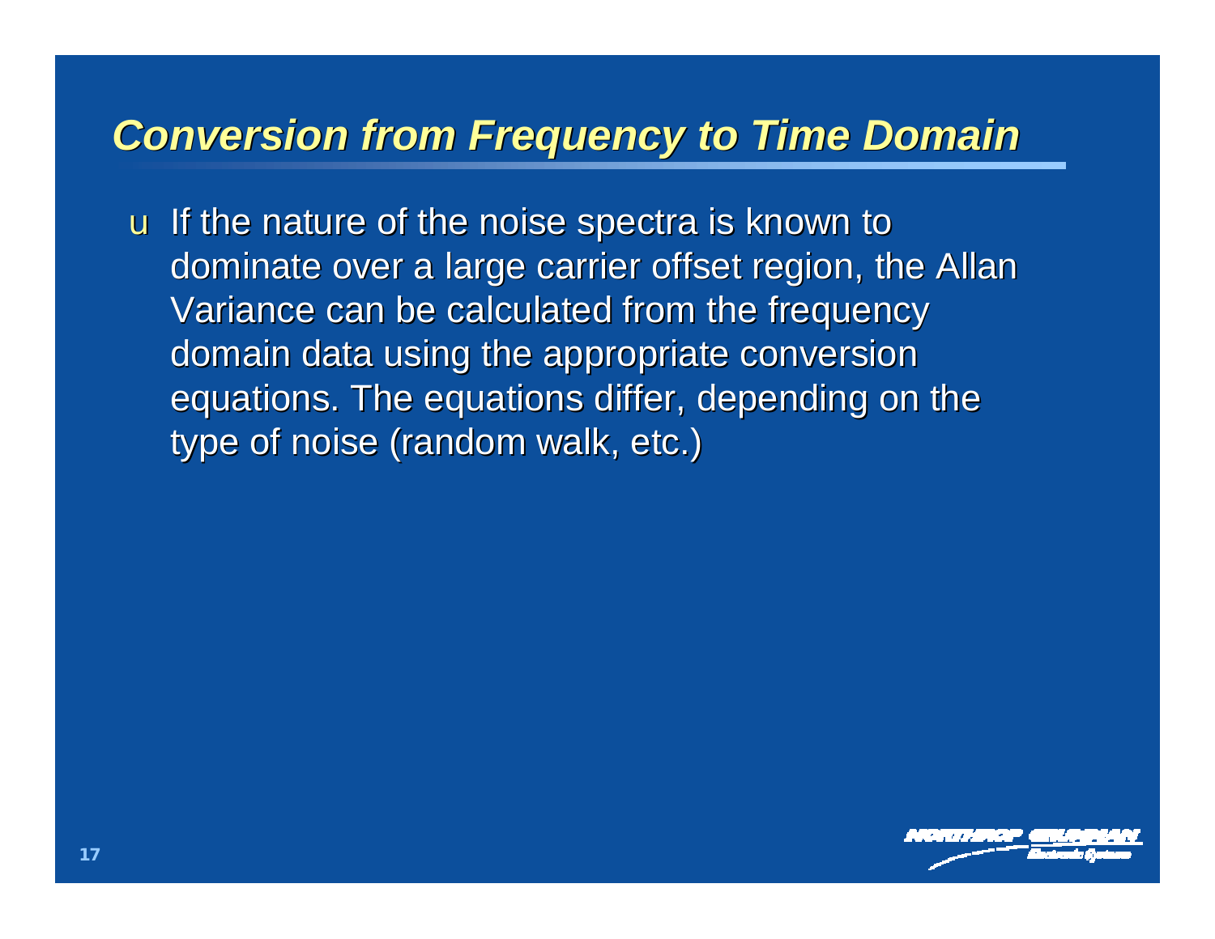# Conversion from Frequency to Time Domain

- If the nature of the noise spectra is known to dominate over a large carrier offset region, the Allan Variance can be calculated from the frequency domain data using the appropriate conversion equations. The equations differ, depending on the type of noise (random walk, etc.)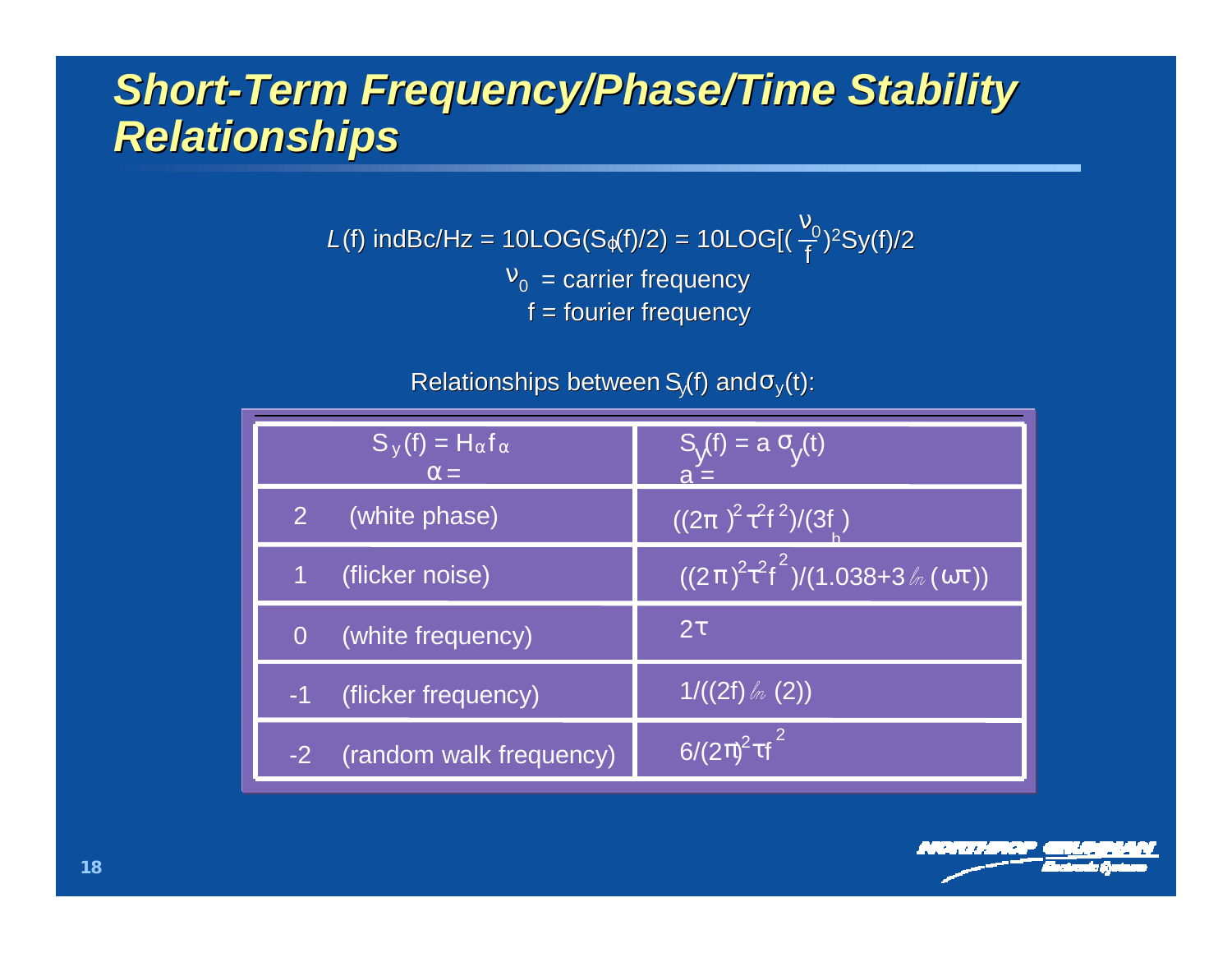# Short-Term Frequency/Phase/Time Stability Relationships

$$\mathcal{L}(f) \text{ in dBc/Hz} = 10\text{LOG}(S_\phi(f)/2) = 10\text{LOG}[(\frac{\nu_0}{f})^2 S_y(f)/2$$

$\nu_0$ = carrier frequency

f = fourier frequency

Relationships between $S_y(f)$ and $\sigma_y(t)$:

| $S_y(f) = H_\alpha f^\alpha$<br>$\alpha$ = | $S_y(f) = a\, \sigma_y(t)$<br>a = |
|---|---|
| 2 (white phase) | $((2\pi)^2 \tau^2 f^2)/(3f_h)$ |
| 1 (flicker noise) | $((2\pi)^2 \tau^2 f^2)/(1.038+3\ln(\omega\tau))$ |
| 0 (white frequency) | $2\tau$ |
| -1 (flicker frequency) | $1/((2f)\ln(2))$ |
| -2 (random walk frequency) | $6/(2\pi)^2 \tau f^2$ |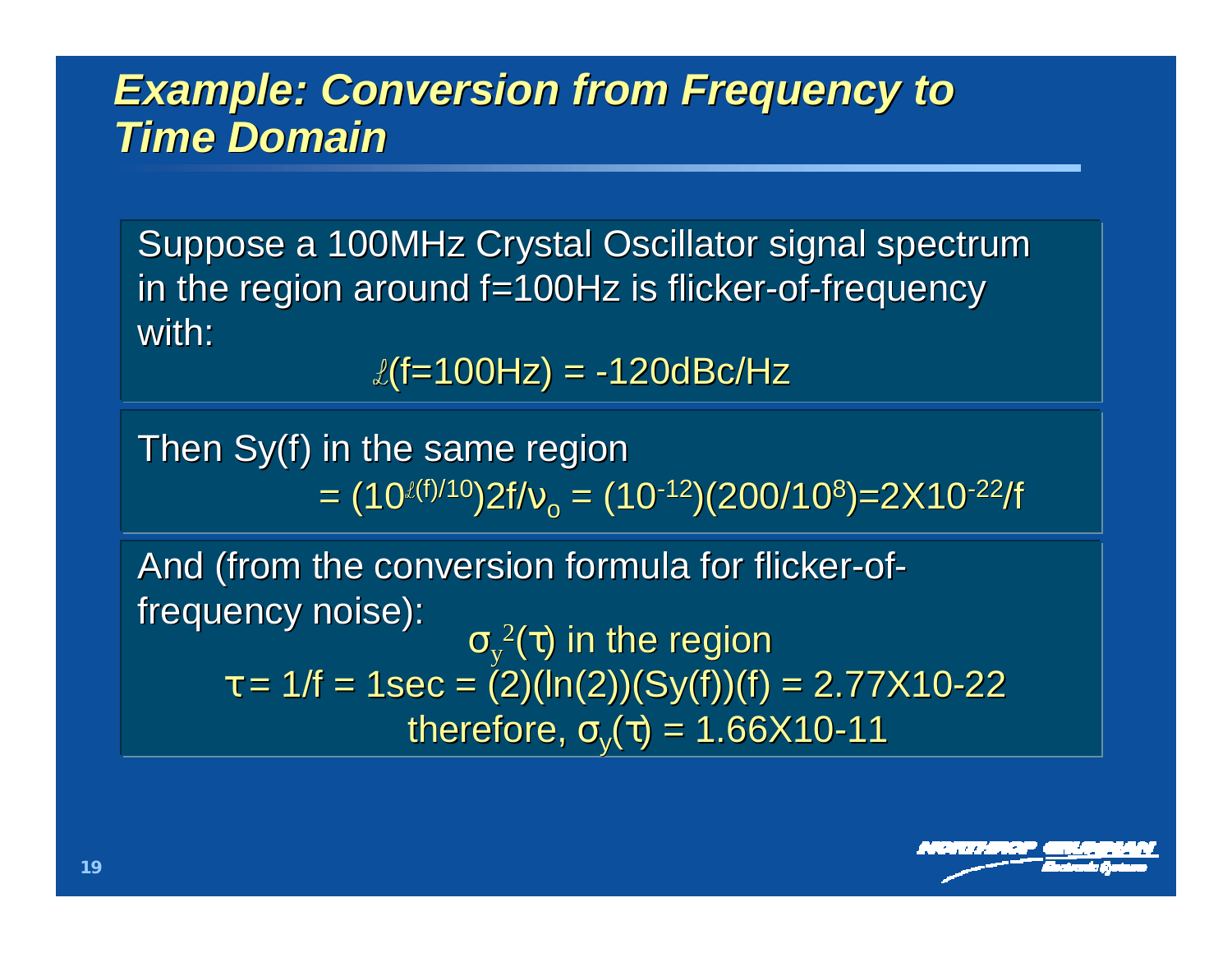# Example: Conversion from Frequency to Time Domain

Suppose a 100MHz Crystal Oscillator signal spectrum in the region around f=100Hz is flicker-of-frequency with:

$$\mathcal{L}(f=100Hz) = -120dBc/Hz$$

Then Sy(f) in the same region

$$= (10^{\mathcal{L}(f)/10})2f/\nu_o = (10^{-12})(200/10^8)=2X10^{-22}/f$$

And (from the conversion formula for flicker-of-frequency noise):

$\sigma_y^2(\tau)$ in the region

$\tau = 1/f = 1sec = (2)(\ln(2))(Sy(f))(f) = 2.77X10\text{-}22$

therefore, $\sigma_y(\tau) = 1.66X10\text{-}11$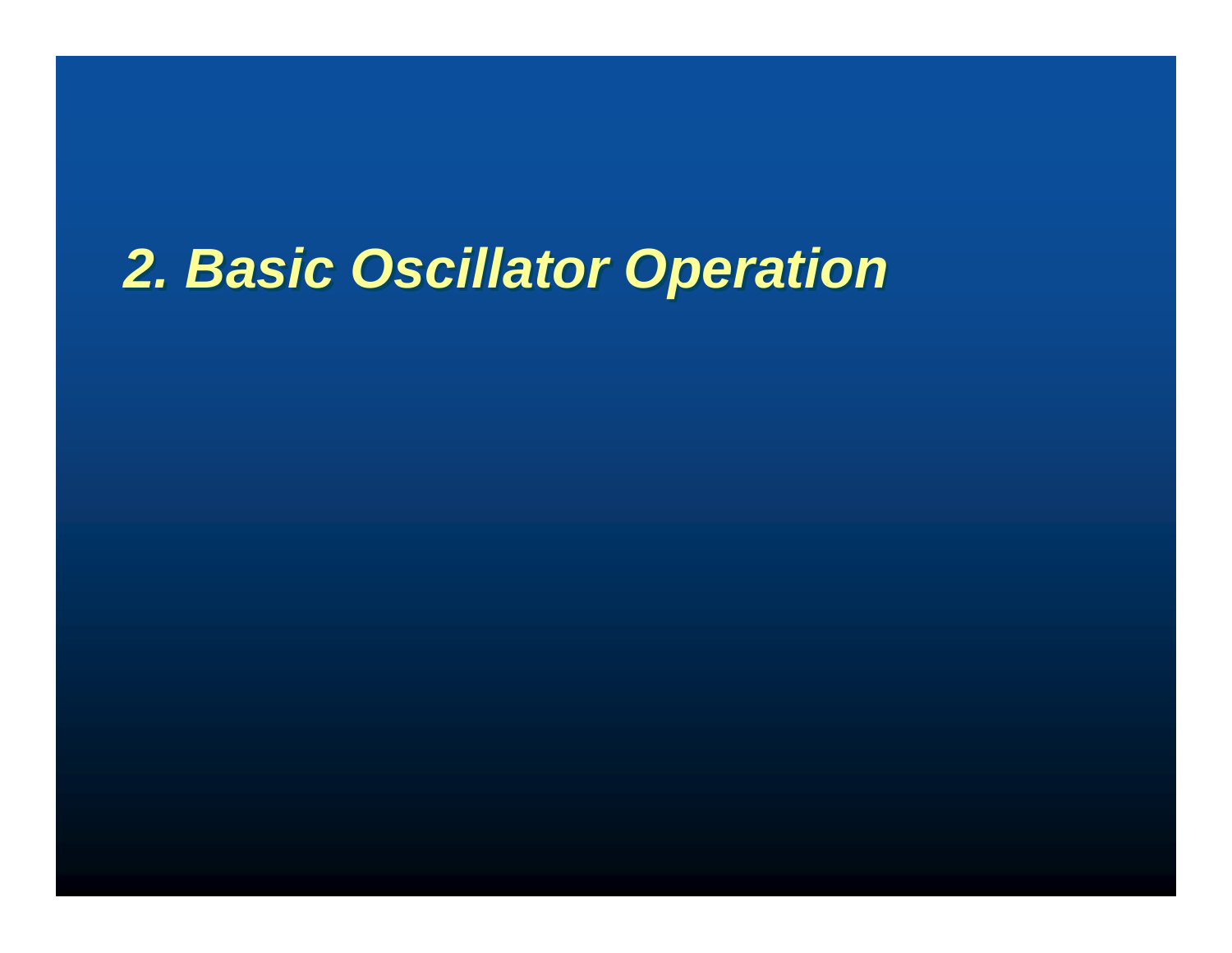# *2. Basic Oscillator Operation*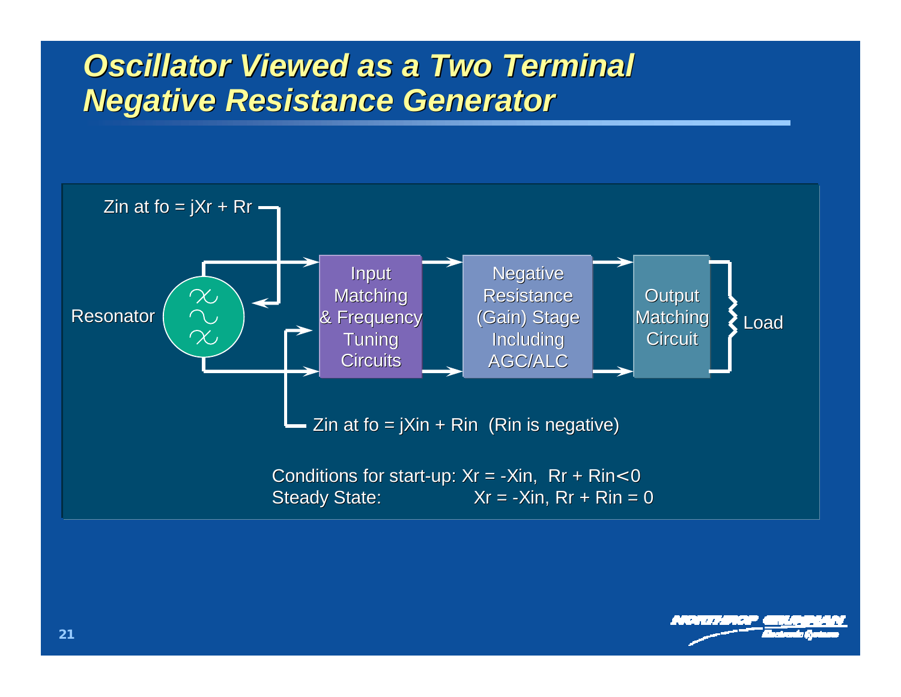# *Oscillator Viewed as a Two Terminal Negative Resistance Generator*

Zin at fo = jXr + Rr

Resonator

Input Matching & Frequency Tuning Circuits

Negative Resistance (Gain) Stage Including AGC/ALC

Output Matching Circuit

Load

Zin at fo = jXin + Rin (Rin is negative)

Conditions for start-up: Xr = -Xin, Rr + Rin<0
Steady State: Xr = -Xin, Rr + Rin = 0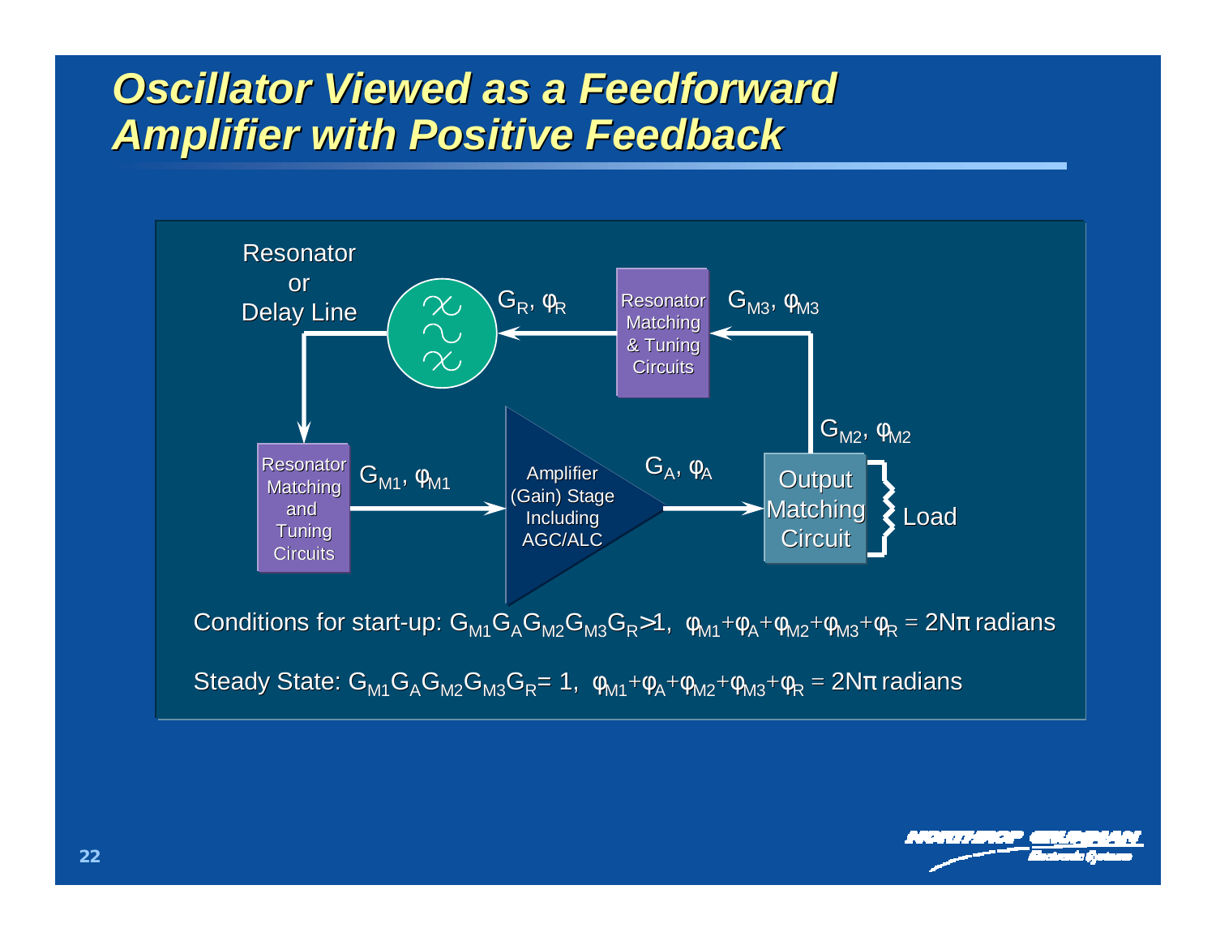# Oscillator Viewed as a Feedforward Amplifier with Positive Feedback

Resonator or Delay Line

$G_R$, $\varphi_R$

Resonator Matching & Tuning Circuits

$G_{M3}$, $\varphi_{M3}$

$G_{M2}$, $\varphi_{M2}$

Resonator Matching and Tuning Circuits

$G_{M1}$, $\varphi_{M1}$

Amplifier (Gain) Stage Including AGC/ALC

$G_A$, $\varphi_A$

Output Matching Circuit

Load

Conditions for start-up: $G_{M1}G_AG_{M2}G_{M3}G_R > 1$, $\varphi_{M1}+\varphi_A+\varphi_{M2}+\varphi_{M3}+\varphi_R = 2N\pi$ radians

Steady State: $G_{M1}G_AG_{M2}G_{M3}G_R = 1$, $\varphi_{M1}+\varphi_A+\varphi_{M2}+\varphi_{M3}+\varphi_R = 2N\pi$ radians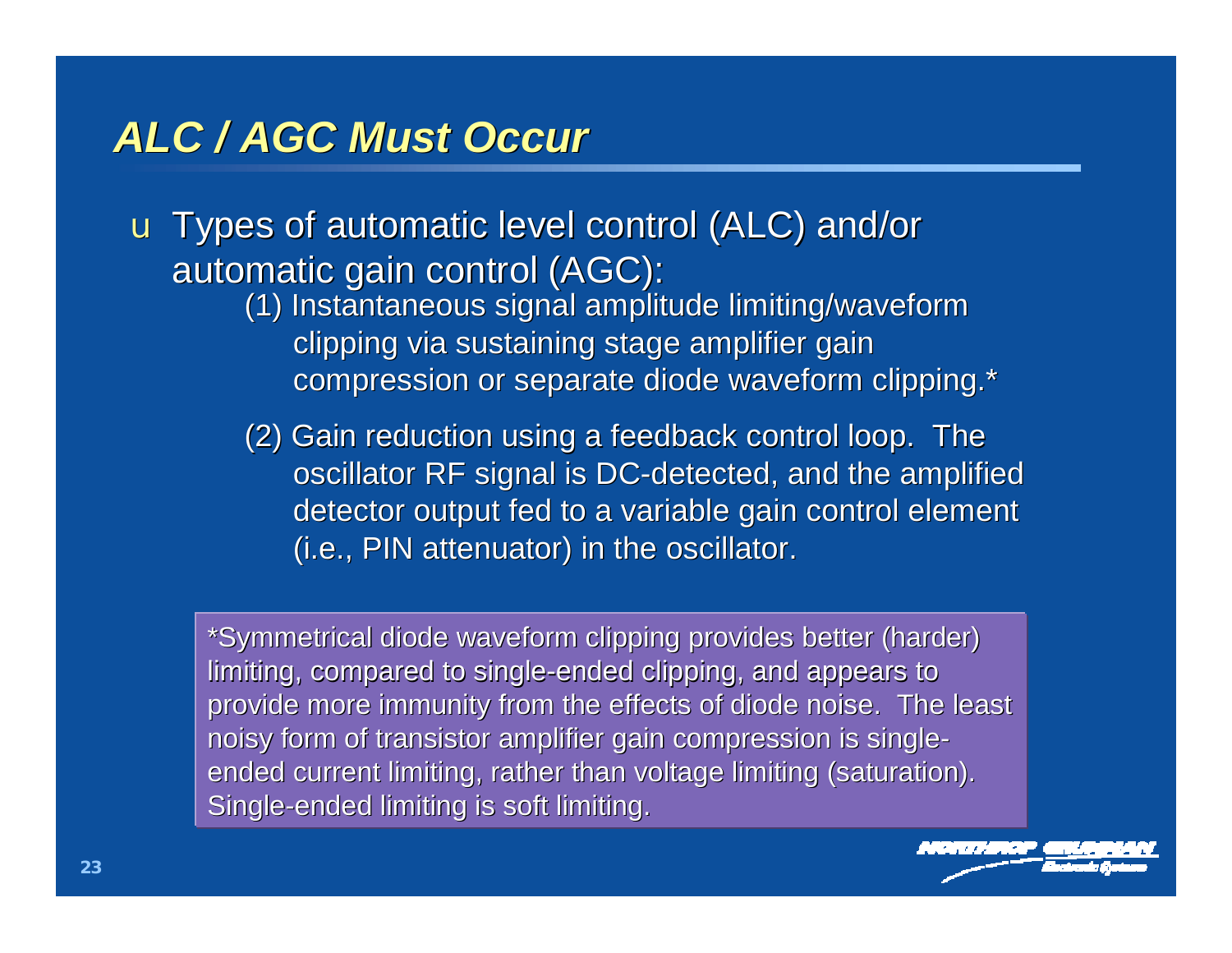# *ALC / AGC Must Occur*

- Types of automatic level control (ALC) and/or automatic gain control (AGC):
  - (1) Instantaneous signal amplitude limiting/waveform clipping via sustaining stage amplifier gain compression or separate diode waveform clipping.*
  - (2) Gain reduction using a feedback control loop. The oscillator RF signal is DC-detected, and the amplified detector output fed to a variable gain control element (i.e., PIN attenuator) in the oscillator.

*Symmetrical diode waveform clipping provides better (harder) limiting, compared to single-ended clipping, and appears to provide more immunity from the effects of diode noise. The least noisy form of transistor amplifier gain compression is single-ended current limiting, rather than voltage limiting (saturation). Single-ended limiting is soft limiting.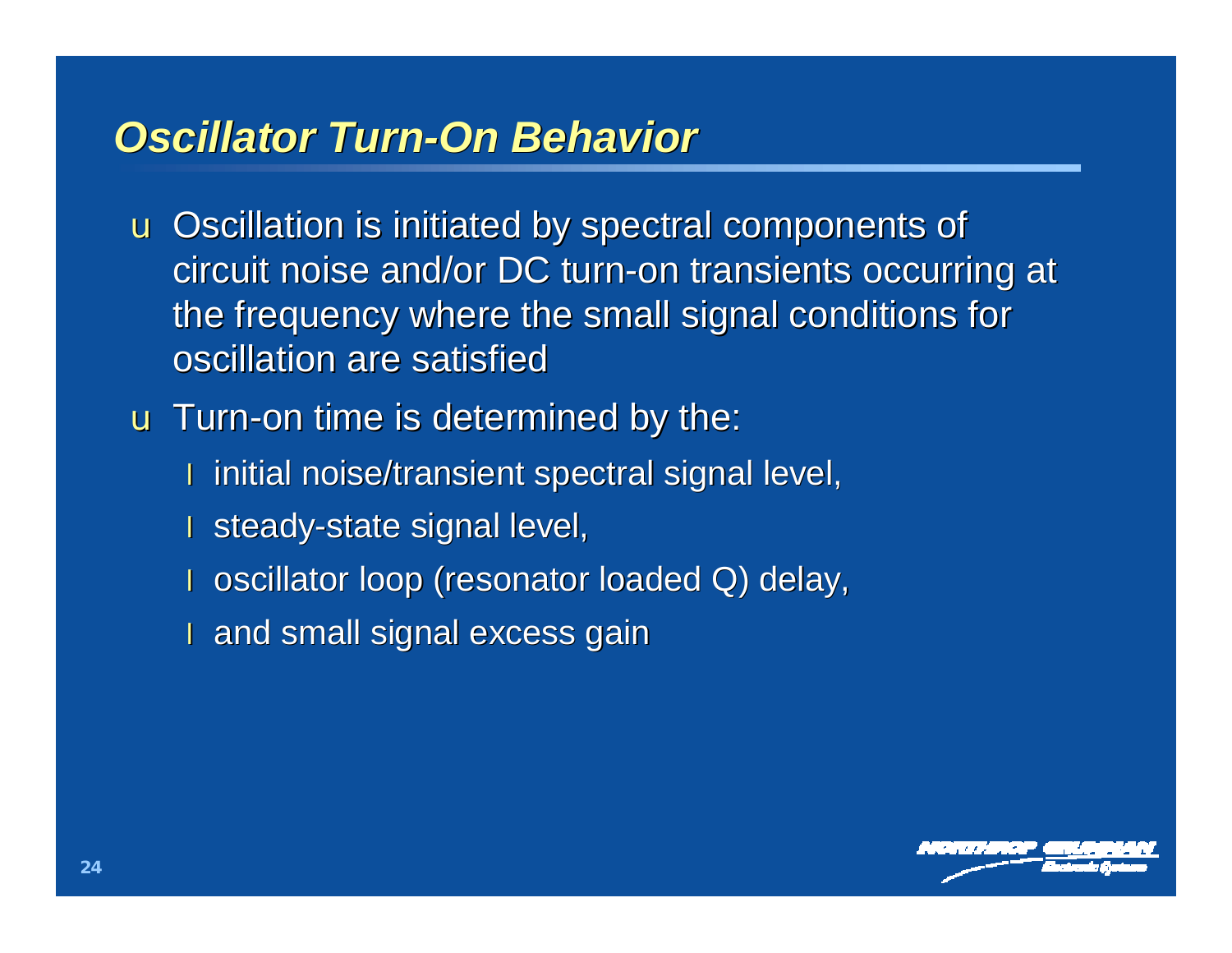# Oscillator Turn-On Behavior

- Oscillation is initiated by spectral components of circuit noise and/or DC turn-on transients occurring at the frequency where the small signal conditions for oscillation are satisfied
- Turn-on time is determined by the:
  - initial noise/transient spectral signal level,
  - steady-state signal level,
  - oscillator loop (resonator loaded Q) delay,
  - and small signal excess gain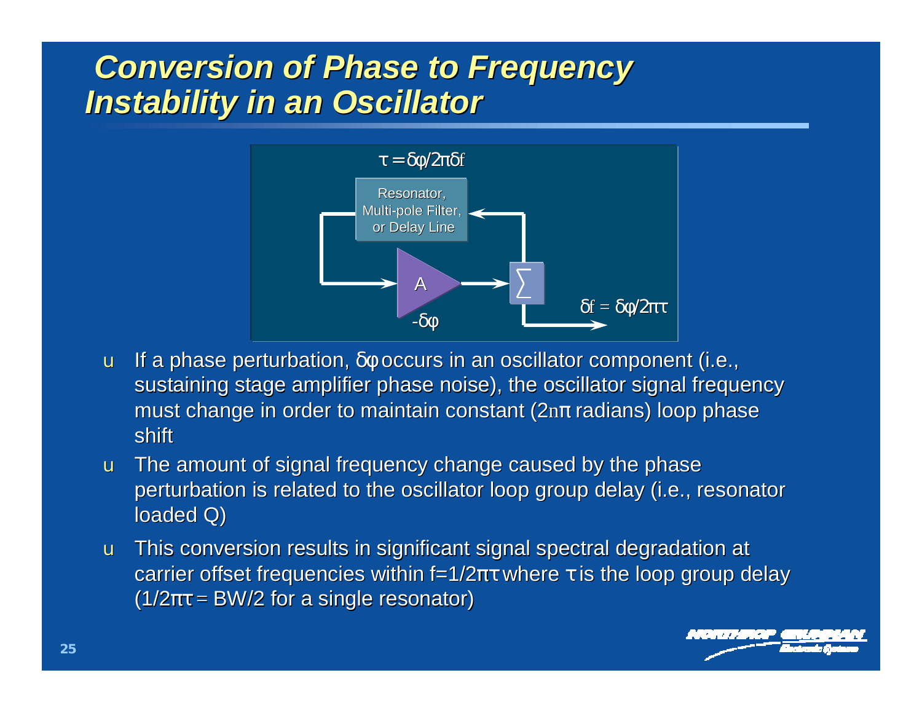# Conversion of Phase to Frequency Instability in an Oscillator

$\tau = \delta\varphi / 2\pi\delta f$

Resonator, Multi-pole Filter, or Delay Line

A

$-\delta\varphi$

$\sum$

$\delta f = \delta\varphi / 2\pi\tau$

- If a phase perturbation, $\delta\varphi$ occurs in an oscillator component (i.e., sustaining stage amplifier phase noise), the oscillator signal frequency must change in order to maintain constant ($2n\pi$ radians) loop phase shift
- The amount of signal frequency change caused by the phase perturbation is related to the oscillator loop group delay (i.e., resonator loaded Q)
- This conversion results in significant signal spectral degradation at carrier offset frequencies within $f=1/2\pi\tau$ where $\tau$ is the loop group delay ($1/2\pi\tau$ = BW/2 for a single resonator)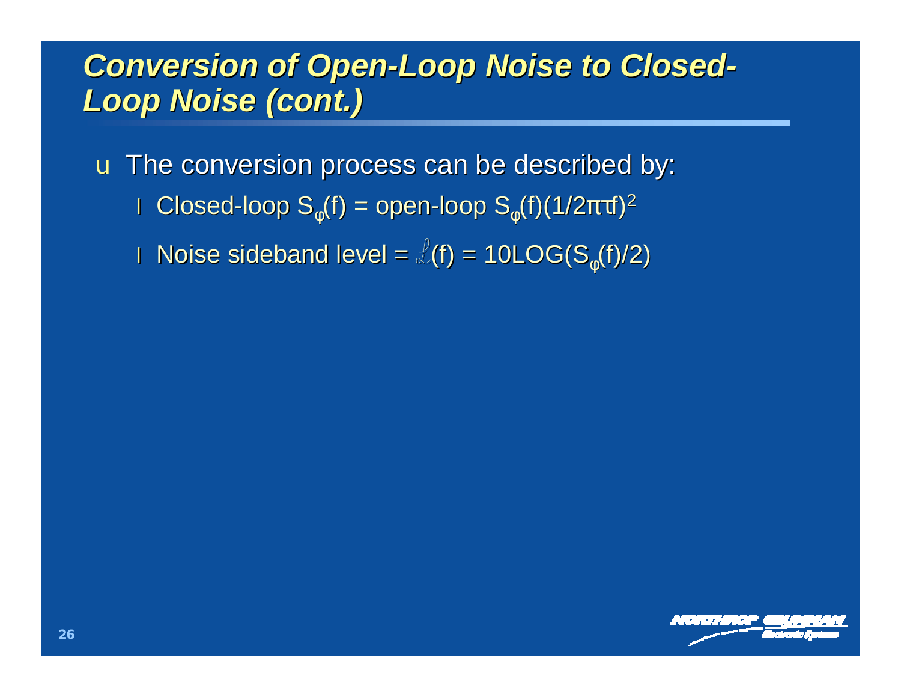## Conversion of Open-Loop Noise to Closed-Loop Noise (cont.)

- The conversion process can be described by:
  - Closed-loop $S_{\varphi}(f)$ = open-loop $S_{\varphi}(f)(1/2\pi\tau f)^2$
  - Noise sideband level = $\mathcal{L}(f) = 10\text{LOG}(S_{\varphi}(f)/2)$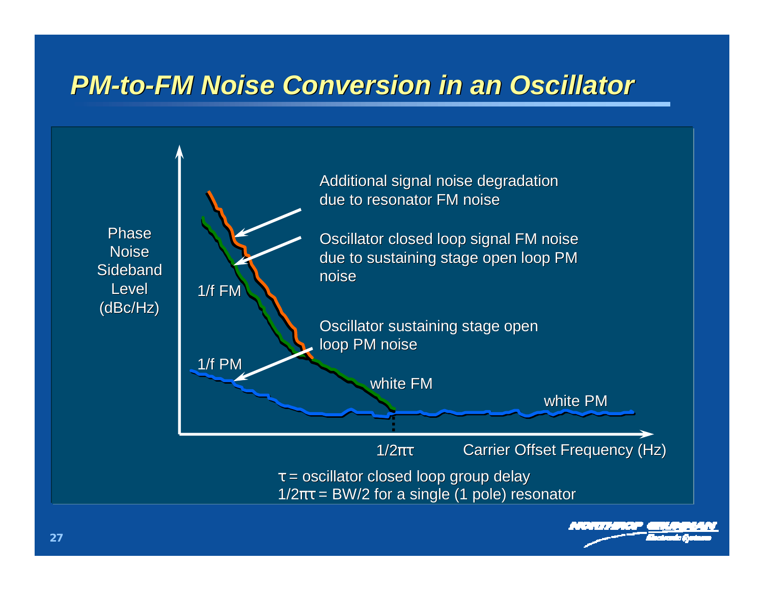# PM-to-FM Noise Conversion in an Oscillator

Phase Noise Sideband Level (dBc/Hz)

Additional signal noise degradation due to resonator FM noise

Oscillator closed loop signal FM noise due to sustaining stage open loop PM noise

1/f FM

Oscillator sustaining stage open loop PM noise

1/f PM

white FM

white PM

$1/2\pi\tau$

Carrier Offset Frequency (Hz)

$\tau$ = oscillator closed loop group delay

$1/2\pi\tau$ = BW/2 for a single (1 pole) resonator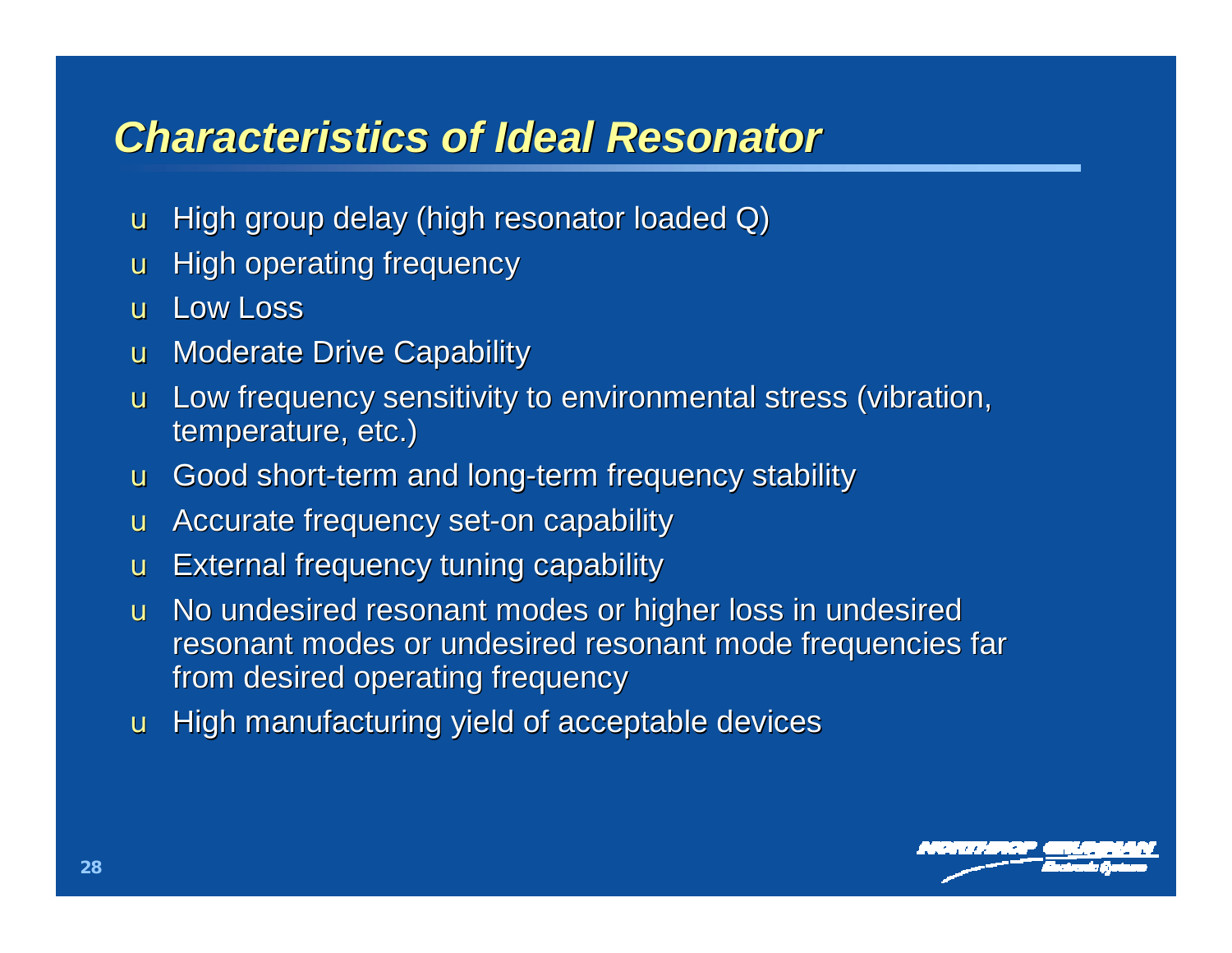# Characteristics of Ideal Resonator

- High group delay (high resonator loaded Q)
- High operating frequency
- Low Loss
- Moderate Drive Capability
- Low frequency sensitivity to environmental stress (vibration, temperature, etc.)
- Good short-term and long-term frequency stability
- Accurate frequency set-on capability
- External frequency tuning capability
- No undesired resonant modes or higher loss in undesired resonant modes or undesired resonant mode frequencies far from desired operating frequency
- High manufacturing yield of acceptable devices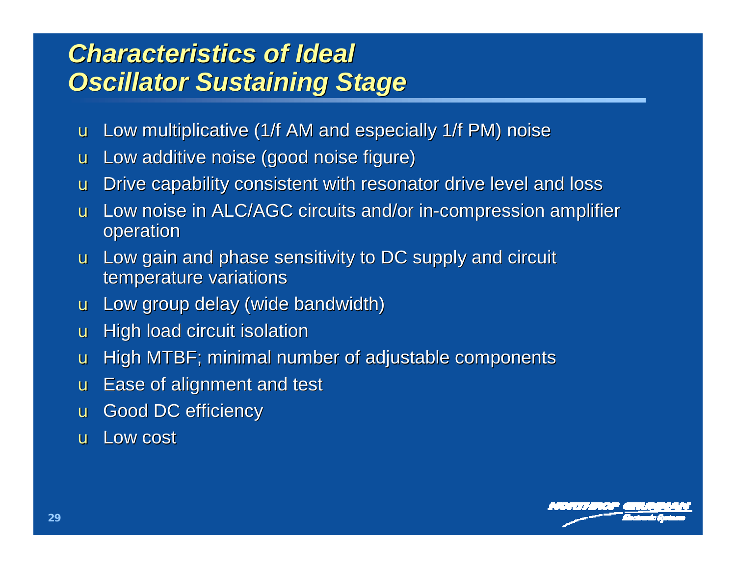# *Characteristics of Ideal Oscillator Sustaining Stage*

- Low multiplicative (1/f AM and especially 1/f PM) noise
- Low additive noise (good noise figure)
- Drive capability consistent with resonator drive level and loss
- Low noise in ALC/AGC circuits and/or in-compression amplifier operation
- Low gain and phase sensitivity to DC supply and circuit temperature variations
- Low group delay (wide bandwidth)
- High load circuit isolation
- High MTBF; minimal number of adjustable components
- Ease of alignment and test
- Good DC efficiency
- Low cost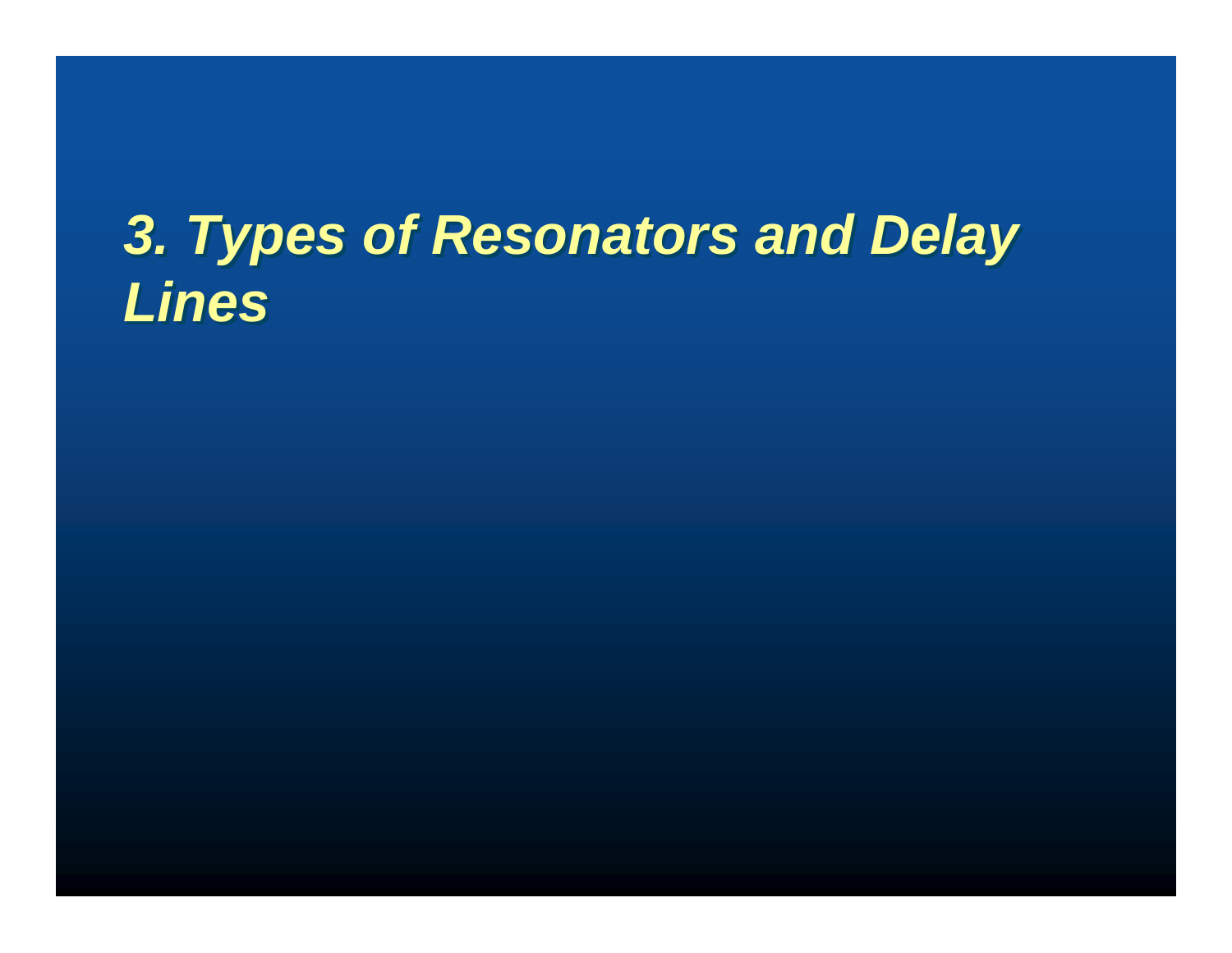# *3. Types of Resonators and Delay Lines*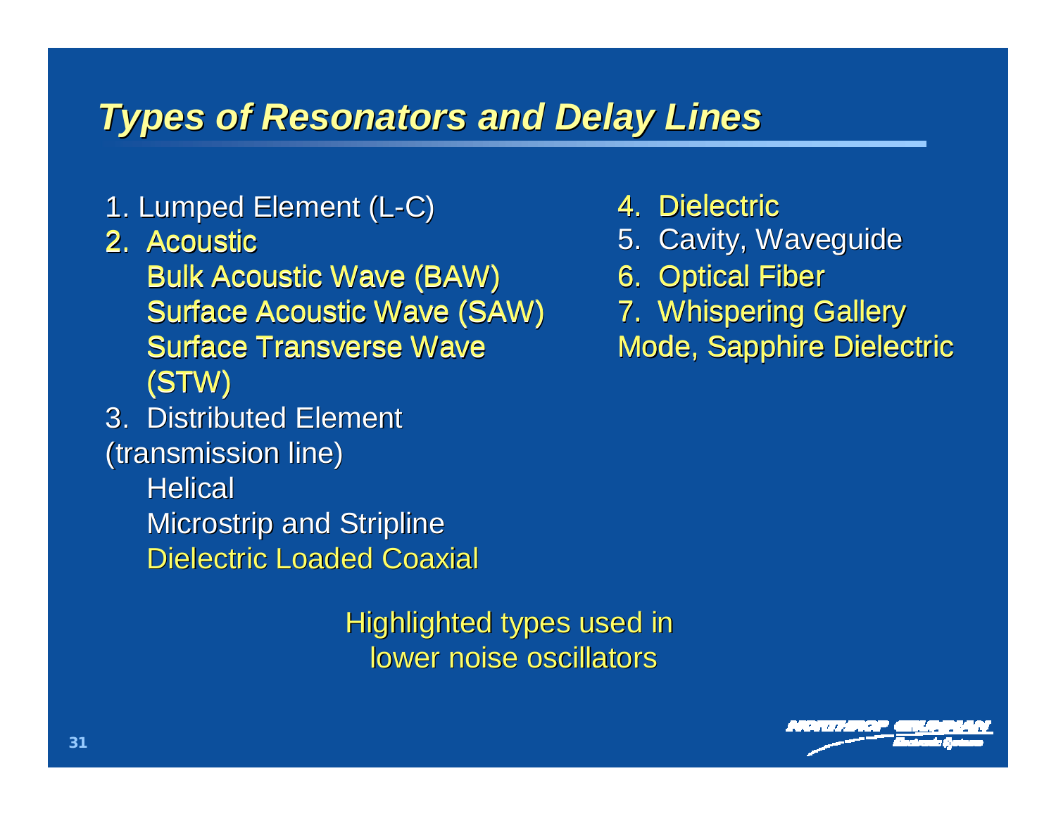## *Types of Resonators and Delay Lines*

1. Lumped Element (L-C)
2. Acoustic
   - Bulk Acoustic Wave (BAW)
   - Surface Acoustic Wave (SAW)
   - Surface Transverse Wave (STW)
3. Distributed Element (transmission line)
   - Helical
   - Microstrip and Stripline
   - Dielectric Loaded Coaxial
4. Dielectric
5. Cavity, Waveguide
6. Optical Fiber
7. Whispering Gallery Mode, Sapphire Dielectric

Highlighted types used in lower noise oscillators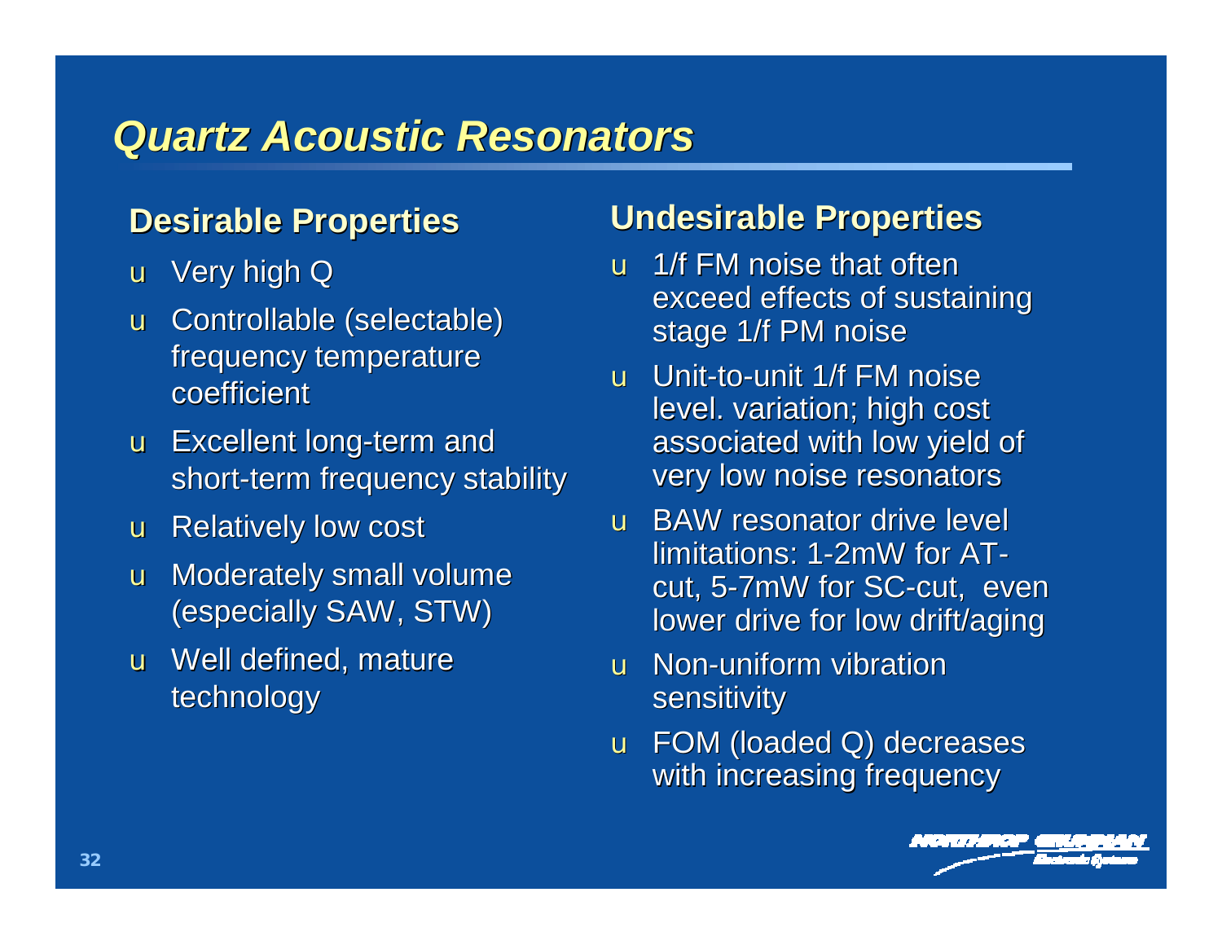# *Quartz Acoustic Resonators*

## Desirable Properties

- Very high Q
- Controllable (selectable) frequency temperature coefficient
- Excellent long-term and short-term frequency stability
- Relatively low cost
- Moderately small volume (especially SAW, STW)
- Well defined, mature technology

## Undesirable Properties

- 1/f FM noise that often exceed effects of sustaining stage 1/f PM noise
- Unit-to-unit 1/f FM noise level. variation; high cost associated with low yield of very low noise resonators
- BAW resonator drive level limitations: 1-2mW for AT-cut, 5-7mW for SC-cut, even lower drive for low drift/aging
- Non-uniform vibration sensitivity
- FOM (loaded Q) decreases with increasing frequency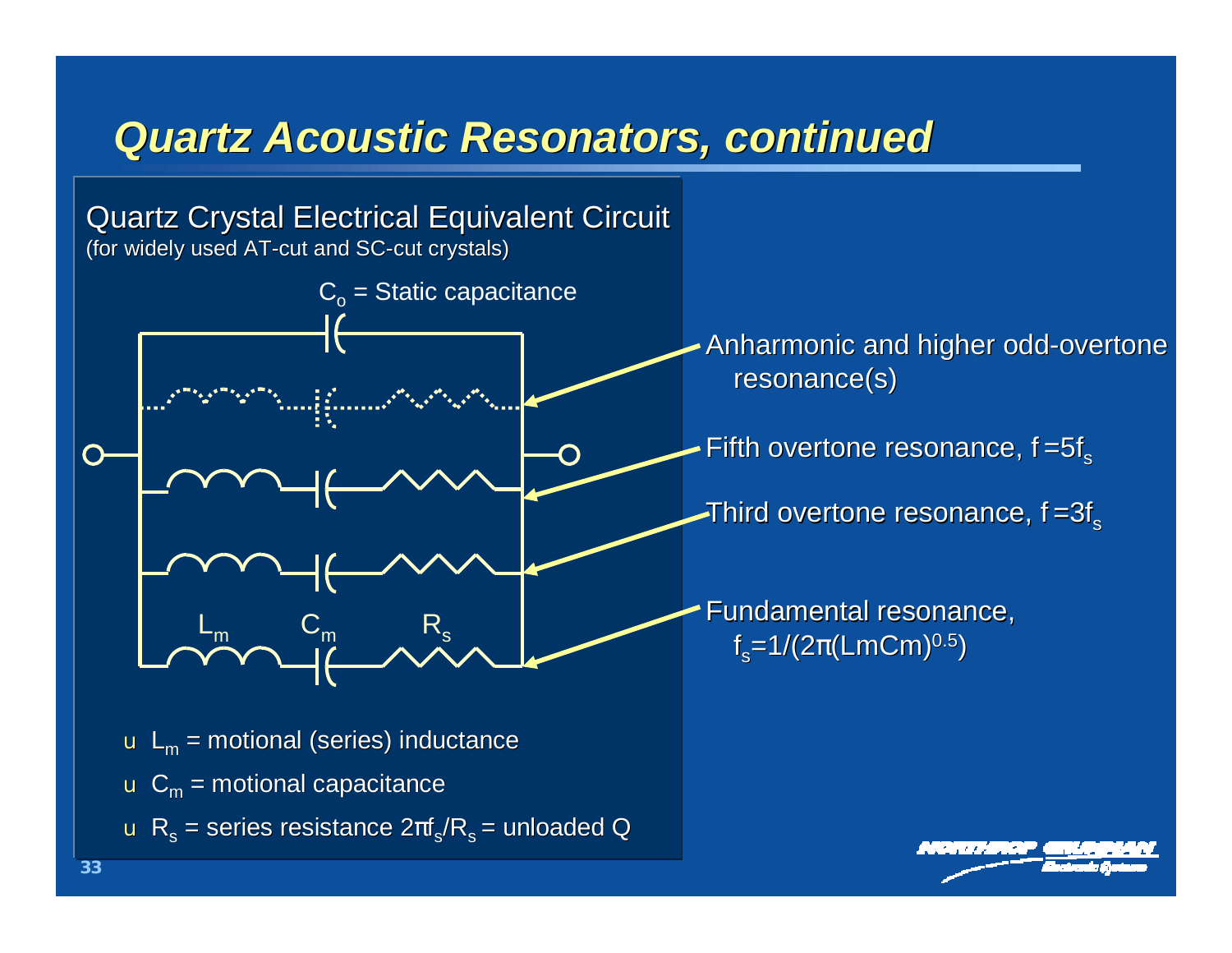# Quartz Acoustic Resonators, continued

Quartz Crystal Electrical Equivalent Circuit
(for widely used AT-cut and SC-cut crystals)

$C_o$ = Static capacitance

$L_m$ $C_m$ $R_s$

Anharmonic and higher odd-overtone resonance(s)

Fifth overtone resonance, $f = 5f_s$

Third overtone resonance, $f = 3f_s$

Fundamental resonance, $f_s = 1/(2\pi(LmCm)^{0.5})$

- $L_m$ = motional (series) inductance
- $C_m$ = motional capacitance
- $R_s$ = series resistance $2\pi f_s/R_s$ = unloaded Q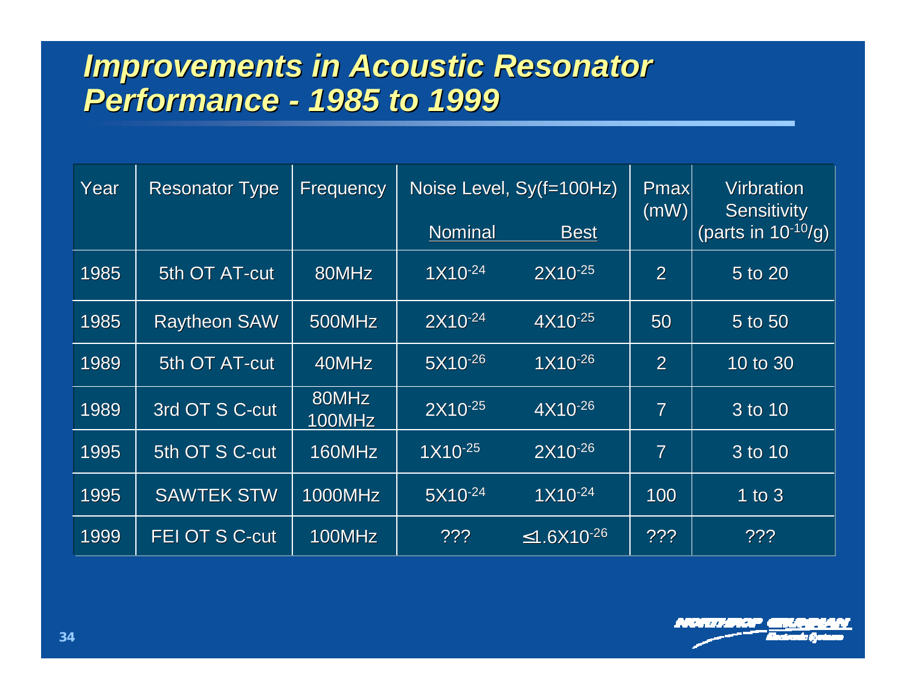# *Improvements in Acoustic Resonator Performance - 1985 to 1999*

| Year | Resonator Type | Frequency | Noise Level, Sy(f=100Hz) Nominal | Best | Pmax (mW) | Virbration Sensitivity (parts in $10^{-10}$/g) |
|---|---|---|---|---|---|---|
| 1985 | 5th OT AT-cut | 80MHz | $1X10^{-24}$ | $2X10^{-25}$ | 2 | 5 to 20 |
| 1985 | Raytheon SAW | 500MHz | $2X10^{-24}$ | $4X10^{-25}$ | 50 | 5 to 50 |
| 1989 | 5th OT AT-cut | 40MHz | $5X10^{-26}$ | $1X10^{-26}$ | 2 | 10 to 30 |
| 1989 | 3rd OT S C-cut | 80MHz 100MHz | $2X10^{-25}$ | $4X10^{-26}$ | 7 | 3 to 10 |
| 1995 | 5th OT S C-cut | 160MHz | $1X10^{-25}$ | $2X10^{-26}$ | 7 | 3 to 10 |
| 1995 | SAWTEK STW | 1000MHz | $5X10^{-24}$ | $1X10^{-24}$ | 100 | 1 to 3 |
| 1999 | FEI OT S C-cut | 100MHz | ??? | $\leq 1.6X10^{-26}$ | ??? | ??? |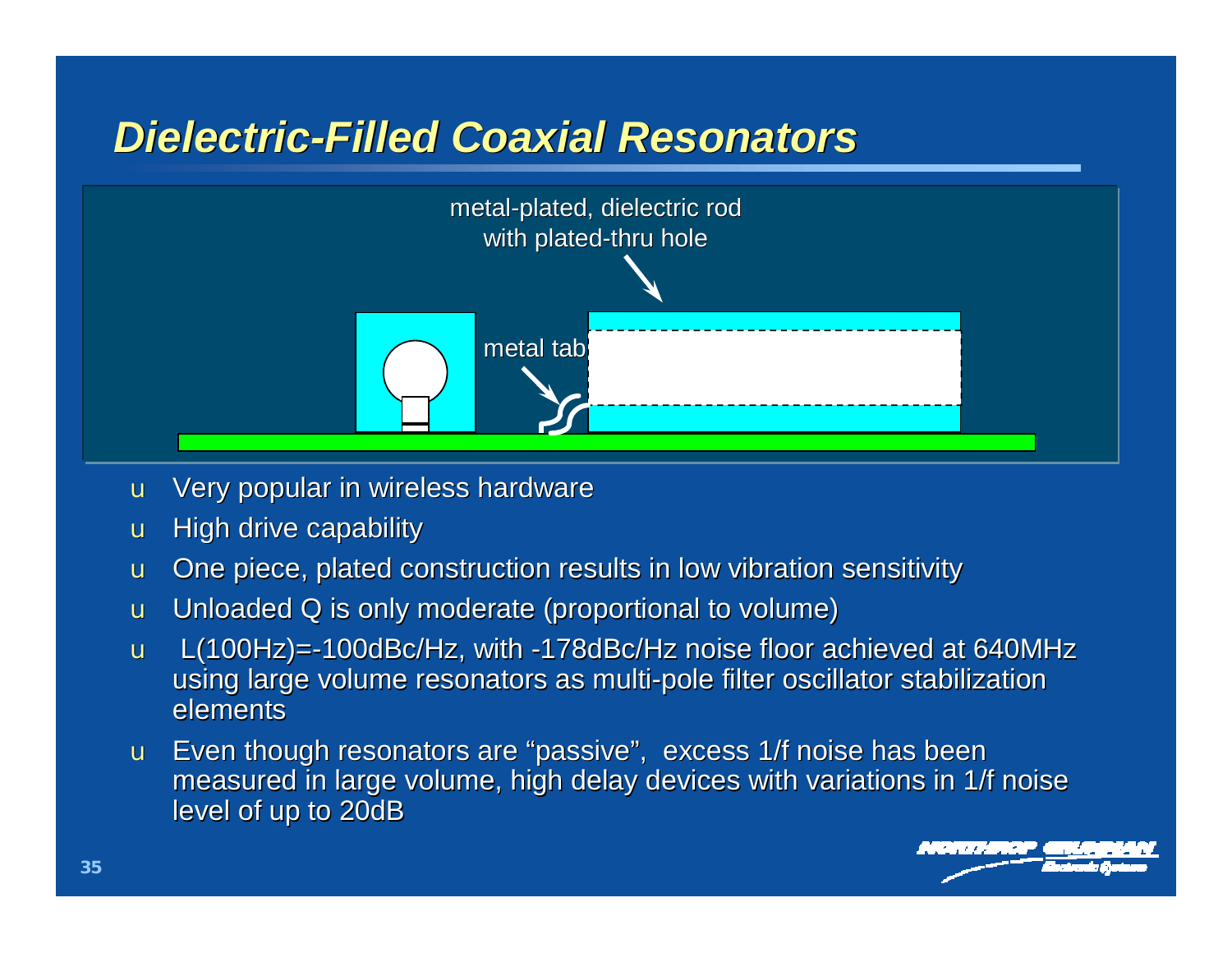# *Dielectric-Filled Coaxial Resonators*

metal-plated, dielectric rod with plated-thru hole

metal tab

- Very popular in wireless hardware
- High drive capability
- One piece, plated construction results in low vibration sensitivity
- Unloaded Q is only moderate (proportional to volume)
- L(100Hz)=-100dBc/Hz, with -178dBc/Hz noise floor achieved at 640MHz using large volume resonators as multi-pole filter oscillator stabilization elements
- Even though resonators are "passive", excess 1/f noise has been measured in large volume, high delay devices with variations in 1/f noise level of up to 20dB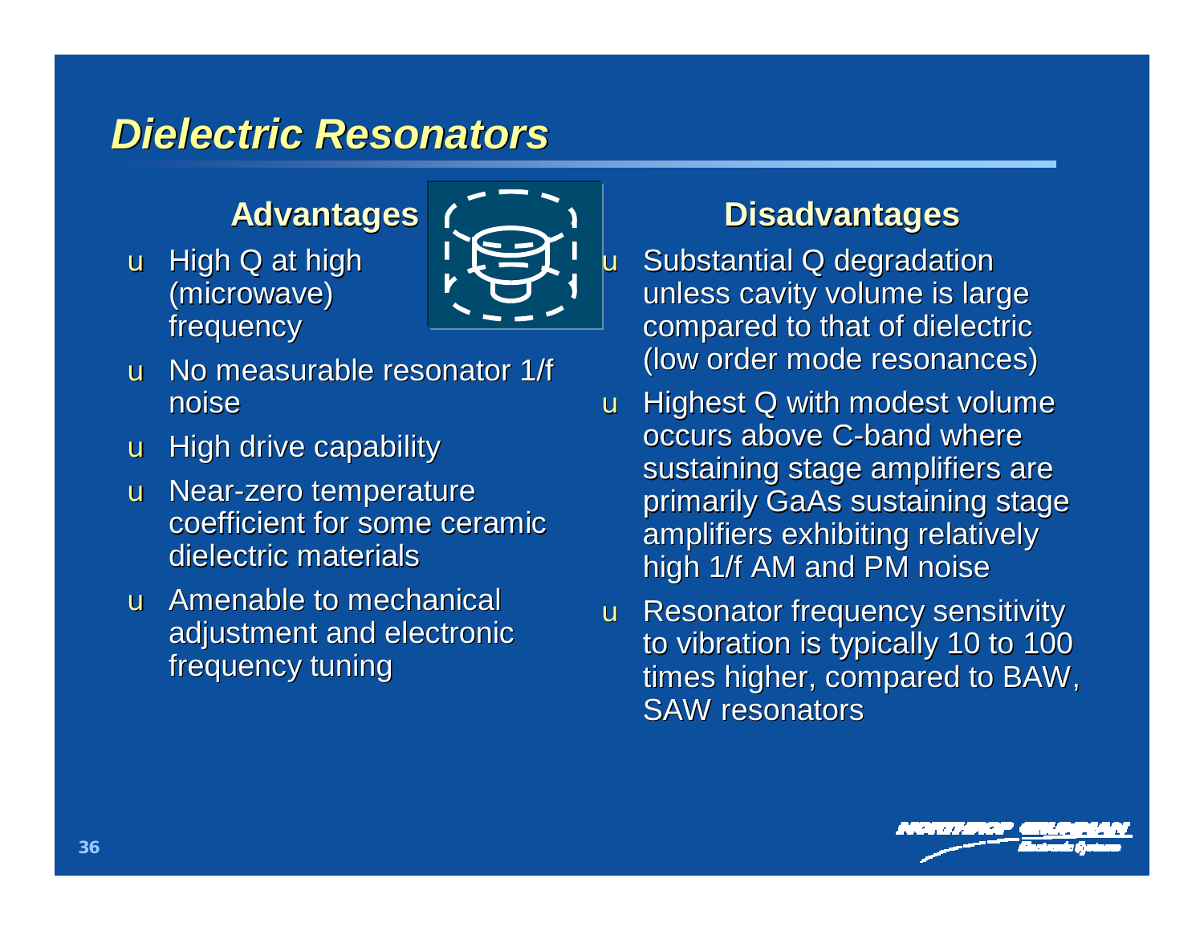# Dielectric Resonators

### Advantages

- High Q at high (microwave) frequency
- No measurable resonator 1/f noise
- High drive capability
- Near-zero temperature coefficient for some ceramic dielectric materials
- Amenable to mechanical adjustment and electronic frequency tuning

### Disadvantages

- Substantial Q degradation unless cavity volume is large compared to that of dielectric (low order mode resonances)
- Highest Q with modest volume occurs above C-band where sustaining stage amplifiers are primarily GaAs sustaining stage amplifiers exhibiting relatively high 1/f AM and PM noise
- Resonator frequency sensitivity to vibration is typically 10 to 100 times higher, compared to BAW, SAW resonators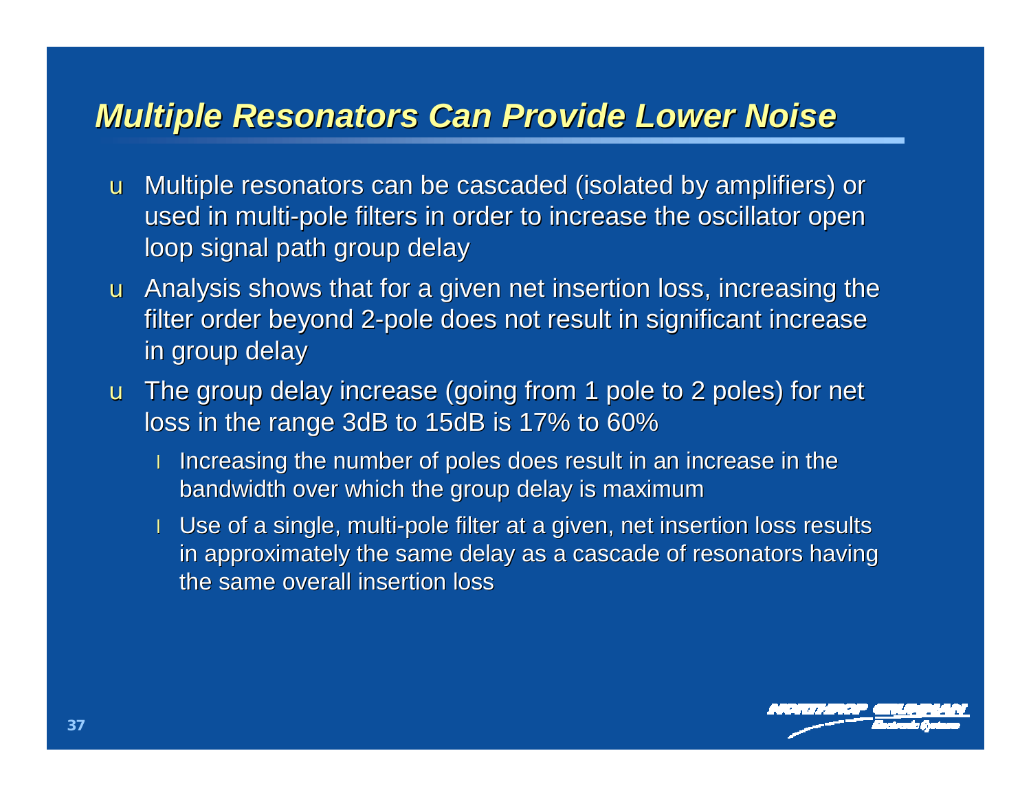## *Multiple Resonators Can Provide Lower Noise*

- Multiple resonators can be cascaded (isolated by amplifiers) or used in multi-pole filters in order to increase the oscillator open loop signal path group delay
- Analysis shows that for a given net insertion loss, increasing the filter order beyond 2-pole does not result in significant increase in group delay
- The group delay increase (going from 1 pole to 2 poles) for net loss in the range 3dB to 15dB is 17% to 60%
  - Increasing the number of poles does result in an increase in the bandwidth over which the group delay is maximum
  - Use of a single, multi-pole filter at a given, net insertion loss results in approximately the same delay as a cascade of resonators having the same overall insertion loss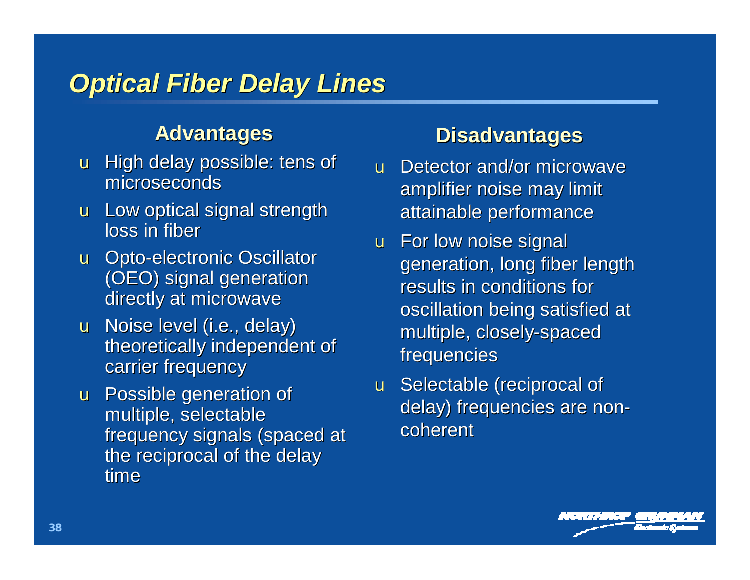# *Optical Fiber Delay Lines*

## Advantages

- High delay possible: tens of microseconds
- Low optical signal strength loss in fiber
- Opto-electronic Oscillator (OEO) signal generation directly at microwave
- Noise level (i.e., delay) theoretically independent of carrier frequency
- Possible generation of multiple, selectable frequency signals (spaced at the reciprocal of the delay time

## Disadvantages

- Detector and/or microwave amplifier noise may limit attainable performance
- For low noise signal generation, long fiber length results in conditions for oscillation being satisfied at multiple, closely-spaced frequencies
- Selectable (reciprocal of delay) frequencies are non-coherent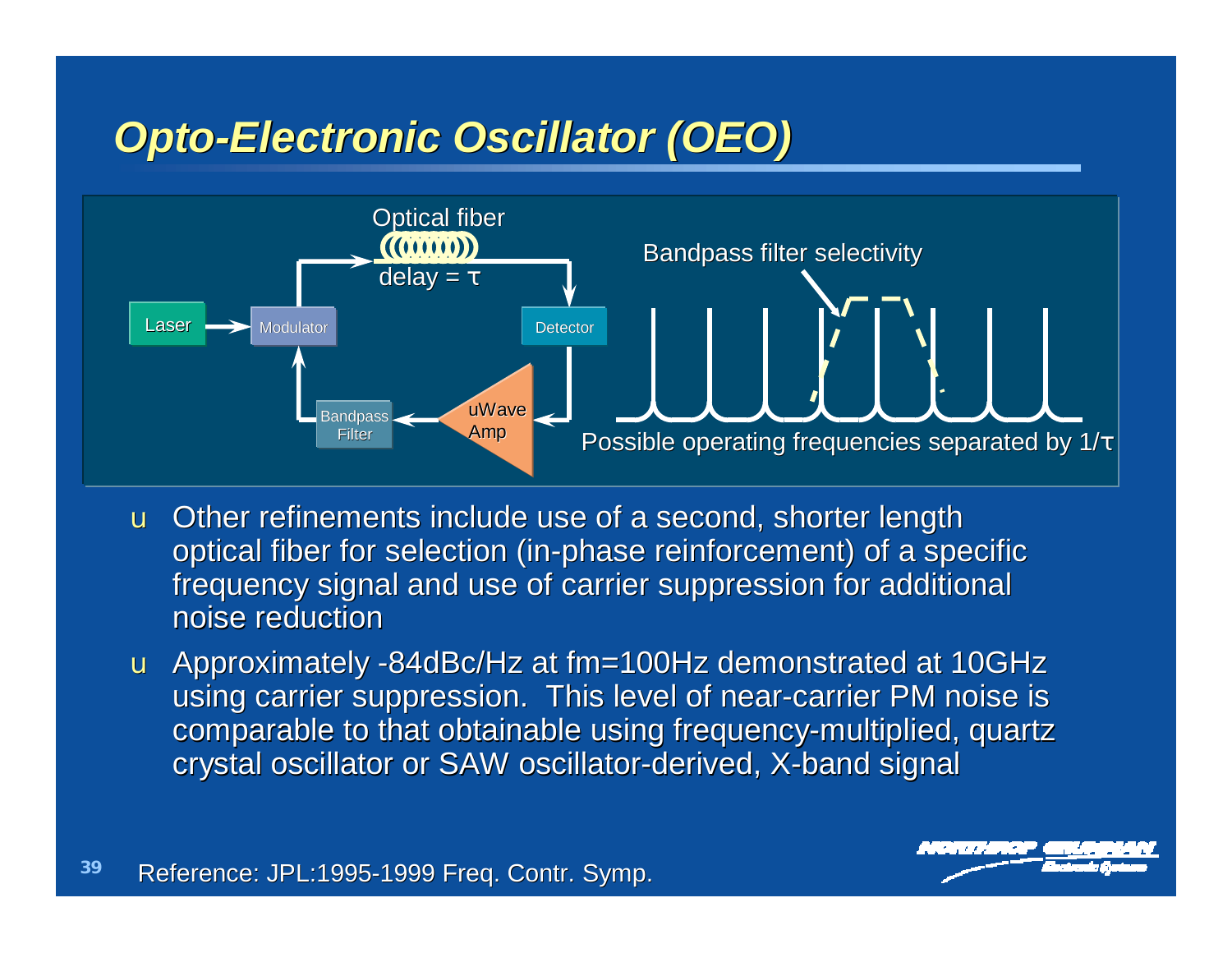# Opto-Electronic Oscillator (OEO)

Optical fiber

delay = τ

Laser

Modulator

Detector

Bandpass Filter

uWave Amp

Bandpass filter selectivity

Possible operating frequencies separated by 1/τ

- Other refinements include use of a second, shorter length optical fiber for selection (in-phase reinforcement) of a specific frequency signal and use of carrier suppression for additional noise reduction
- Approximately -84dBc/Hz at fm=100Hz demonstrated at 10GHz using carrier suppression. This level of near-carrier PM noise is comparable to that obtainable using frequency-multiplied, quartz crystal oscillator or SAW oscillator-derived, X-band signal

Reference: JPL:1995-1999 Freq. Contr. Symp.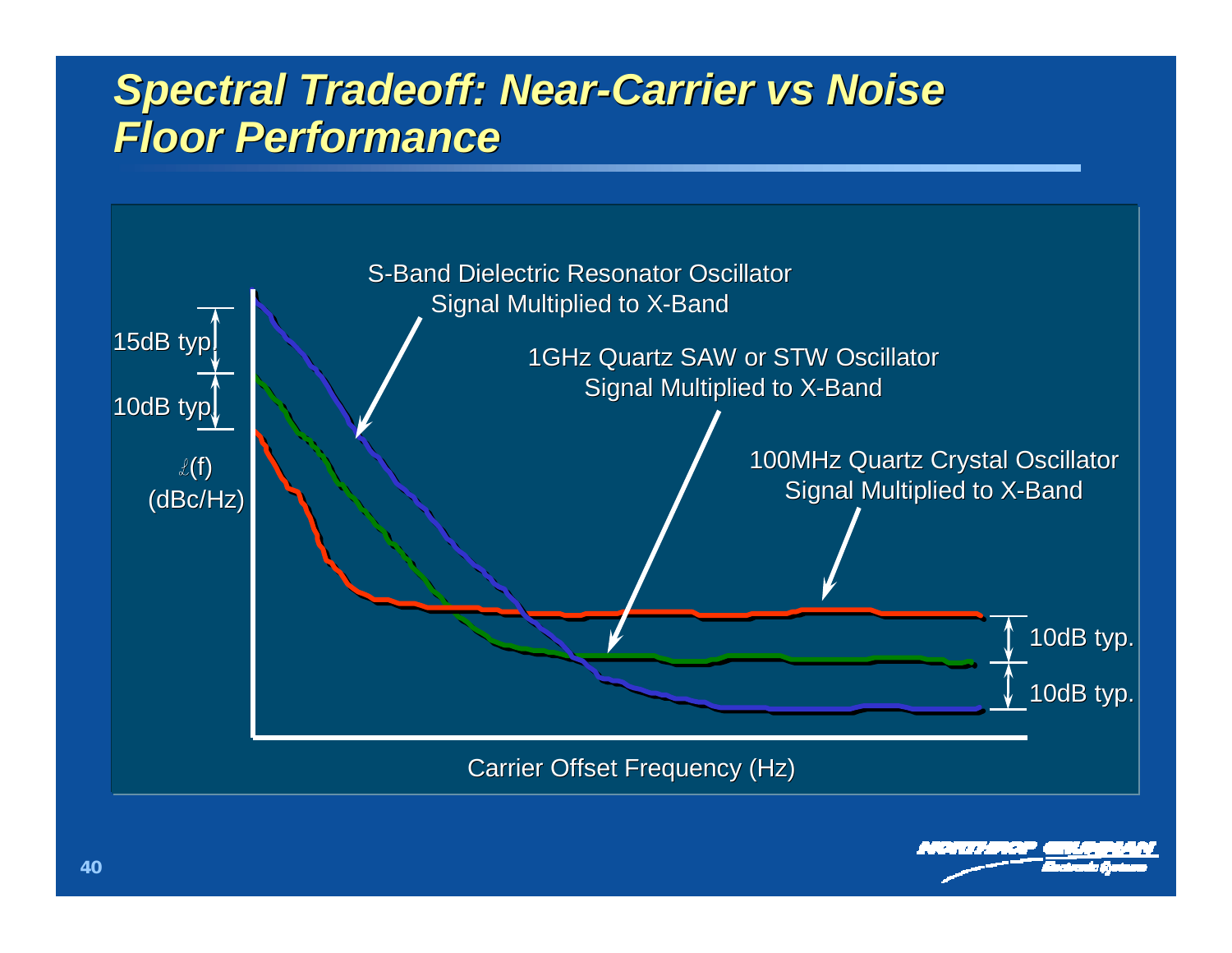# *Spectral Tradeoff: Near-Carrier vs Noise Floor Performance*

S-Band Dielectric Resonator Oscillator
Signal Multiplied to X-Band

1GHz Quartz SAW or STW Oscillator
Signal Multiplied to X-Band

100MHz Quartz Crystal Oscillator
Signal Multiplied to X-Band

15dB typ.

10dB typ.

$\mathscr{L}(f)$
(dBc/Hz)

10dB typ.

10dB typ.

Carrier Offset Frequency (Hz)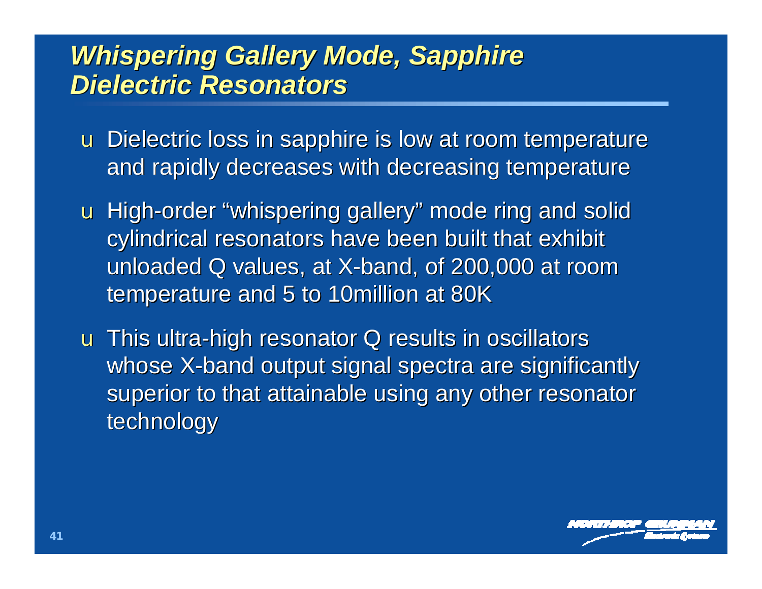# *Whispering Gallery Mode, Sapphire Dielectric Resonators*

- Dielectric loss in sapphire is low at room temperature and rapidly decreases with decreasing temperature
- High-order "whispering gallery" mode ring and solid cylindrical resonators have been built that exhibit unloaded Q values, at X-band, of 200,000 at room temperature and 5 to 10million at 80K
- This ultra-high resonator Q results in oscillators whose X-band output signal spectra are significantly superior to that attainable using any other resonator technology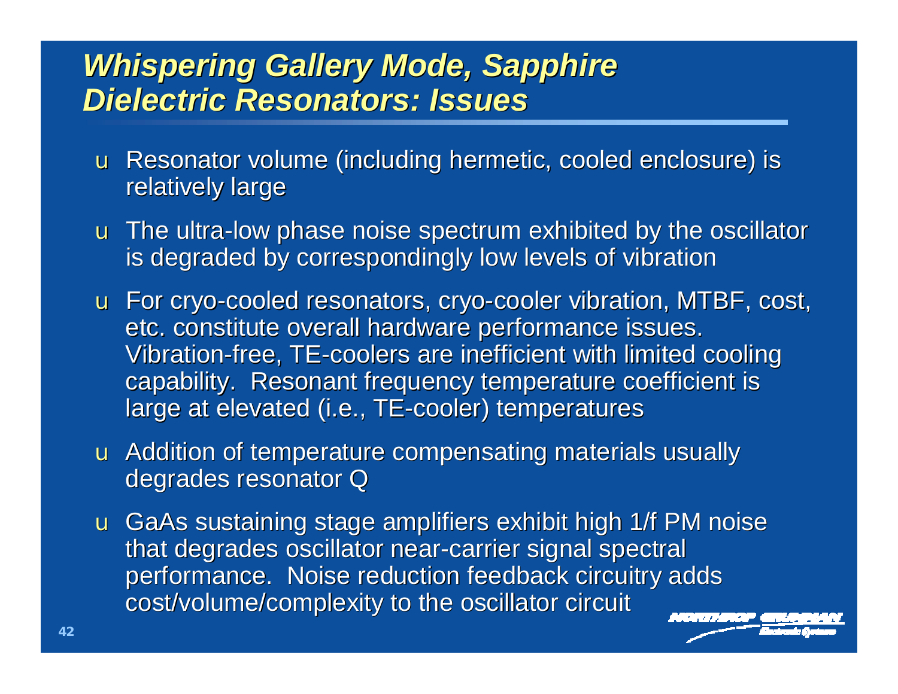# *Whispering Gallery Mode, Sapphire Dielectric Resonators: Issues*

- Resonator volume (including hermetic, cooled enclosure) is relatively large
- The ultra-low phase noise spectrum exhibited by the oscillator is degraded by correspondingly low levels of vibration
- For cryo-cooled resonators, cryo-cooler vibration, MTBF, cost, etc. constitute overall hardware performance issues. Vibration-free, TE-coolers are inefficient with limited cooling capability. Resonant frequency temperature coefficient is large at elevated (i.e., TE-cooler) temperatures
- Addition of temperature compensating materials usually degrades resonator Q
- GaAs sustaining stage amplifiers exhibit high 1/f PM noise that degrades oscillator near-carrier signal spectral performance. Noise reduction feedback circuitry adds cost/volume/complexity to the oscillator circuit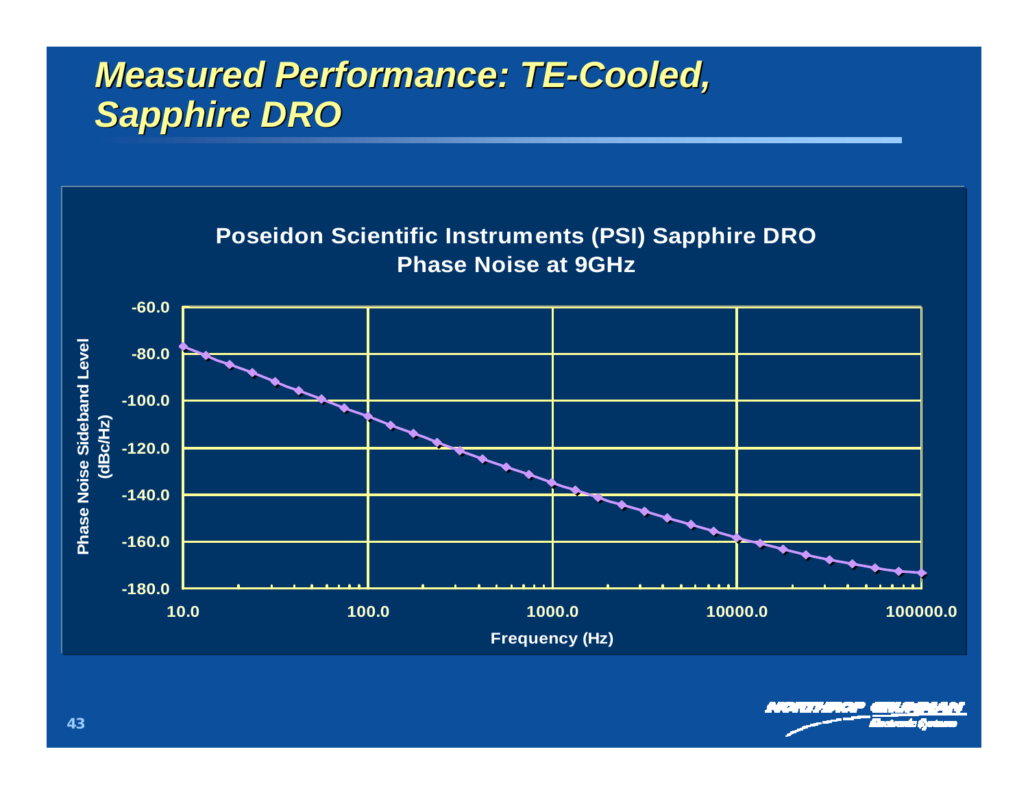# Measured Performance: TE-Cooled, Sapphire DRO

Poseidon Scientific Instruments (PSI) Sapphire DRO
Phase Noise at 9GHz

Phase Noise Sideband Level (dBc/Hz)

-60.0
-80.0
-100.0
-120.0
-140.0
-160.0
-180.0

10.0
100.0
1000.0
10000.0
100000.0

Frequency (Hz)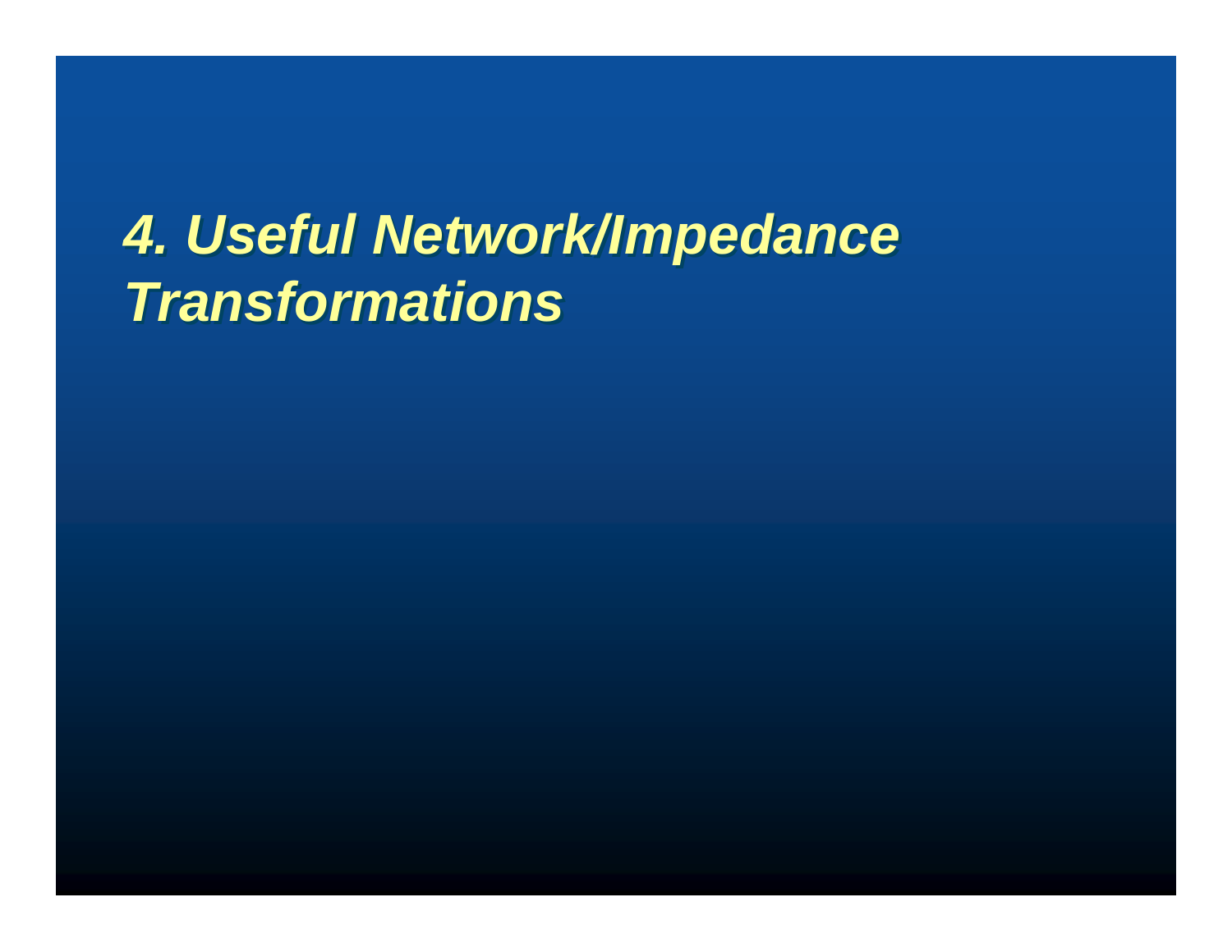# *4. Useful Network/Impedance Transformations*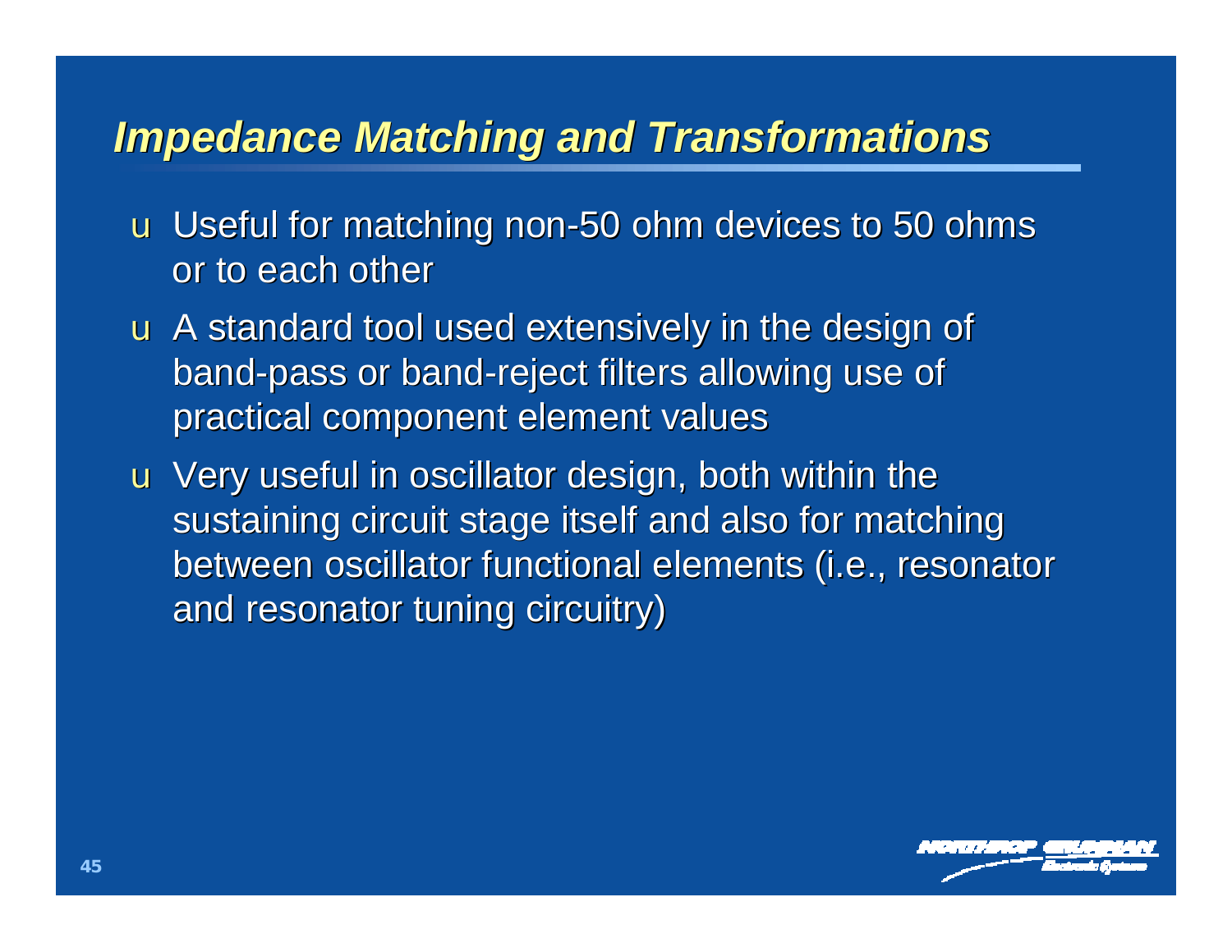## *Impedance Matching and Transformations*

- Useful for matching non-50 ohm devices to 50 ohms or to each other
- A standard tool used extensively in the design of band-pass or band-reject filters allowing use of practical component element values
- Very useful in oscillator design, both within the sustaining circuit stage itself and also for matching between oscillator functional elements (i.e., resonator and resonator tuning circuitry)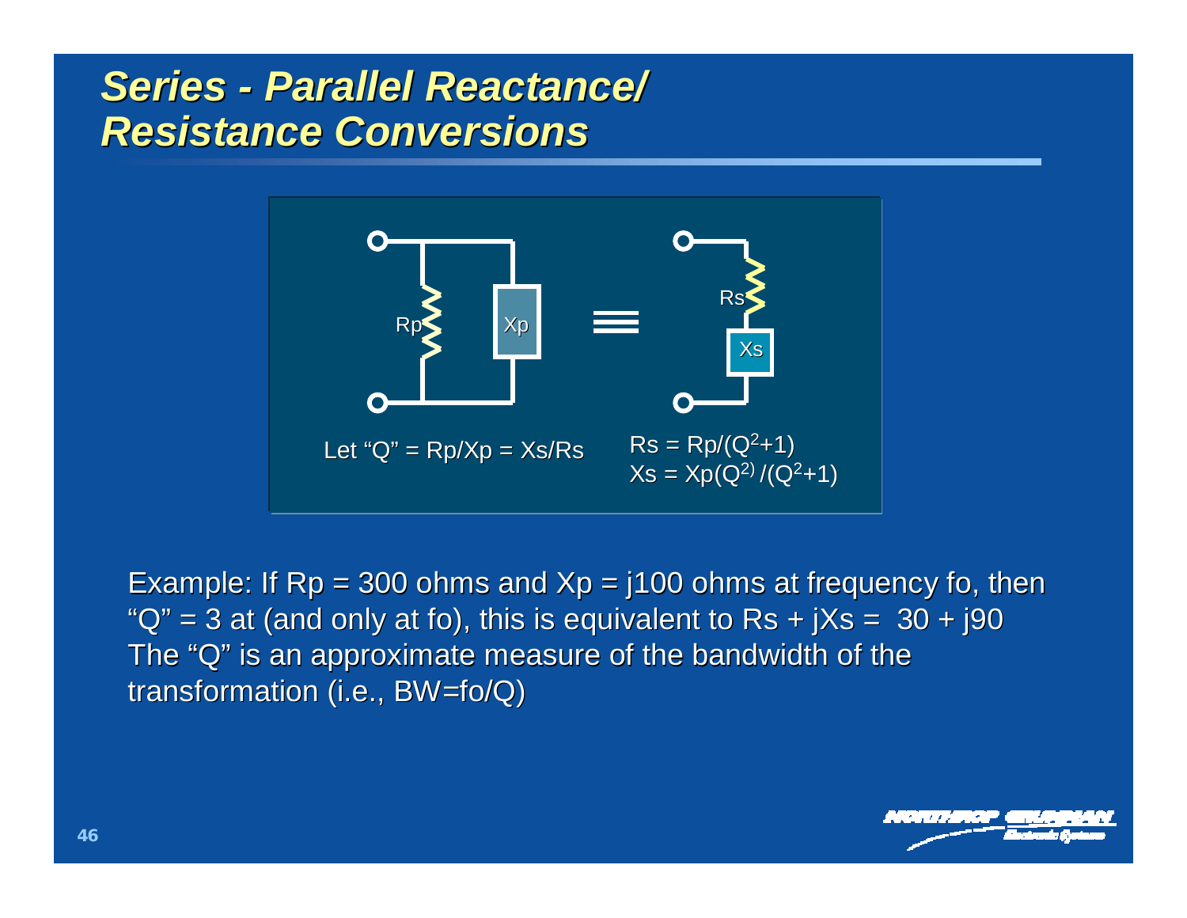# *Series - Parallel Reactance/ Resistance Conversions*

Rp

Xp

Rs

Xs

Let "Q" = Rp/Xp = Xs/Rs

$Rs = Rp/(Q^2+1)$

$Xs = Xp(Q^2) /(Q^2+1)$

Example: If Rp = 300 ohms and Xp = j100 ohms at frequency fo, then "Q" = 3 at (and only at fo), this is equivalent to Rs + jXs = 30 + j90

The "Q" is an approximate measure of the bandwidth of the transformation (i.e., BW=fo/Q)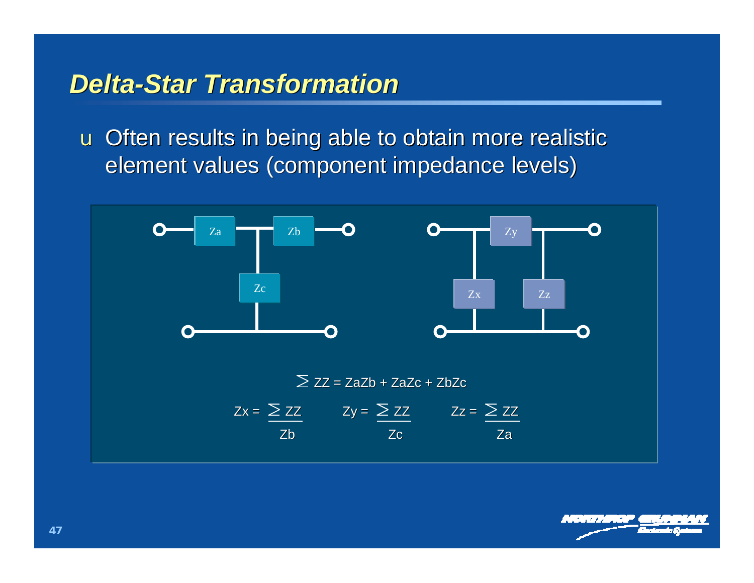# *Delta-Star Transformation*

- Often results in being able to obtain more realistic element values (component impedance levels)

Za Zb Zc

Zy Zx Zz

$$\sum ZZ = ZaZb + ZaZc + ZbZc$$

$$Zx = \frac{\sum ZZ}{Zb} \qquad Zy = \frac{\sum ZZ}{Zc} \qquad Zz = \frac{\sum ZZ}{Za}$$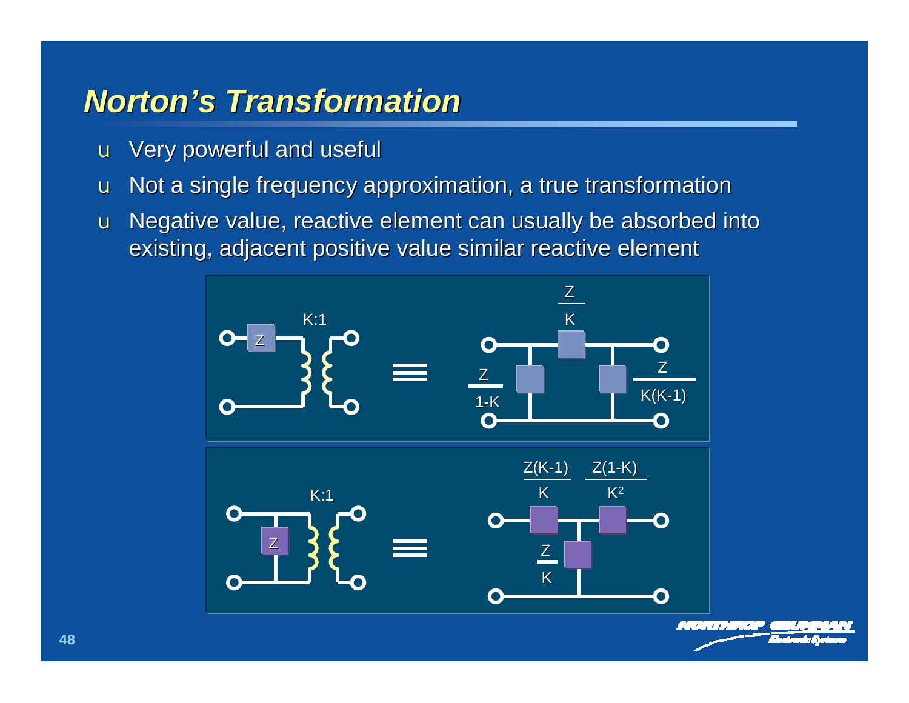# Norton's Transformation

- Very powerful and useful
- Not a single frequency approximation, a true transformation
- Negative value, reactive element can usually be absorbed into existing, adjacent positive value similar reactive element

K:1

Z

≡

$\frac{Z}{K}$

$\frac{Z}{1-K}$

$\frac{Z}{K(K-1)}$

K:1

Z

≡

$\frac{Z(K-1)}{K}$

$\frac{Z(1-K)}{K^2}$

$\frac{Z}{K}$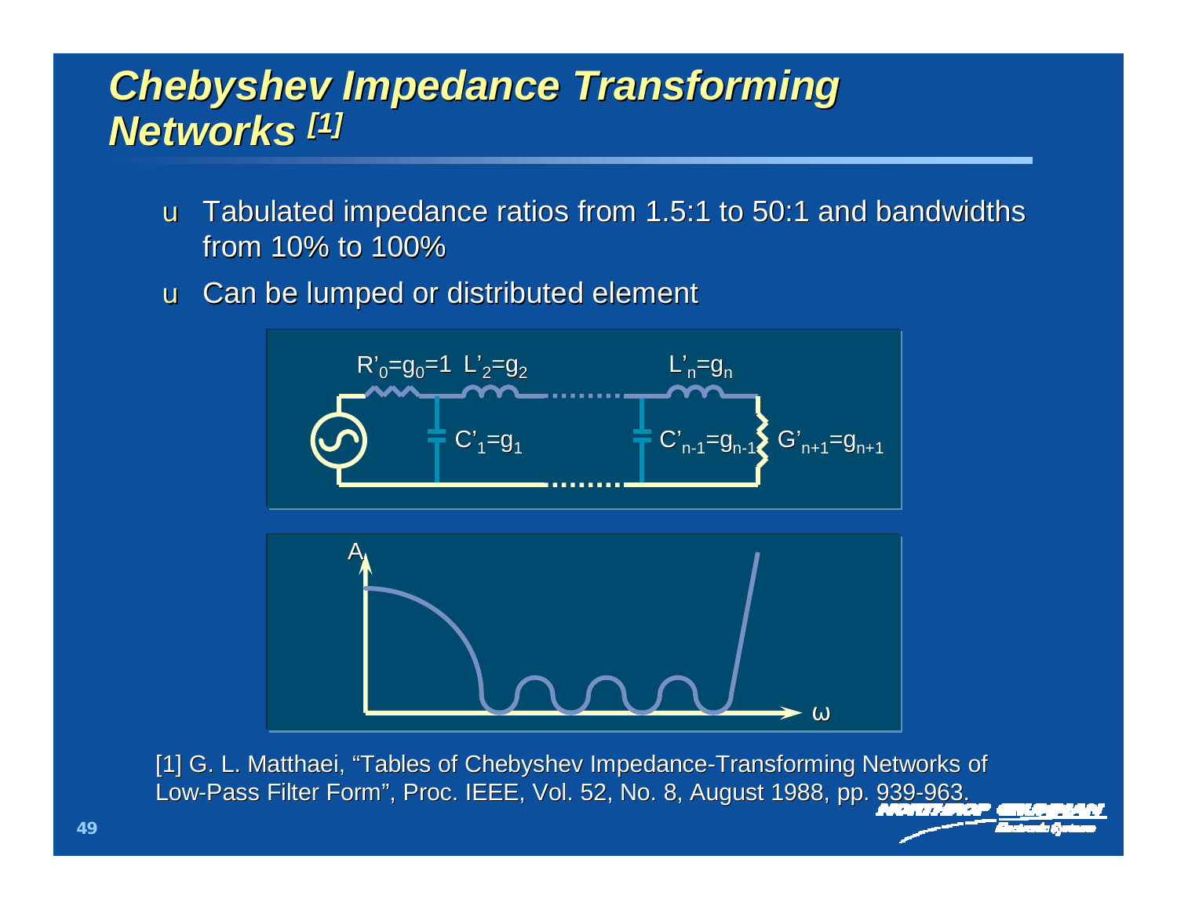# *Chebyshev Impedance Transforming Networks [1]*

- Tabulated impedance ratios from 1.5:1 to 50:1 and bandwidths from 10% to 100%
- Can be lumped or distributed element

$R'_0=g_0=1$ $L'_2=g_2$ $L'_n=g_n$

$C'_1=g_1$ $C'_{n-1}=g_{n-1}$ $G'_{n+1}=g_{n+1}$

A

ω

[1] G. L. Matthaei, “Tables of Chebyshev Impedance-Transforming Networks of Low-Pass Filter Form”, Proc. IEEE, Vol. 52, No. 8, August 1988, pp. 939-963.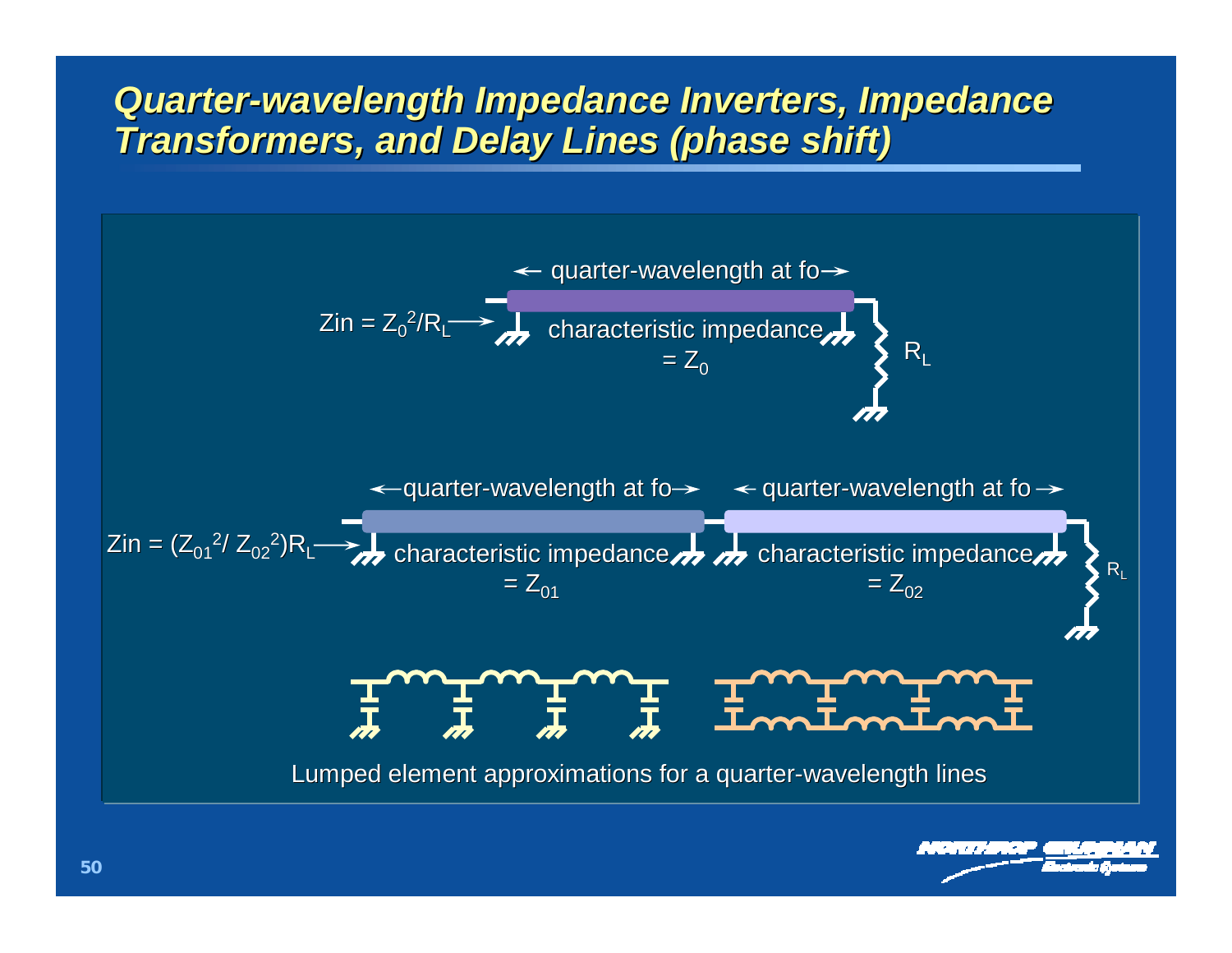# Quarter-wavelength Impedance Inverters, Impedance Transformers, and Delay Lines (phase shift)

← quarter-wavelength at fo →

$Zin = Z_0^2/R_L$ →

characteristic impedance $= Z_0$

$R_L$

←quarter-wavelength at fo→ ← quarter-wavelength at fo →

$Zin = (Z_{01}^2/ Z_{02}^2)R_L$ →

characteristic impedance $= Z_{01}$

characteristic impedance $= Z_{02}$

$R_L$

Lumped element approximations for a quarter-wavelength lines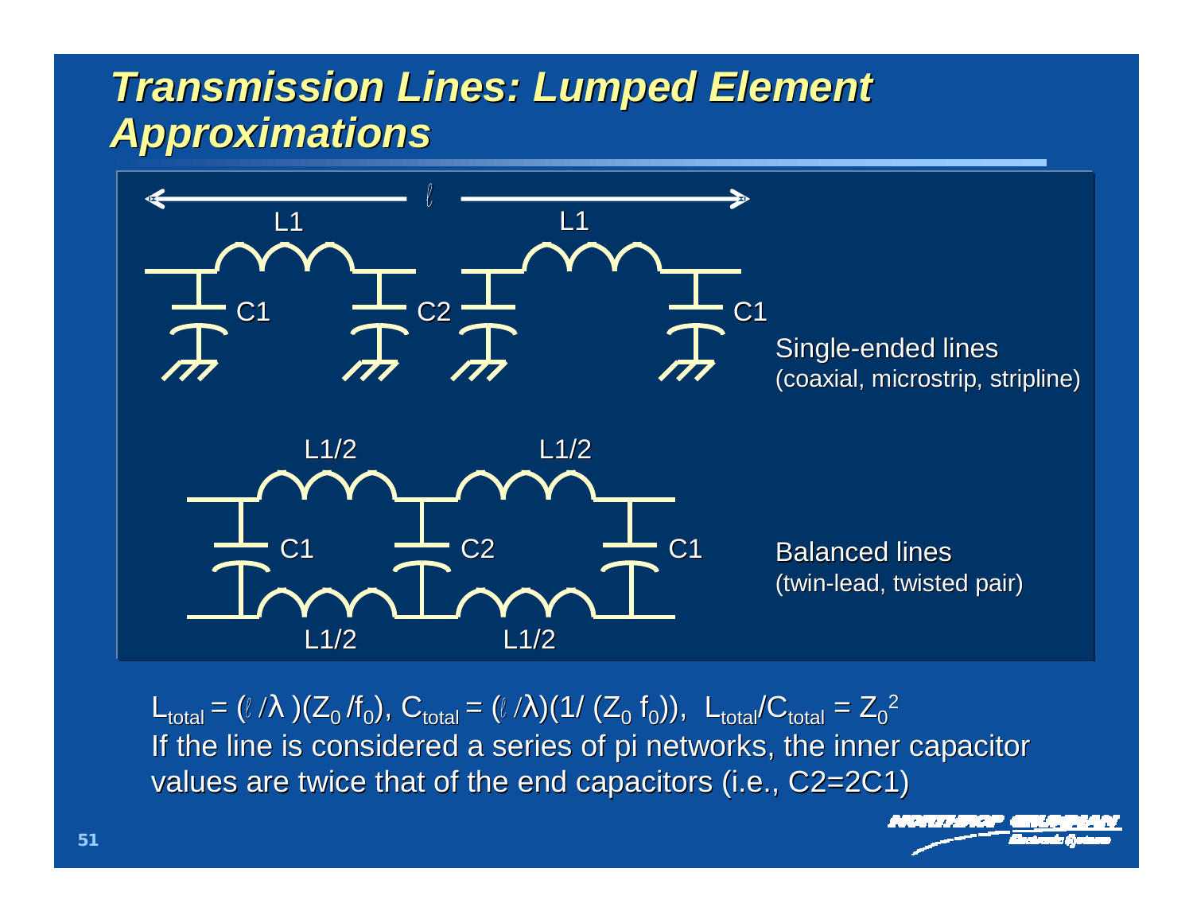# Transmission Lines: Lumped Element Approximations

$\ell$

L1 L1

C1 C2 C1

Single-ended lines
(coaxial, microstrip, stripline)

L1/2 L1/2

C1 C2 C1

L1/2 L1/2

Balanced lines
(twin-lead, twisted pair)

$L_{total} = (\ell/\lambda)(Z_0/f_0)$, $C_{total} = (\ell/\lambda)(1/(Z_0 f_0))$, $L_{total}/C_{total} = Z_0^2$

If the line is considered a series of pi networks, the inner capacitor values are twice that of the end capacitors (i.e., C2=2C1)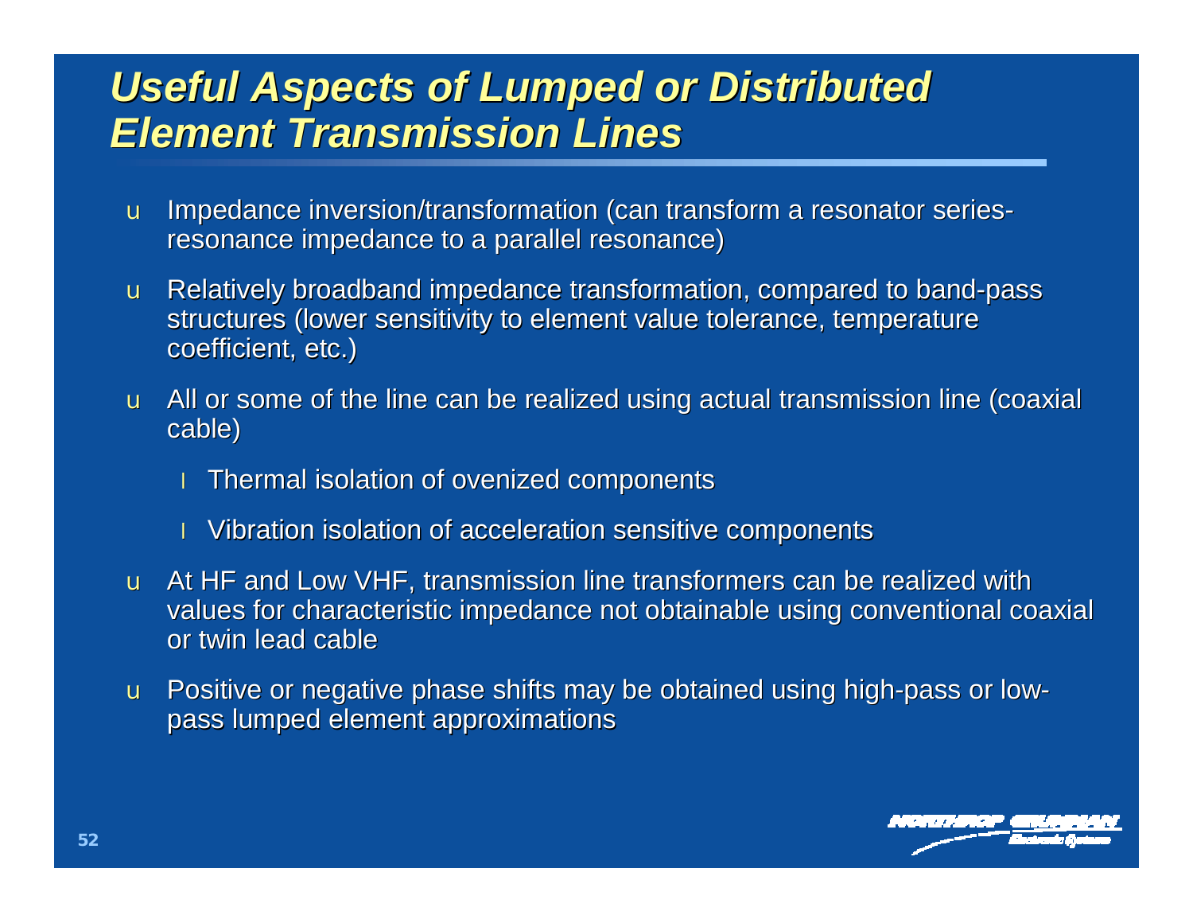# Useful Aspects of Lumped or Distributed Element Transmission Lines

- Impedance inversion/transformation (can transform a resonator series-resonance impedance to a parallel resonance)
- Relatively broadband impedance transformation, compared to band-pass structures (lower sensitivity to element value tolerance, temperature coefficient, etc.)
- All or some of the line can be realized using actual transmission line (coaxial cable)
  - Thermal isolation of ovenized components
  - Vibration isolation of acceleration sensitive components
- At HF and Low VHF, transmission line transformers can be realized with values for characteristic impedance not obtainable using conventional coaxial or twin lead cable
- Positive or negative phase shifts may be obtained using high-pass or low-pass lumped element approximations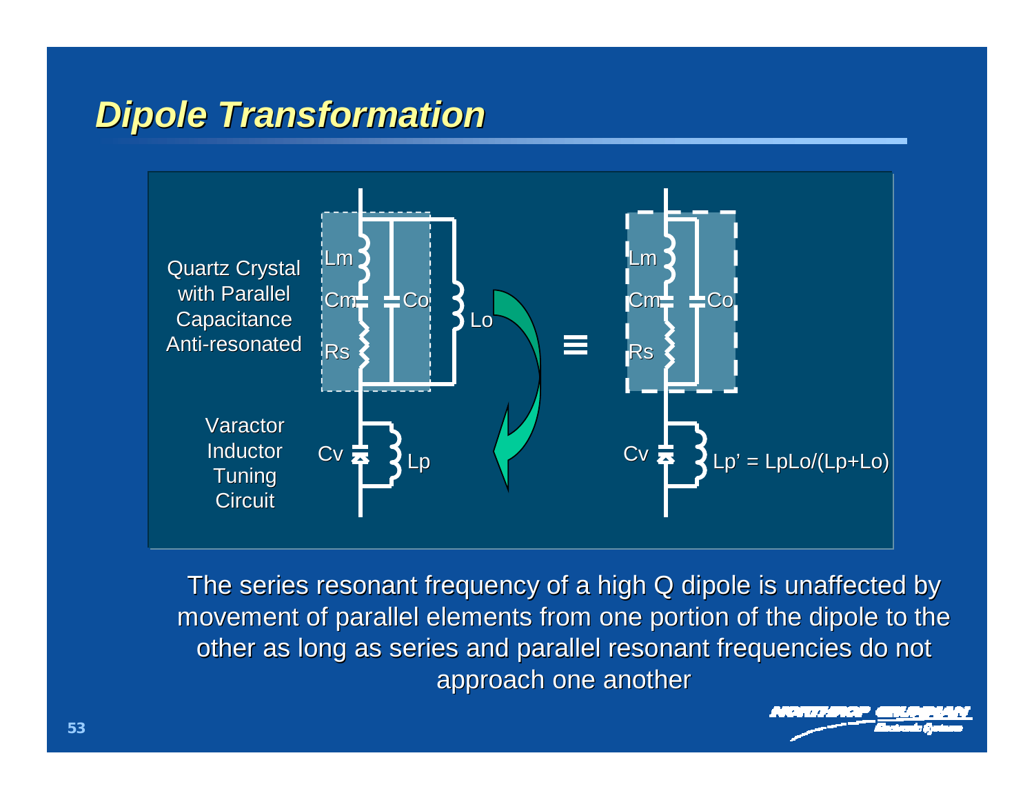# *Dipole Transformation*

Quartz Crystal with Parallel Capacitance Anti-resonated

Varactor Inductor Tuning Circuit

Lm

Cm

Co

Rs

Lo

Cv

Lp

≡

Lm

Cm

Co

Rs

Cv

Lp’ = LpLo/(Lp+Lo)

The series resonant frequency of a high Q dipole is unaffected by movement of parallel elements from one portion of the dipole to the other as long as series and parallel resonant frequencies do not approach one another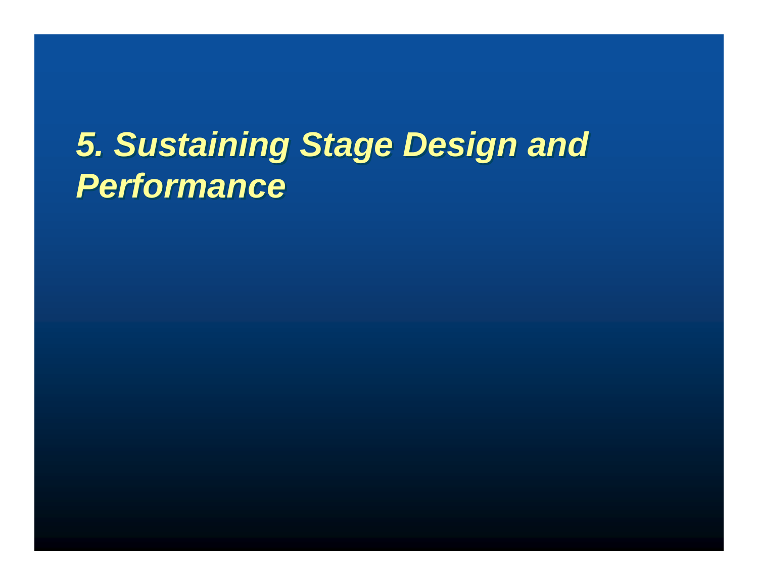# *5. Sustaining Stage Design and Performance*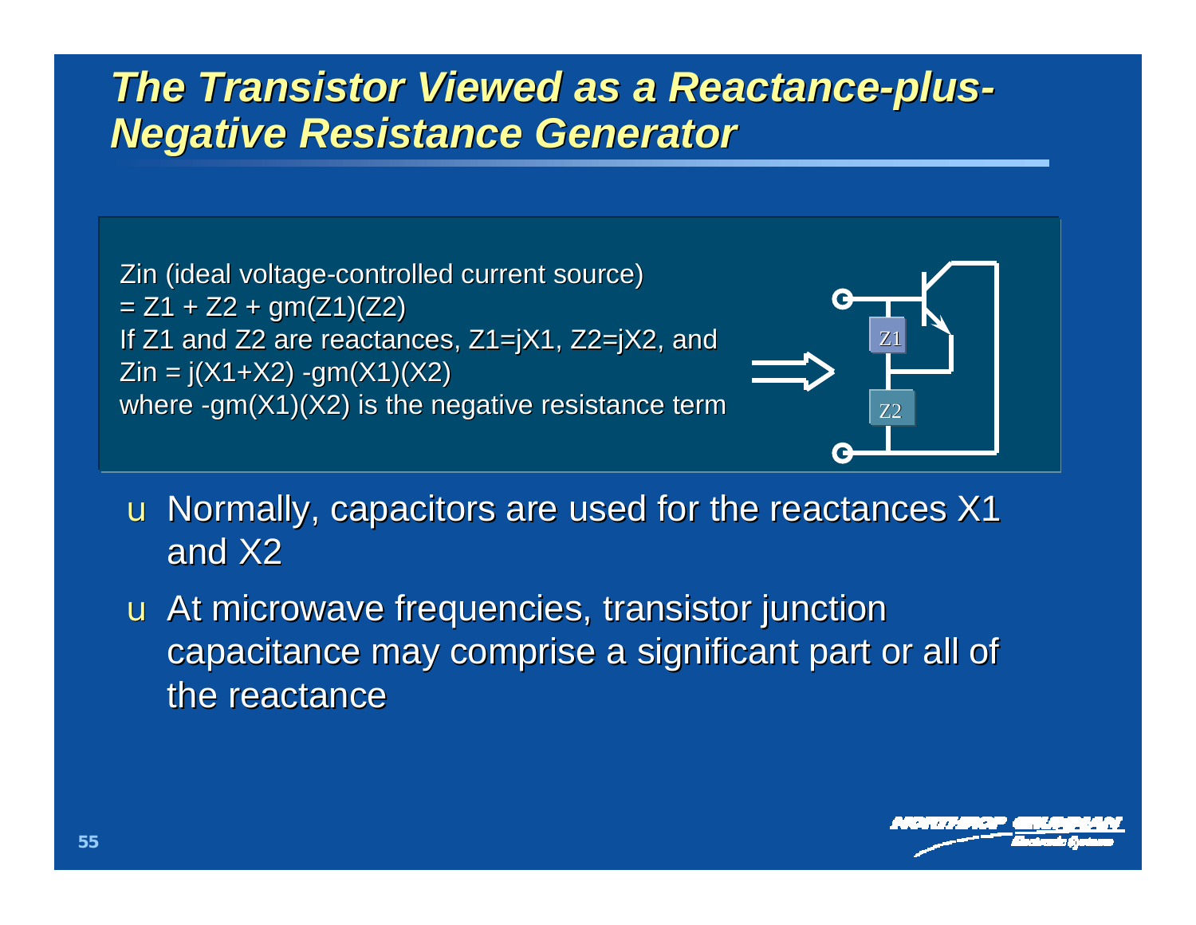# The Transistor Viewed as a Reactance-plus-Negative Resistance Generator

Zin (ideal voltage-controlled current source)
$= Z1 + Z2 + gm(Z1)(Z2)$
If Z1 and Z2 are reactances, $Z1=jX1$, $Z2=jX2$, and
$Zin = j(X1+X2) - gm(X1)(X2)$
where $-gm(X1)(X2)$ is the negative resistance term

Z1

Z2

- Normally, capacitors are used for the reactances X1 and X2
- At microwave frequencies, transistor junction capacitance may comprise a significant part or all of the reactance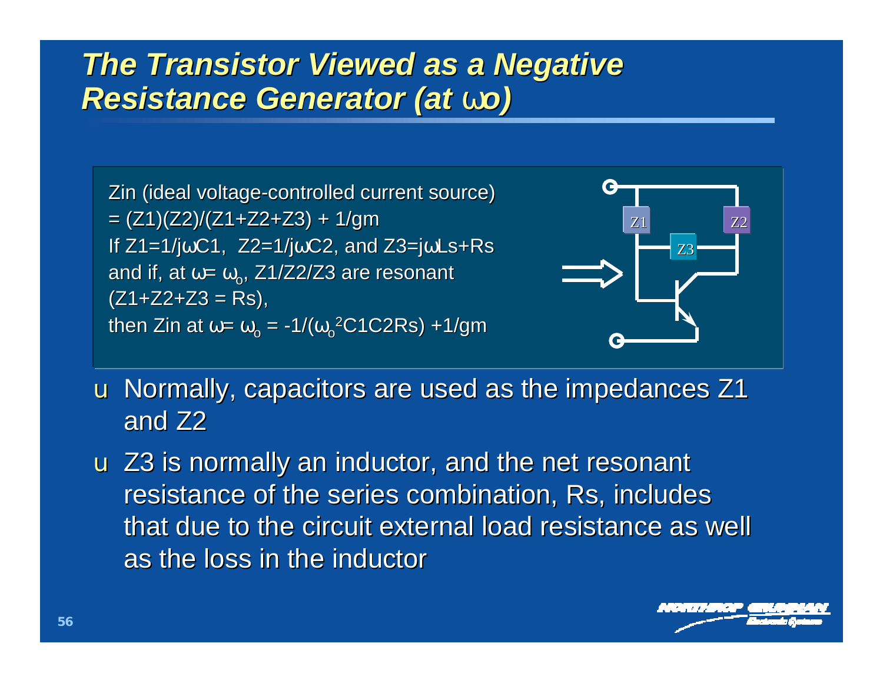# *The Transistor Viewed as a Negative Resistance Generator (at ωo)*

Zin (ideal voltage-controlled current source)
$= (Z1)(Z2)/(Z1+Z2+Z3) + 1/gm$
If $Z1=1/j\omega C1$, $Z2=1/j\omega C2$, and $Z3=j\omega Ls+Rs$
and if, at $\omega = \omega_o$, Z1/Z2/Z3 are resonant
$(Z1+Z2+Z3 = Rs)$,
then Zin at $\omega = \omega_o = -1/(\omega_o^2 C1C2Rs) + 1/gm$

Z1

Z2

Z3

- Normally, capacitors are used as the impedances Z1 and Z2
- Z3 is normally an inductor, and the net resonant resistance of the series combination, Rs, includes that due to the circuit external load resistance as well as the loss in the inductor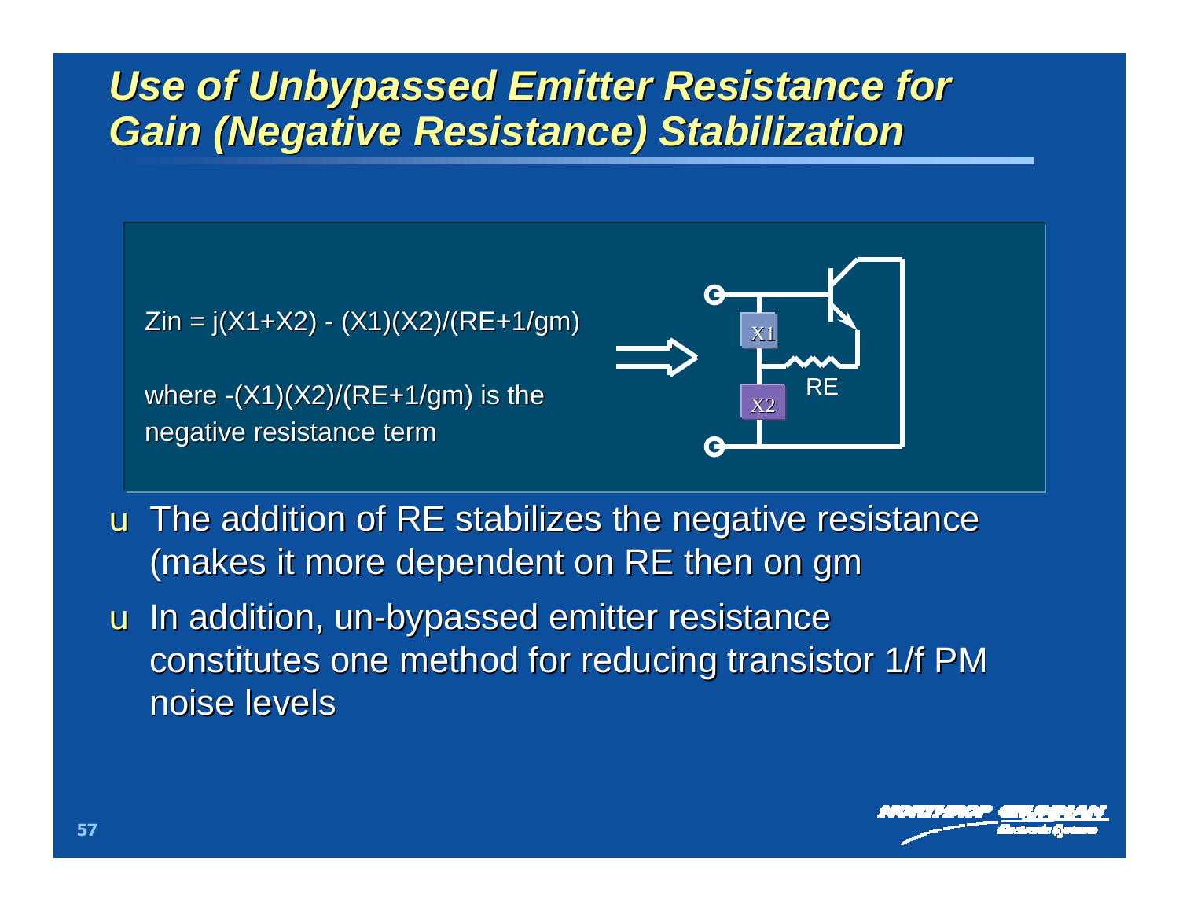# Use of Unbypassed Emitter Resistance for Gain (Negative Resistance) Stabilization

$Z_{in} = j(X1+X2) - (X1)(X2)/(RE+1/gm)$

where $-(X1)(X2)/(RE+1/gm)$ is the negative resistance term

X1

X2

RE

- The addition of RE stabilizes the negative resistance (makes it more dependent on RE then on gm
- In addition, un-bypassed emitter resistance constitutes one method for reducing transistor 1/f PM noise levels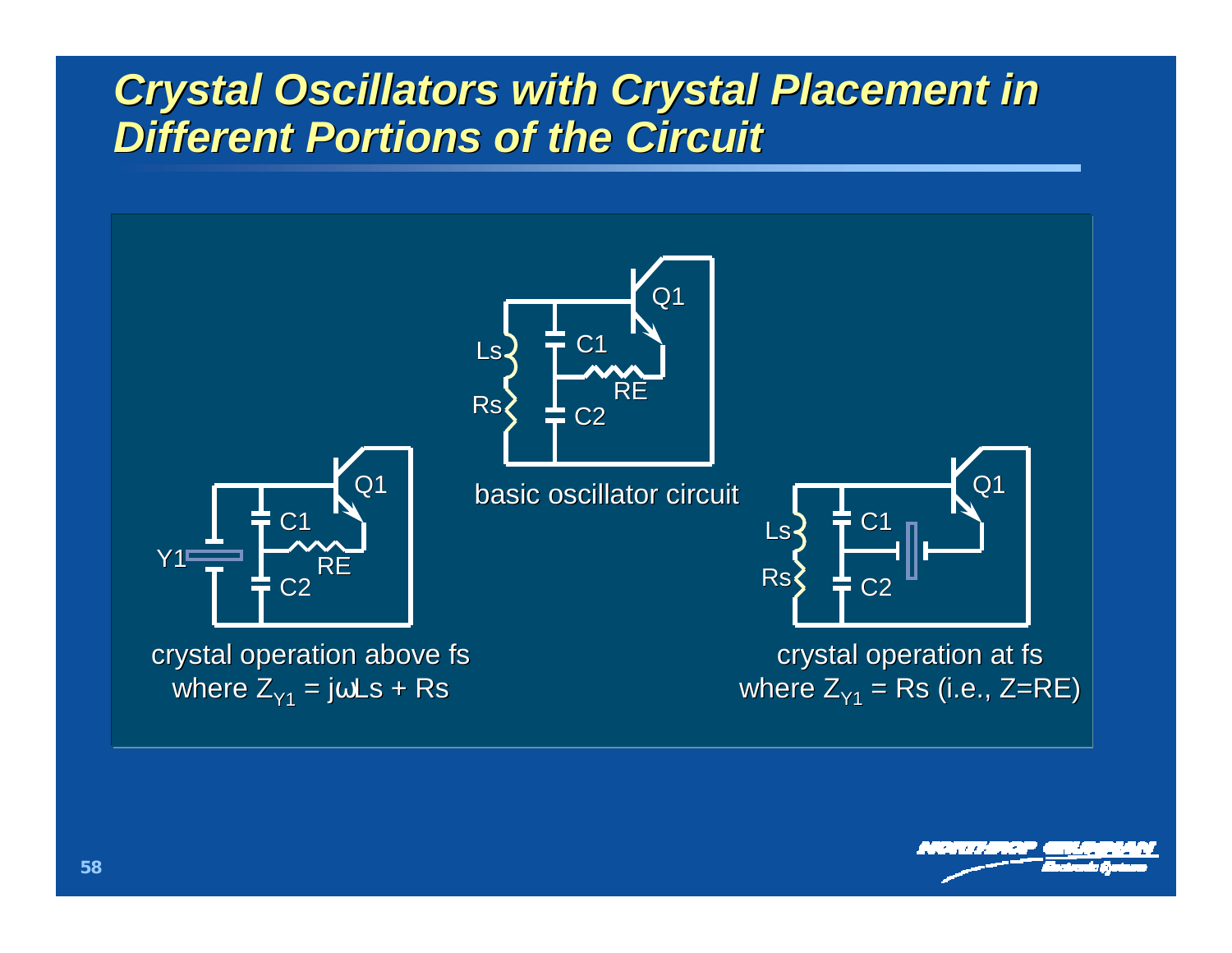# Crystal Oscillators with Crystal Placement in Different Portions of the Circuit

Q1
Ls
C1
RE
Rs
C2

basic oscillator circuit

Q1
C1
Y1
RE
C2

crystal operation above fs
where $Z_{Y1} = j\omega Ls + Rs$

Q1
Ls
C1
Rs
C2

crystal operation at fs
where $Z_{Y1} = Rs$ (i.e., Z=RE)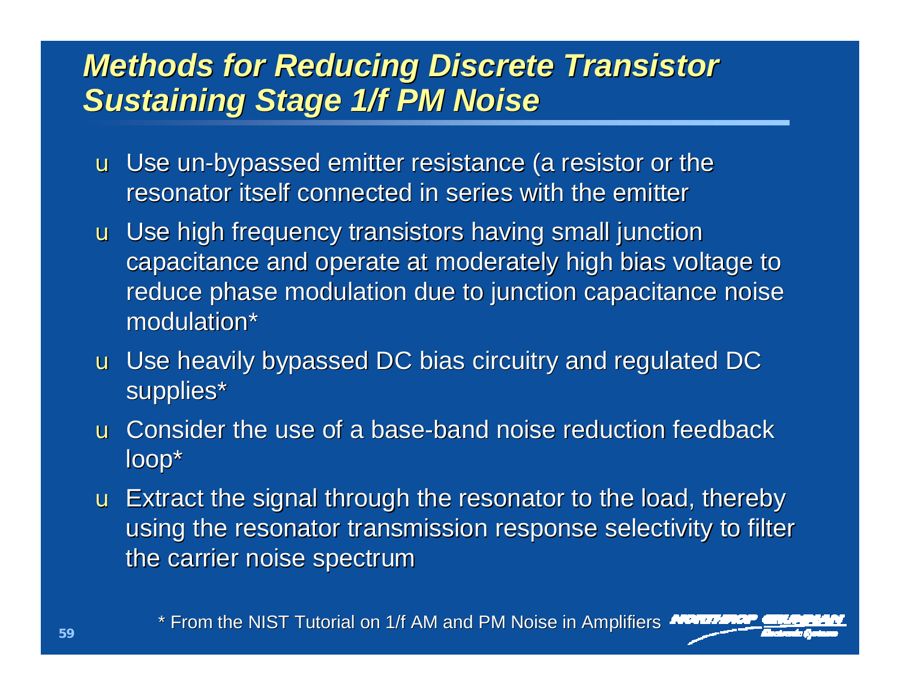# Methods for Reducing Discrete Transistor Sustaining Stage 1/f PM Noise

- Use un-bypassed emitter resistance (a resistor or the resonator itself connected in series with the emitter
- Use high frequency transistors having small junction capacitance and operate at moderately high bias voltage to reduce phase modulation due to junction capacitance noise modulation*
- Use heavily bypassed DC bias circuitry and regulated DC supplies*
- Consider the use of a base-band noise reduction feedback loop*
- Extract the signal through the resonator to the load, thereby using the resonator transmission response selectivity to filter the carrier noise spectrum

* From the NIST Tutorial on 1/f AM and PM Noise in Amplifiers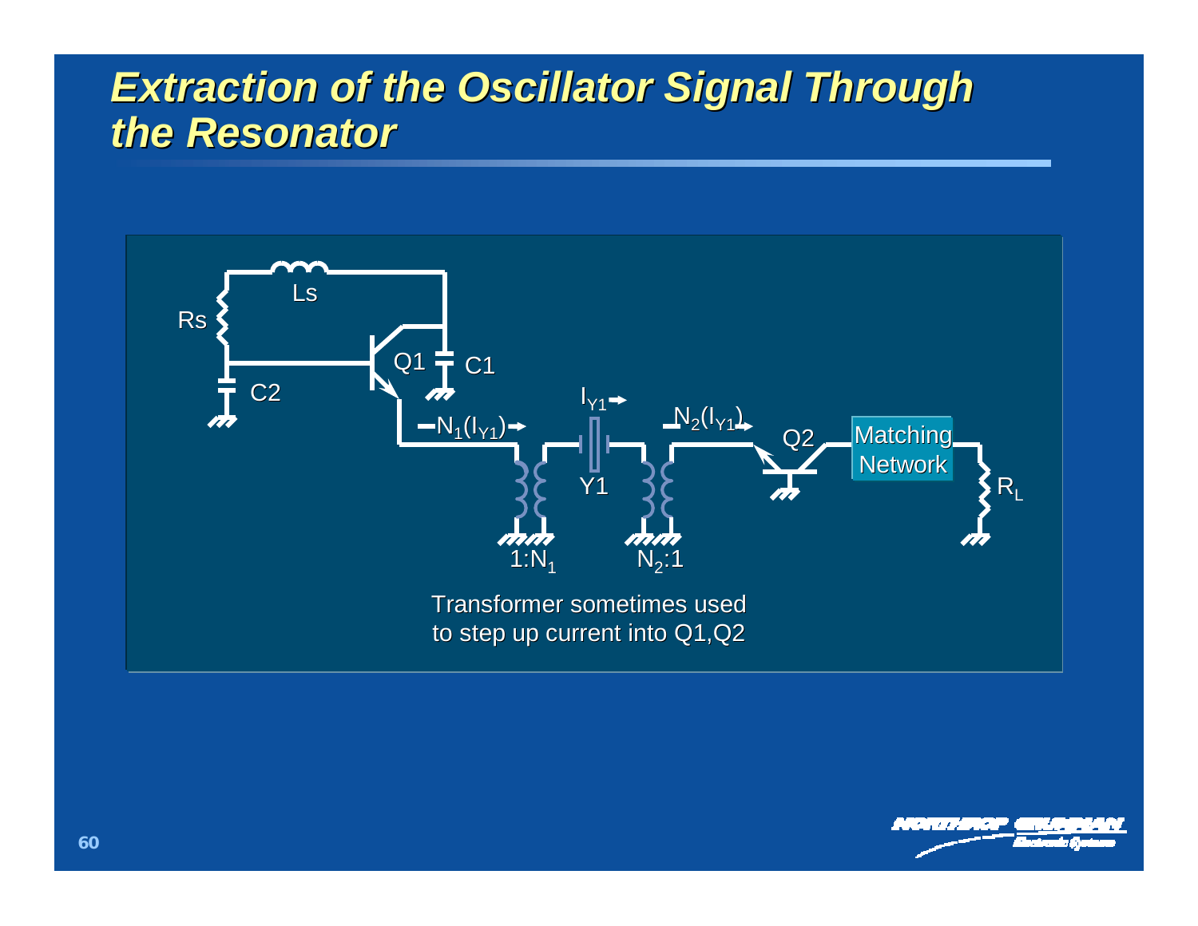# Extraction of the Oscillator Signal Through the Resonator

Ls

Rs

Q1

C1

C2

$I_{Y1}$

$N_1(I_{Y1})$

$N_2(I_{Y1})$

Y1

Q2

Matching Network

$R_L$

$1{:}N_1$

$N_2{:}1$

Transformer sometimes used to step up current into Q1,Q2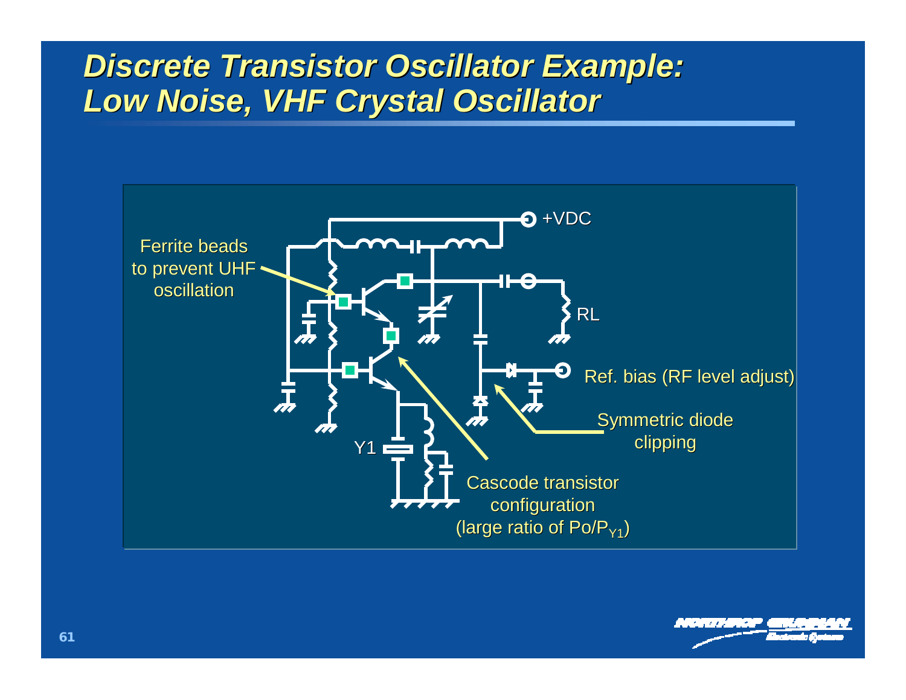# Discrete Transistor Oscillator Example: Low Noise, VHF Crystal Oscillator

Ferrite beads to prevent UHF oscillation

+VDC

RL

Ref. bias (RF level adjust)

Symmetric diode clipping

Y1

Cascode transistor configuration (large ratio of $Po/P_{Y1}$)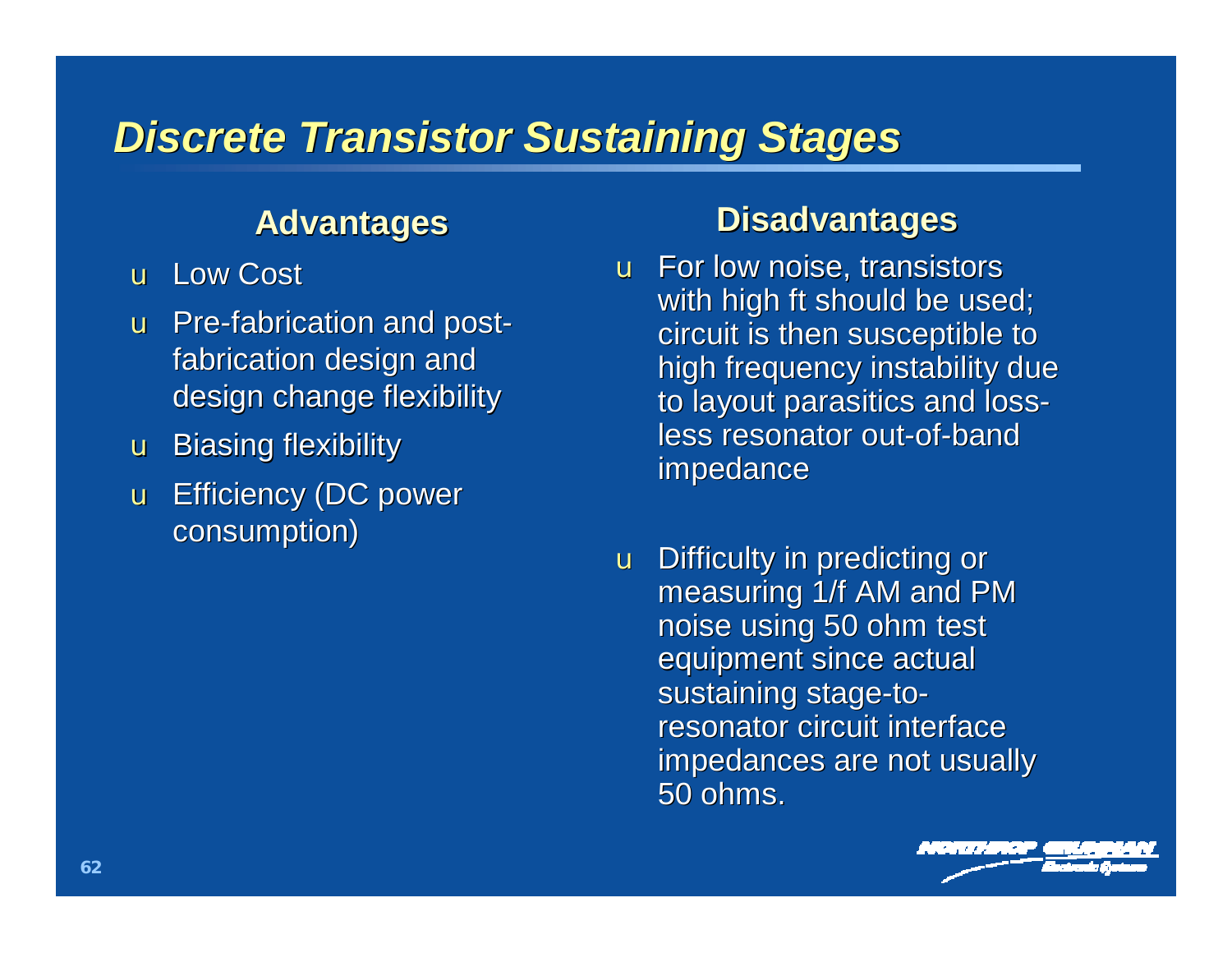# *Discrete Transistor Sustaining Stages*

## Advantages

- Low Cost
- Pre-fabrication and post-fabrication design and design change flexibility
- Biasing flexibility
- Efficiency (DC power consumption)

## Disadvantages

- For low noise, transistors with high ft should be used; circuit is then susceptible to high frequency instability due to layout parasitics and loss-less resonator out-of-band impedance
- Difficulty in predicting or measuring 1/f AM and PM noise using 50 ohm test equipment since actual sustaining stage-to-resonator circuit interface impedances are not usually 50 ohms.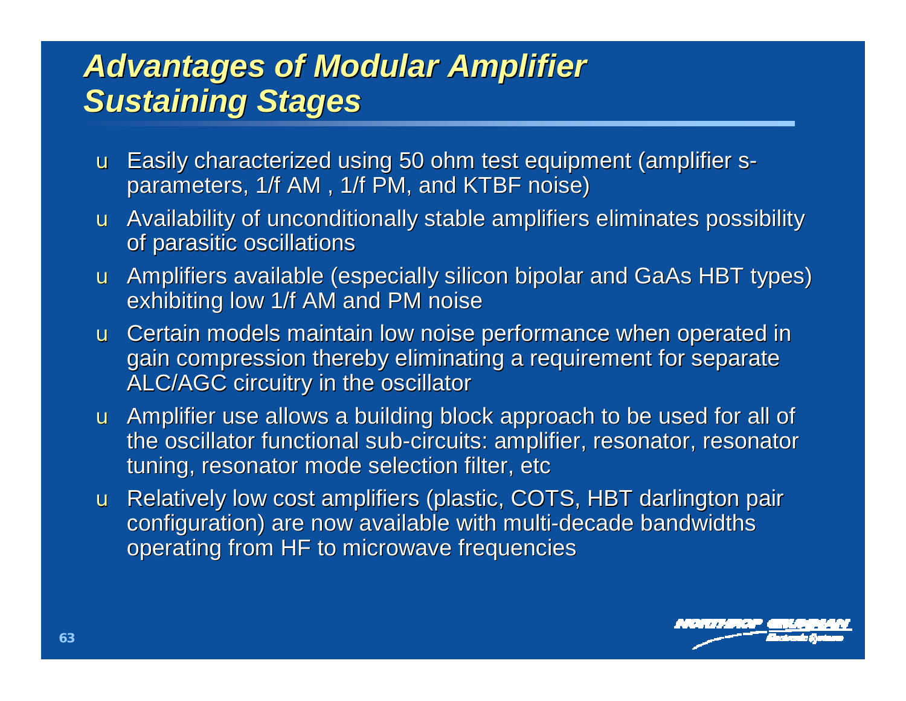# Advantages of Modular Amplifier Sustaining Stages

- Easily characterized using 50 ohm test equipment (amplifier s-parameters, 1/f AM , 1/f PM, and KTBF noise)
- Availability of unconditionally stable amplifiers eliminates possibility of parasitic oscillations
- Amplifiers available (especially silicon bipolar and GaAs HBT types) exhibiting low 1/f AM and PM noise
- Certain models maintain low noise performance when operated in gain compression thereby eliminating a requirement for separate ALC/AGC circuitry in the oscillator
- Amplifier use allows a building block approach to be used for all of the oscillator functional sub-circuits: amplifier, resonator, resonator tuning, resonator mode selection filter, etc
- Relatively low cost amplifiers (plastic, COTS, HBT darlington pair configuration) are now available with multi-decade bandwidths operating from HF to microwave frequencies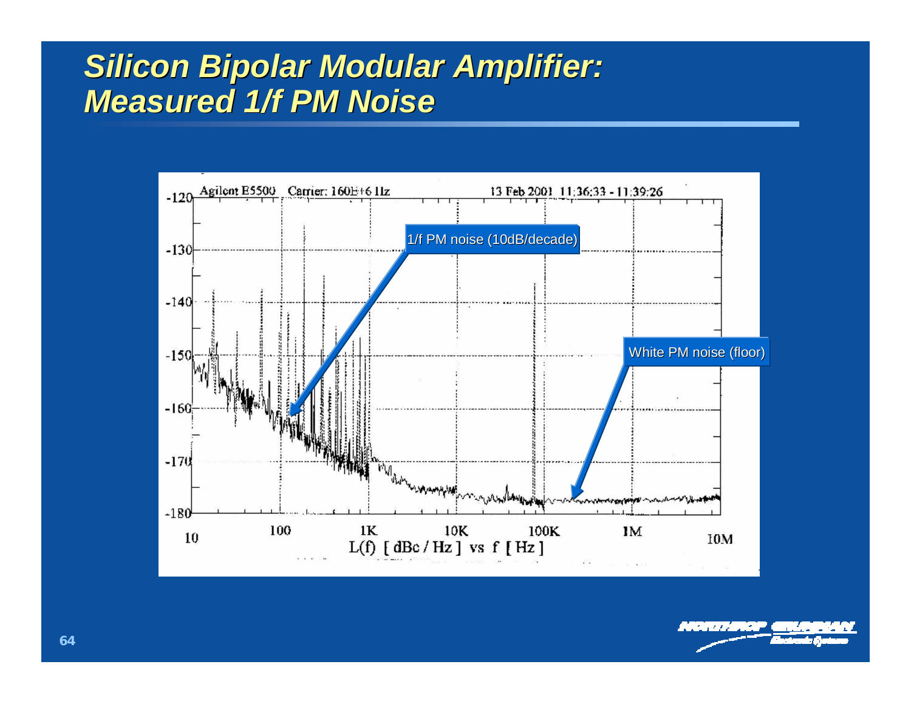# Silicon Bipolar Modular Amplifier: Measured 1/f PM Noise

Agilent E5500 Carrier: 160E+6 Hz

13 Feb 2001 11:36:33 - 11:39:26

1/f PM noise (10dB/decade)

White PM noise (floor)

-120
-130
-140
-150
-160
-170
-180

10
100
1K
10K
100K
1M
10M

L(f) [ dBc / Hz ] vs f [ Hz ]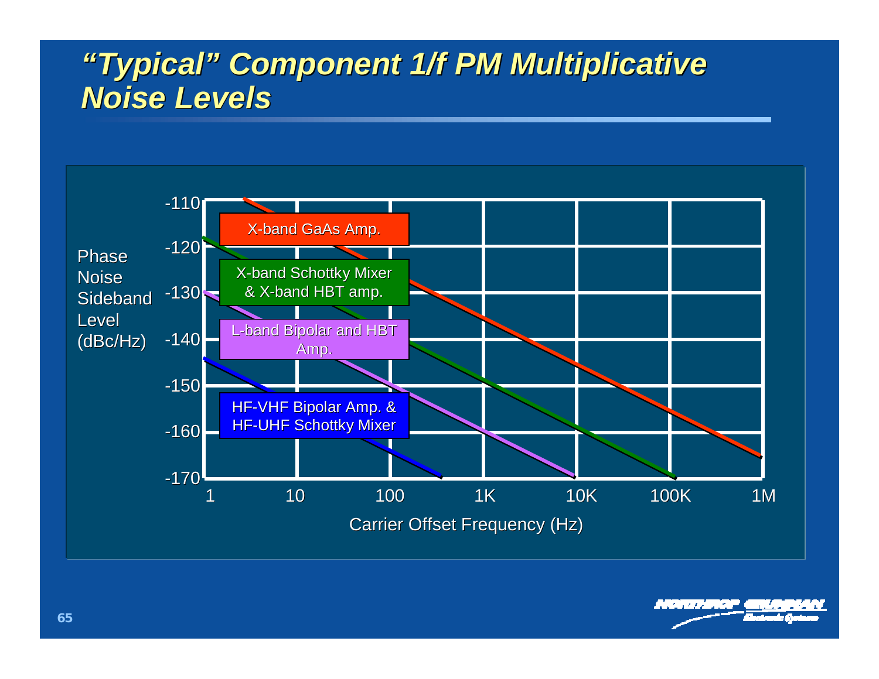# *"Typical" Component 1/f PM Multiplicative Noise Levels*

Phase Noise Sideband Level (dBc/Hz)

-110
-120
-130
-140
-150
-160
-170

1
10
100
1K
10K
100K
1M

Carrier Offset Frequency (Hz)

X-band GaAs Amp.

X-band Schottky Mixer & X-band HBT amp.

L-band Bipolar and HBT Amp.

HF-VHF Bipolar Amp. & HF-UHF Schottky Mixer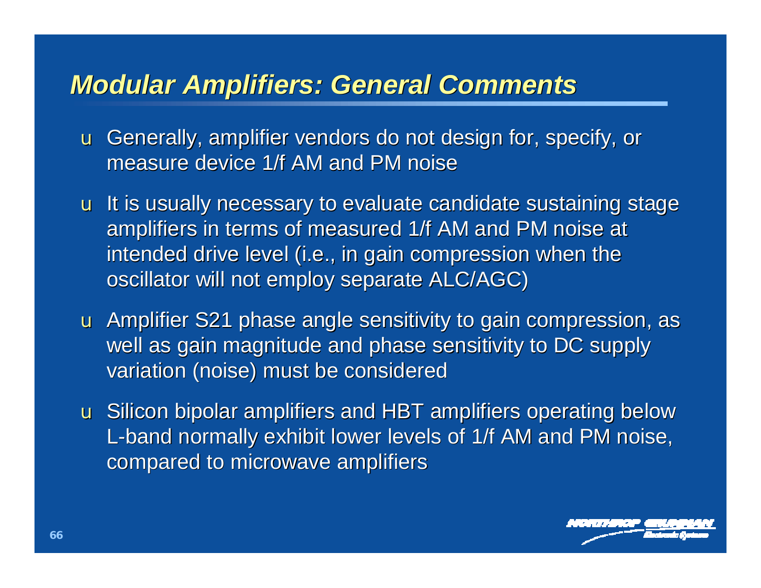## *Modular Amplifiers: General Comments*

- Generally, amplifier vendors do not design for, specify, or measure device 1/f AM and PM noise
- It is usually necessary to evaluate candidate sustaining stage amplifiers in terms of measured 1/f AM and PM noise at intended drive level (i.e., in gain compression when the oscillator will not employ separate ALC/AGC)
- Amplifier S21 phase angle sensitivity to gain compression, as well as gain magnitude and phase sensitivity to DC supply variation (noise) must be considered
- Silicon bipolar amplifiers and HBT amplifiers operating below L-band normally exhibit lower levels of 1/f AM and PM noise, compared to microwave amplifiers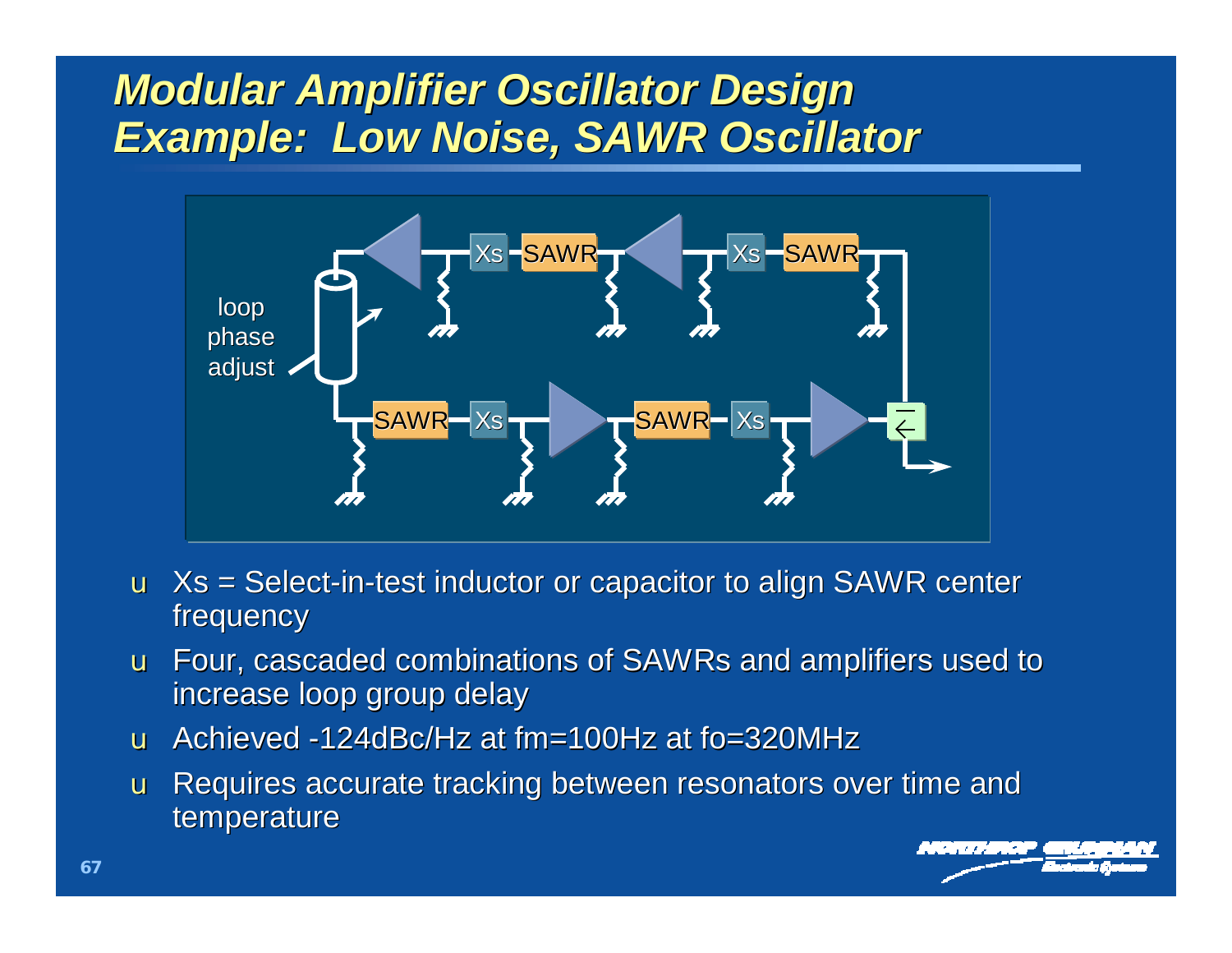# Modular Amplifier Oscillator Design Example: Low Noise, SAWR Oscillator

loop
phase
adjust

Xs
SAWR
Xs
SAWR
SAWR
Xs
SAWR
Xs

- Xs = Select-in-test inductor or capacitor to align SAWR center frequency
- Four, cascaded combinations of SAWRs and amplifiers used to increase loop group delay
- Achieved -124dBc/Hz at fm=100Hz at fo=320MHz
- Requires accurate tracking between resonators over time and temperature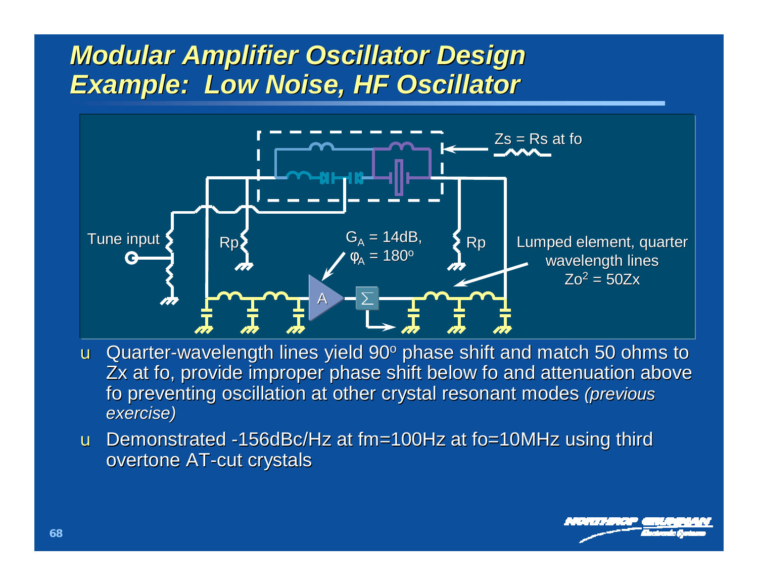# Modular Amplifier Oscillator Design Example: Low Noise, HF Oscillator

Zs = Rs at fo

Tune input

Rp

$G_A$ = 14dB, $\varphi_A$ = 180°

Rp

Lumped element, quarter wavelength lines $Zo^2 = 50Zx$

A

∑

- Quarter-wavelength lines yield 90° phase shift and match 50 ohms to Zx at fo, provide improper phase shift below fo and attenuation above fo preventing oscillation at other crystal resonant modes *(previous exercise)*
- Demonstrated -156dBc/Hz at fm=100Hz at fo=10MHz using third overtone AT-cut crystals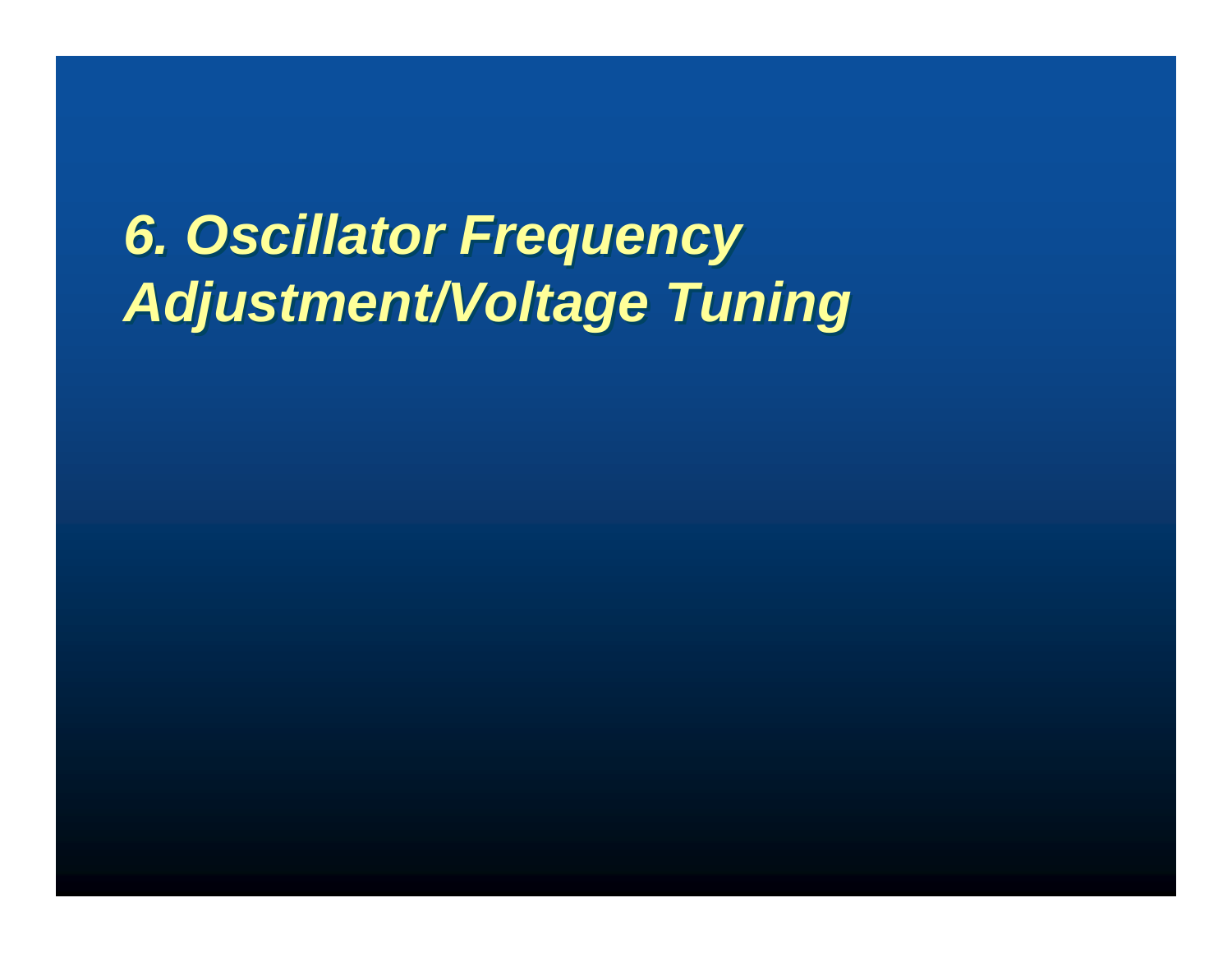# *6. Oscillator Frequency Adjustment/Voltage Tuning*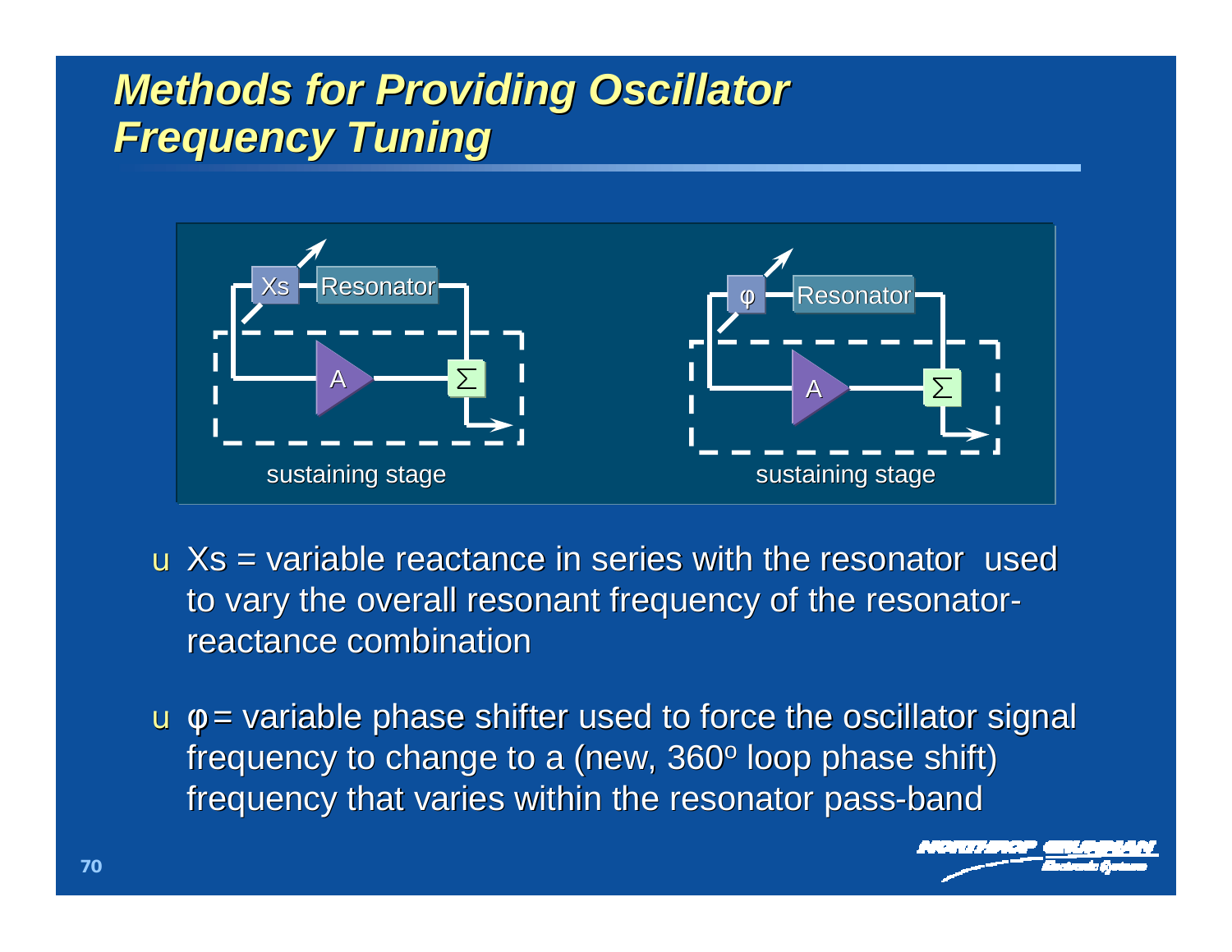# Methods for Providing Oscillator Frequency Tuning

Xs | Resonator | A | Σ | sustaining stage

φ | Resonator | A | Σ | sustaining stage

- Xs = variable reactance in series with the resonator used to vary the overall resonant frequency of the resonator-reactance combination
- φ = variable phase shifter used to force the oscillator signal frequency to change to a (new, 360º loop phase shift) frequency that varies within the resonator pass-band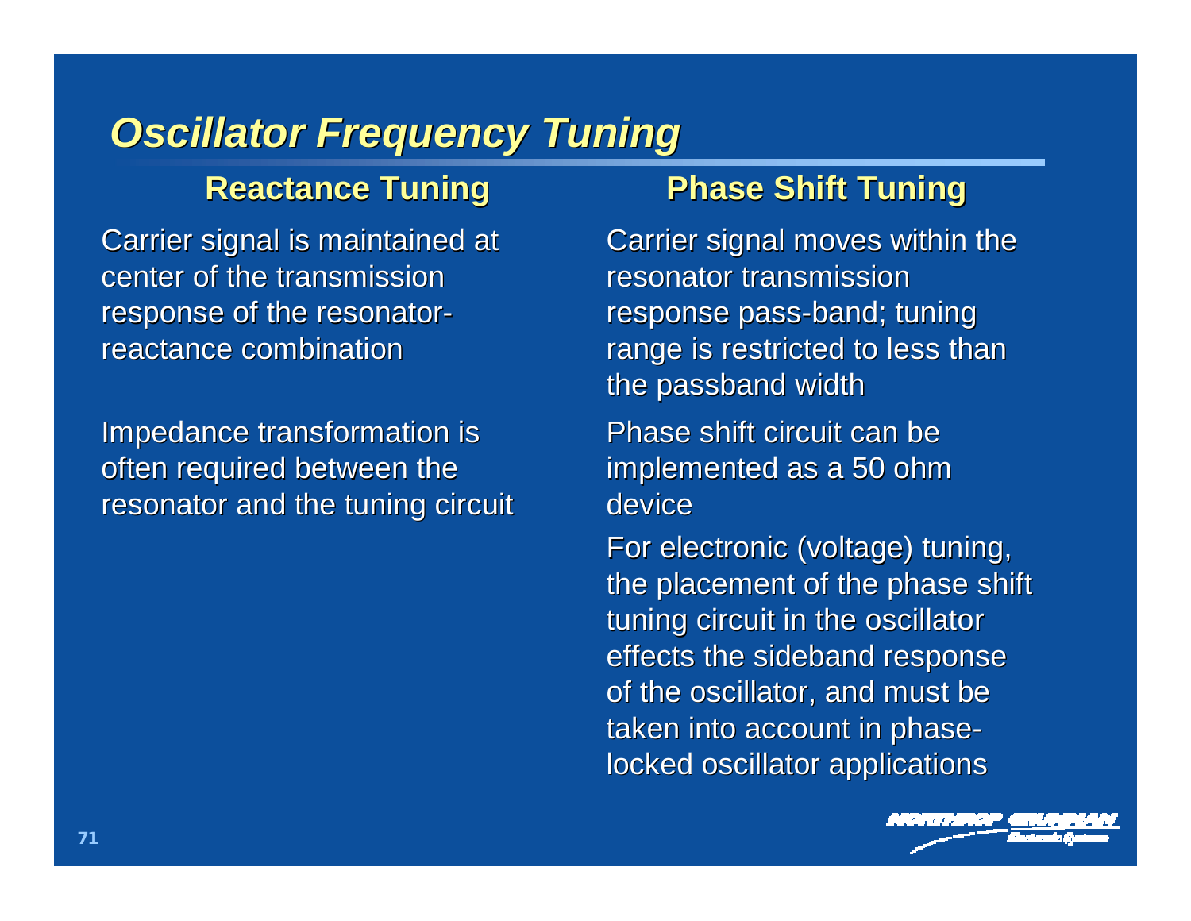# *Oscillator Frequency Tuning*

## Reactance Tuning

Carrier signal is maintained at center of the transmission response of the resonator-reactance combination

Impedance transformation is often required between the resonator and the tuning circuit

## Phase Shift Tuning

Carrier signal moves within the resonator transmission response pass-band; tuning range is restricted to less than the passband width

Phase shift circuit can be implemented as a 50 ohm device

For electronic (voltage) tuning, the placement of the phase shift tuning circuit in the oscillator effects the sideband response of the oscillator, and must be taken into account in phase-locked oscillator applications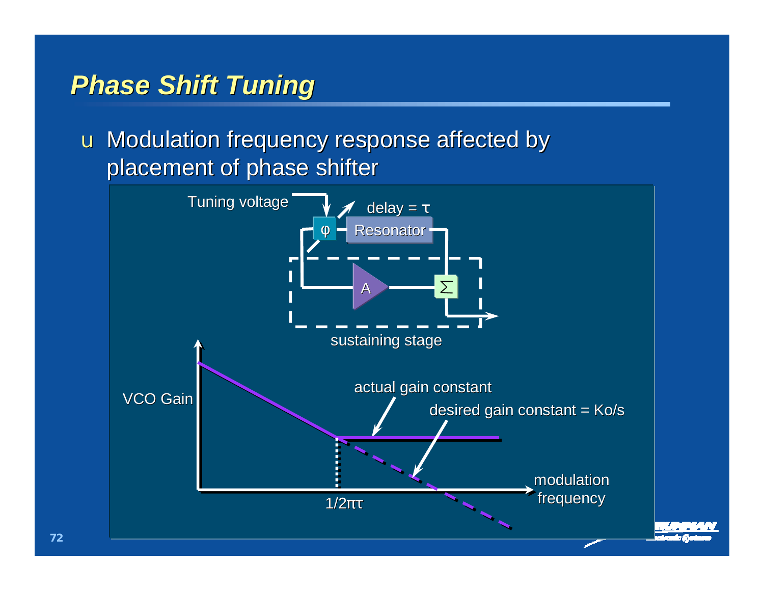# Phase Shift Tuning

- Modulation frequency response affected by placement of phase shifter

Tuning voltage

delay = $\tau$

$\varphi$

Resonator

A

$\Sigma$

sustaining stage

VCO Gain

actual gain constant

desired gain constant = Ko/s

modulation frequency

$1/2\pi\tau$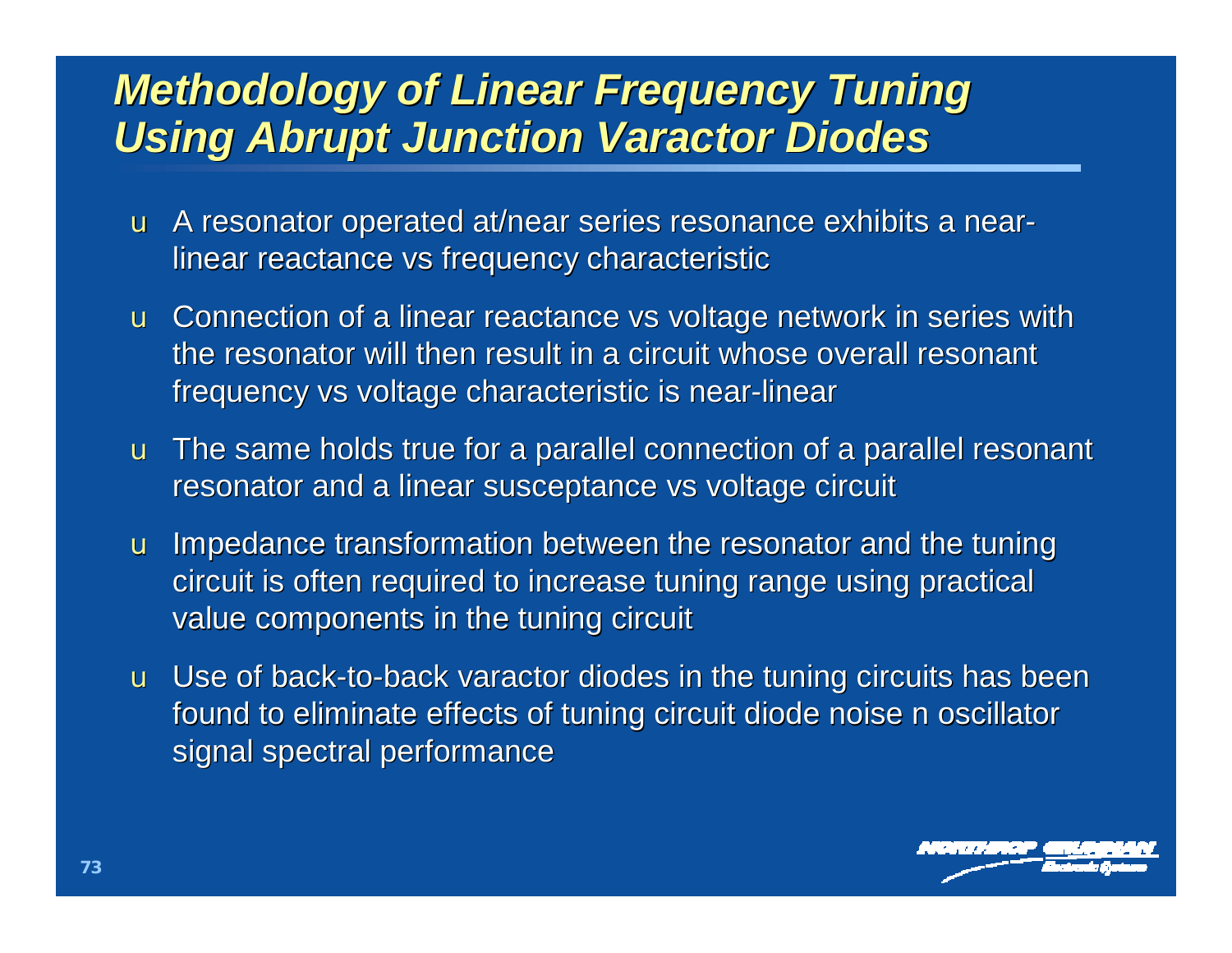# Methodology of Linear Frequency Tuning Using Abrupt Junction Varactor Diodes

- A resonator operated at/near series resonance exhibits a near-linear reactance vs frequency characteristic
- Connection of a linear reactance vs voltage network in series with the resonator will then result in a circuit whose overall resonant frequency vs voltage characteristic is near-linear
- The same holds true for a parallel connection of a parallel resonant resonator and a linear susceptance vs voltage circuit
- Impedance transformation between the resonator and the tuning circuit is often required to increase tuning range using practical value components in the tuning circuit
- Use of back-to-back varactor diodes in the tuning circuits has been found to eliminate effects of tuning circuit diode noise n oscillator signal spectral performance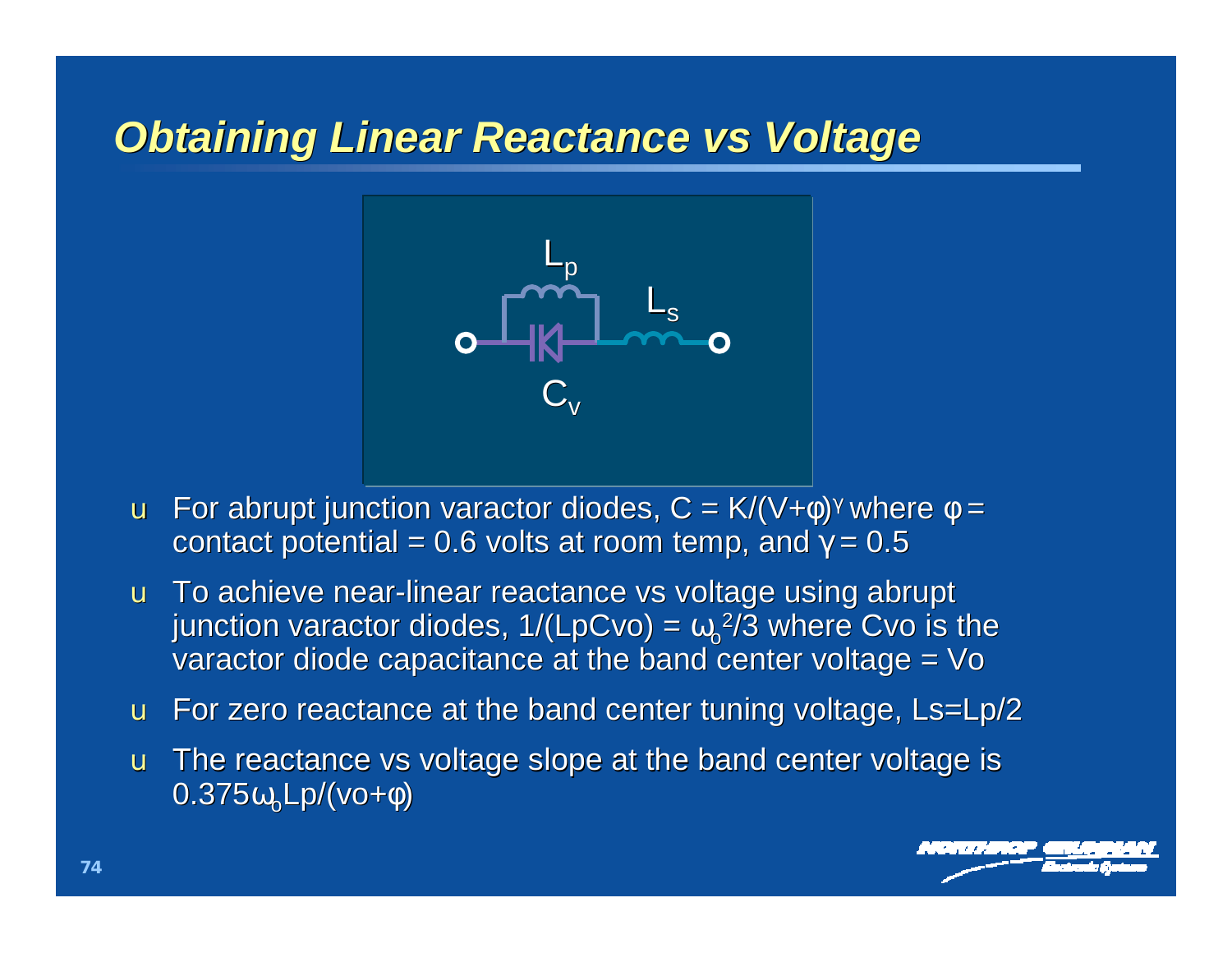# *Obtaining Linear Reactance vs Voltage*

$L_p$

$L_s$

$C_v$

- For abrupt junction varactor diodes, $C = K/(V+\varphi)^{\gamma}$ where $\varphi$ = contact potential = 0.6 volts at room temp, and $\gamma = 0.5$
- To achieve near-linear reactance vs voltage using abrupt junction varactor diodes, $1/(LpCvo) = \omega_o^2/3$ where Cvo is the varactor diode capacitance at the band center voltage = Vo
- For zero reactance at the band center tuning voltage, Ls=Lp/2
- The reactance vs voltage slope at the band center voltage is $0.375\omega_o Lp/(vo+\varphi)$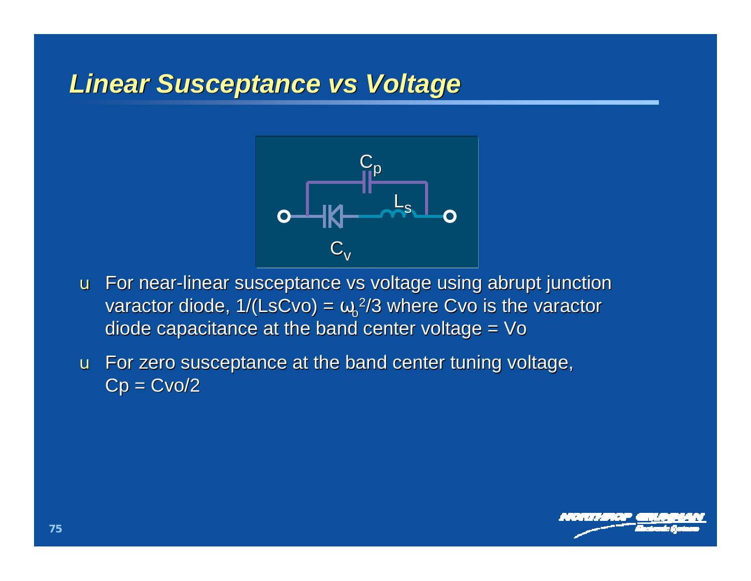# *Linear Susceptance vs Voltage*

$C_p$

$L_s$

$C_v$

- For near-linear susceptance vs voltage using abrupt junction varactor diode, $1/(LsCvo) = \omega_o^2/3$ where Cvo is the varactor diode capacitance at the band center voltage = Vo
- For zero susceptance at the band center tuning voltage, Cp = Cvo/2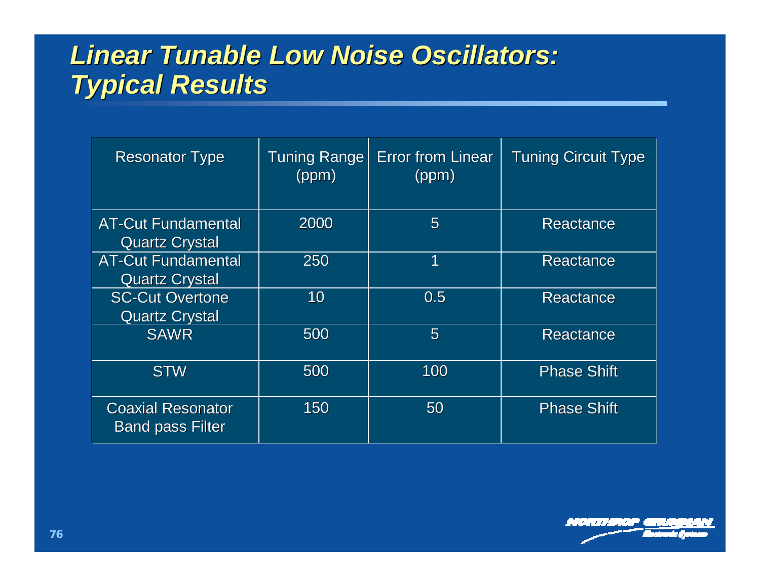# *Linear Tunable Low Noise Oscillators: Typical Results*

| Resonator Type | Tuning Range (ppm) | Error from Linear (ppm) | Tuning Circuit Type |
|---|---|---|---|
| AT-Cut Fundamental Quartz Crystal | 2000 | 5 | Reactance |
| AT-Cut Fundamental Quartz Crystal | 250 | 1 | Reactance |
| SC-Cut Overtone Quartz Crystal | 10 | 0.5 | Reactance |
| SAWR | 500 | 5 | Reactance |
| STW | 500 | 100 | Phase Shift |
| Coaxial Resonator Band pass Filter | 150 | 50 | Phase Shift |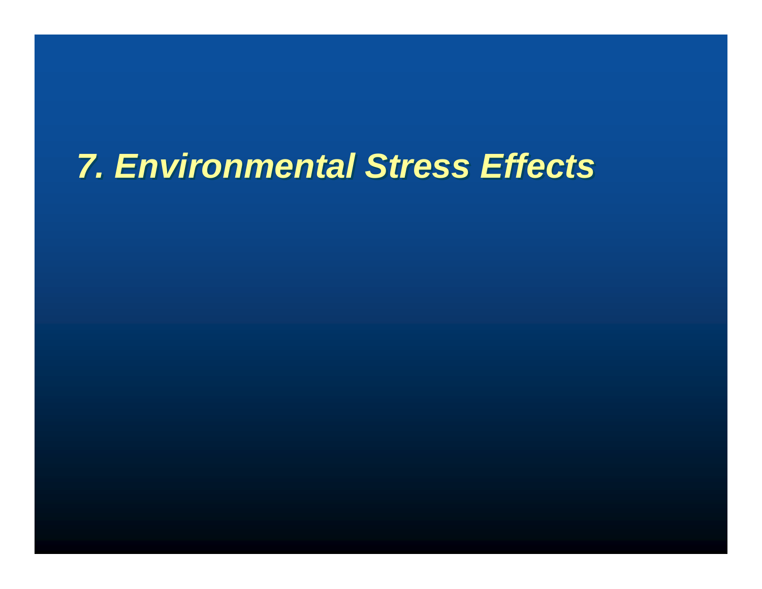# *7. Environmental Stress Effects*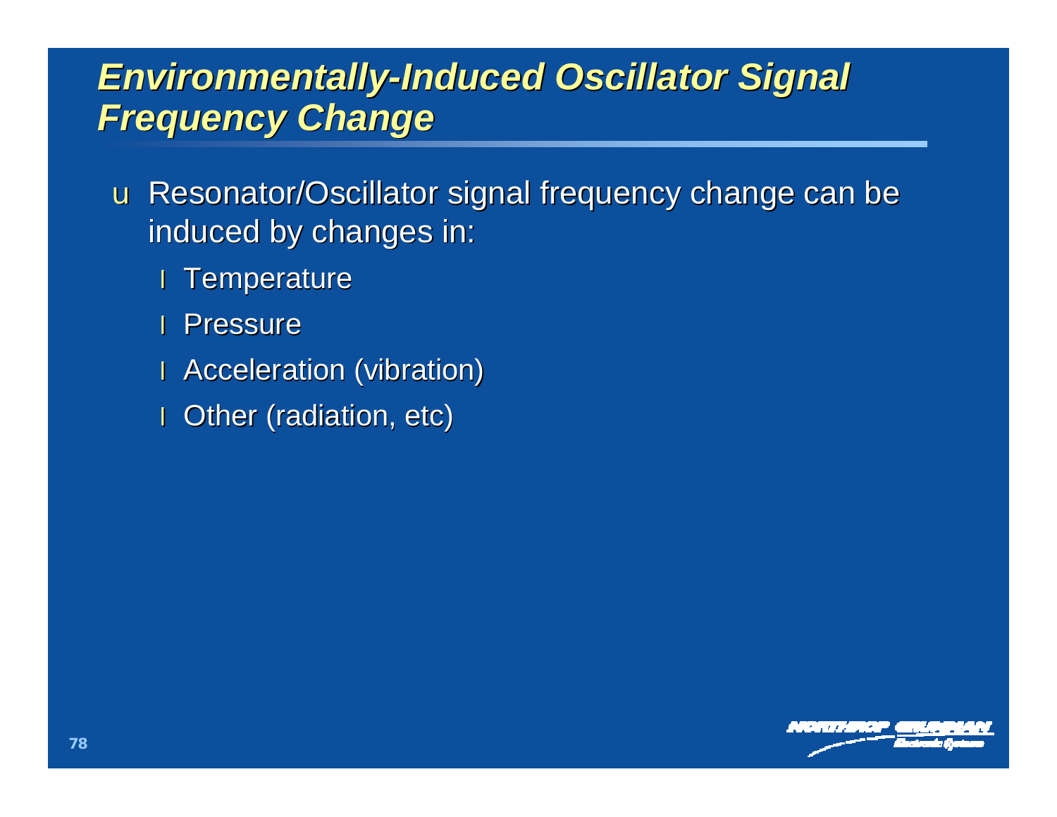# *Environmentally-Induced Oscillator Signal Frequency Change*

- Resonator/Oscillator signal frequency change can be induced by changes in:
  - Temperature
  - Pressure
  - Acceleration (vibration)
  - Other (radiation, etc)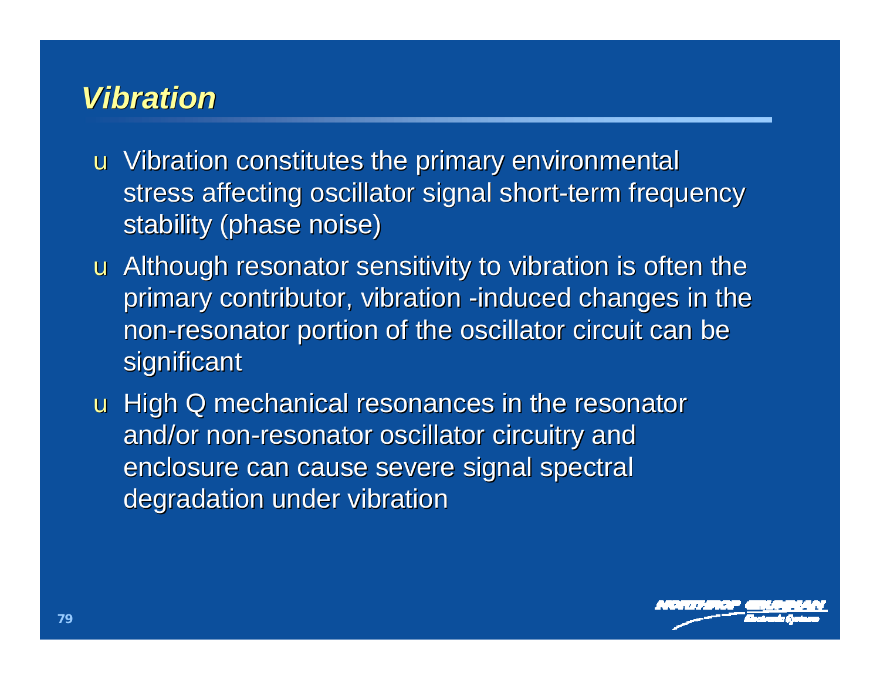# *Vibration*

- Vibration constitutes the primary environmental stress affecting oscillator signal short-term frequency stability (phase noise)
- Although resonator sensitivity to vibration is often the primary contributor, vibration -induced changes in the non-resonator portion of the oscillator circuit can be significant
- High Q mechanical resonances in the resonator and/or non-resonator oscillator circuitry and enclosure can cause severe signal spectral degradation under vibration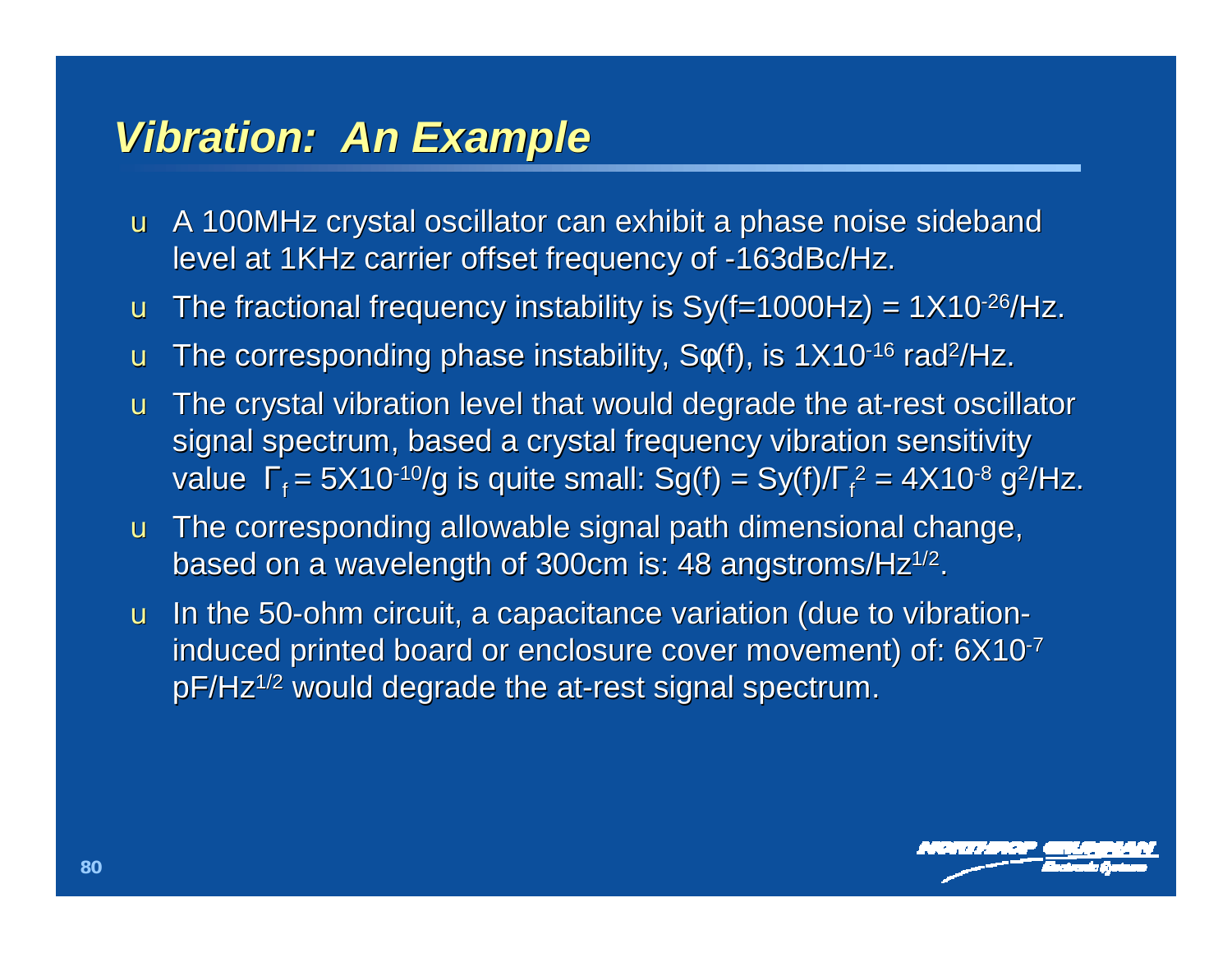# *Vibration: An Example*

- A 100MHz crystal oscillator can exhibit a phase noise sideband level at 1KHz carrier offset frequency of -163dBc/Hz.
- The fractional frequency instability is Sy(f=1000Hz) = $1\text{X}10^{-26}$/Hz.
- The corresponding phase instability, Sφ(f), is $1\text{X}10^{-16}$ $\text{rad}^2$/Hz.
- The crystal vibration level that would degrade the at-rest oscillator signal spectrum, based a crystal frequency vibration sensitivity value $\Gamma_f = 5\text{X}10^{-10}$/g is quite small: $Sg(f) = Sy(f)/\Gamma_f^2 = 4\text{X}10^{-8}$ $g^2$/Hz.
- The corresponding allowable signal path dimensional change, based on a wavelength of 300cm is: 48 angstroms/$\text{Hz}^{1/2}$.
- In the 50-ohm circuit, a capacitance variation (due to vibration-induced printed board or enclosure cover movement) of: $6\text{X}10^{-7}$ pF/$\text{Hz}^{1/2}$ would degrade the at-rest signal spectrum.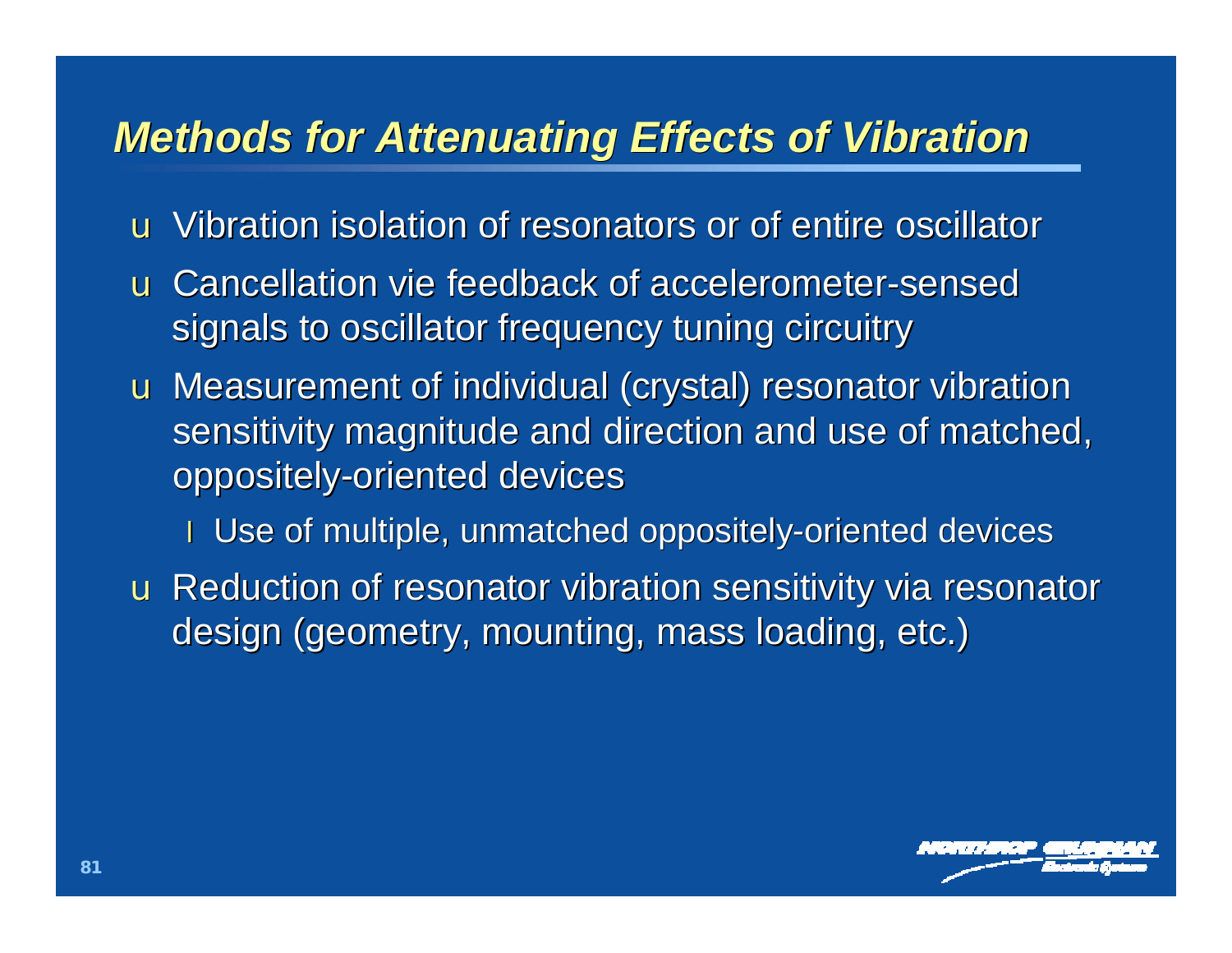# *Methods for Attenuating Effects of Vibration*

- Vibration isolation of resonators or of entire oscillator
- Cancellation vie feedback of accelerometer-sensed signals to oscillator frequency tuning circuitry
- Measurement of individual (crystal) resonator vibration sensitivity magnitude and direction and use of matched, oppositely-oriented devices
  - Use of multiple, unmatched oppositely-oriented devices
- Reduction of resonator vibration sensitivity via resonator design (geometry, mounting, mass loading, etc.)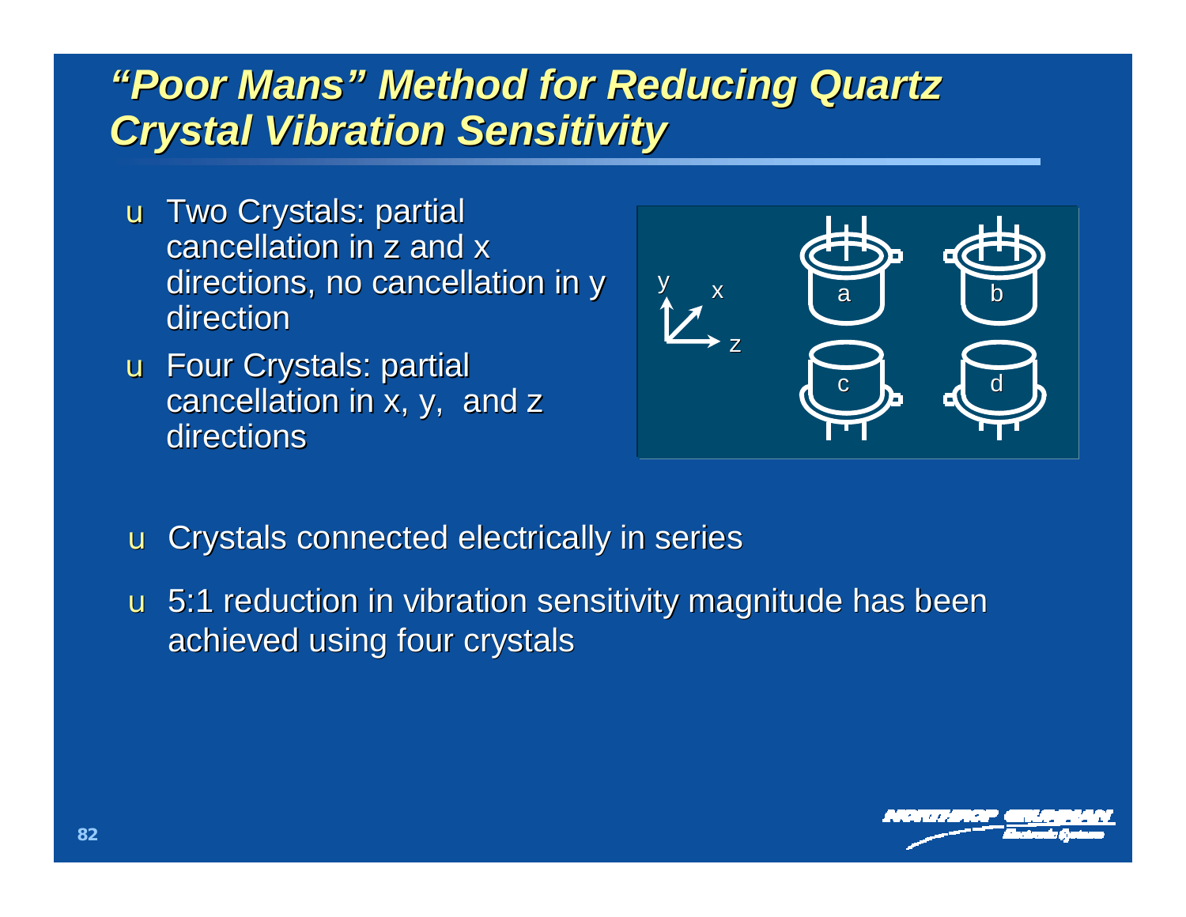# "Poor Mans" Method for Reducing Quartz Crystal Vibration Sensitivity

- Two Crystals: partial cancellation in z and x directions, no cancellation in y direction
- Four Crystals: partial cancellation in x, y, and z directions

y
x
z
a
b
c
d

- Crystals connected electrically in series
- 5:1 reduction in vibration sensitivity magnitude has been achieved using four crystals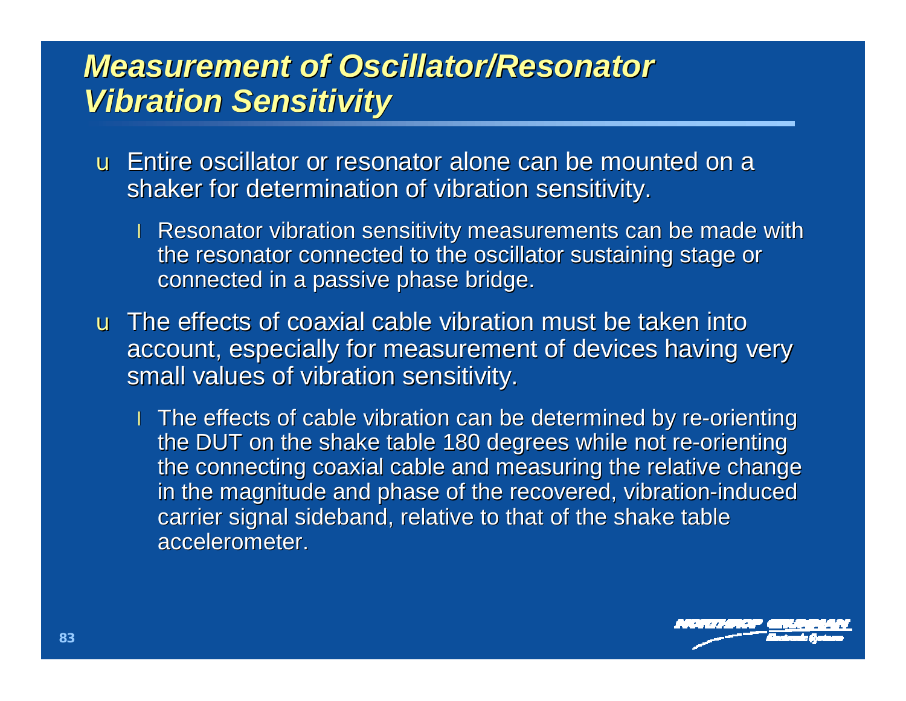## *Measurement of Oscillator/Resonator Vibration Sensitivity*

- Entire oscillator or resonator alone can be mounted on a shaker for determination of vibration sensitivity.
  - Resonator vibration sensitivity measurements can be made with the resonator connected to the oscillator sustaining stage or connected in a passive phase bridge.
- The effects of coaxial cable vibration must be taken into account, especially for measurement of devices having very small values of vibration sensitivity.
  - The effects of cable vibration can be determined by re-orienting the DUT on the shake table 180 degrees while not re-orienting the connecting coaxial cable and measuring the relative change in the magnitude and phase of the recovered, vibration-induced carrier signal sideband, relative to that of the shake table accelerometer.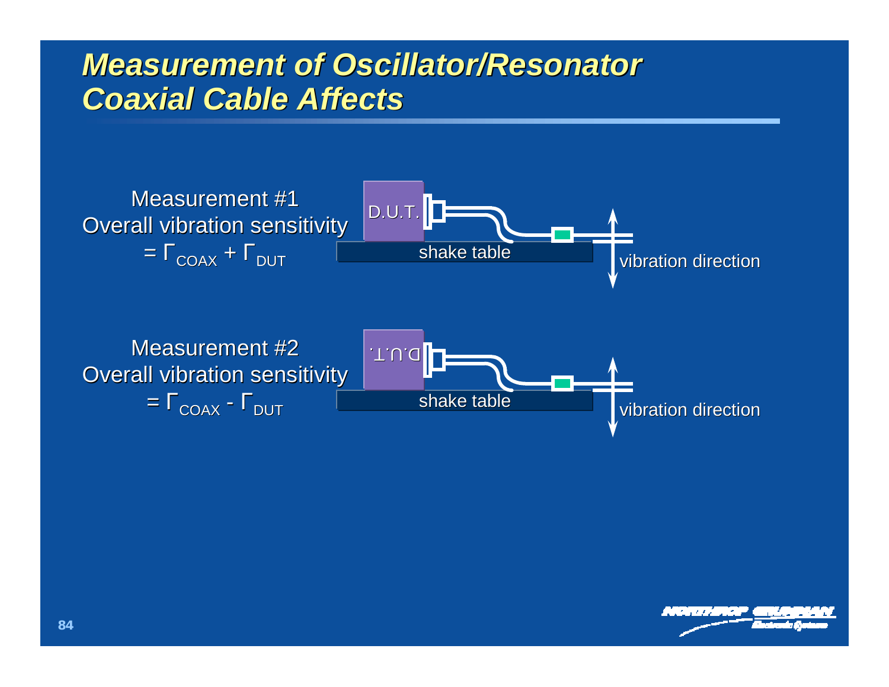# Measurement of Oscillator/Resonator Coaxial Cable Affects

Measurement #1
Overall vibration sensitivity
$= \Gamma_{COAX} + \Gamma_{DUT}$

D.U.T.

shake table

vibration direction

Measurement #2
Overall vibration sensitivity
$= \Gamma_{COAX} - \Gamma_{DUT}$

D.U.T.

shake table

vibration direction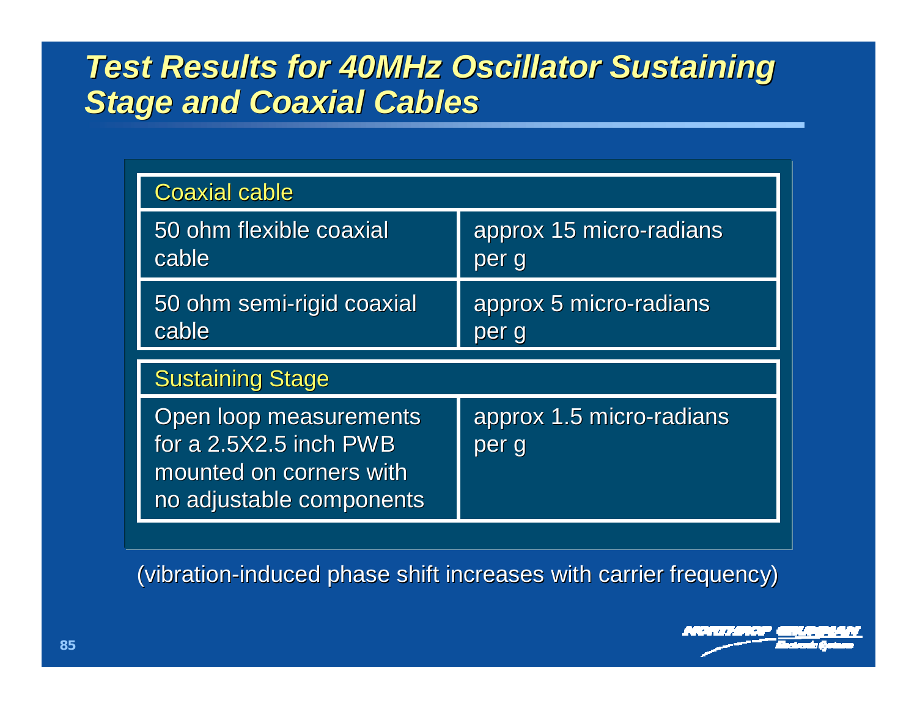# Test Results for 40MHz Oscillator Sustaining Stage and Coaxial Cables

| | |
|---|---|
| Coaxial cable | |
| 50 ohm flexible coaxial cable | approx 15 micro-radians per g |
| 50 ohm semi-rigid coaxial cable | approx 5 micro-radians per g |
| Sustaining Stage | |
| Open loop measurements for a 2.5X2.5 inch PWB mounted on corners with no adjustable components | approx 1.5 micro-radians per g |

(vibration-induced phase shift increases with carrier frequency)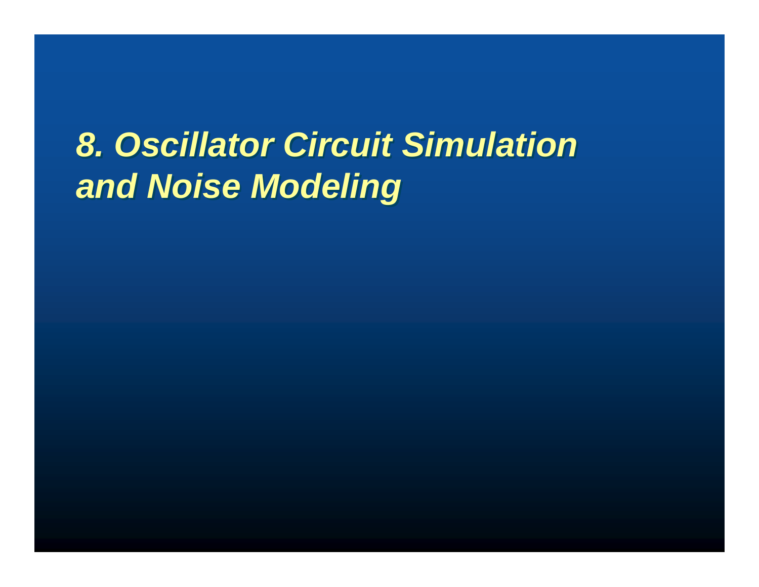# *8. Oscillator Circuit Simulation and Noise Modeling*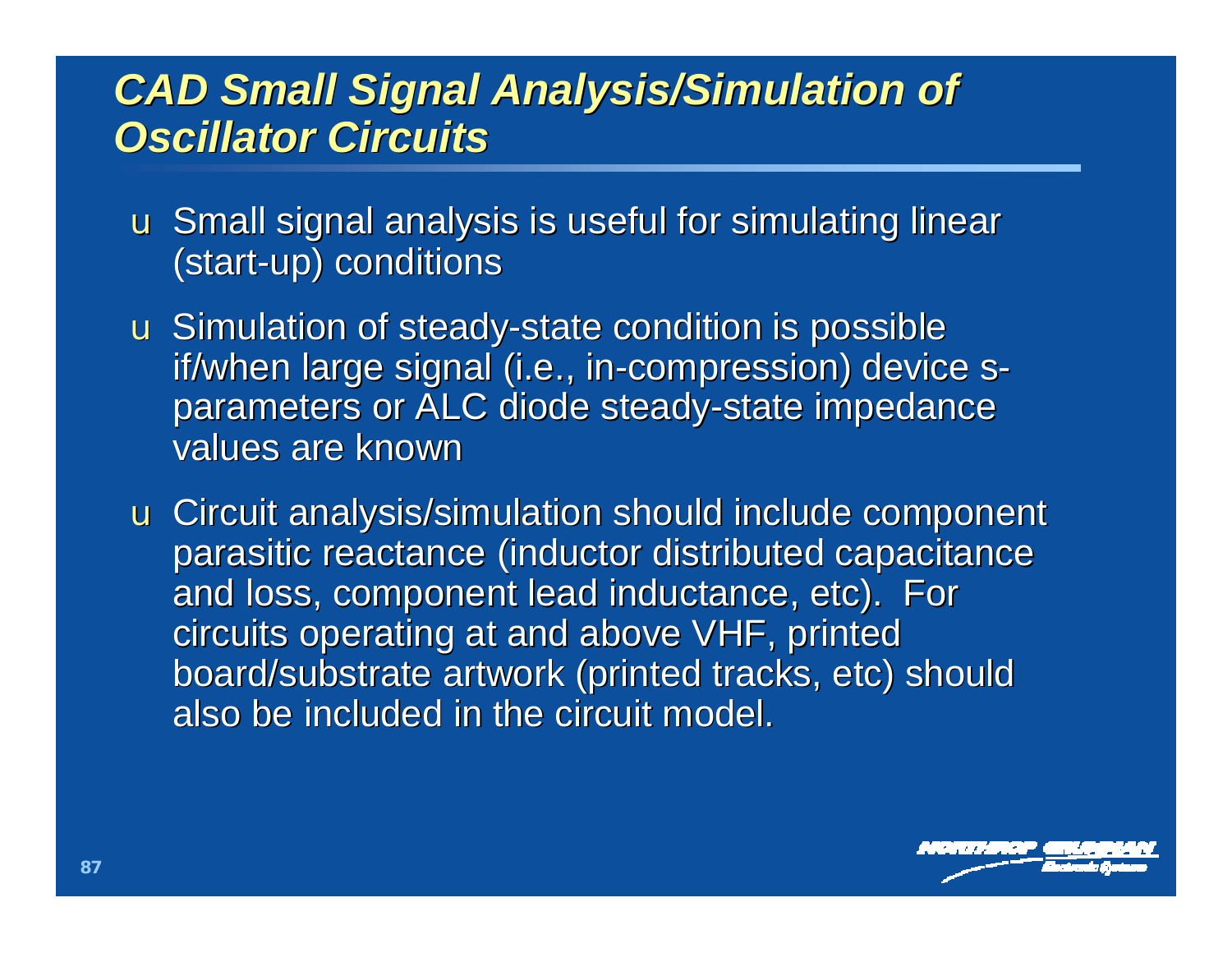# *CAD Small Signal Analysis/Simulation of Oscillator Circuits*

- Small signal analysis is useful for simulating linear (start-up) conditions
- Simulation of steady-state condition is possible if/when large signal (i.e., in-compression) device s-parameters or ALC diode steady-state impedance values are known
- Circuit analysis/simulation should include component parasitic reactance (inductor distributed capacitance and loss, component lead inductance, etc). For circuits operating at and above VHF, printed board/substrate artwork (printed tracks, etc) should also be included in the circuit model.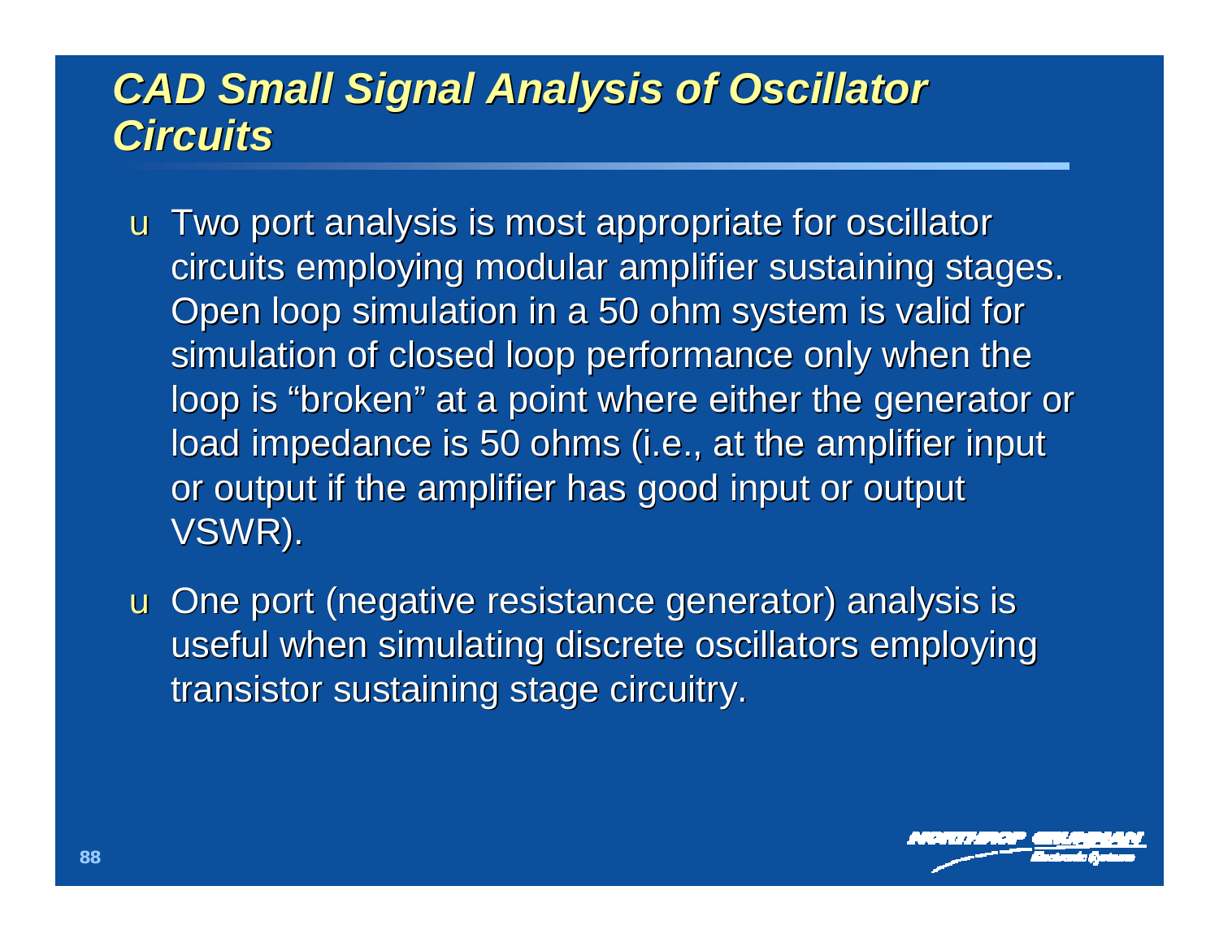# CAD Small Signal Analysis of Oscillator Circuits

- Two port analysis is most appropriate for oscillator circuits employing modular amplifier sustaining stages. Open loop simulation in a 50 ohm system is valid for simulation of closed loop performance only when the loop is “broken” at a point where either the generator or load impedance is 50 ohms (i.e., at the amplifier input or output if the amplifier has good input or output VSWR).
- One port (negative resistance generator) analysis is useful when simulating discrete oscillators employing transistor sustaining stage circuitry.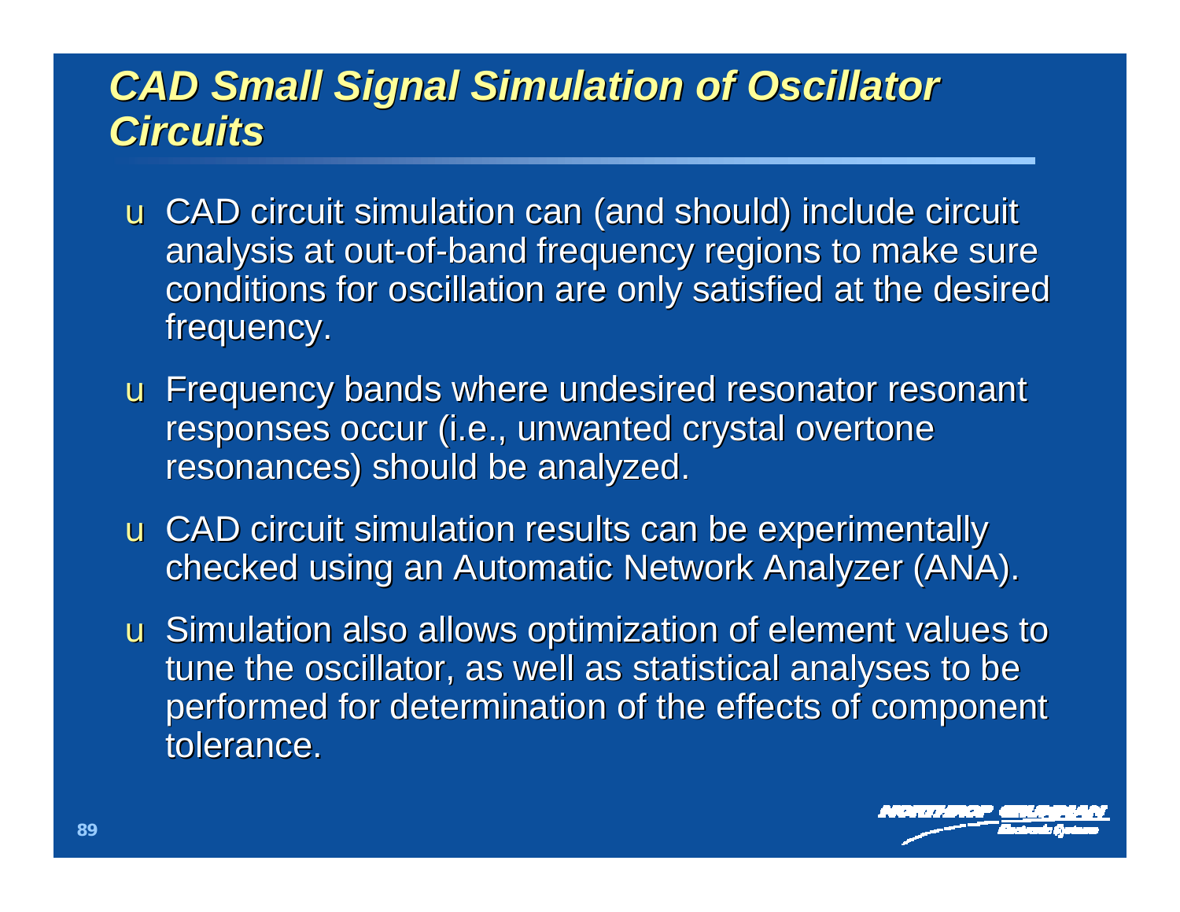## *CAD Small Signal Simulation of Oscillator Circuits*

- CAD circuit simulation can (and should) include circuit analysis at out-of-band frequency regions to make sure conditions for oscillation are only satisfied at the desired frequency.
- Frequency bands where undesired resonator resonant responses occur (i.e., unwanted crystal overtone resonances) should be analyzed.
- CAD circuit simulation results can be experimentally checked using an Automatic Network Analyzer (ANA).
- Simulation also allows optimization of element values to tune the oscillator, as well as statistical analyses to be performed for determination of the effects of component tolerance.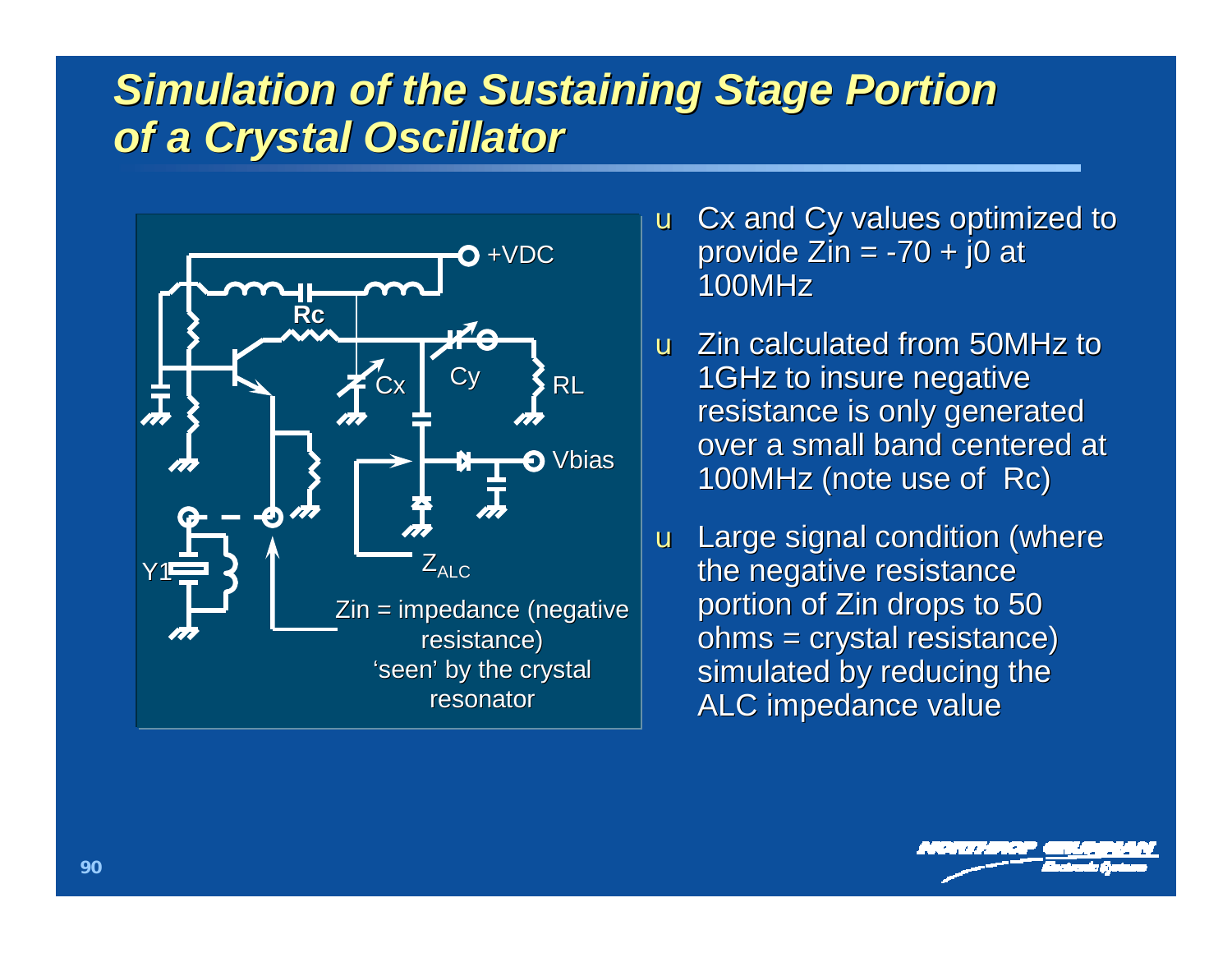# Simulation of the Sustaining Stage Portion of a Crystal Oscillator

+VDC

Rc

Cx

Cy

RL

Vbias

Y1

$Z_{ALC}$

Zin = impedance (negative resistance) 'seen' by the crystal resonator

- Cx and Cy values optimized to provide Zin = -70 + j0 at 100MHz
- Zin calculated from 50MHz to 1GHz to insure negative resistance is only generated over a small band centered at 100MHz (note use of Rc)
- Large signal condition (where the negative resistance portion of Zin drops to 50 ohms = crystal resistance) simulated by reducing the ALC impedance value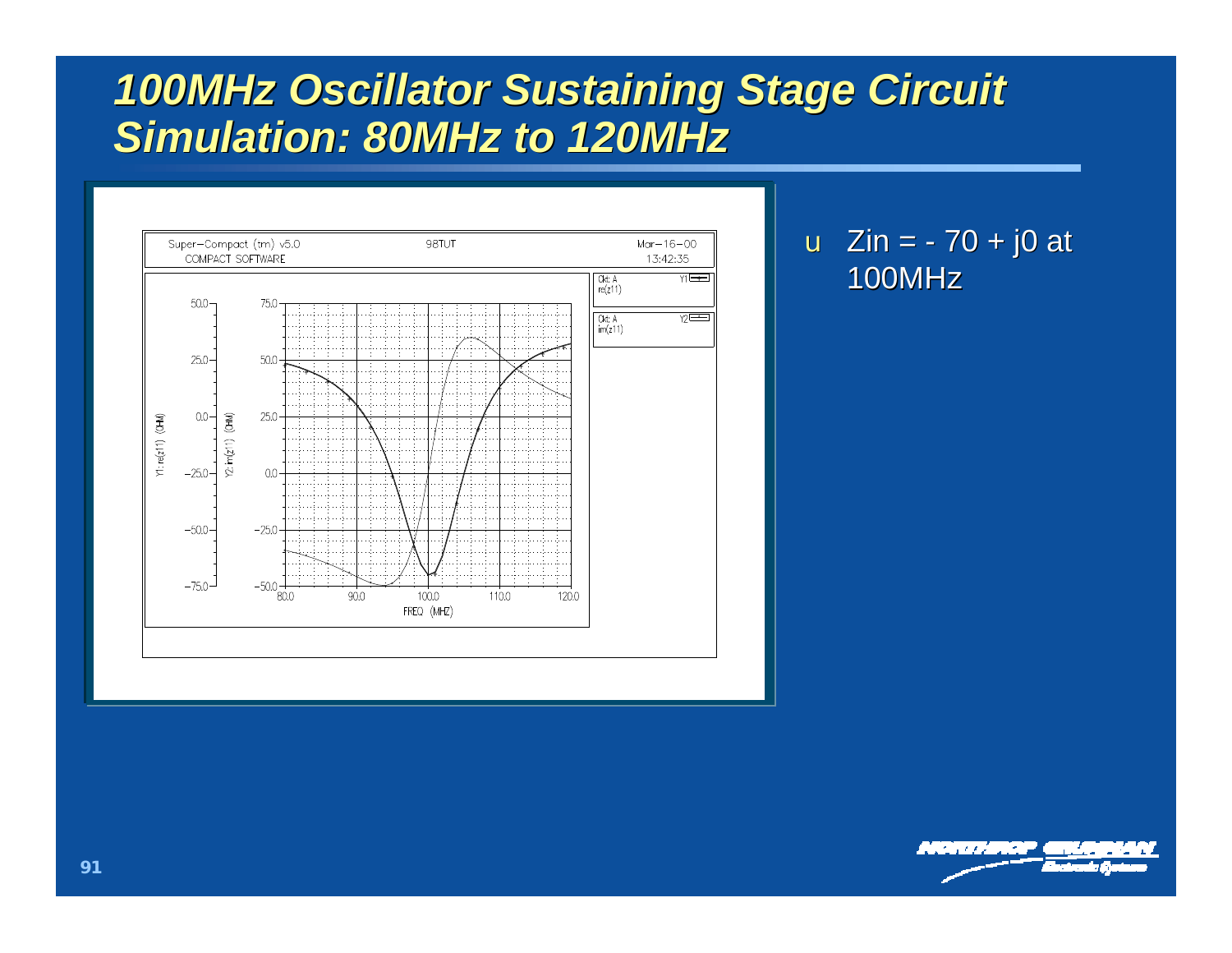# 100MHz Oscillator Sustaining Stage Circuit Simulation: 80MHz to 120MHz

Super–Compact (tm) v5.0
COMPACT SOFTWARE
98TUT
Mar–16–00
13:42:35

Ckt: A
re(z11)
Y1

Ckt: A
im(z11)
Y2

Y1: re(z11) (OHM)
50.0
25.0
0.0
–25.0
–50.0
–75.0

Y2: im(z11) (OHM)
75.0
50.0
25.0
0.0
–25.0
–50.0

80.0
90.0
100.0
110.0
120.0
FREQ (MHZ)

- Zin = - 70 + j0 at 100MHz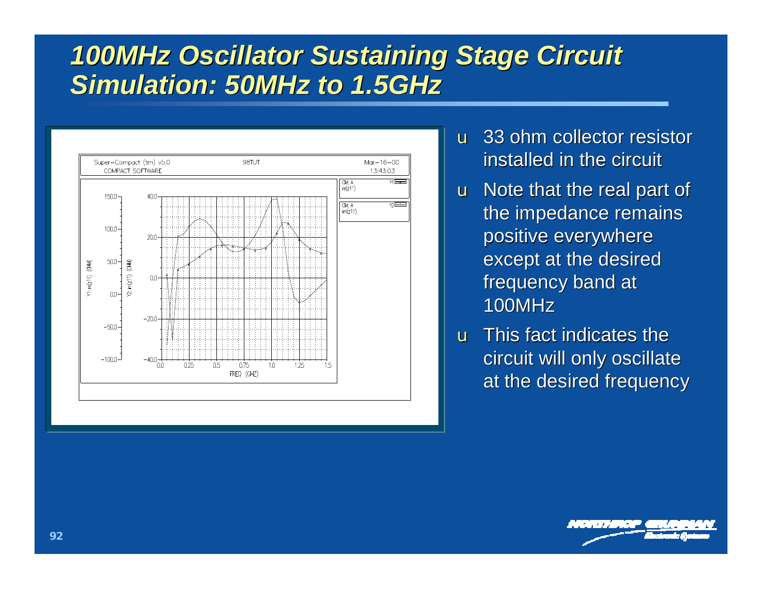# 100MHz Oscillator Sustaining Stage Circuit Simulation: 50MHz to 1.5GHz

Super–Compact (tm) v5.0
COMPACT SOFTWARE
98TUT
Mar–16–00
13:43:03

Ckt: A
re(z11)
Y1

Ckt: A
im(z11)
Y2

Y1: re(z11) (OHM)
150.0
100.0
50.0
0.0
–50.0
–100.0

Y2: im(z11) (OHM)
40.0
20.0
0.0
–20.0
–40.0

0.0
0.25
0.5
0.75
1.0
1.25
1.5
FREQ (GHZ)

- 33 ohm collector resistor installed in the circuit
- Note that the real part of the impedance remains positive everywhere except at the desired frequency band at 100MHz
- This fact indicates the circuit will only oscillate at the desired frequency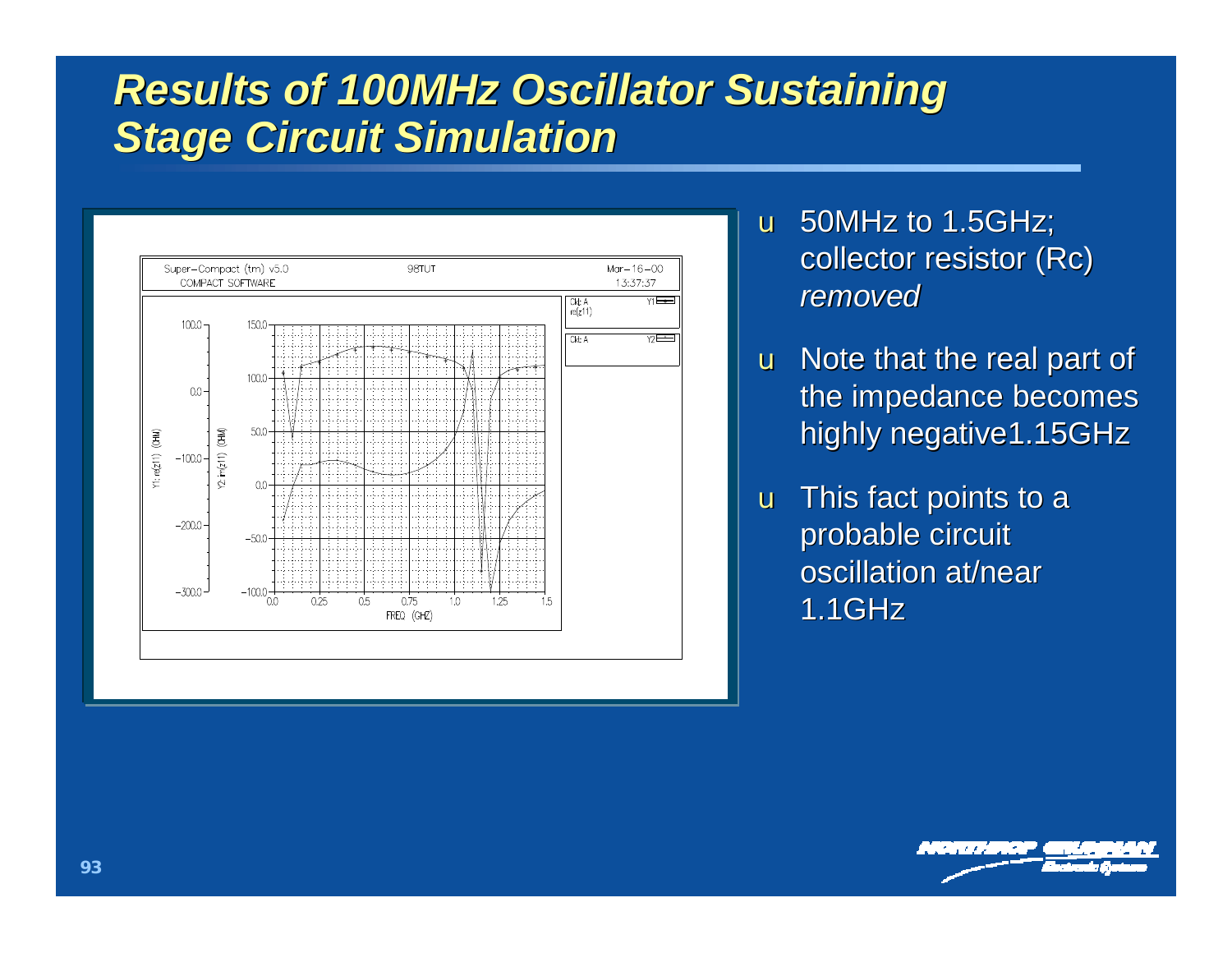# Results of 100MHz Oscillator Sustaining Stage Circuit Simulation

Super–Compact (tm) v5.0
COMPACT SOFTWARE
98TUT
Mar–16–00
13:37:37

Ckt: A
re(z11)
Y1

Ckt: A
Y2

Y1: re(z11) (OHM)
100.0
0.0
–100.0
–200.0
–300.0

Y2: im(z11) (OHM)
150.0
100.0
50.0
0.0
–50.0
–100.0

0.0 0.25 0.5 0.75 1.0 1.25 1.5
FREQ (GHZ)

- 50MHz to 1.5GHz; collector resistor (Rc) *removed*
- Note that the real part of the impedance becomes highly negative1.15GHz
- This fact points to a probable circuit oscillation at/near 1.1GHz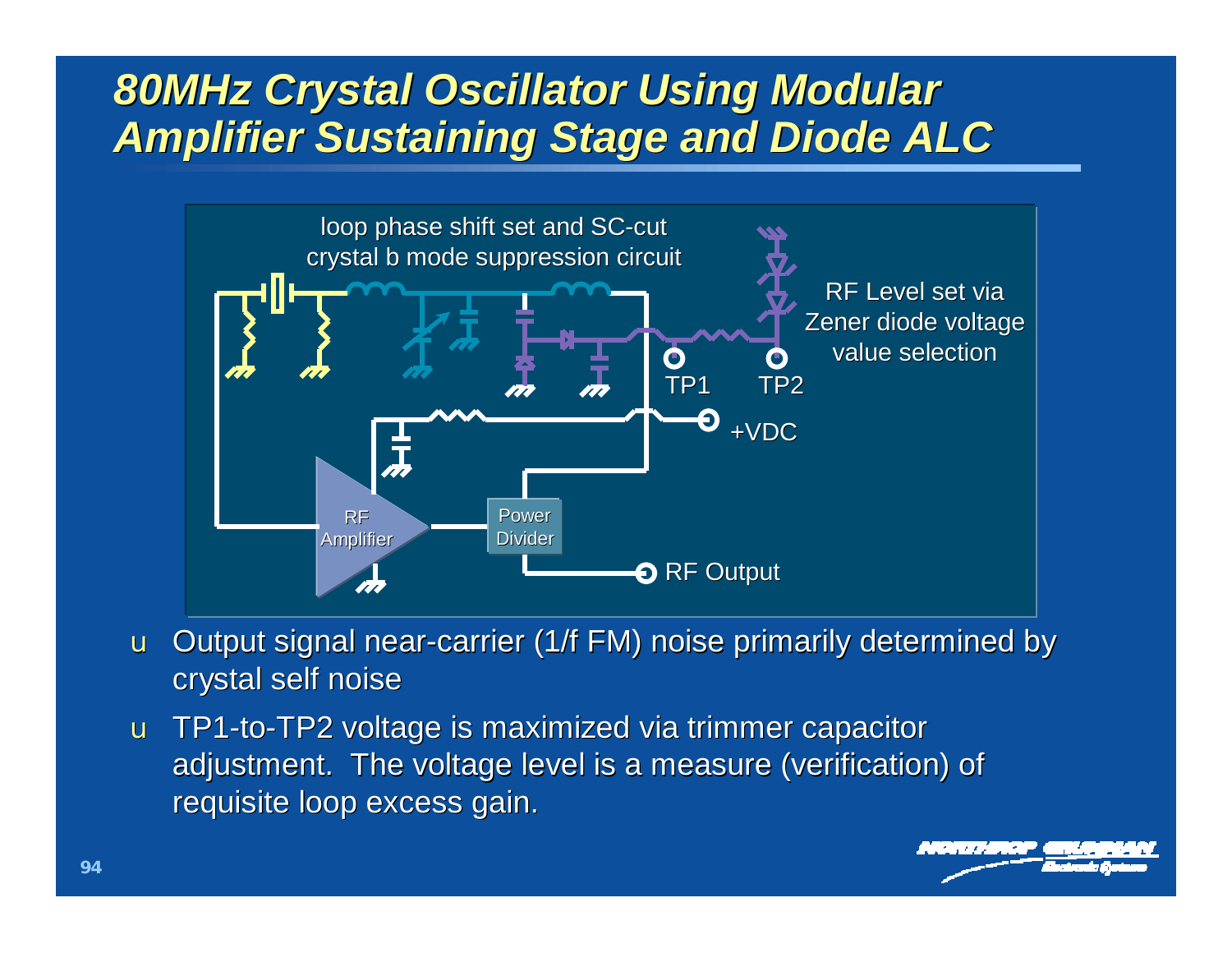# 80MHz Crystal Oscillator Using Modular Amplifier Sustaining Stage and Diode ALC

loop phase shift set and SC-cut crystal b mode suppression circuit

RF Level set via Zener diode voltage value selection

TP1

TP2

+VDC

RF Amplifier

Power Divider

RF Output

- Output signal near-carrier (1/f FM) noise primarily determined by crystal self noise
- TP1-to-TP2 voltage is maximized via trimmer capacitor adjustment. The voltage level is a measure (verification) of requisite loop excess gain.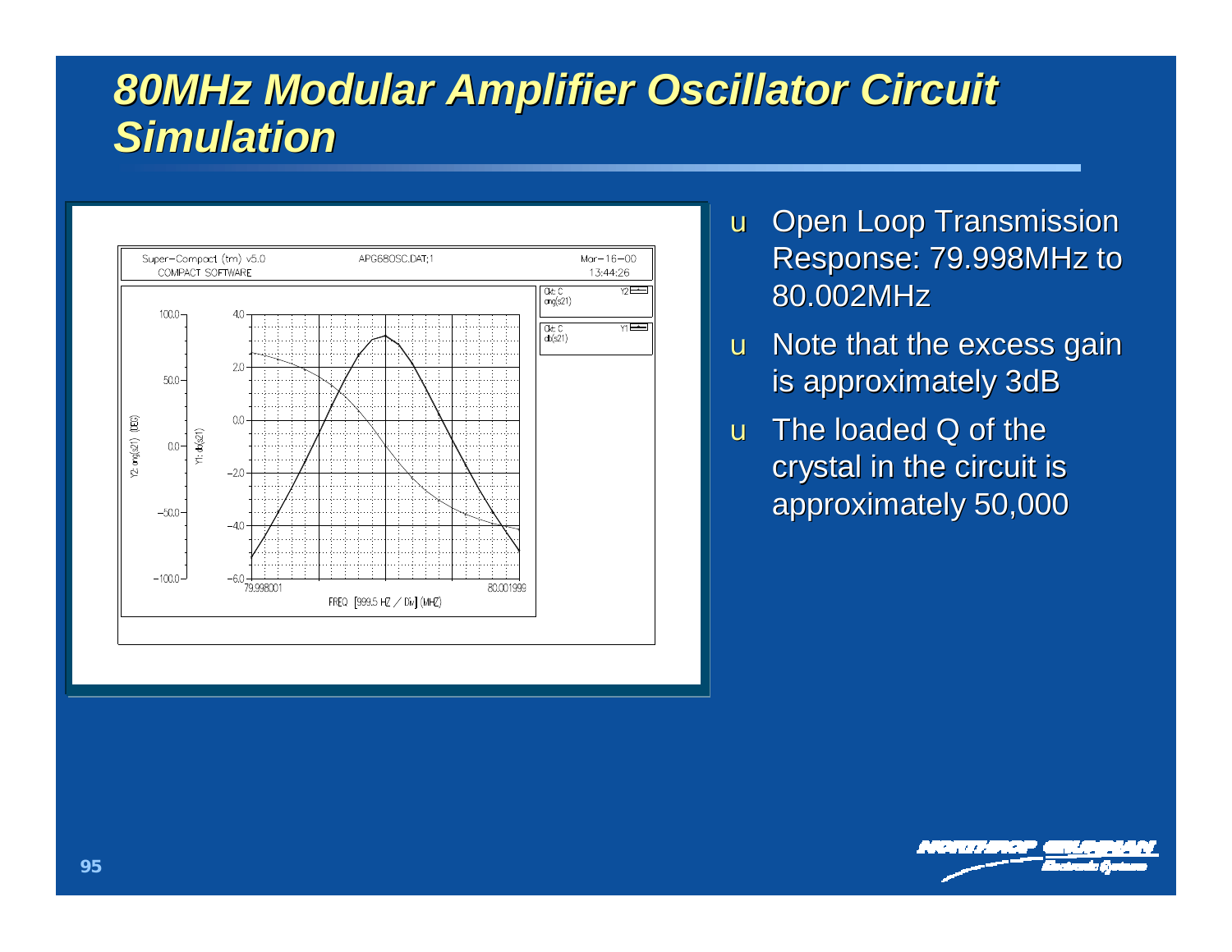# 80MHz Modular Amplifier Oscillator Circuit Simulation

Super−Compact (tm) v5.0
COMPACT SOFTWARE
APG68OSC.DAT;1
Mar−16−00
13:44:26

Ckt: C
ang(s21)
Y2

Ckt: C
db(s21)
Y1

Y2: ang(s21) (DEG)
Y1: db(s21)

100.0
50.0
0.0
−50.0
−100.0

4.0
2.0
0.0
−2.0
−4.0
−6.0

79.998001
80.001999
FREQ [999.5 HZ / Div] (MHZ)

- Open Loop Transmission Response: 79.998MHz to 80.002MHz
- Note that the excess gain is approximately 3dB
- The loaded Q of the crystal in the circuit is approximately 50,000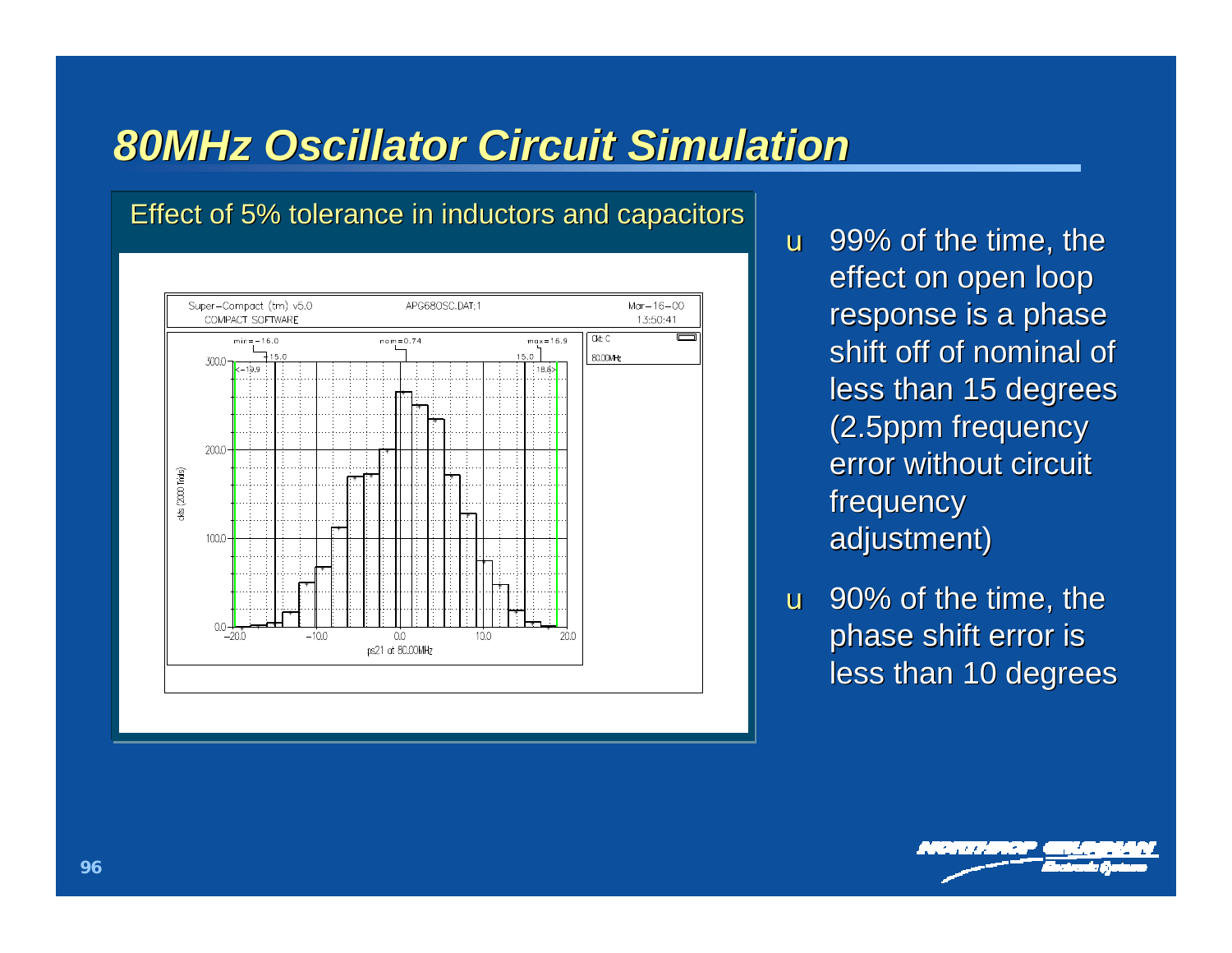# 80MHz Oscillator Circuit Simulation

Effect of 5% tolerance in inductors and capacitors

Super–Compact (tm) v5.0
COMPACT SOFTWARE
APG680SC.DAT;1
Mar–16–00
13:50:41

min=–16.0
nom=0.74
max=16.9
–15.0
15.0
<–19.9
18.6>
Ckt: C
80.00MHz

300.0
200.0
100.0
0.0
ckts (2000 Trials)

–20.0
–10.0
0.0
10.0
20.0
ps21 at 80.00MHz

- 99% of the time, the effect on open loop response is a phase shift off of nominal of less than 15 degrees (2.5ppm frequency error without circuit frequency adjustment)
- 90% of the time, the phase shift error is less than 10 degrees

NORTHROP GRUMMAN
Electronic Systems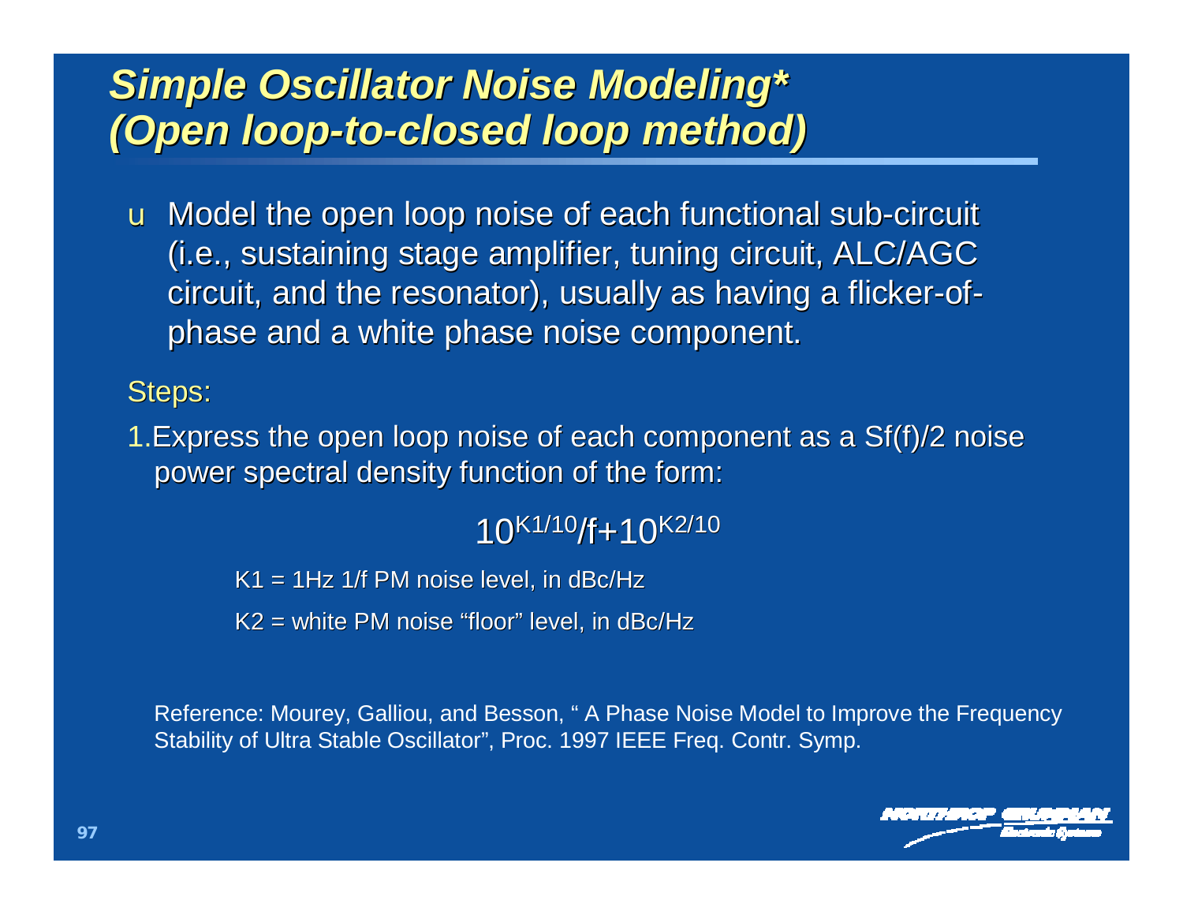# *Simple Oscillator Noise Modeling\**
# *(Open loop-to-closed loop method)*

- Model the open loop noise of each functional sub-circuit (i.e., sustaining stage amplifier, tuning circuit, ALC/AGC circuit, and the resonator), usually as having a flicker-of-phase and a white phase noise component.

Steps:

1. Express the open loop noise of each component as a Sf(f)/2 noise power spectral density function of the form:

$$10^{K1/10}/f + 10^{K2/10}$$

K1 = 1Hz 1/f PM noise level, in dBc/Hz

K2 = white PM noise “floor” level, in dBc/Hz

Reference: Mourey, Galliou, and Besson, “ A Phase Noise Model to Improve the Frequency Stability of Ultra Stable Oscillator”, Proc. 1997 IEEE Freq. Contr. Symp.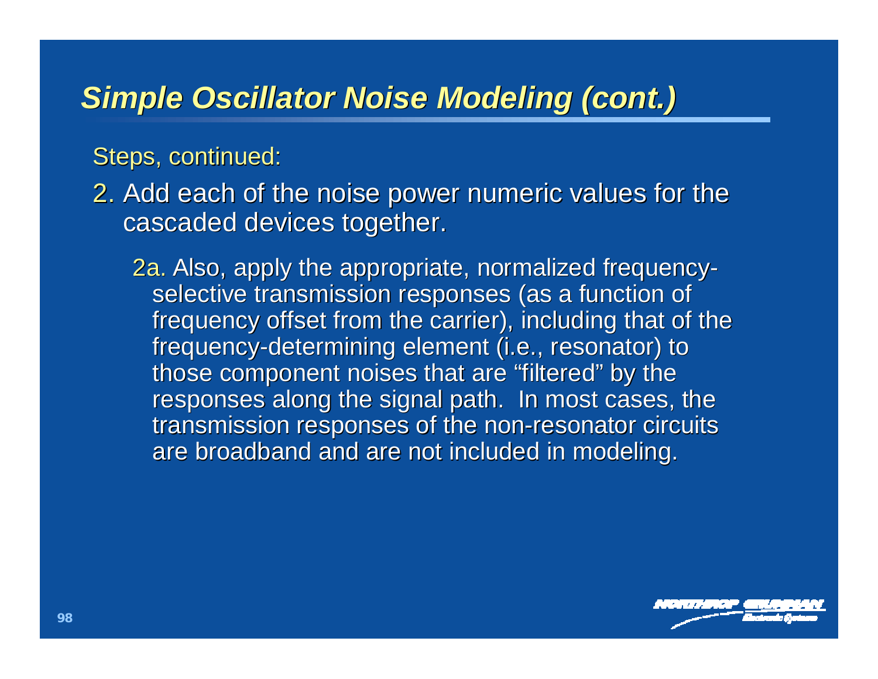## *Simple Oscillator Noise Modeling (cont.)*

Steps, continued:

2. Add each of the noise power numeric values for the cascaded devices together.

   2a. Also, apply the appropriate, normalized frequency-selective transmission responses (as a function of frequency offset from the carrier), including that of the frequency-determining element (i.e., resonator) to those component noises that are "filtered" by the responses along the signal path. In most cases, the transmission responses of the non-resonator circuits are broadband and are not included in modeling.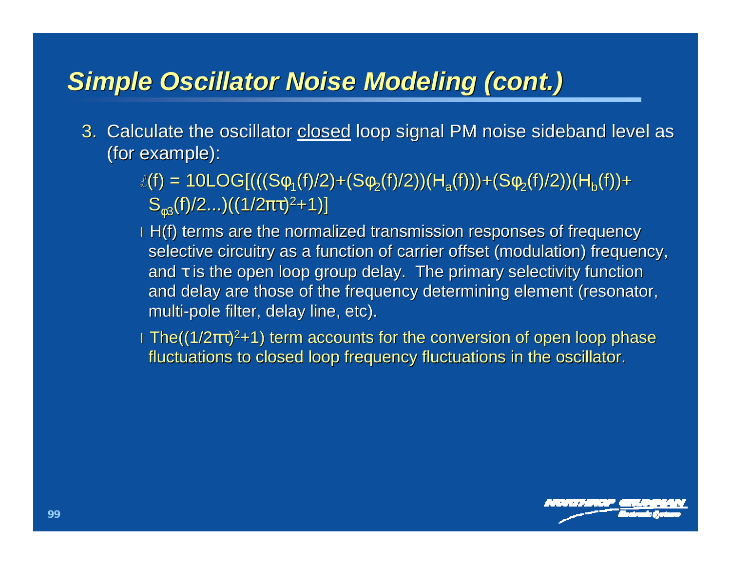# *Simple Oscillator Noise Modeling (cont.)*

3. Calculate the oscillator <u>closed</u> loop signal PM noise sideband level as (for example):

   $\mathcal{L}(f) = 10LOG[(((S\varphi_1(f)/2)+(S\varphi_2(f)/2))(H_a(f)))+(S\varphi_2(f)/2))(H_b(f))+ S_{\varphi 3}(f)/2...)((1/2\pi\tau)^2+1)]$

   - H(f) terms are the normalized transmission responses of frequency selective circuitry as a function of carrier offset (modulation) frequency, and $\tau$ is the open loop group delay. The primary selectivity function and delay are those of the frequency determining element (resonator, multi-pole filter, delay line, etc).
   - The$((1/2\pi\tau)^2+1)$ term accounts for the conversion of open loop phase fluctuations to closed loop frequency fluctuations in the oscillator.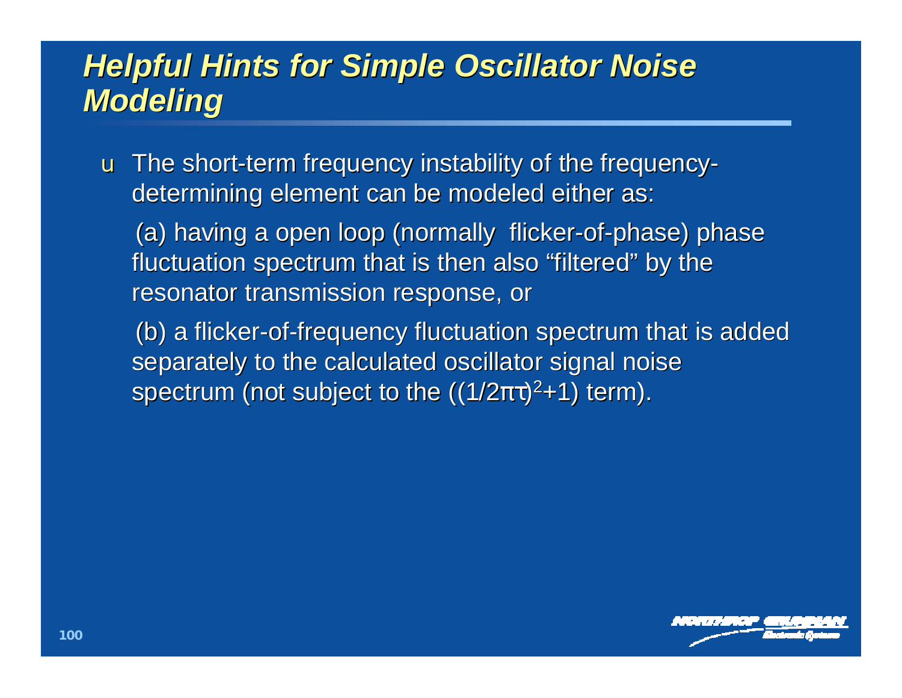# Helpful Hints for Simple Oscillator Noise Modeling

- The short-term frequency instability of the frequency-determining element can be modeled either as:

  (a) having a open loop (normally flicker-of-phase) phase fluctuation spectrum that is then also "filtered" by the resonator transmission response, or

  (b) a flicker-of-frequency fluctuation spectrum that is added separately to the calculated oscillator signal noise spectrum (not subject to the $((1/2\pi\tau)^2+1)$ term).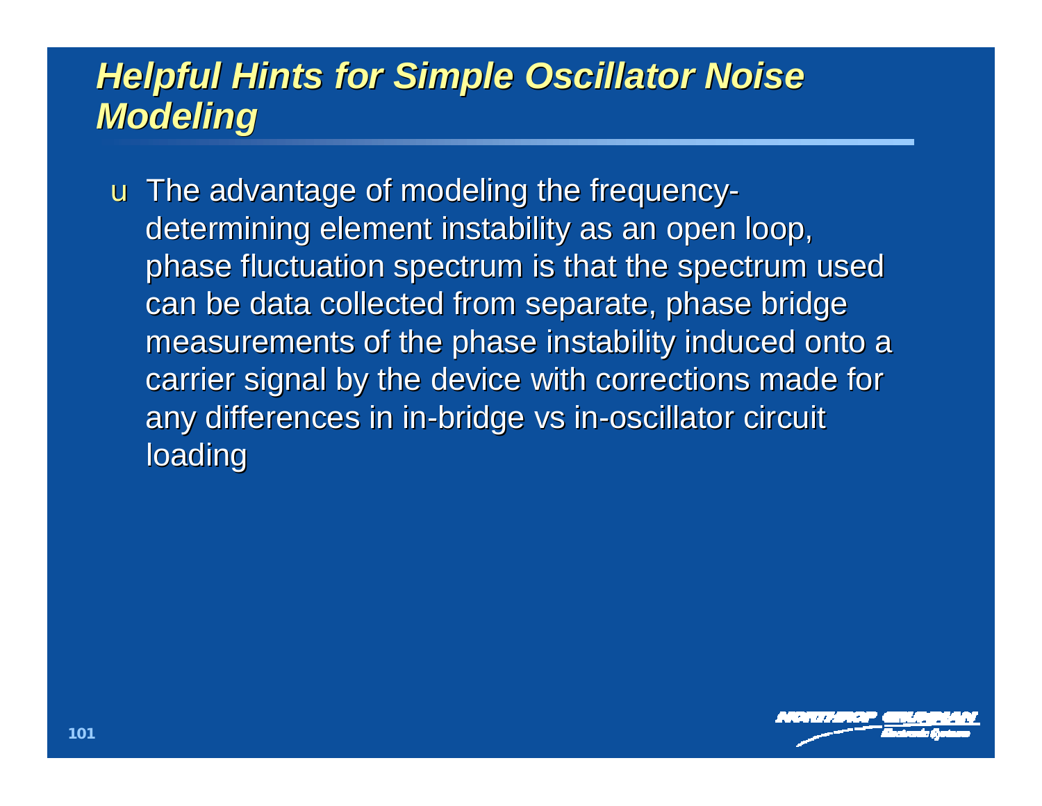## Helpful Hints for Simple Oscillator Noise Modeling

- The advantage of modeling the frequency-determining element instability as an open loop, phase fluctuation spectrum is that the spectrum used can be data collected from separate, phase bridge measurements of the phase instability induced onto a carrier signal by the device with corrections made for any differences in in-bridge vs in-oscillator circuit loading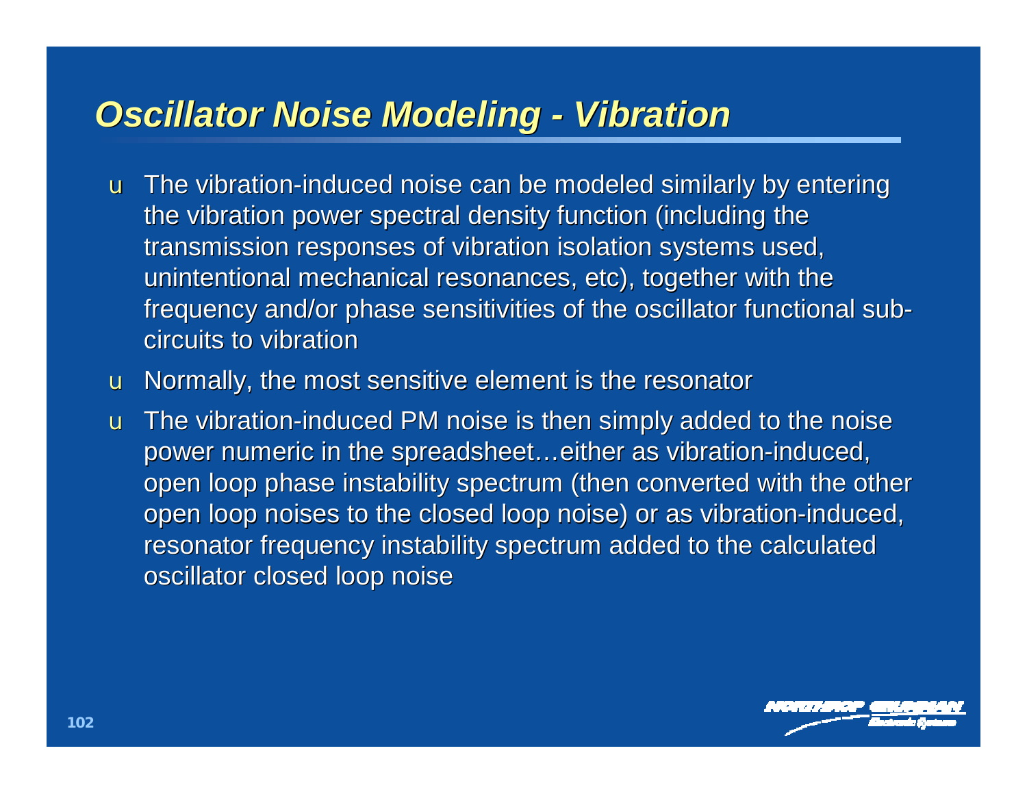# *Oscillator Noise Modeling - Vibration*

- The vibration-induced noise can be modeled similarly by entering the vibration power spectral density function (including the transmission responses of vibration isolation systems used, unintentional mechanical resonances, etc), together with the frequency and/or phase sensitivities of the oscillator functional sub-circuits to vibration
- Normally, the most sensitive element is the resonator
- The vibration-induced PM noise is then simply added to the noise power numeric in the spreadsheet…either as vibration-induced, open loop phase instability spectrum (then converted with the other open loop noises to the closed loop noise) or as vibration-induced, resonator frequency instability spectrum added to the calculated oscillator closed loop noise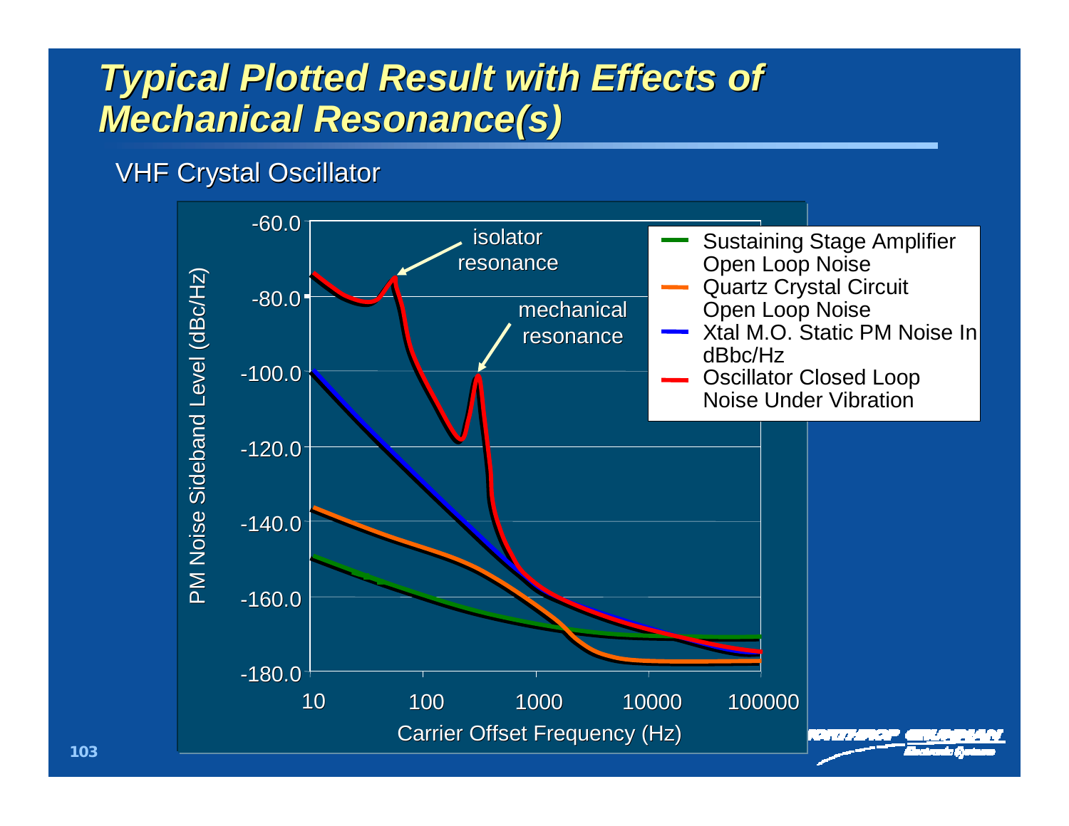# Typical Plotted Result with Effects of Mechanical Resonance(s)

VHF Crystal Oscillator

PM Noise Sideband Level (dBc/Hz)

-60.0
-80.0
-100.0
-120.0
-140.0
-160.0
-180.0

10
100
1000
10000
100000

Carrier Offset Frequency (Hz)

isolator resonance

mechanical resonance

Sustaining Stage Amplifier Open Loop Noise

Quartz Crystal Circuit Open Loop Noise

Xtal M.O. Static PM Noise In dBbc/Hz

Oscillator Closed Loop Noise Under Vibration

NORTHROP GRUMMAN
Electronic Systems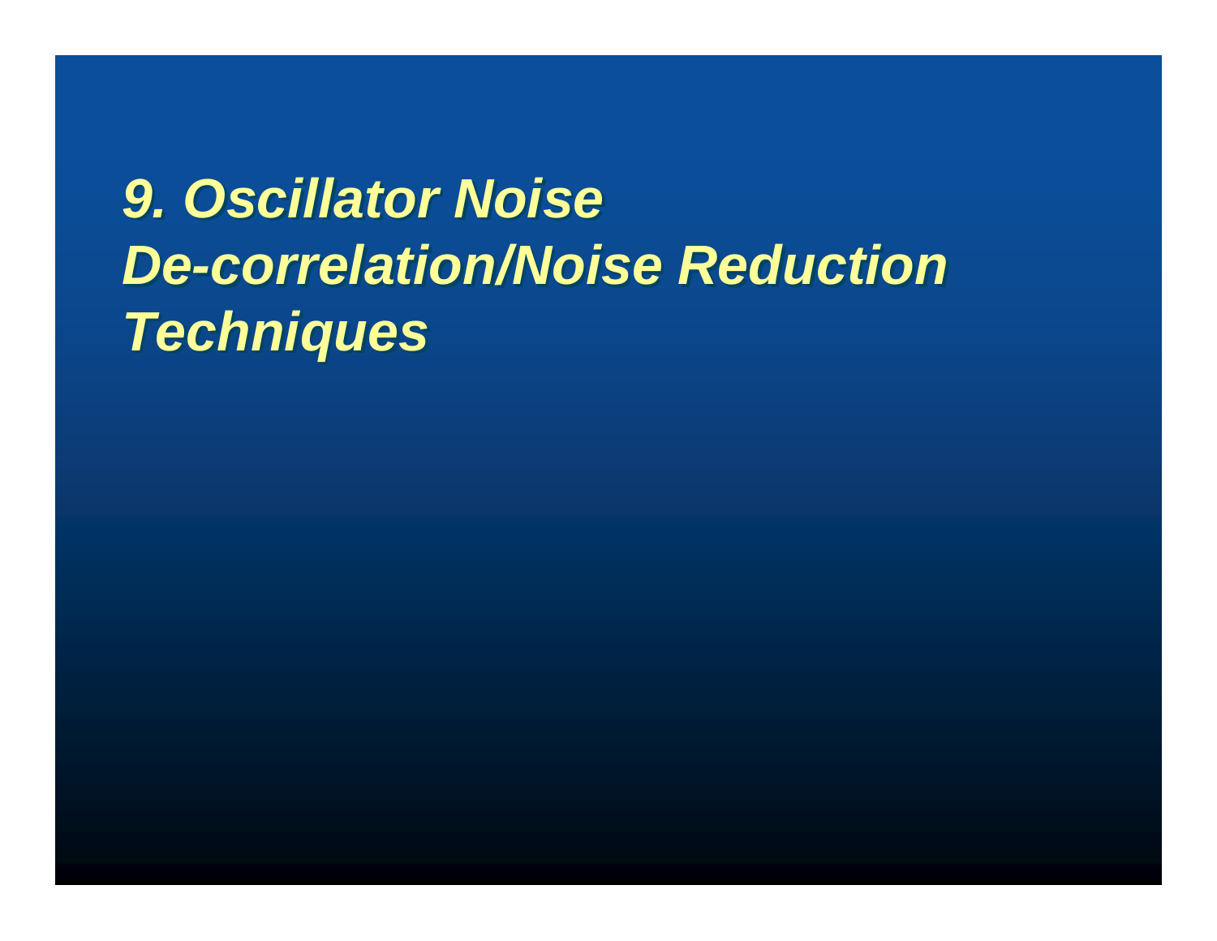# *9. Oscillator Noise De-correlation/Noise Reduction Techniques*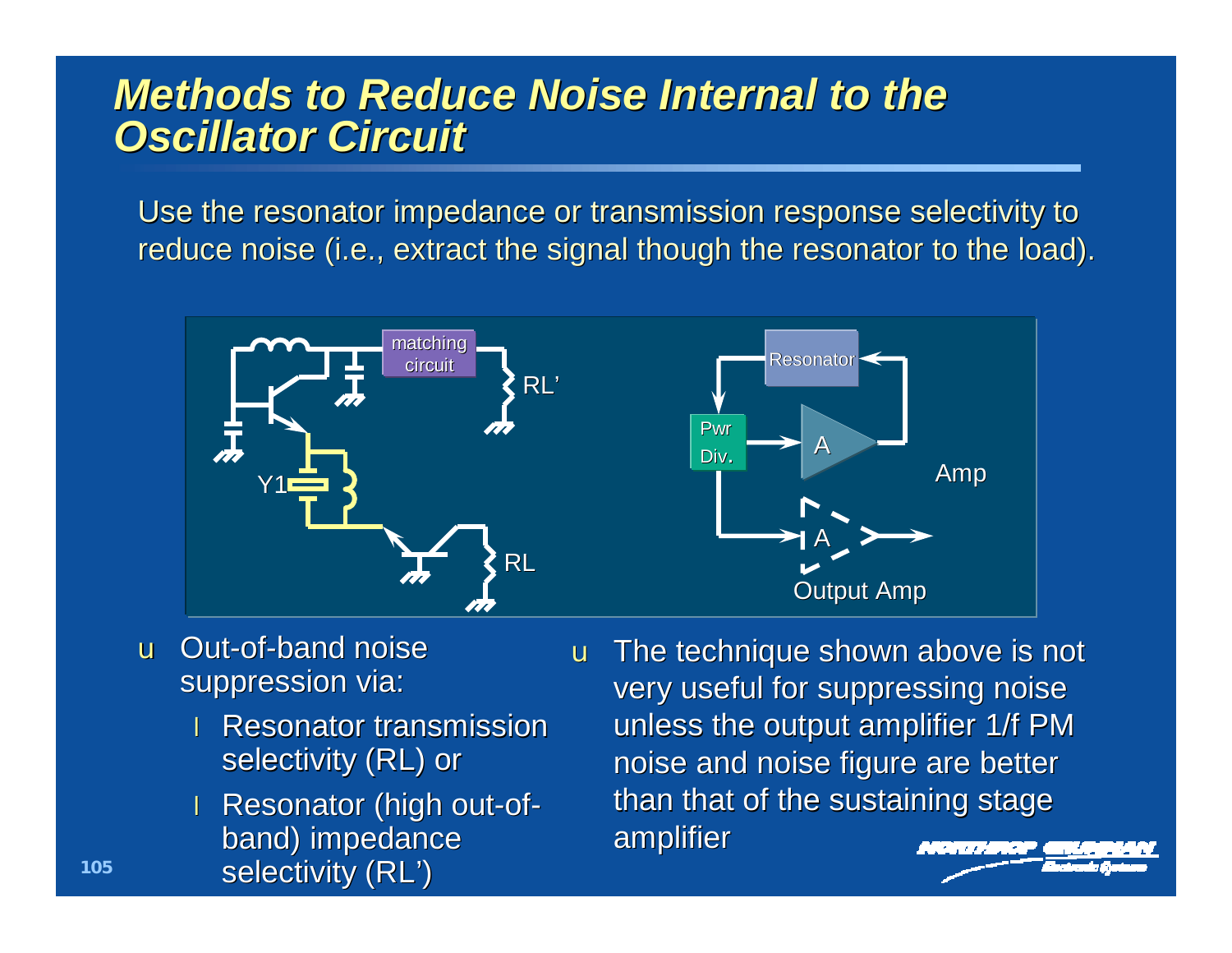# Methods to Reduce Noise Internal to the Oscillator Circuit

Use the resonator impedance or transmission response selectivity to reduce noise (i.e., extract the signal though the resonator to the load).

matching circuit

RL'

Y1

RL

Resonator

Pwr Div.

A

Amp

A

Output Amp

- Out-of-band noise suppression via:
  - Resonator transmission selectivity (RL) or
  - Resonator (high out-of-band) impedance selectivity (RL')
- The technique shown above is not very useful for suppressing noise unless the output amplifier 1/f PM noise and noise figure are better than that of the sustaining stage amplifier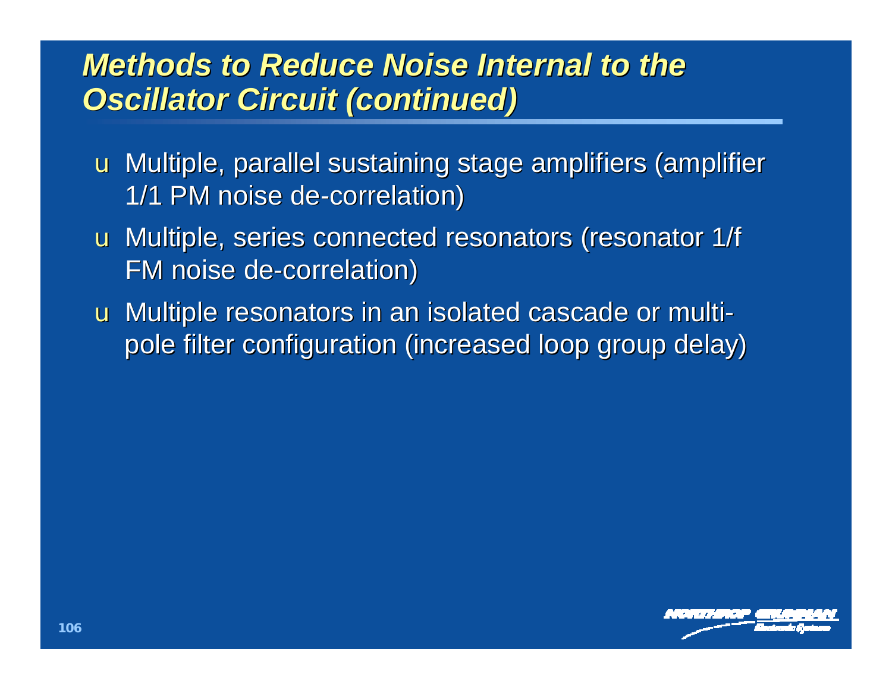# *Methods to Reduce Noise Internal to the Oscillator Circuit (continued)*

- Multiple, parallel sustaining stage amplifiers (amplifier 1/1 PM noise de-correlation)
- Multiple, series connected resonators (resonator 1/f FM noise de-correlation)
- Multiple resonators in an isolated cascade or multi-pole filter configuration (increased loop group delay)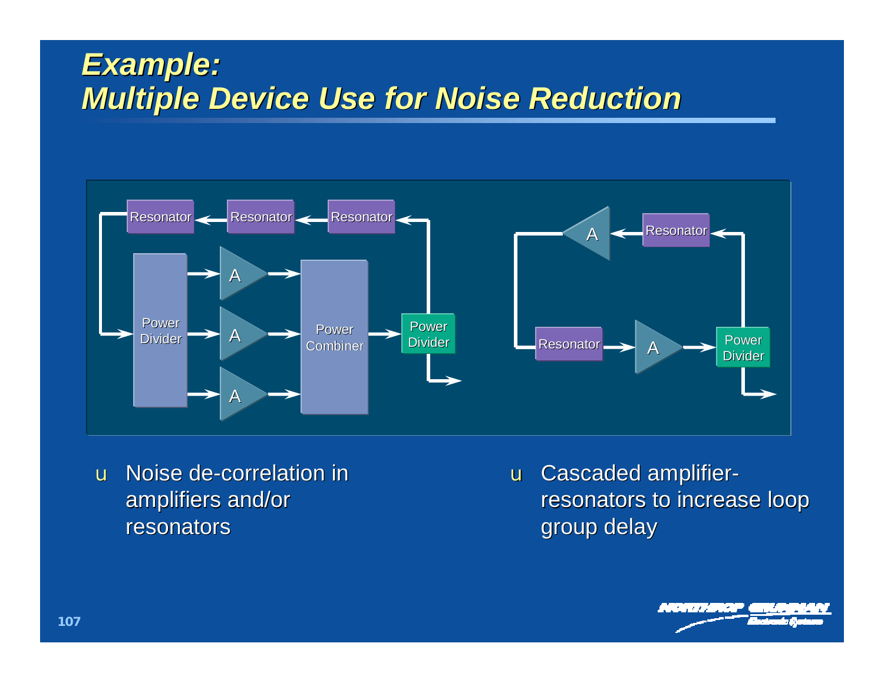# Example: Multiple Device Use for Noise Reduction

Resonator
Resonator
Resonator
Power Divider
A
A
A
Power Combiner
Power Divider

A
Resonator
Resonator
A
Power Divider

- Noise de-correlation in amplifiers and/or resonators
- Cascaded amplifier-resonators to increase loop group delay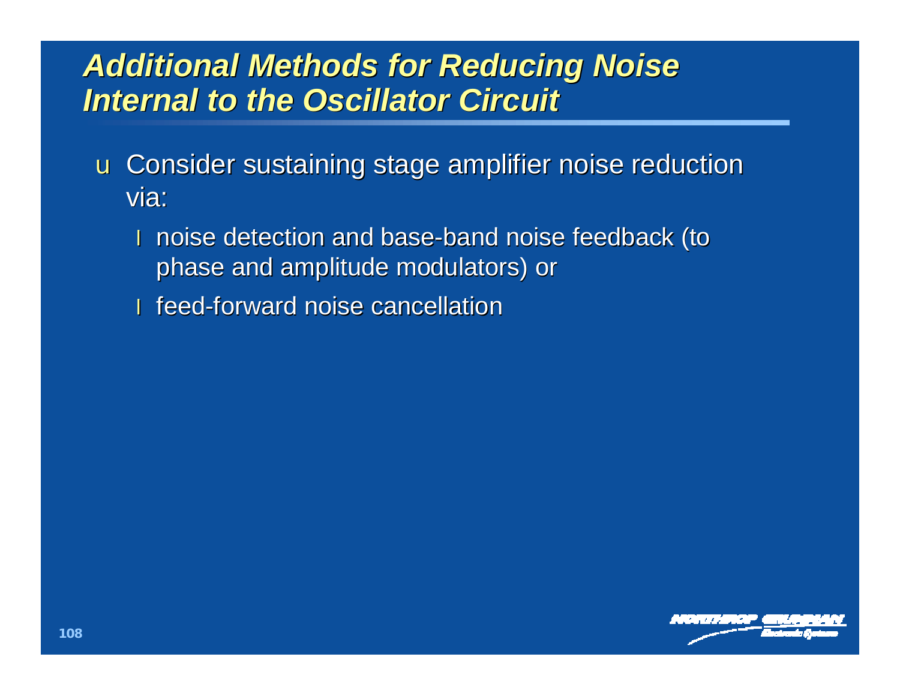# Additional Methods for Reducing Noise Internal to the Oscillator Circuit

- Consider sustaining stage amplifier noise reduction via:
  - noise detection and base-band noise feedback (to phase and amplitude modulators) or
  - feed-forward noise cancellation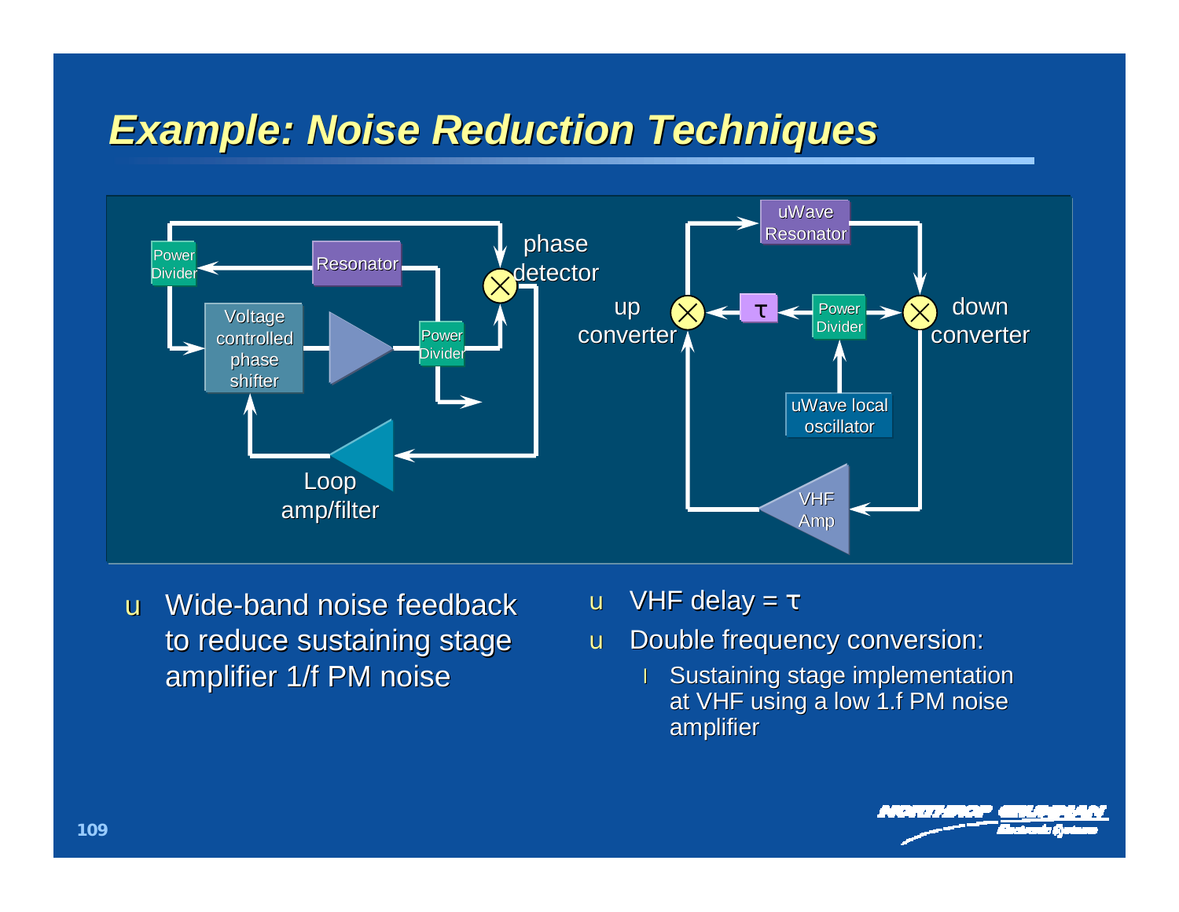# Example: Noise Reduction Techniques

Power Divider

Resonator

phase detector

Voltage controlled phase shifter

Power Divider

Loop amp/filter

uWave Resonator

up converter

τ

Power Divider

down converter

uWave local oscillator

VHF Amp

- Wide-band noise feedback to reduce sustaining stage amplifier 1/f PM noise

- VHF delay = τ
- Double frequency conversion:
  - Sustaining stage implementation at VHF using a low 1.f PM noise amplifier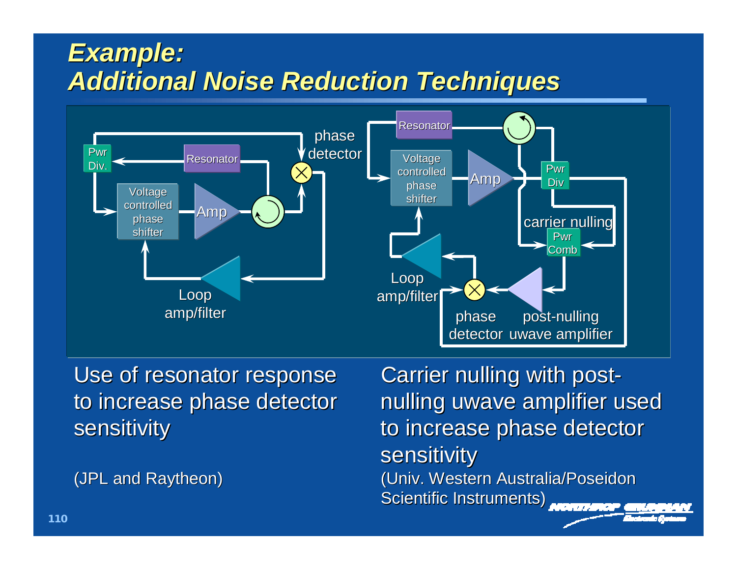# Example:
# Additional Noise Reduction Techniques

Pwr Div.
Resonator
phase detector
Voltage controlled phase shifter
Amp
Loop amp/filter

Resonator
Voltage controlled phase shifter
Amp
Pwr Div
carrier nulling
Pwr Comb
Loop amp/filter
phase detector
post-nulling uwave amplifier

Use of resonator response to increase phase detector sensitivity

(JPL and Raytheon)

Carrier nulling with post-nulling uwave amplifier used to increase phase detector sensitivity

(Univ. Western Australia/Poseidon Scientific Instruments)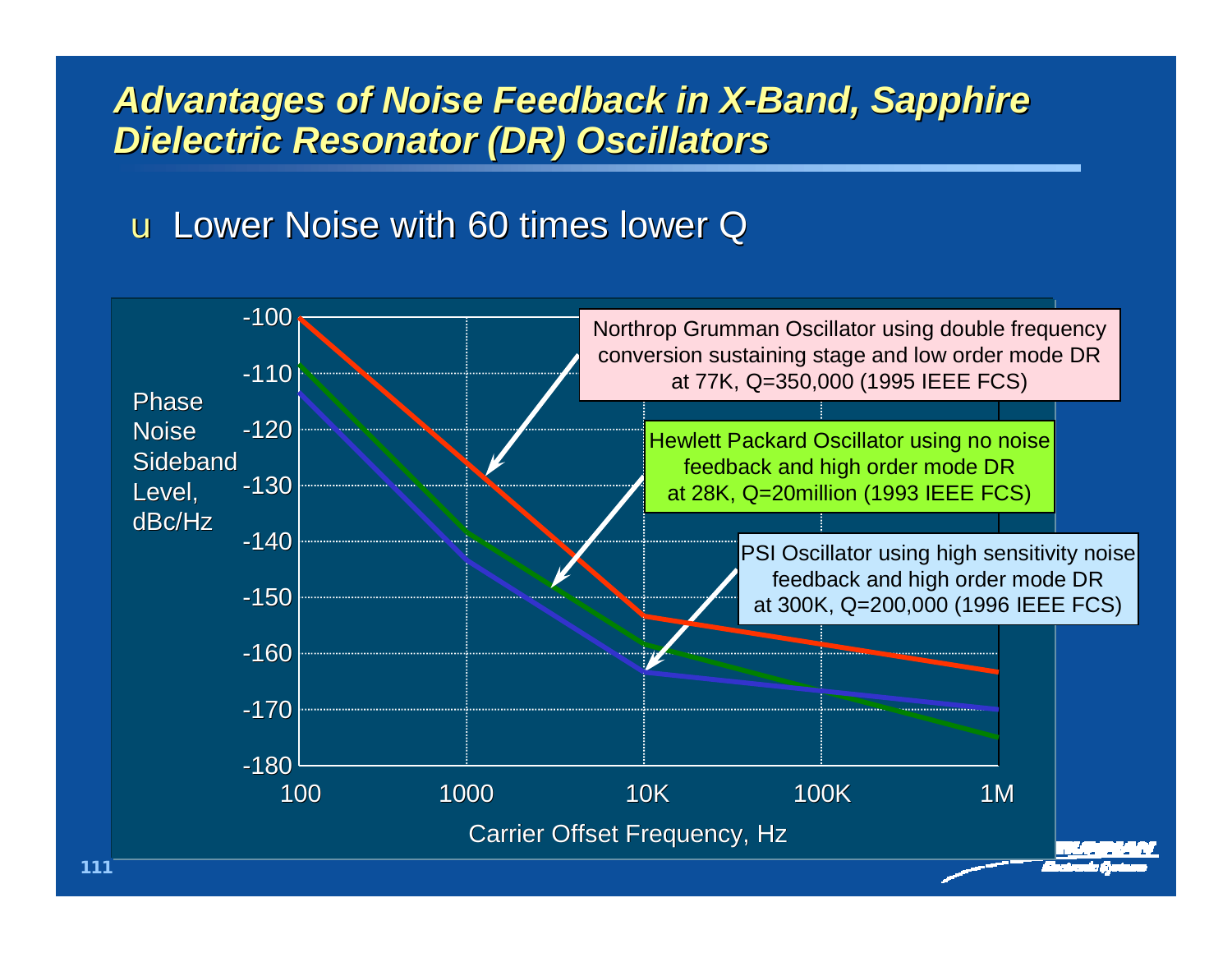# Advantages of Noise Feedback in X-Band, Sapphire Dielectric Resonator (DR) Oscillators

- Lower Noise with 60 times lower Q

Phase Noise Sideband Level, dBc/Hz

-100
-110
-120
-130
-140
-150
-160
-170
-180

100
1000
10K
100K
1M

Carrier Offset Frequency, Hz

Northrop Grumman Oscillator using double frequency conversion sustaining stage and low order mode DR at 77K, Q=350,000 (1995 IEEE FCS)

Hewlett Packard Oscillator using no noise feedback and high order mode DR at 28K, Q=20million (1993 IEEE FCS)

PSI Oscillator using high sensitivity noise feedback and high order mode DR at 300K, Q=200,000 (1996 IEEE FCS)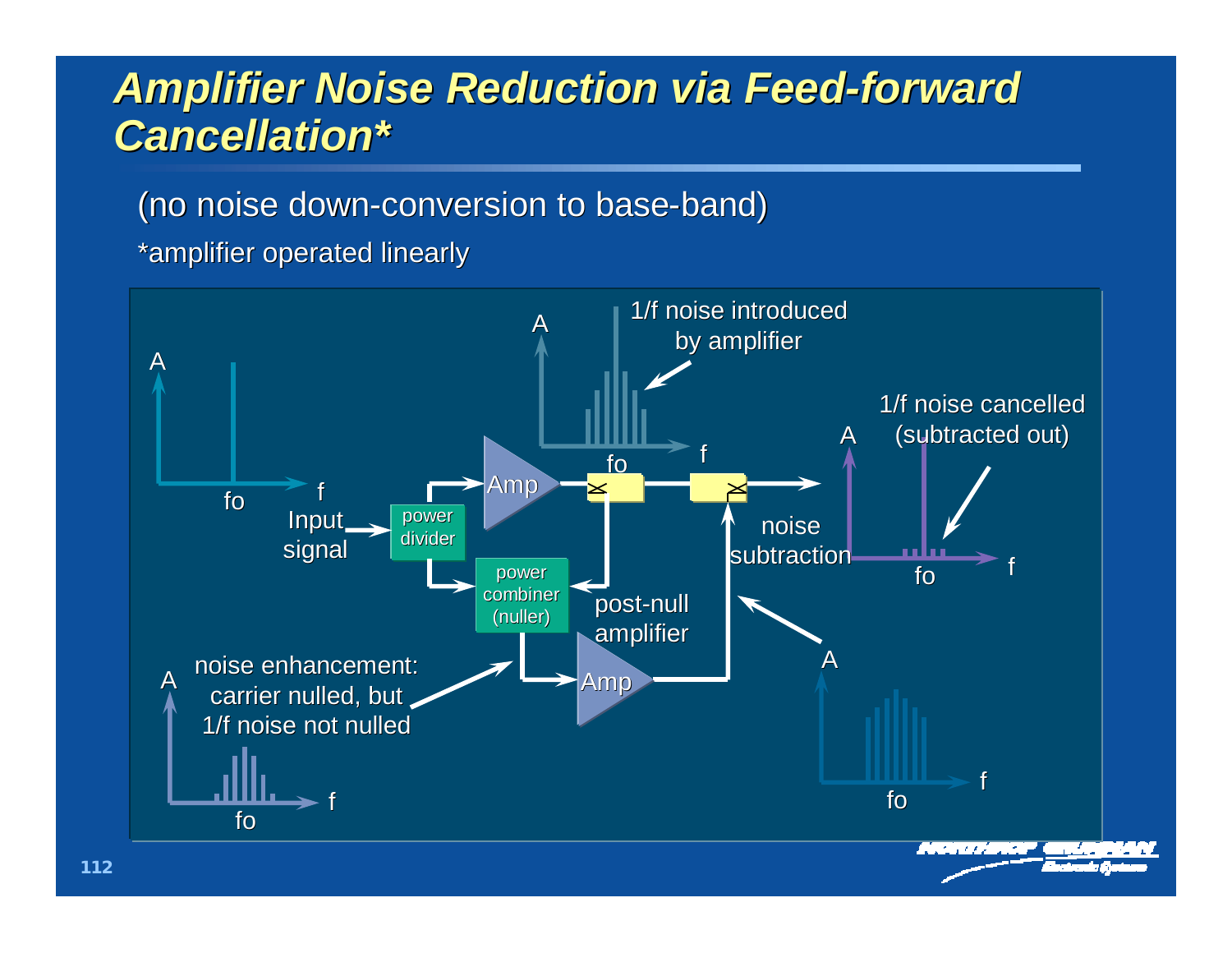# *Amplifier Noise Reduction via Feed-forward Cancellation**

(no noise down-conversion to base-band)

*amplifier operated linearly

A
f
fo
Input signal

power divider

Amp

A
f
fo
1/f noise introduced by amplifier

power combiner (nuller)

post-null amplifier

Amp

noise subtraction

A
f
fo
1/f noise cancelled (subtracted out)

A
f
fo
noise enhancement: carrier nulled, but 1/f noise not nulled

A
f
fo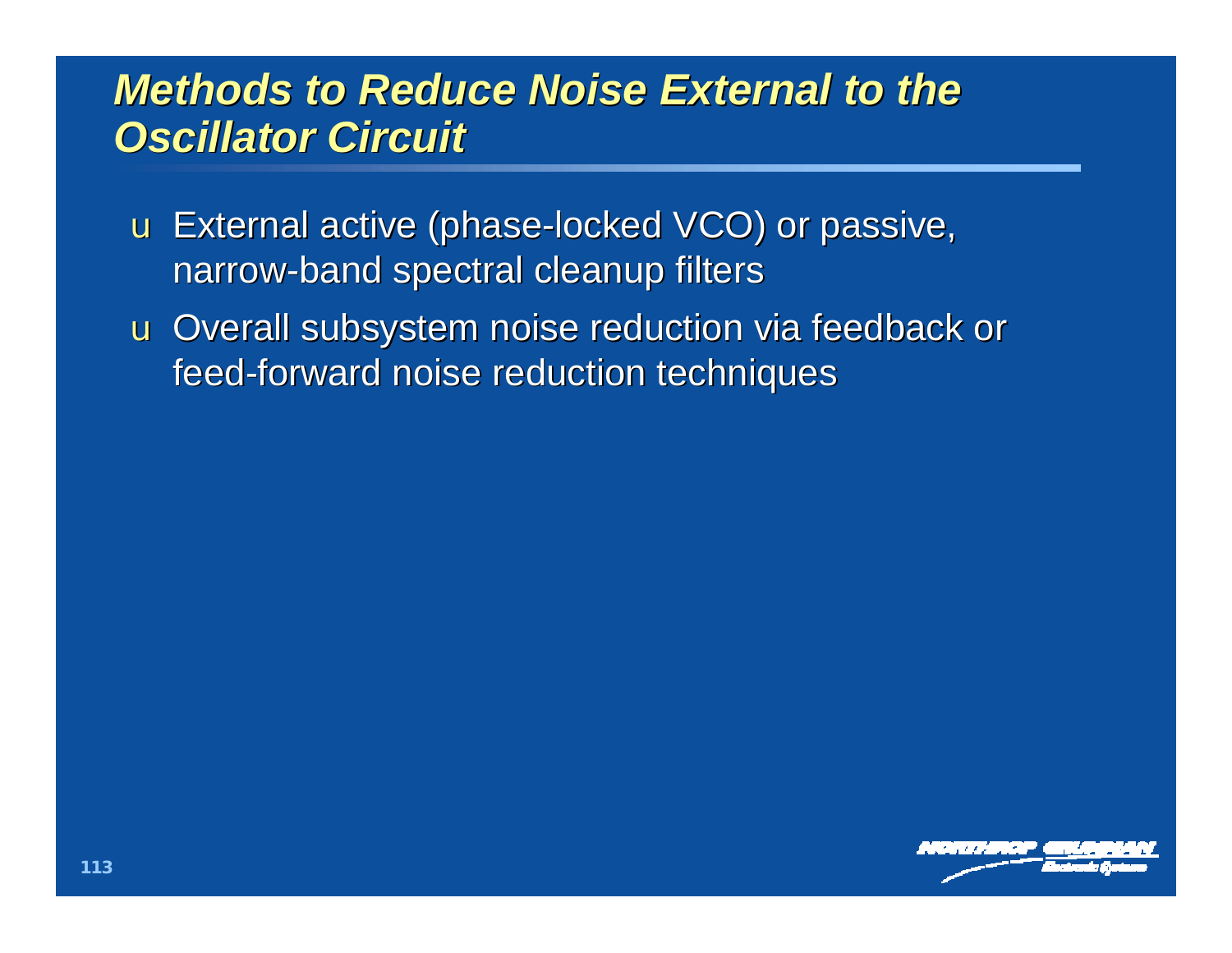# *Methods to Reduce Noise External to the Oscillator Circuit*

- External active (phase-locked VCO) or passive, narrow-band spectral cleanup filters
- Overall subsystem noise reduction via feedback or feed-forward noise reduction techniques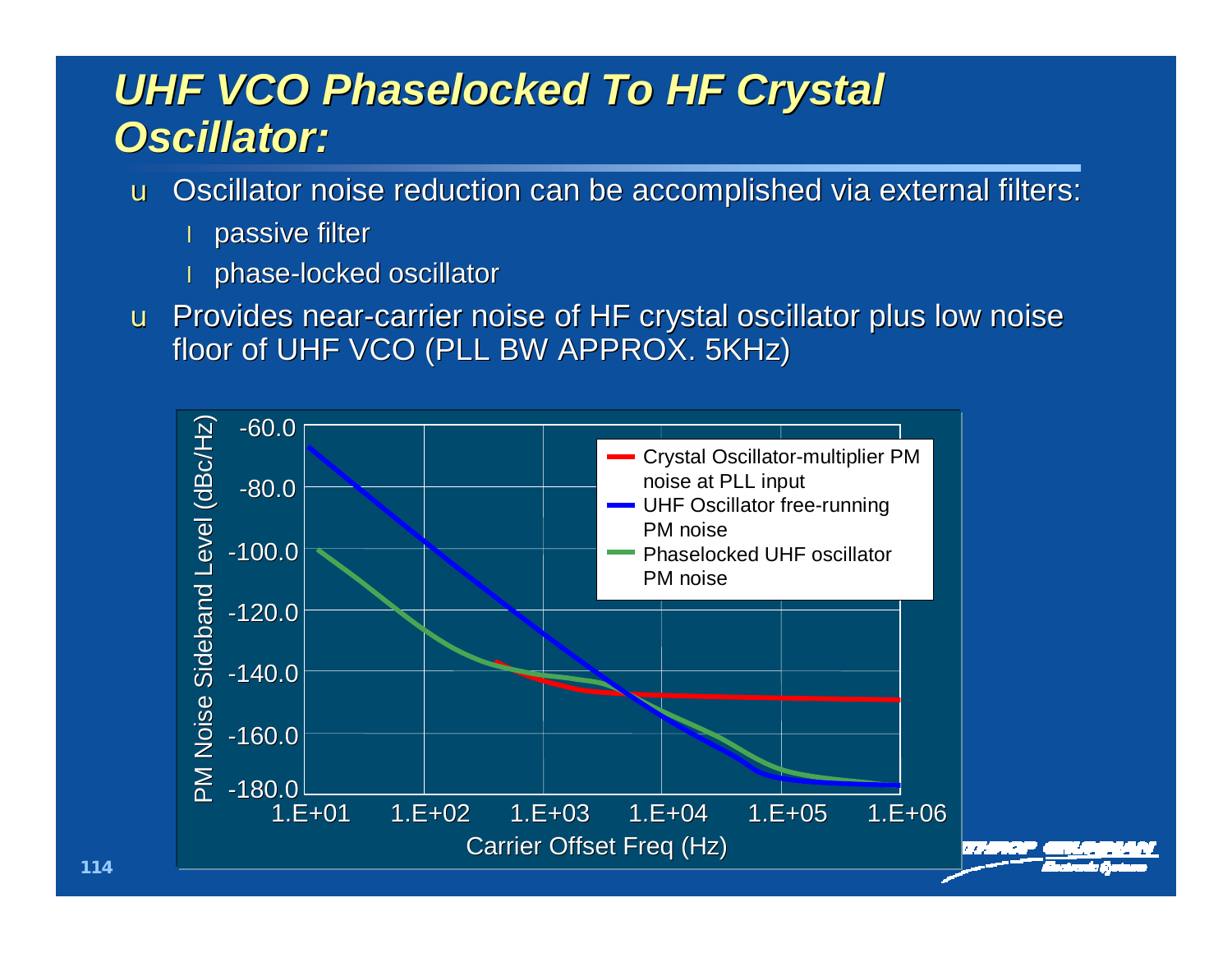# UHF VCO Phaselocked To HF Crystal Oscillator:

- Oscillator noise reduction can be accomplished via external filters:
  - passive filter
  - phase-locked oscillator
- Provides near-carrier noise of HF crystal oscillator plus low noise floor of UHF VCO (PLL BW APPROX. 5KHz)

PM Noise Sideband Level (dBc/Hz)

-60.0
-80.0
-100.0
-120.0
-140.0
-160.0
-180.0

1.E+01
1.E+02
1.E+03
1.E+04
1.E+05
1.E+06

Carrier Offset Freq (Hz)

Crystal Oscillator-multiplier PM noise at PLL input

UHF Oscillator free-running PM noise

Phaselocked UHF oscillator PM noise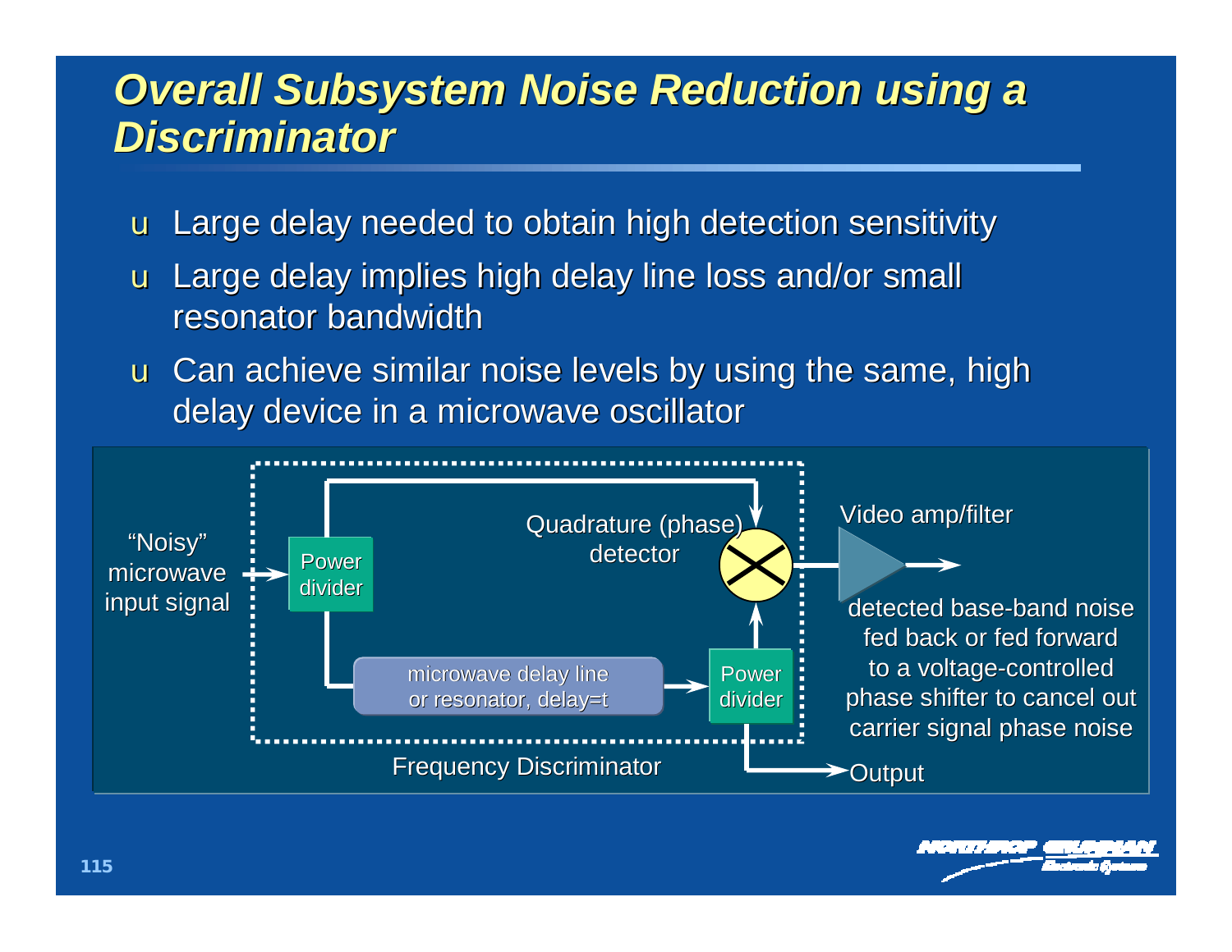# Overall Subsystem Noise Reduction using a Discriminator

- Large delay needed to obtain high detection sensitivity
- Large delay implies high delay line loss and/or small resonator bandwidth
- Can achieve similar noise levels by using the same, high delay device in a microwave oscillator

"Noisy" microwave input signal

Power divider

Quadrature (phase) detector

microwave delay line or resonator, delay=t

Power divider

Frequency Discriminator

Video amp/filter

detected base-band noise fed back or fed forward to a voltage-controlled phase shifter to cancel out carrier signal phase noise

Output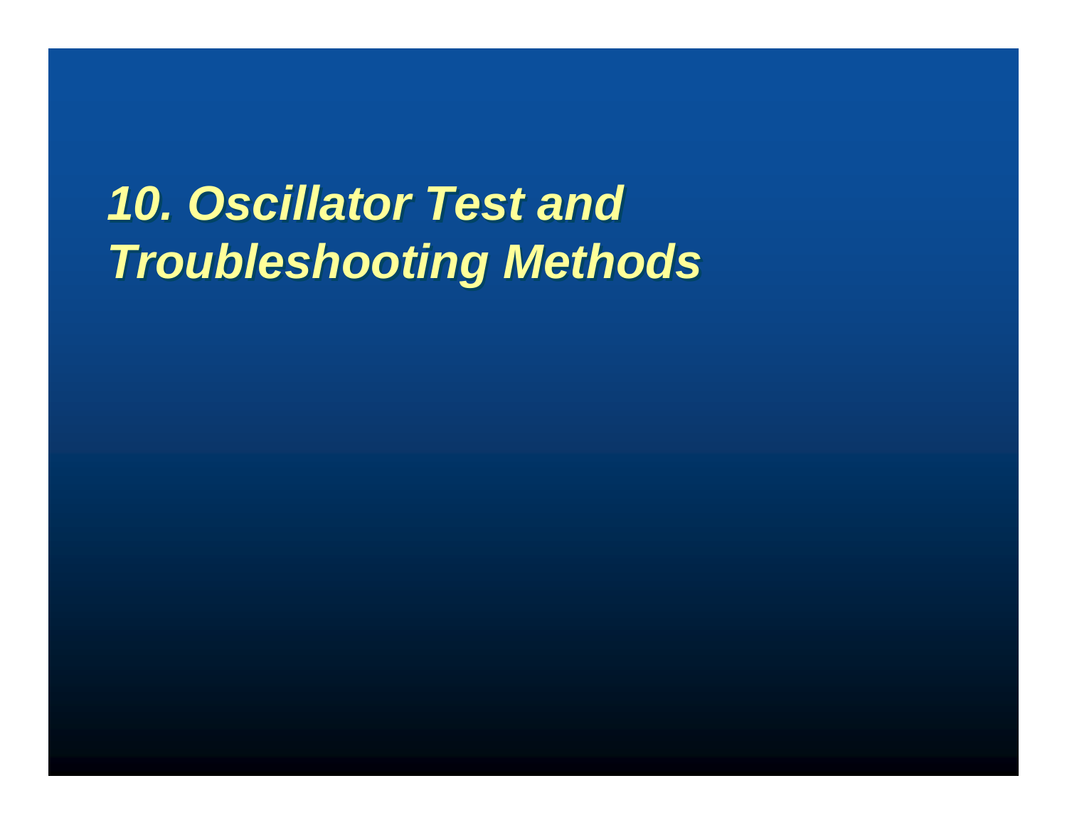# *10. Oscillator Test and Troubleshooting Methods*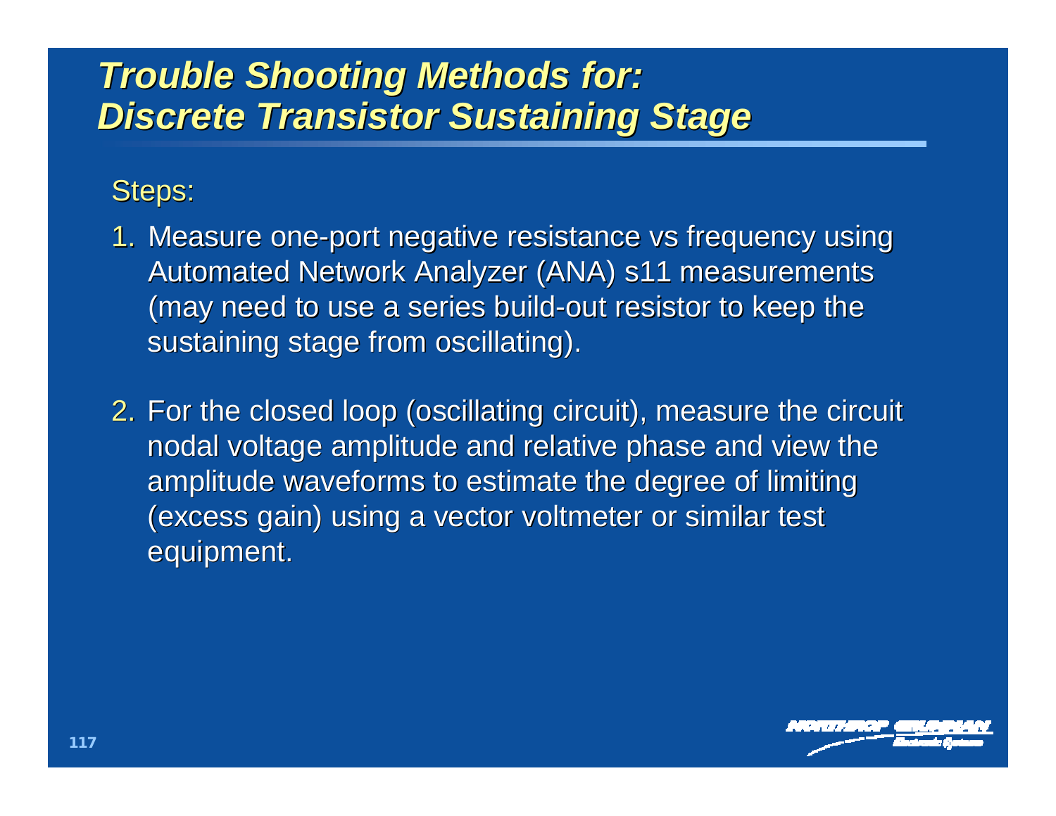# *Trouble Shooting Methods for: Discrete Transistor Sustaining Stage*

Steps:

1. Measure one-port negative resistance vs frequency using Automated Network Analyzer (ANA) s11 measurements (may need to use a series build-out resistor to keep the sustaining stage from oscillating).

2. For the closed loop (oscillating circuit), measure the circuit nodal voltage amplitude and relative phase and view the amplitude waveforms to estimate the degree of limiting (excess gain) using a vector voltmeter or similar test equipment.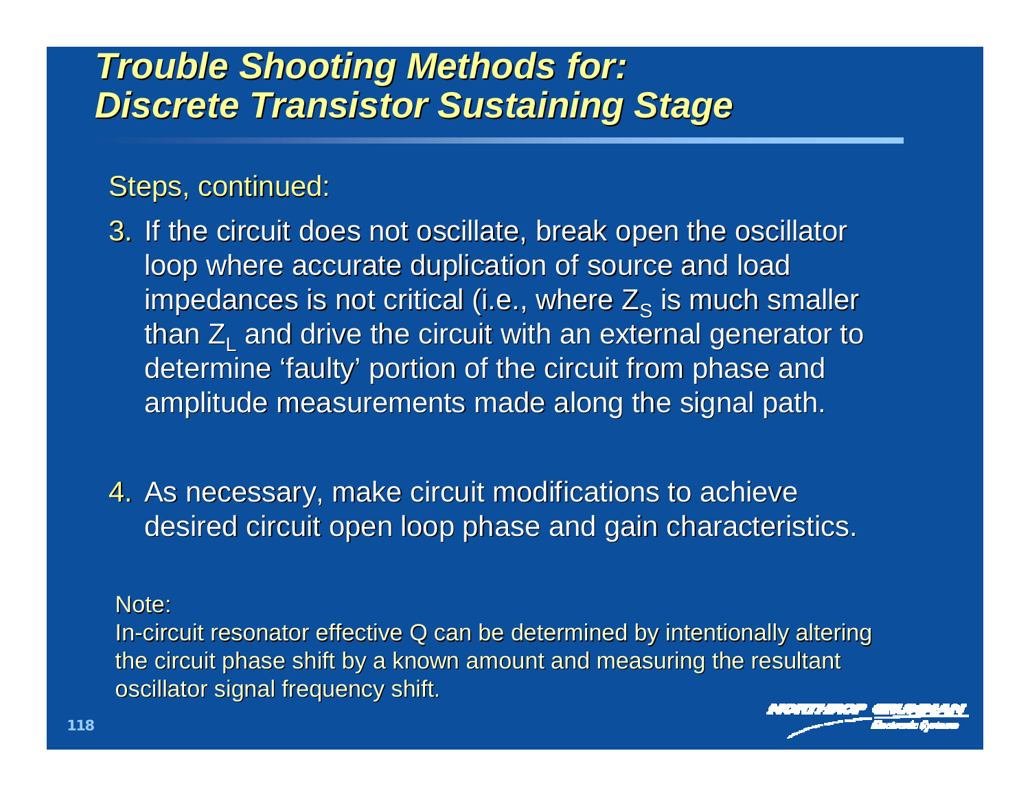# *Trouble Shooting Methods for: Discrete Transistor Sustaining Stage*

Steps, continued:

3. If the circuit does not oscillate, break open the oscillator loop where accurate duplication of source and load impedances is not critical (i.e., where $Z_S$ is much smaller than $Z_L$ and drive the circuit with an external generator to determine 'faulty' portion of the circuit from phase and amplitude measurements made along the signal path.

4. As necessary, make circuit modifications to achieve desired circuit open loop phase and gain characteristics.

Note:
In-circuit resonator effective Q can be determined by intentionally altering the circuit phase shift by a known amount and measuring the resultant oscillator signal frequency shift.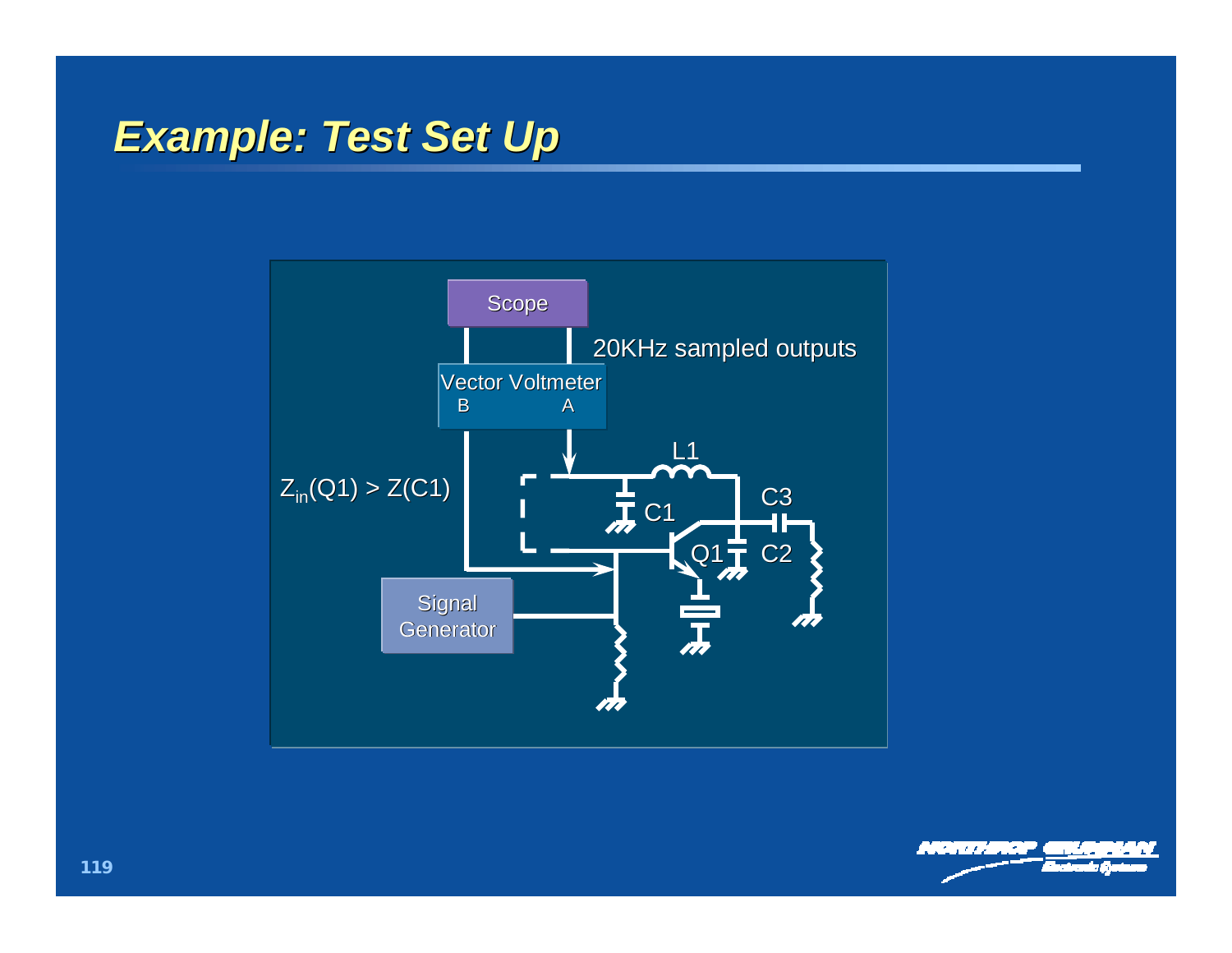# Example: Test Set Up

Scope

20KHz sampled outputs

Vector Voltmeter

B A

L1

$Z_{in}(Q1) > Z(C1)$

C1

C3

Q1

C2

Signal Generator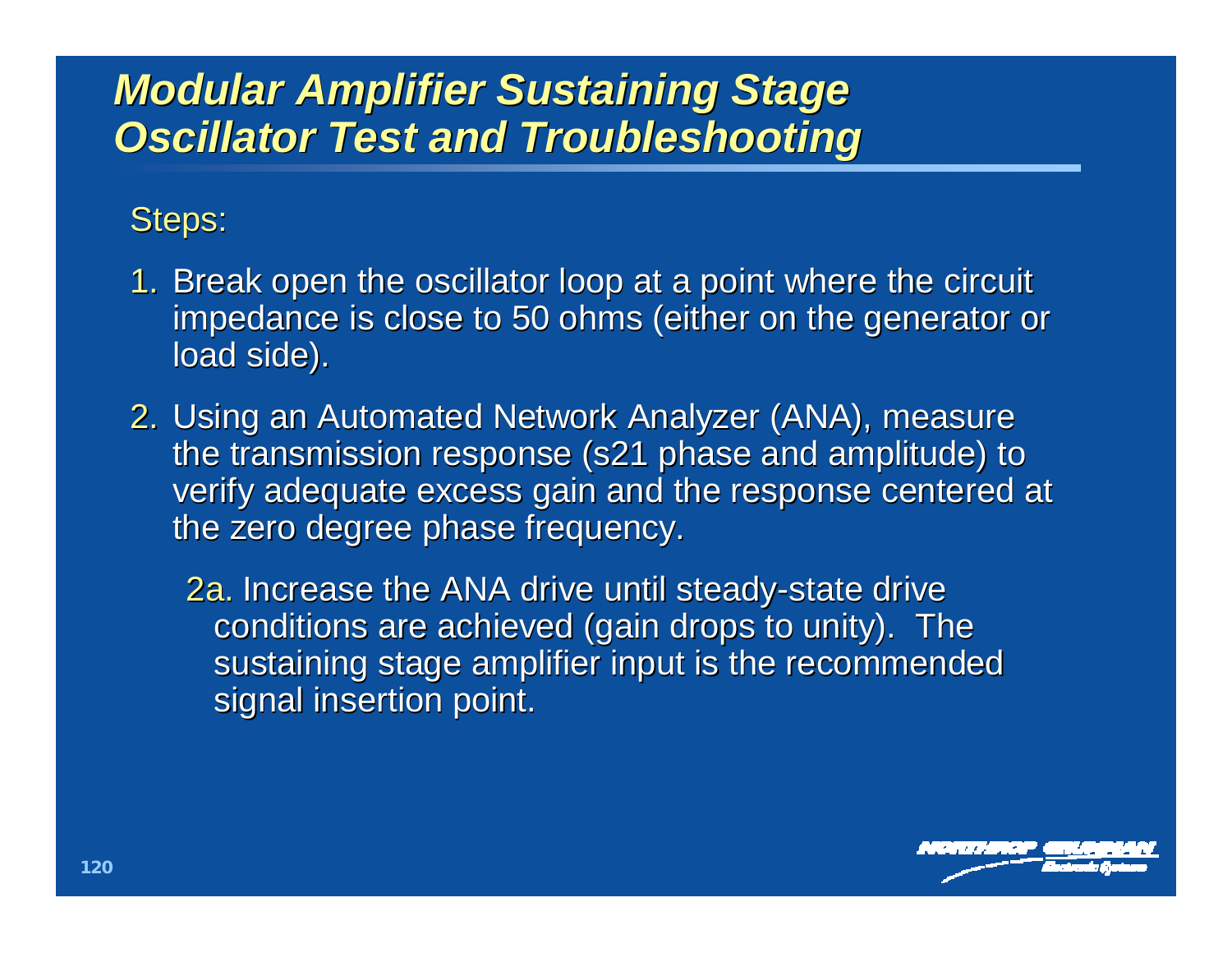# *Modular Amplifier Sustaining Stage Oscillator Test and Troubleshooting*

Steps:

1. Break open the oscillator loop at a point where the circuit impedance is close to 50 ohms (either on the generator or load side).

2. Using an Automated Network Analyzer (ANA), measure the transmission response (s21 phase and amplitude) to verify adequate excess gain and the response centered at the zero degree phase frequency.

   2a. Increase the ANA drive until steady-state drive conditions are achieved (gain drops to unity). The sustaining stage amplifier input is the recommended signal insertion point.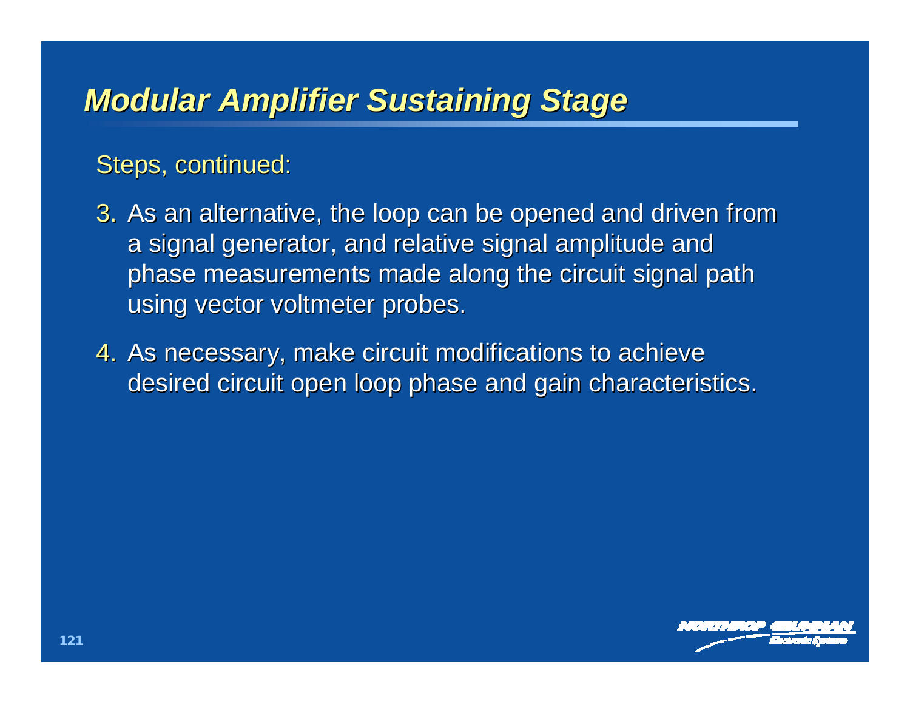# *Modular Amplifier Sustaining Stage*

Steps, continued:

3. As an alternative, the loop can be opened and driven from a signal generator, and relative signal amplitude and phase measurements made along the circuit signal path using vector voltmeter probes.
4. As necessary, make circuit modifications to achieve desired circuit open loop phase and gain characteristics.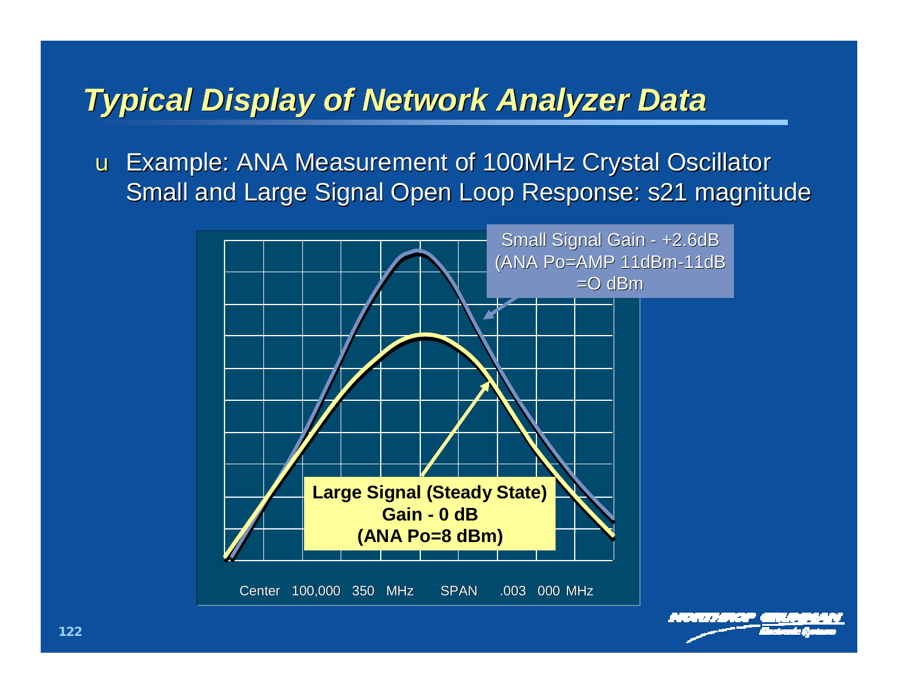# *Typical Display of Network Analyzer Data*

- Example: ANA Measurement of 100MHz Crystal Oscillator Small and Large Signal Open Loop Response: s21 magnitude

Small Signal Gain - +2.6dB
(ANA Po=AMP 11dBm-11dB
=O dBm

**Large Signal (Steady State)**
**Gain - 0 dB**
**(ANA Po=8 dBm)**

Center 100,000 350 MHz SPAN .003 000 MHz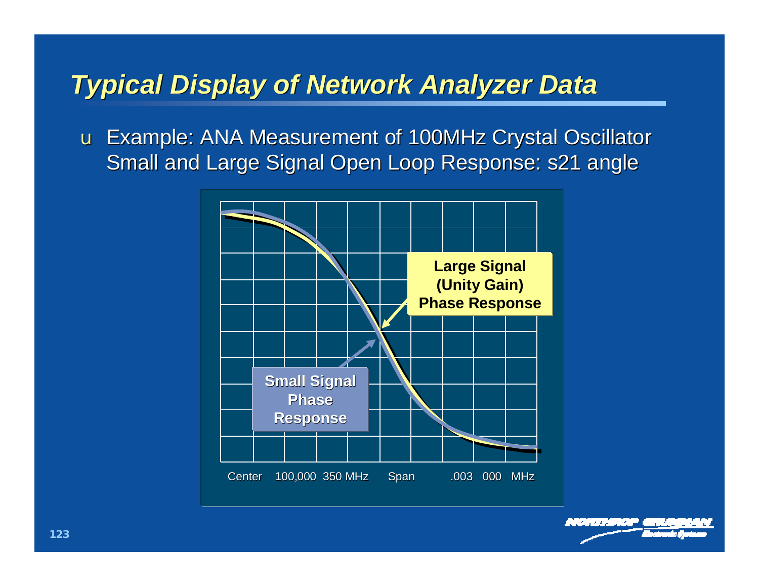# Typical Display of Network Analyzer Data

- Example: ANA Measurement of 100MHz Crystal Oscillator Small and Large Signal Open Loop Response: s21 angle

Large Signal (Unity Gain) Phase Response

Small Signal Phase Response

Center 100,000 350 MHz Span .003 000 MHz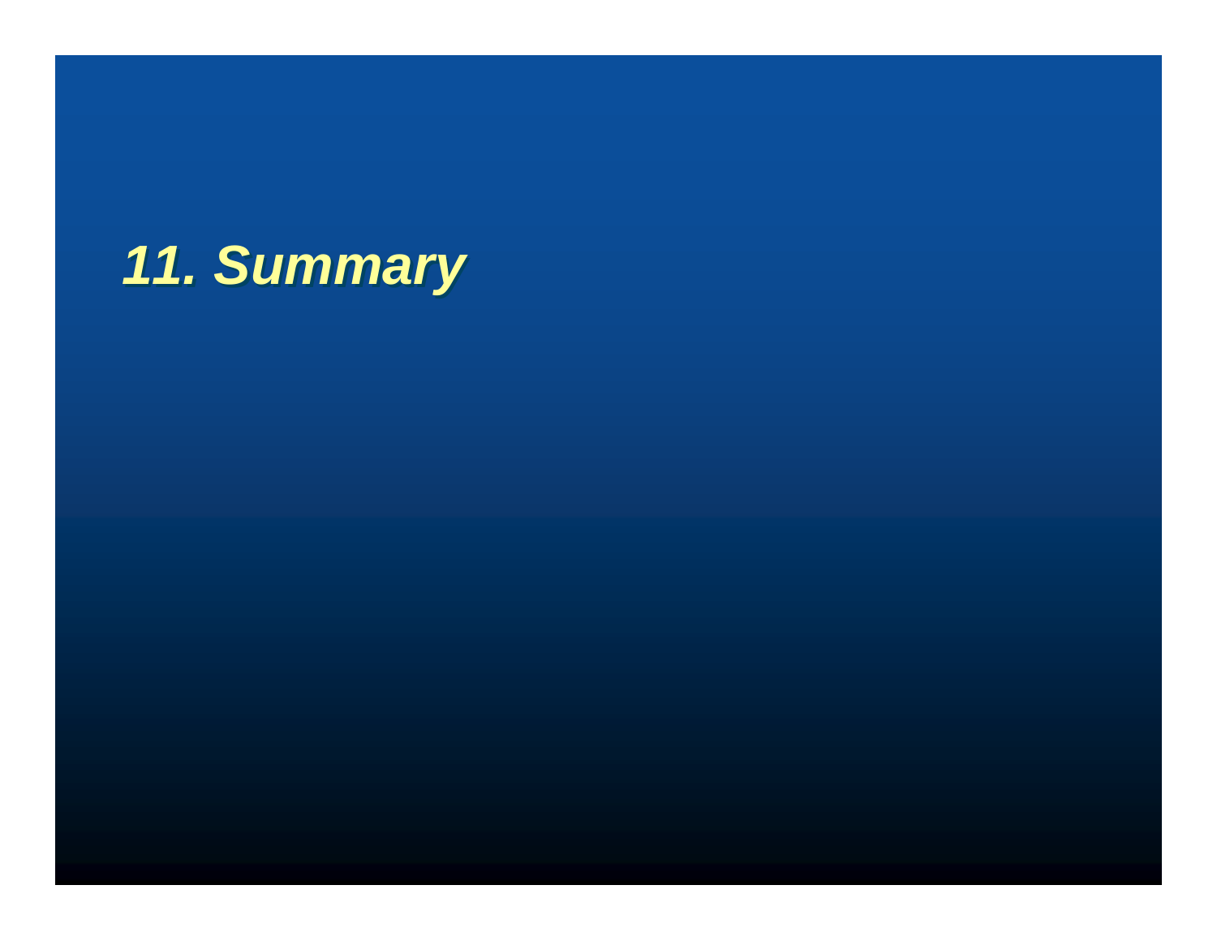# *11. Summary*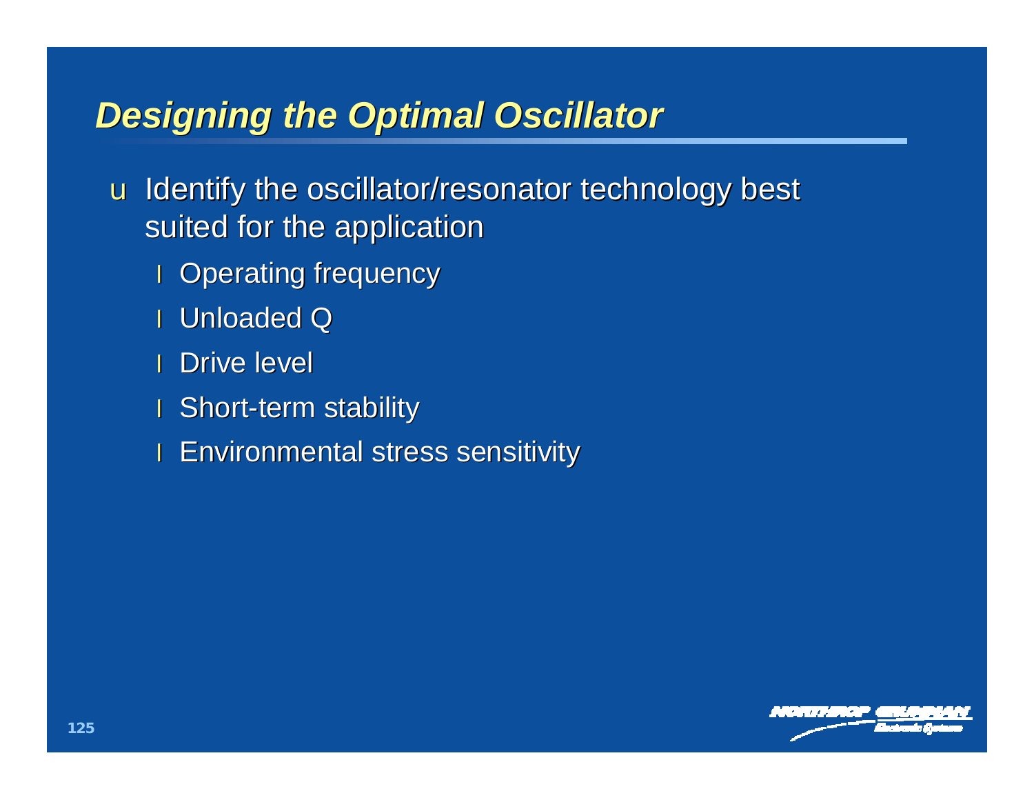# *Designing the Optimal Oscillator*

- Identify the oscillator/resonator technology best suited for the application
  - Operating frequency
  - Unloaded Q
  - Drive level
  - Short-term stability
  - Environmental stress sensitivity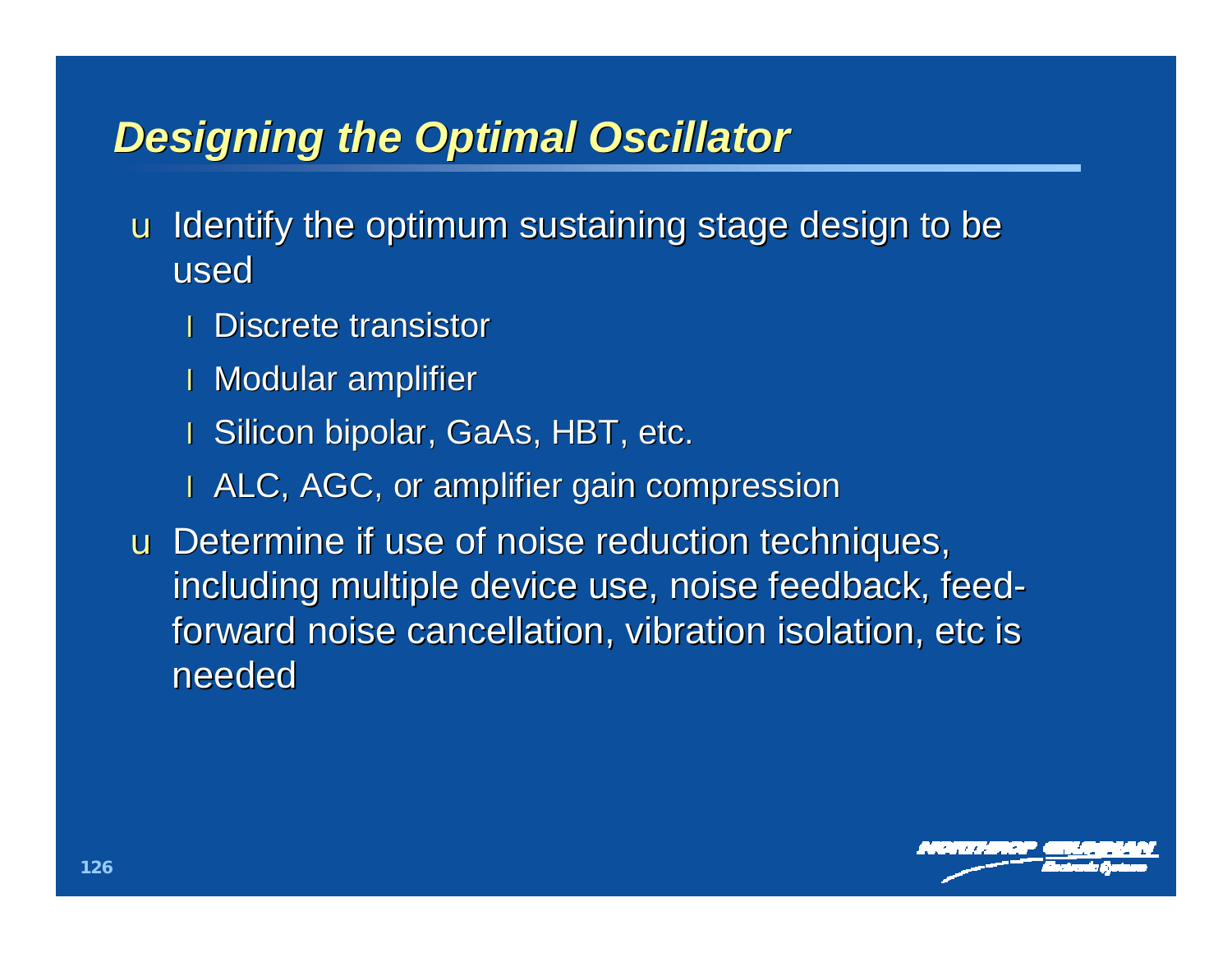## *Designing the Optimal Oscillator*

- Identify the optimum sustaining stage design to be used
  - Discrete transistor
  - Modular amplifier
  - Silicon bipolar, GaAs, HBT, etc.
  - ALC, AGC, or amplifier gain compression
- Determine if use of noise reduction techniques, including multiple device use, noise feedback, feed-forward noise cancellation, vibration isolation, etc is needed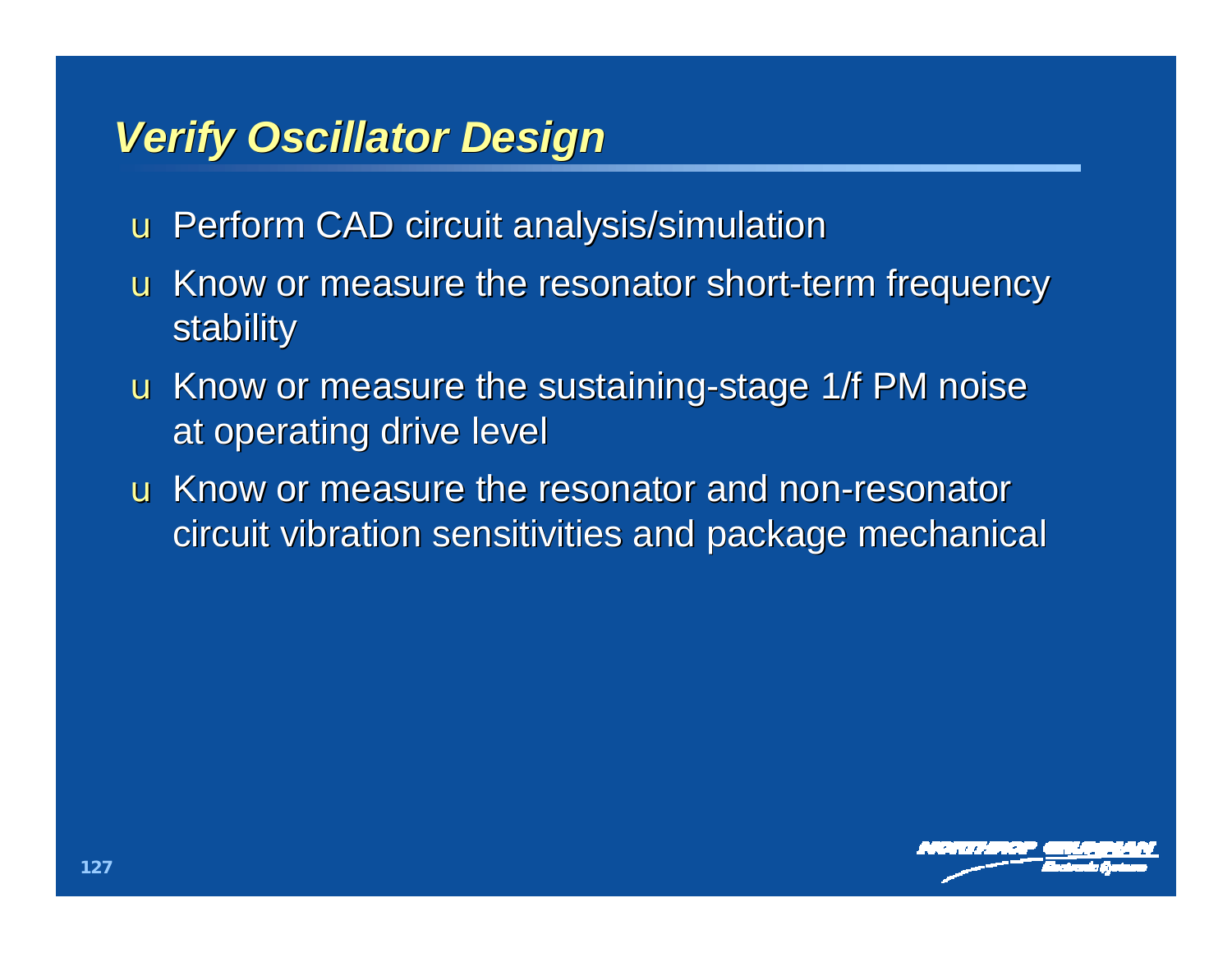## *Verify Oscillator Design*

- Perform CAD circuit analysis/simulation
- Know or measure the resonator short-term frequency stability
- Know or measure the sustaining-stage 1/f PM noise at operating drive level
- Know or measure the resonator and non-resonator circuit vibration sensitivities and package mechanical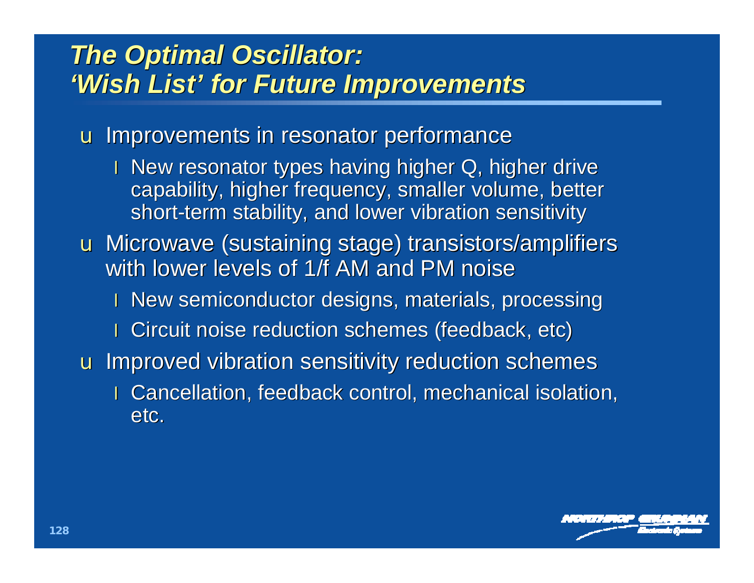# *The Optimal Oscillator: 'Wish List' for Future Improvements*

- Improvements in resonator performance
  - New resonator types having higher Q, higher drive capability, higher frequency, smaller volume, better short-term stability, and lower vibration sensitivity
- Microwave (sustaining stage) transistors/amplifiers with lower levels of 1/f AM and PM noise
  - New semiconductor designs, materials, processing
  - Circuit noise reduction schemes (feedback, etc)
- Improved vibration sensitivity reduction schemes
  - Cancellation, feedback control, mechanical isolation, etc.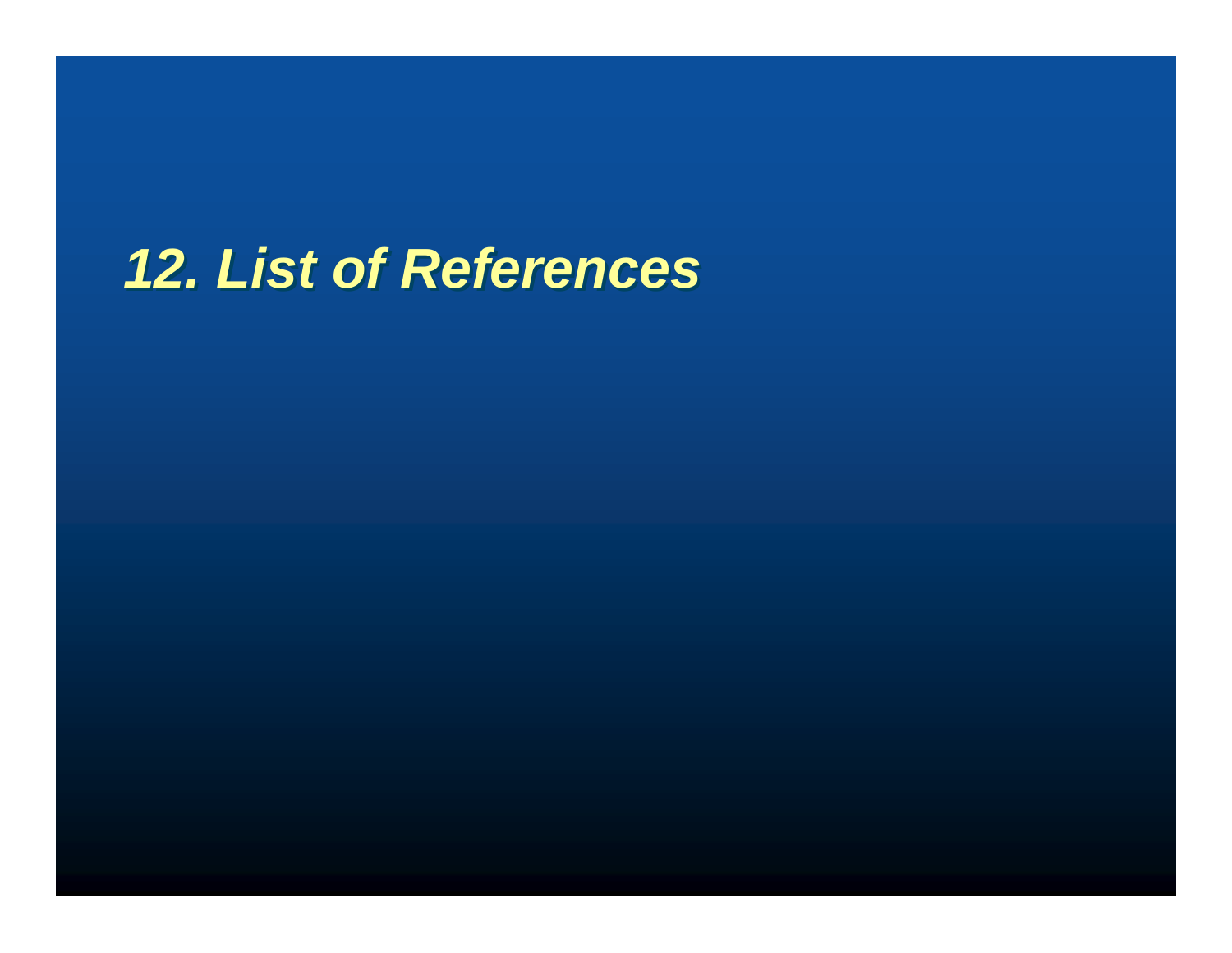# *12. List of References*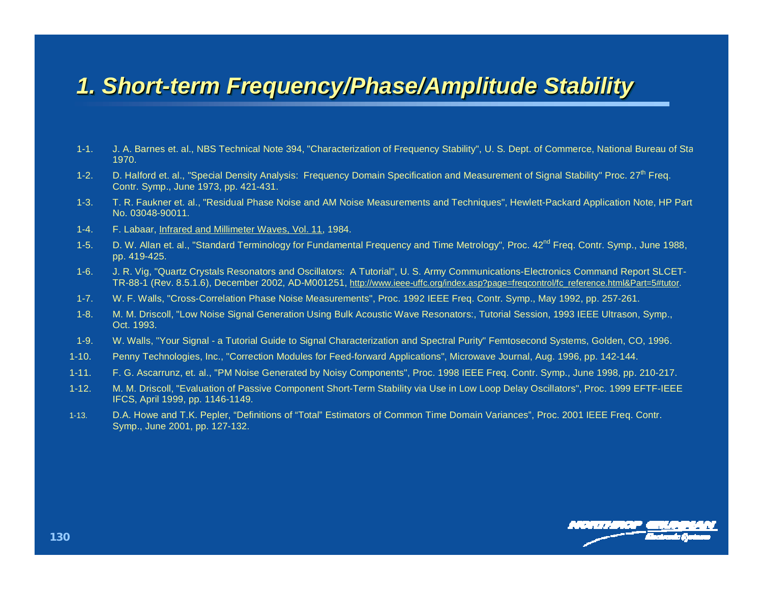# 1. Short-term Frequency/Phase/Amplitude Stability

1-1. J. A. Barnes et. al., NBS Technical Note 394, "Characterization of Frequency Stability", U. S. Dept. of Commerce, National Bureau of Sta 1970.

1-2. D. Halford et. al., "Special Density Analysis: Frequency Domain Specification and Measurement of Signal Stability" Proc. 27th Freq. Contr. Symp., June 1973, pp. 421-431.

1-3. T. R. Faukner et. al., "Residual Phase Noise and AM Noise Measurements and Techniques", Hewlett-Packard Application Note, HP Part No. 03048-90011.

1-4. F. Labaar, Infrared and Millimeter Waves, Vol. 11, 1984.

1-5. D. W. Allan et. al., "Standard Terminology for Fundamental Frequency and Time Metrology", Proc. 42nd Freq. Contr. Symp., June 1988, pp. 419-425.

1-6. J. R. Vig, "Quartz Crystals Resonators and Oscillators: A Tutorial", U. S. Army Communications-Electronics Command Report SLCET-TR-88-1 (Rev. 8.5.1.6), December 2002, AD-M001251, http://www.ieee-uffc.org/index.asp?page=freqcontrol/fc_reference.html&Part=5#tutor.

1-7. W. F. Walls, "Cross-Correlation Phase Noise Measurements", Proc. 1992 IEEE Freq. Contr. Symp., May 1992, pp. 257-261.

1-8. M. M. Driscoll, "Low Noise Signal Generation Using Bulk Acoustic Wave Resonators:, Tutorial Session, 1993 IEEE Ultrason, Symp., Oct. 1993.

1-9. W. Walls, "Your Signal - a Tutorial Guide to Signal Characterization and Spectral Purity" Femtosecond Systems, Golden, CO, 1996.

1-10. Penny Technologies, Inc., "Correction Modules for Feed-forward Applications", Microwave Journal, Aug. 1996, pp. 142-144.

1-11. F. G. Ascarrunz, et. al., "PM Noise Generated by Noisy Components", Proc. 1998 IEEE Freq. Contr. Symp., June 1998, pp. 210-217.

1-12. M. M. Driscoll, "Evaluation of Passive Component Short-Term Stability via Use in Low Loop Delay Oscillators", Proc. 1999 EFTF-IEEE IFCS, April 1999, pp. 1146-1149.

1-13. D.A. Howe and T.K. Pepler, "Definitions of "Total" Estimators of Common Time Domain Variances", Proc. 2001 IEEE Freq. Contr. Symp., June 2001, pp. 127-132.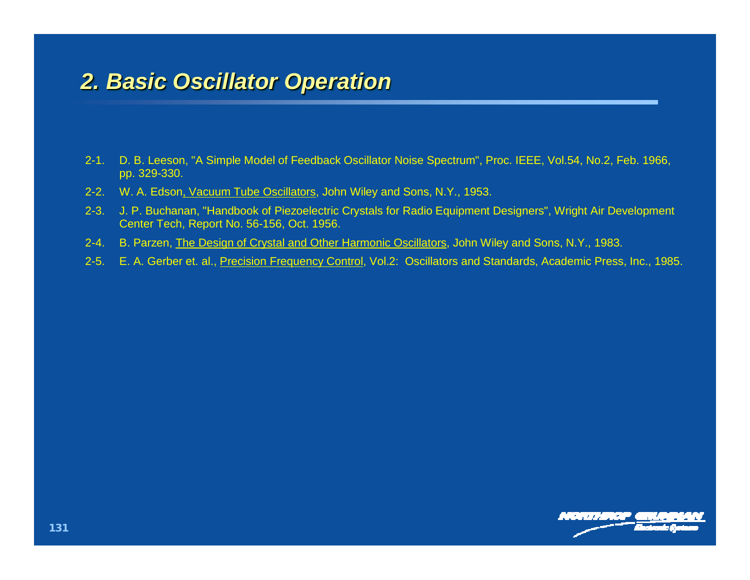# *2. Basic Oscillator Operation*

2-1. D. B. Leeson, "A Simple Model of Feedback Oscillator Noise Spectrum", Proc. IEEE, Vol.54, No.2, Feb. 1966, pp. 329-330.

2-2. W. A. Edson, Vacuum Tube Oscillators, John Wiley and Sons, N.Y., 1953.

2-3. J. P. Buchanan, "Handbook of Piezoelectric Crystals for Radio Equipment Designers", Wright Air Development Center Tech, Report No. 56-156, Oct. 1956.

2-4. B. Parzen, The Design of Crystal and Other Harmonic Oscillators, John Wiley and Sons, N.Y., 1983.

2-5. E. A. Gerber et. al., Precision Frequency Control, Vol.2: Oscillators and Standards, Academic Press, Inc., 1985.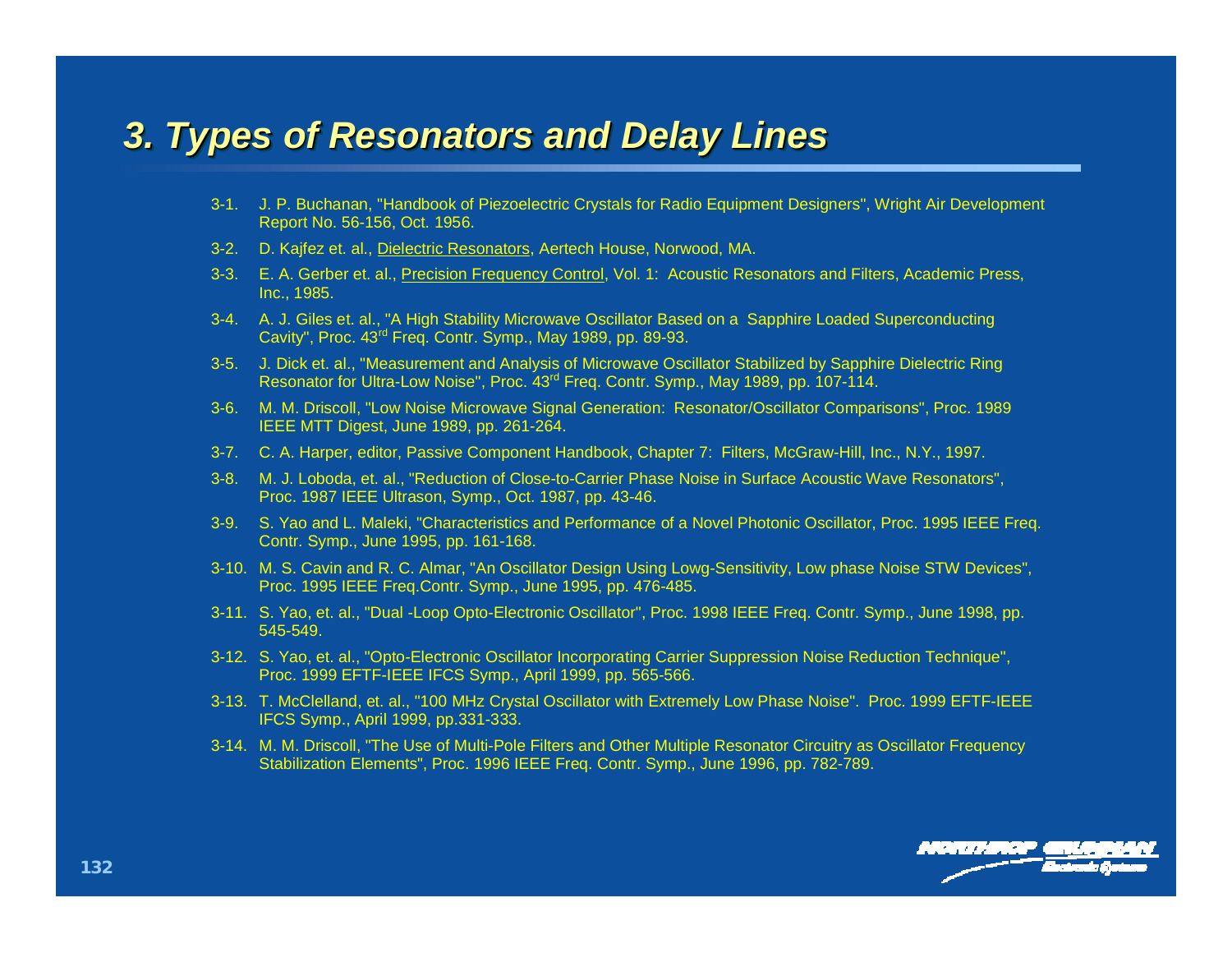# 3. Types of Resonators and Delay Lines

3-1. J. P. Buchanan, "Handbook of Piezoelectric Crystals for Radio Equipment Designers", Wright Air Development Report No. 56-156, Oct. 1956.

3-2. D. Kajfez et. al., Dielectric Resonators, Aertech House, Norwood, MA.

3-3. E. A. Gerber et. al., Precision Frequency Control, Vol. 1: Acoustic Resonators and Filters, Academic Press, Inc., 1985.

3-4. A. J. Giles et. al., "A High Stability Microwave Oscillator Based on a Sapphire Loaded Superconducting Cavity", Proc. 43rd Freq. Contr. Symp., May 1989, pp. 89-93.

3-5. J. Dick et. al., "Measurement and Analysis of Microwave Oscillator Stabilized by Sapphire Dielectric Ring Resonator for Ultra-Low Noise", Proc. 43rd Freq. Contr. Symp., May 1989, pp. 107-114.

3-6. M. M. Driscoll, "Low Noise Microwave Signal Generation: Resonator/Oscillator Comparisons", Proc. 1989 IEEE MTT Digest, June 1989, pp. 261-264.

3-7. C. A. Harper, editor, Passive Component Handbook, Chapter 7: Filters, McGraw-Hill, Inc., N.Y., 1997.

3-8. M. J. Loboda, et. al., "Reduction of Close-to-Carrier Phase Noise in Surface Acoustic Wave Resonators", Proc. 1987 IEEE Ultrason, Symp., Oct. 1987, pp. 43-46.

3-9. S. Yao and L. Maleki, "Characteristics and Performance of a Novel Photonic Oscillator, Proc. 1995 IEEE Freq. Contr. Symp., June 1995, pp. 161-168.

3-10. M. S. Cavin and R. C. Almar, "An Oscillator Design Using Lowg-Sensitivity, Low phase Noise STW Devices", Proc. 1995 IEEE Freq.Contr. Symp., June 1995, pp. 476-485.

3-11. S. Yao, et. al., "Dual -Loop Opto-Electronic Oscillator", Proc. 1998 IEEE Freq. Contr. Symp., June 1998, pp. 545-549.

3-12. S. Yao, et. al., "Opto-Electronic Oscillator Incorporating Carrier Suppression Noise Reduction Technique", Proc. 1999 EFTF-IEEE IFCS Symp., April 1999, pp. 565-566.

3-13. T. McClelland, et. al., "100 MHz Crystal Oscillator with Extremely Low Phase Noise". Proc. 1999 EFTF-IEEE IFCS Symp., April 1999, pp.331-333.

3-14. M. M. Driscoll, "The Use of Multi-Pole Filters and Other Multiple Resonator Circuitry as Oscillator Frequency Stabilization Elements", Proc. 1996 IEEE Freq. Contr. Symp., June 1996, pp. 782-789.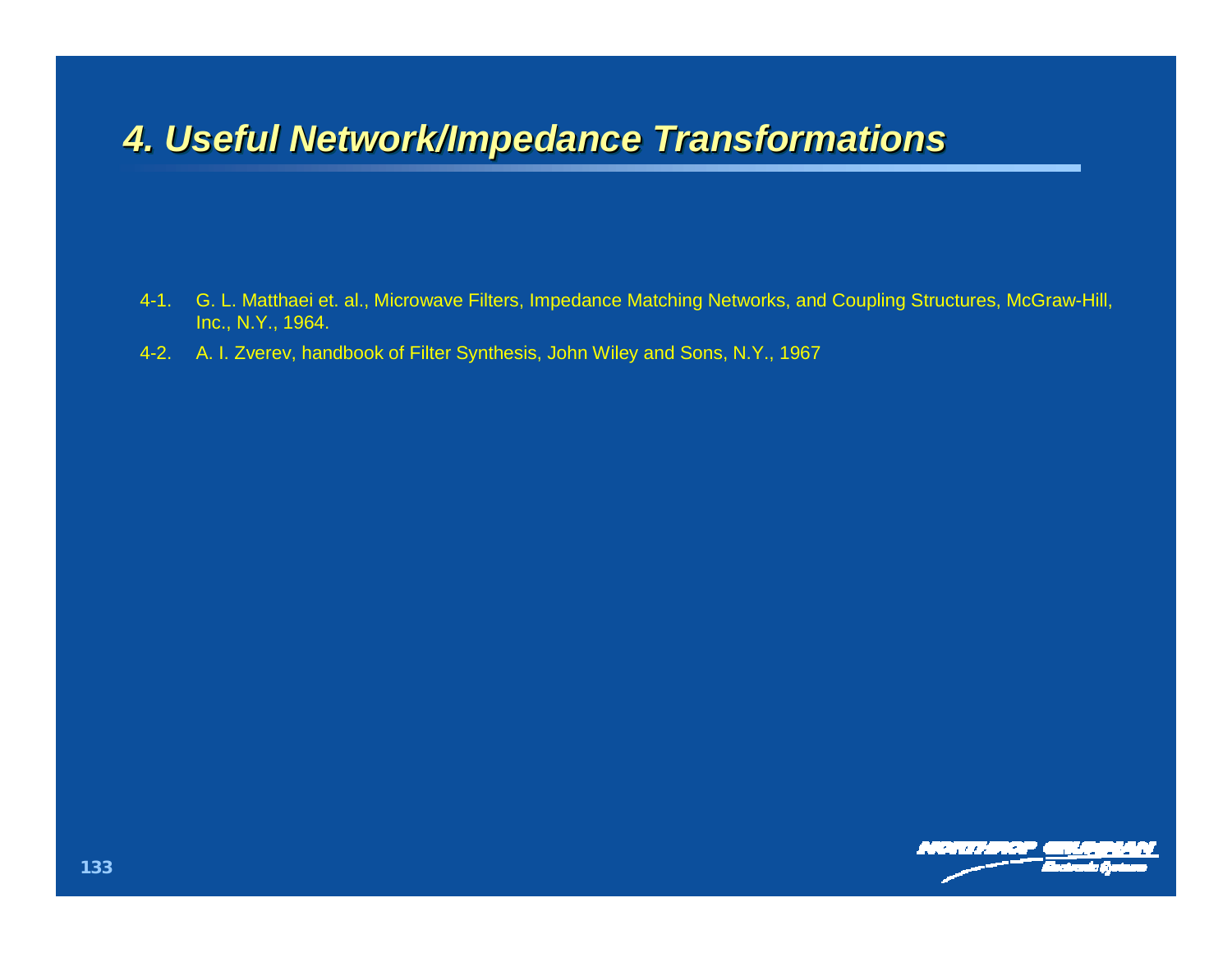# 4. Useful Network/Impedance Transformations

4-1. G. L. Matthaei et. al., Microwave Filters, Impedance Matching Networks, and Coupling Structures, McGraw-Hill, Inc., N.Y., 1964.

4-2. A. I. Zverev, handbook of Filter Synthesis, John Wiley and Sons, N.Y., 1967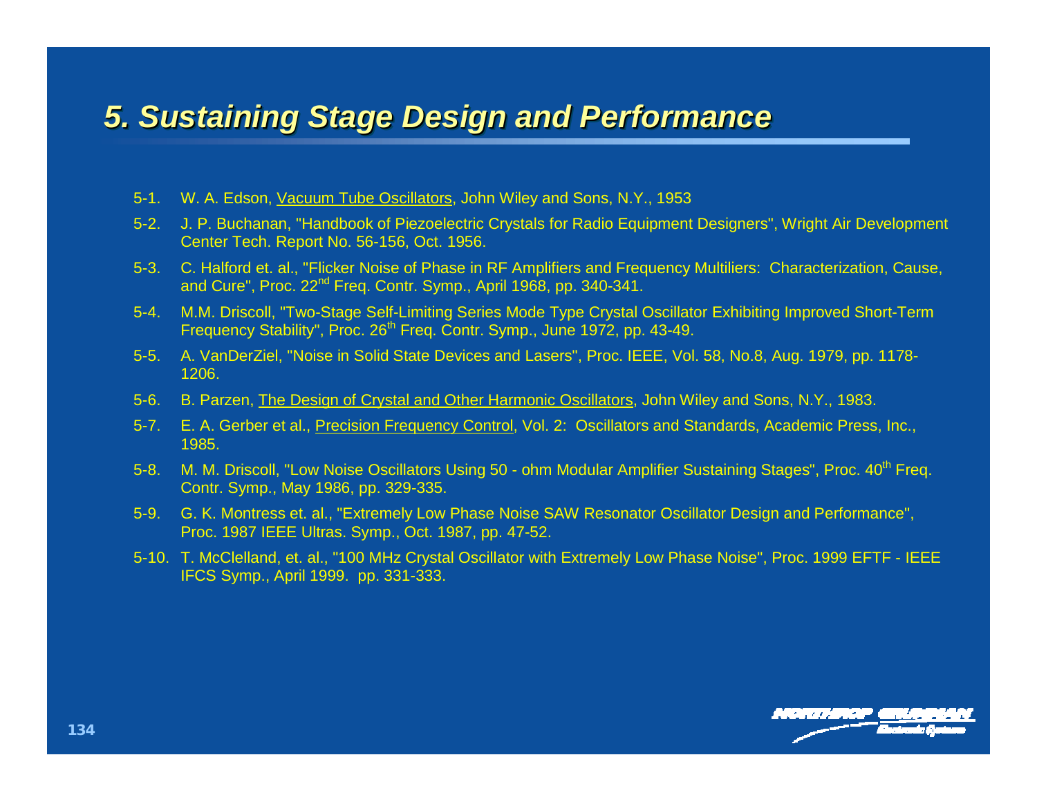# 5. Sustaining Stage Design and Performance

5-1. W. A. Edson, Vacuum Tube Oscillators, John Wiley and Sons, N.Y., 1953

5-2. J. P. Buchanan, "Handbook of Piezoelectric Crystals for Radio Equipment Designers", Wright Air Development Center Tech. Report No. 56-156, Oct. 1956.

5-3. C. Halford et. al., "Flicker Noise of Phase in RF Amplifiers and Frequency Multiliers: Characterization, Cause, and Cure", Proc. 22nd Freq. Contr. Symp., April 1968, pp. 340-341.

5-4. M.M. Driscoll, "Two-Stage Self-Limiting Series Mode Type Crystal Oscillator Exhibiting Improved Short-Term Frequency Stability", Proc. 26th Freq. Contr. Symp., June 1972, pp. 43-49.

5-5. A. VanDerZiel, "Noise in Solid State Devices and Lasers", Proc. IEEE, Vol. 58, No.8, Aug. 1979, pp. 1178-1206.

5-6. B. Parzen, The Design of Crystal and Other Harmonic Oscillators, John Wiley and Sons, N.Y., 1983.

5-7. E. A. Gerber et al., Precision Frequency Control, Vol. 2: Oscillators and Standards, Academic Press, Inc., 1985.

5-8. M. M. Driscoll, "Low Noise Oscillators Using 50 - ohm Modular Amplifier Sustaining Stages", Proc. 40th Freq. Contr. Symp., May 1986, pp. 329-335.

5-9. G. K. Montress et. al., "Extremely Low Phase Noise SAW Resonator Oscillator Design and Performance", Proc. 1987 IEEE Ultras. Symp., Oct. 1987, pp. 47-52.

5-10. T. McClelland, et. al., "100 MHz Crystal Oscillator with Extremely Low Phase Noise", Proc. 1999 EFTF - IEEE IFCS Symp., April 1999. pp. 331-333.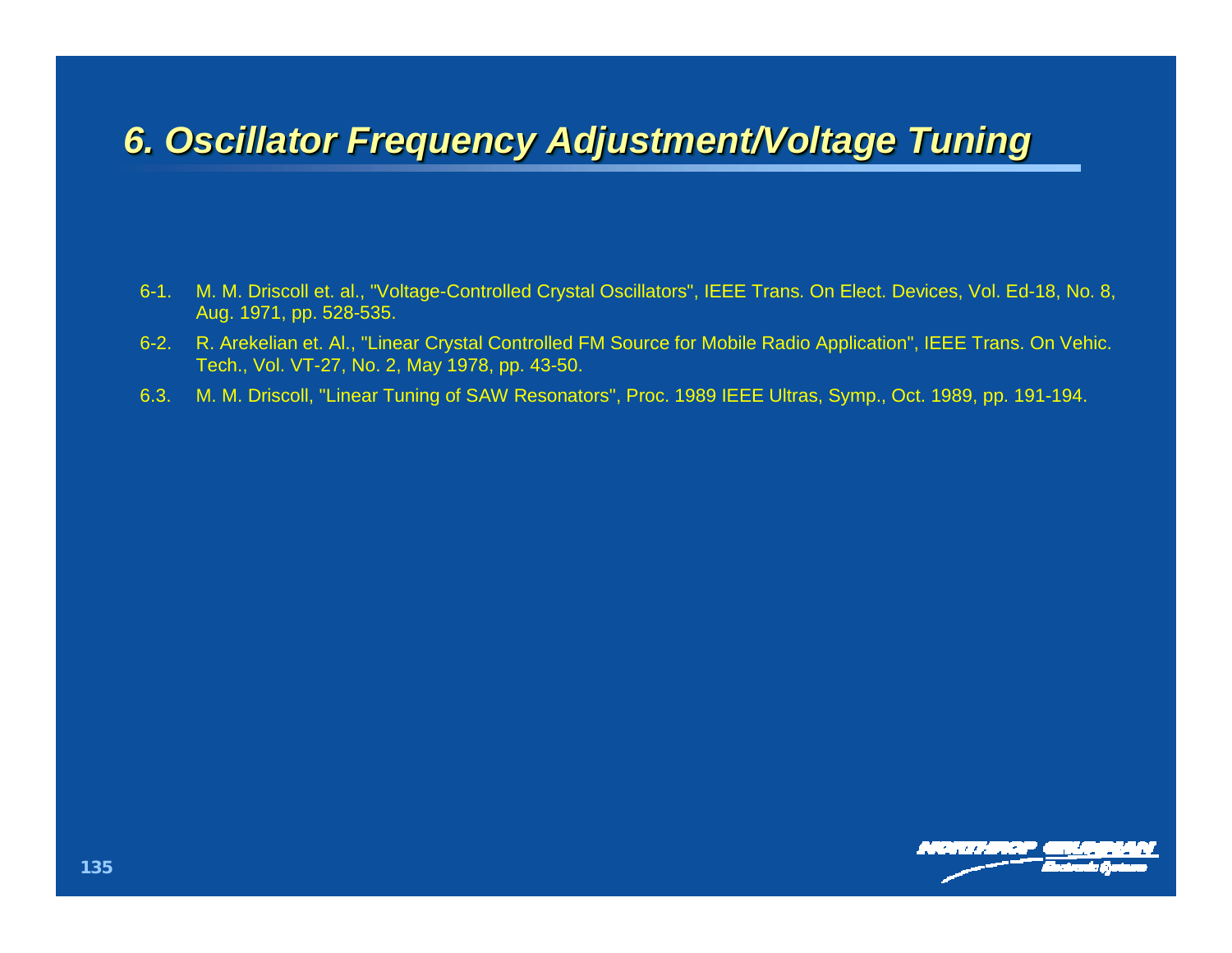# 6. Oscillator Frequency Adjustment/Voltage Tuning

6-1. M. M. Driscoll et. al., "Voltage-Controlled Crystal Oscillators", IEEE Trans. On Elect. Devices, Vol. Ed-18, No. 8, Aug. 1971, pp. 528-535.

6-2. R. Arekelian et. Al., "Linear Crystal Controlled FM Source for Mobile Radio Application", IEEE Trans. On Vehic. Tech., Vol. VT-27, No. 2, May 1978, pp. 43-50.

6.3. M. M. Driscoll, "Linear Tuning of SAW Resonators", Proc. 1989 IEEE Ultras, Symp., Oct. 1989, pp. 191-194.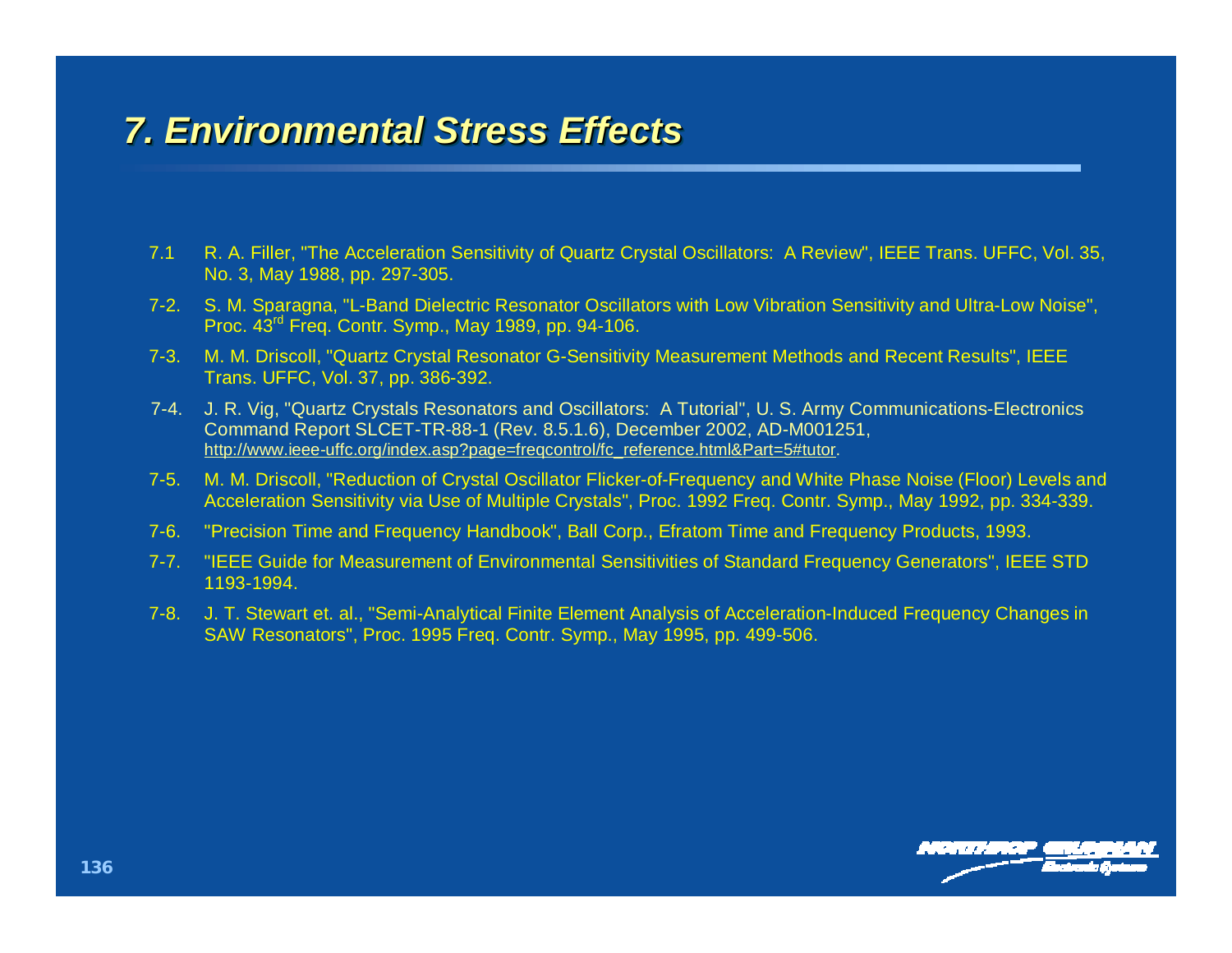# 7. Environmental Stress Effects

7.1 R. A. Filler, "The Acceleration Sensitivity of Quartz Crystal Oscillators: A Review", IEEE Trans. UFFC, Vol. 35, No. 3, May 1988, pp. 297-305.

7-2. S. M. Sparagna, "L-Band Dielectric Resonator Oscillators with Low Vibration Sensitivity and Ultra-Low Noise", Proc. 43rd Freq. Contr. Symp., May 1989, pp. 94-106.

7-3. M. M. Driscoll, "Quartz Crystal Resonator G-Sensitivity Measurement Methods and Recent Results", IEEE Trans. UFFC, Vol. 37, pp. 386-392.

7-4. J. R. Vig, "Quartz Crystals Resonators and Oscillators: A Tutorial", U. S. Army Communications-Electronics Command Report SLCET-TR-88-1 (Rev. 8.5.1.6), December 2002, AD-M001251, http://www.ieee-uffc.org/index.asp?page=freqcontrol/fc_reference.html&Part=5#tutor.

7-5. M. M. Driscoll, "Reduction of Crystal Oscillator Flicker-of-Frequency and White Phase Noise (Floor) Levels and Acceleration Sensitivity via Use of Multiple Crystals", Proc. 1992 Freq. Contr. Symp., May 1992, pp. 334-339.

7-6. "Precision Time and Frequency Handbook", Ball Corp., Efratom Time and Frequency Products, 1993.

7-7. "IEEE Guide for Measurement of Environmental Sensitivities of Standard Frequency Generators", IEEE STD 1193-1994.

7-8. J. T. Stewart et. al., "Semi-Analytical Finite Element Analysis of Acceleration-Induced Frequency Changes in SAW Resonators", Proc. 1995 Freq. Contr. Symp., May 1995, pp. 499-506.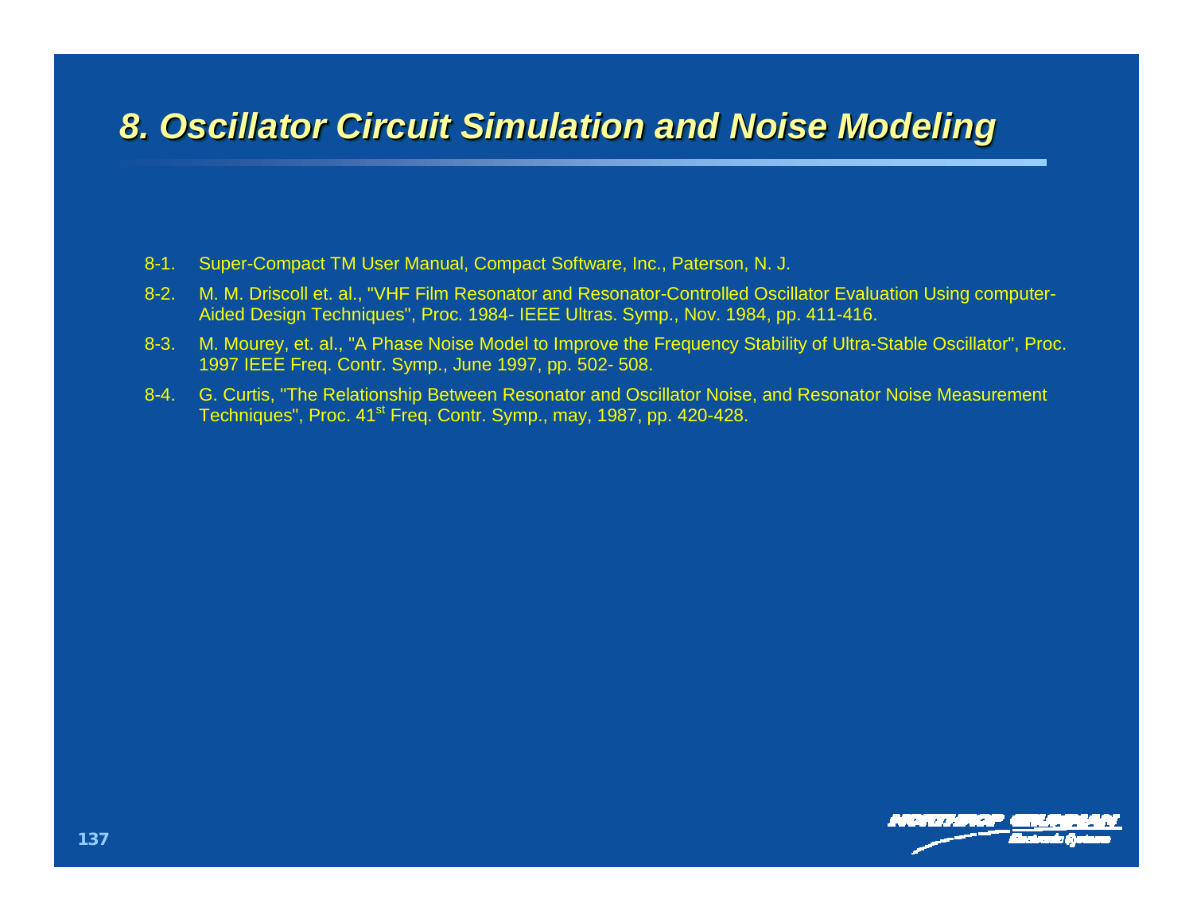# 8. Oscillator Circuit Simulation and Noise Modeling

8-1. Super-Compact TM User Manual, Compact Software, Inc., Paterson, N. J.

8-2. M. M. Driscoll et. al., "VHF Film Resonator and Resonator-Controlled Oscillator Evaluation Using computer-Aided Design Techniques", Proc. 1984- IEEE Ultras. Symp., Nov. 1984, pp. 411-416.

8-3. M. Mourey, et. al., "A Phase Noise Model to Improve the Frequency Stability of Ultra-Stable Oscillator", Proc. 1997 IEEE Freq. Contr. Symp., June 1997, pp. 502- 508.

8-4. G. Curtis, "The Relationship Between Resonator and Oscillator Noise, and Resonator Noise Measurement Techniques", Proc. 41st Freq. Contr. Symp., may, 1987, pp. 420-428.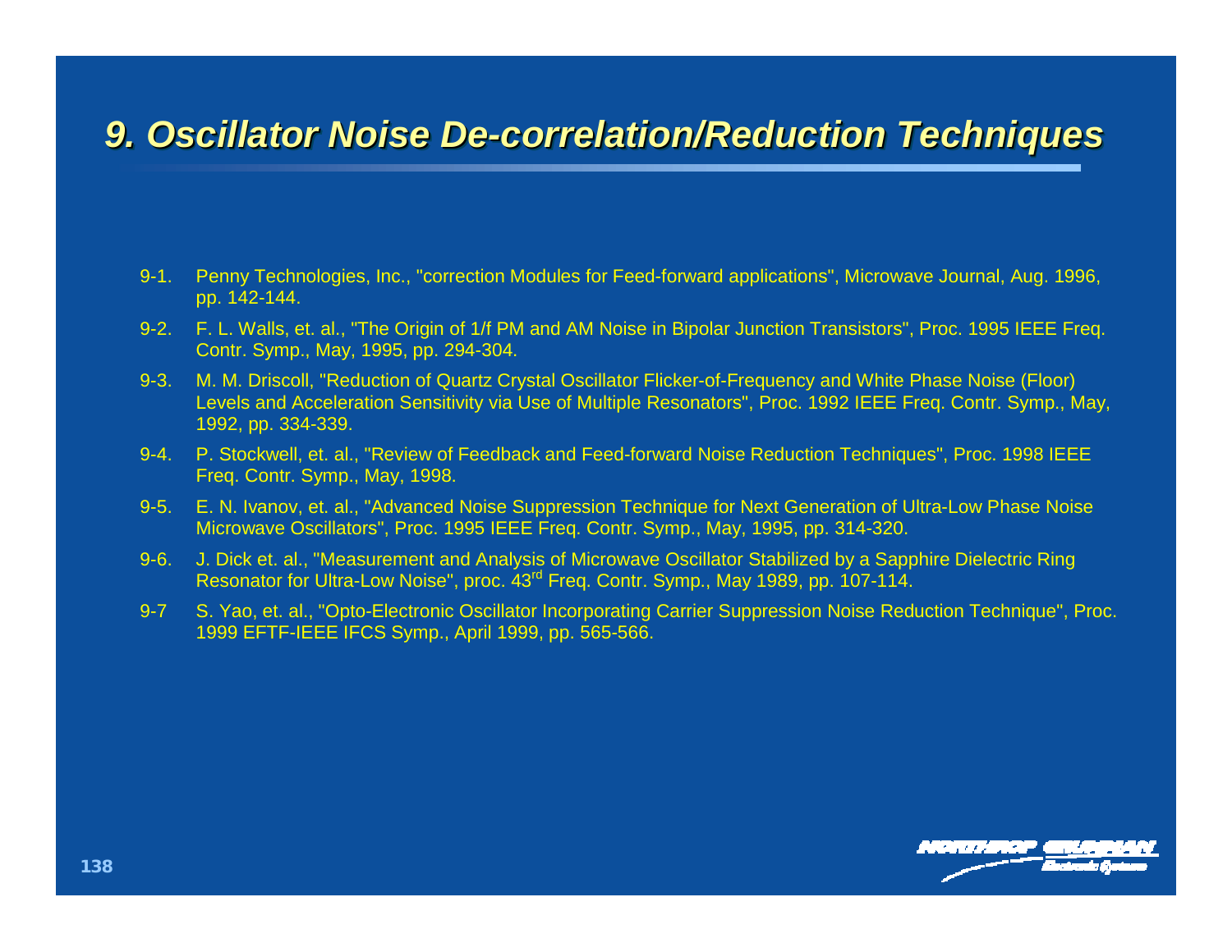# 9. Oscillator Noise De-correlation/Reduction Techniques

9-1. Penny Technologies, Inc., "correction Modules for Feed-forward applications", Microwave Journal, Aug. 1996, pp. 142-144.

9-2. F. L. Walls, et. al., "The Origin of 1/f PM and AM Noise in Bipolar Junction Transistors", Proc. 1995 IEEE Freq. Contr. Symp., May, 1995, pp. 294-304.

9-3. M. M. Driscoll, "Reduction of Quartz Crystal Oscillator Flicker-of-Frequency and White Phase Noise (Floor) Levels and Acceleration Sensitivity via Use of Multiple Resonators", Proc. 1992 IEEE Freq. Contr. Symp., May, 1992, pp. 334-339.

9-4. P. Stockwell, et. al., "Review of Feedback and Feed-forward Noise Reduction Techniques", Proc. 1998 IEEE Freq. Contr. Symp., May, 1998.

9-5. E. N. Ivanov, et. al., "Advanced Noise Suppression Technique for Next Generation of Ultra-Low Phase Noise Microwave Oscillators", Proc. 1995 IEEE Freq. Contr. Symp., May, 1995, pp. 314-320.

9-6. J. Dick et. al., "Measurement and Analysis of Microwave Oscillator Stabilized by a Sapphire Dielectric Ring Resonator for Ultra-Low Noise", proc. 43rd Freq. Contr. Symp., May 1989, pp. 107-114.

9-7 S. Yao, et. al., "Opto-Electronic Oscillator Incorporating Carrier Suppression Noise Reduction Technique", Proc. 1999 EFTF-IEEE IFCS Symp., April 1999, pp. 565-566.